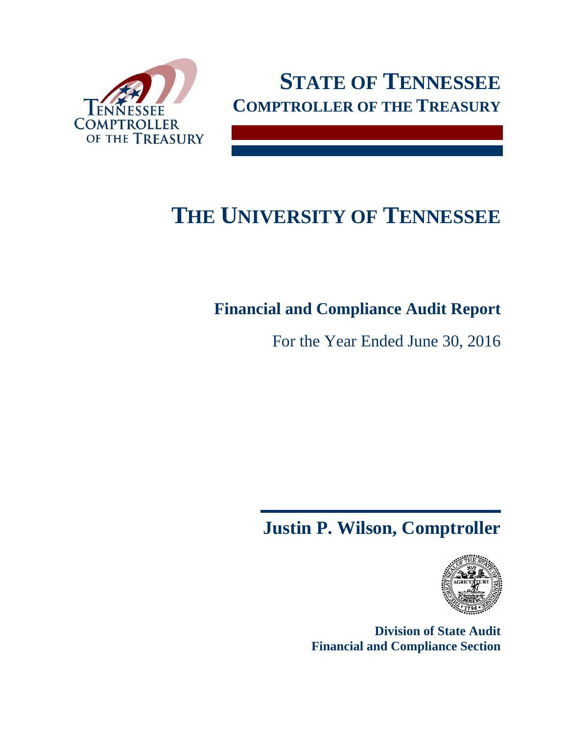# STATE OF TENNESSEE
## COMPTROLLER OF THE TREASURY

# THE UNIVERSITY OF TENNESSEE

## Financial and Compliance Audit Report

For the Year Ended June 30, 2016

## Justin P. Wilson, Comptroller

**Division of State Audit**
**Financial and Compliance Section**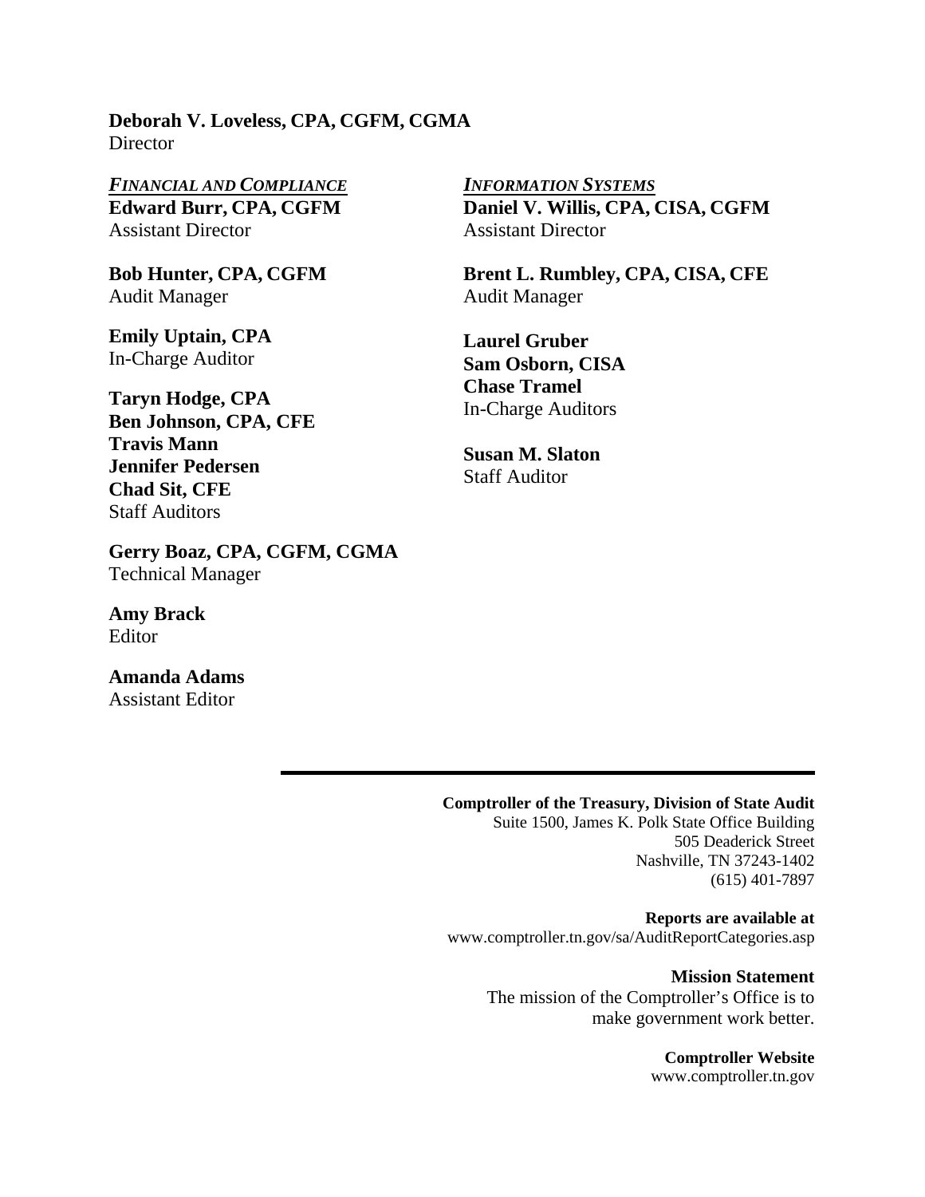**Deborah V. Loveless, CPA, CGFM, CGMA**
Director

***FINANCIAL AND COMPLIANCE***

**Edward Burr, CPA, CGFM**
Assistant Director

**Bob Hunter, CPA, CGFM**
Audit Manager

**Emily Uptain, CPA**
In-Charge Auditor

**Taryn Hodge, CPA**
**Ben Johnson, CPA, CFE**
**Travis Mann**
**Jennifer Pedersen**
**Chad Sit, CFE**
Staff Auditors

**Gerry Boaz, CPA, CGFM, CGMA**
Technical Manager

**Amy Brack**
Editor

**Amanda Adams**
Assistant Editor

***INFORMATION SYSTEMS***

**Daniel V. Willis, CPA, CISA, CGFM**
Assistant Director

**Brent L. Rumbley, CPA, CISA, CFE**
Audit Manager

**Laurel Gruber**
**Sam Osborn, CISA**
**Chase Tramel**
In-Charge Auditors

**Susan M. Slaton**
Staff Auditor

---

**Comptroller of the Treasury, Division of State Audit**
Suite 1500, James K. Polk State Office Building
505 Deaderick Street
Nashville, TN 37243-1402
(615) 401-7897

**Reports are available at**
www.comptroller.tn.gov/sa/AuditReportCategories.asp

**Mission Statement**
The mission of the Comptroller's Office is to make government work better.

**Comptroller Website**
www.comptroller.tn.gov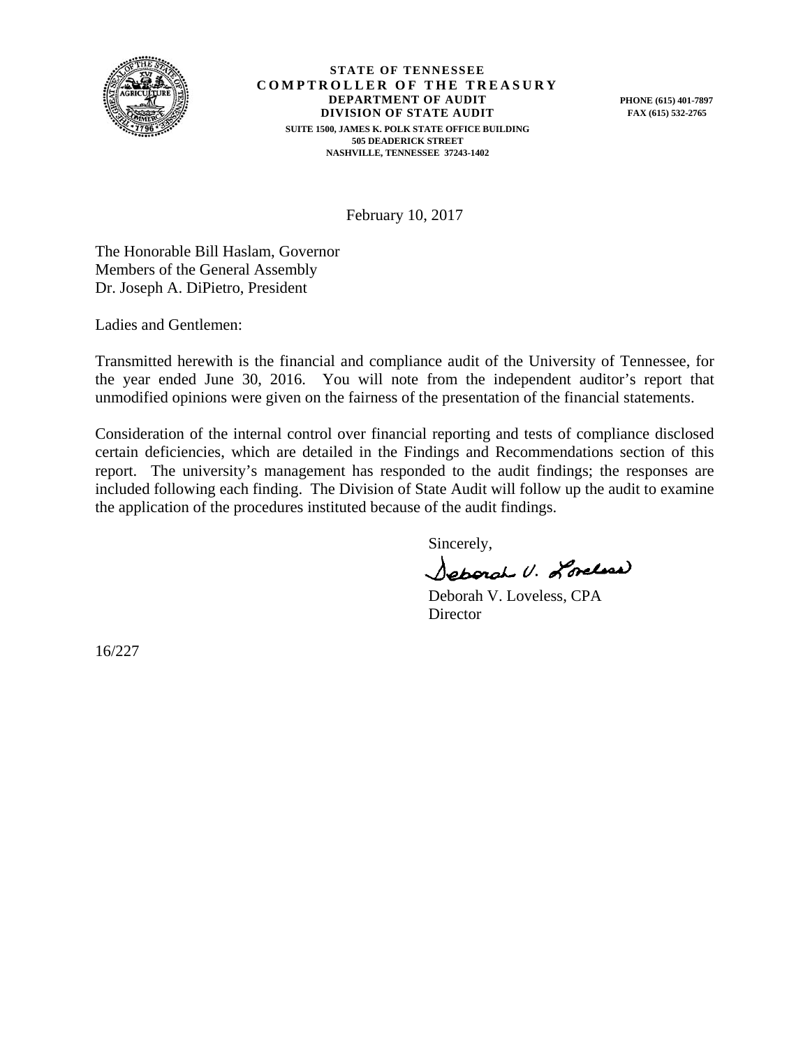**STATE OF TENNESSEE**
**COMPTROLLER OF THE TREASURY**
**DEPARTMENT OF AUDIT**
**DIVISION OF STATE AUDIT**
SUITE 1500, JAMES K. POLK STATE OFFICE BUILDING
505 DEADERICK STREET
NASHVILLE, TENNESSEE 37243-1402

PHONE (615) 401-7897
FAX (615) 532-2765

February 10, 2017

The Honorable Bill Haslam, Governor
Members of the General Assembly
Dr. Joseph A. DiPietro, President

Ladies and Gentlemen:

Transmitted herewith is the financial and compliance audit of the University of Tennessee, for the year ended June 30, 2016. You will note from the independent auditor's report that unmodified opinions were given on the fairness of the presentation of the financial statements.

Consideration of the internal control over financial reporting and tests of compliance disclosed certain deficiencies, which are detailed in the Findings and Recommendations section of this report. The university's management has responded to the audit findings; the responses are included following each finding. The Division of State Audit will follow up the audit to examine the application of the procedures instituted because of the audit findings.

Sincerely,

Deborah V. Loveless

Deborah V. Loveless, CPA
Director

16/227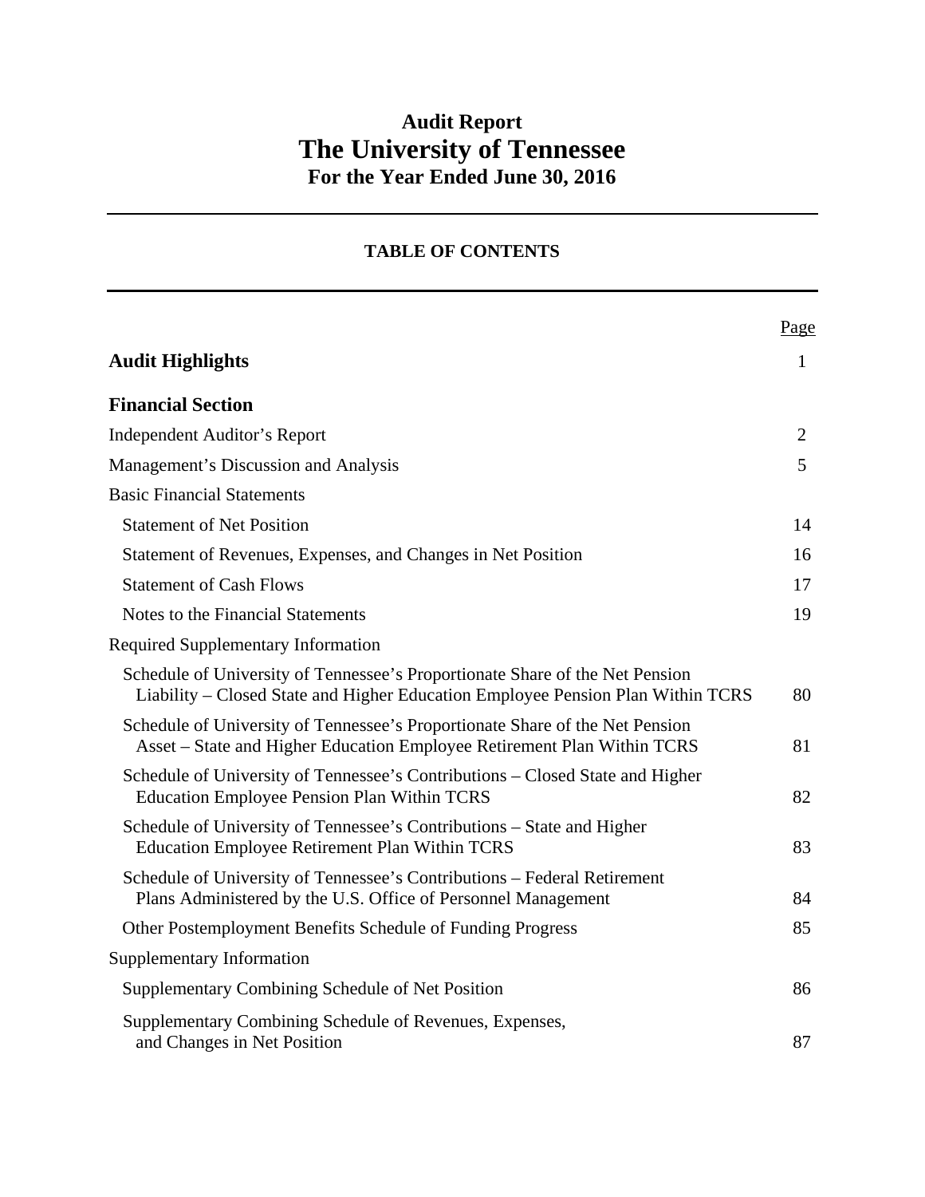# Audit Report
# The University of Tennessee
## For the Year Ended June 30, 2016

---

### TABLE OF CONTENTS

---

| | Page |
|---|---|
| **Audit Highlights** | 1 |
| **Financial Section** | |
| Independent Auditor's Report | 2 |
| Management's Discussion and Analysis | 5 |
| Basic Financial Statements | |
| Statement of Net Position | 14 |
| Statement of Revenues, Expenses, and Changes in Net Position | 16 |
| Statement of Cash Flows | 17 |
| Notes to the Financial Statements | 19 |
| Required Supplementary Information | |
| Schedule of University of Tennessee's Proportionate Share of the Net Pension Liability – Closed State and Higher Education Employee Pension Plan Within TCRS | 80 |
| Schedule of University of Tennessee's Proportionate Share of the Net Pension Asset – State and Higher Education Employee Retirement Plan Within TCRS | 81 |
| Schedule of University of Tennessee's Contributions – Closed State and Higher Education Employee Pension Plan Within TCRS | 82 |
| Schedule of University of Tennessee's Contributions – State and Higher Education Employee Retirement Plan Within TCRS | 83 |
| Schedule of University of Tennessee's Contributions – Federal Retirement Plans Administered by the U.S. Office of Personnel Management | 84 |
| Other Postemployment Benefits Schedule of Funding Progress | 85 |
| Supplementary Information | |
| Supplementary Combining Schedule of Net Position | 86 |
| Supplementary Combining Schedule of Revenues, Expenses, and Changes in Net Position | 87 |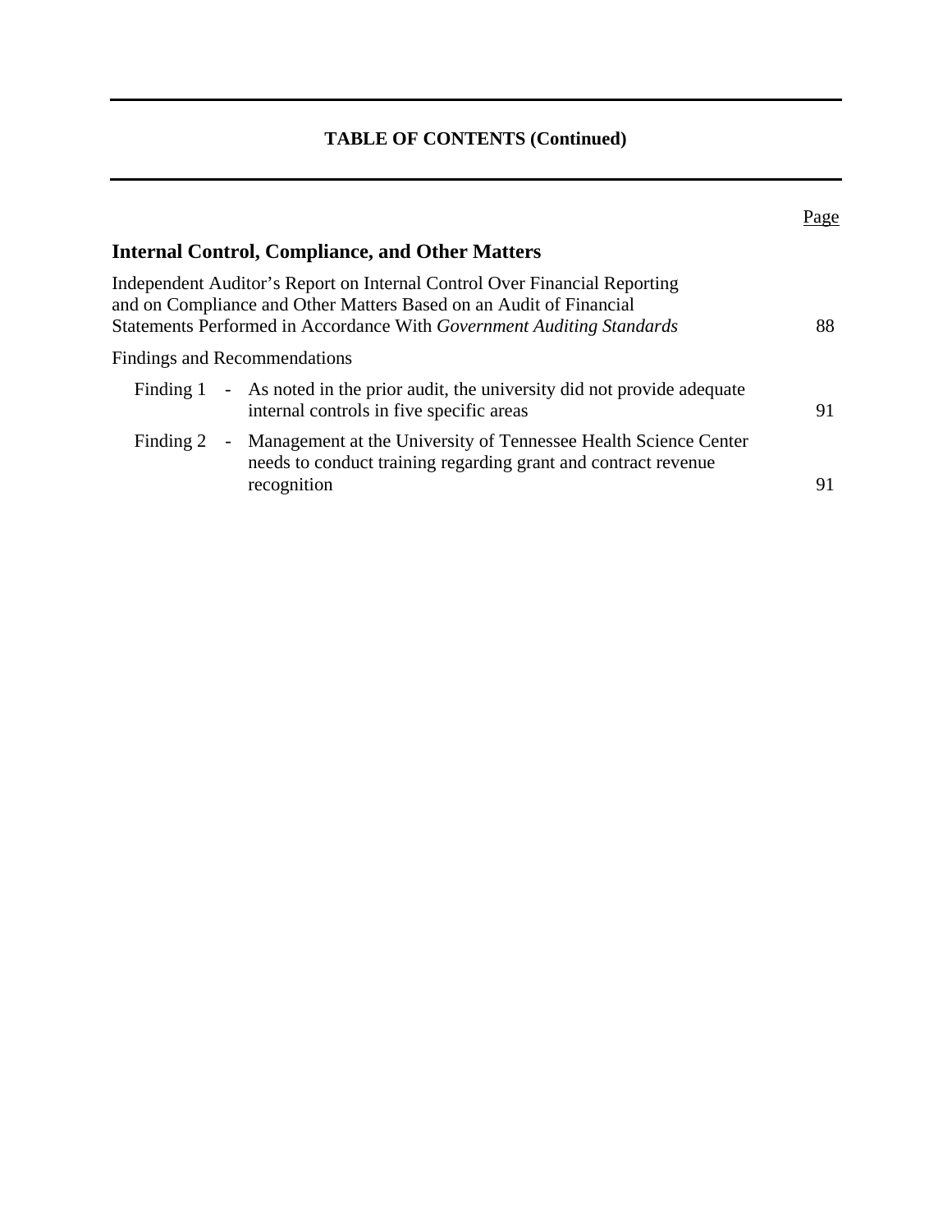## TABLE OF CONTENTS (Continued)

| | Page |
|---|---|
| **Internal Control, Compliance, and Other Matters** | |
| Independent Auditor’s Report on Internal Control Over Financial Reporting and on Compliance and Other Matters Based on an Audit of Financial Statements Performed in Accordance With *Government Auditing Standards* | 88 |
| Findings and Recommendations | |
| Finding 1 - As noted in the prior audit, the university did not provide adequate internal controls in five specific areas | 91 |
| Finding 2 - Management at the University of Tennessee Health Science Center needs to conduct training regarding grant and contract revenue recognition | 91 |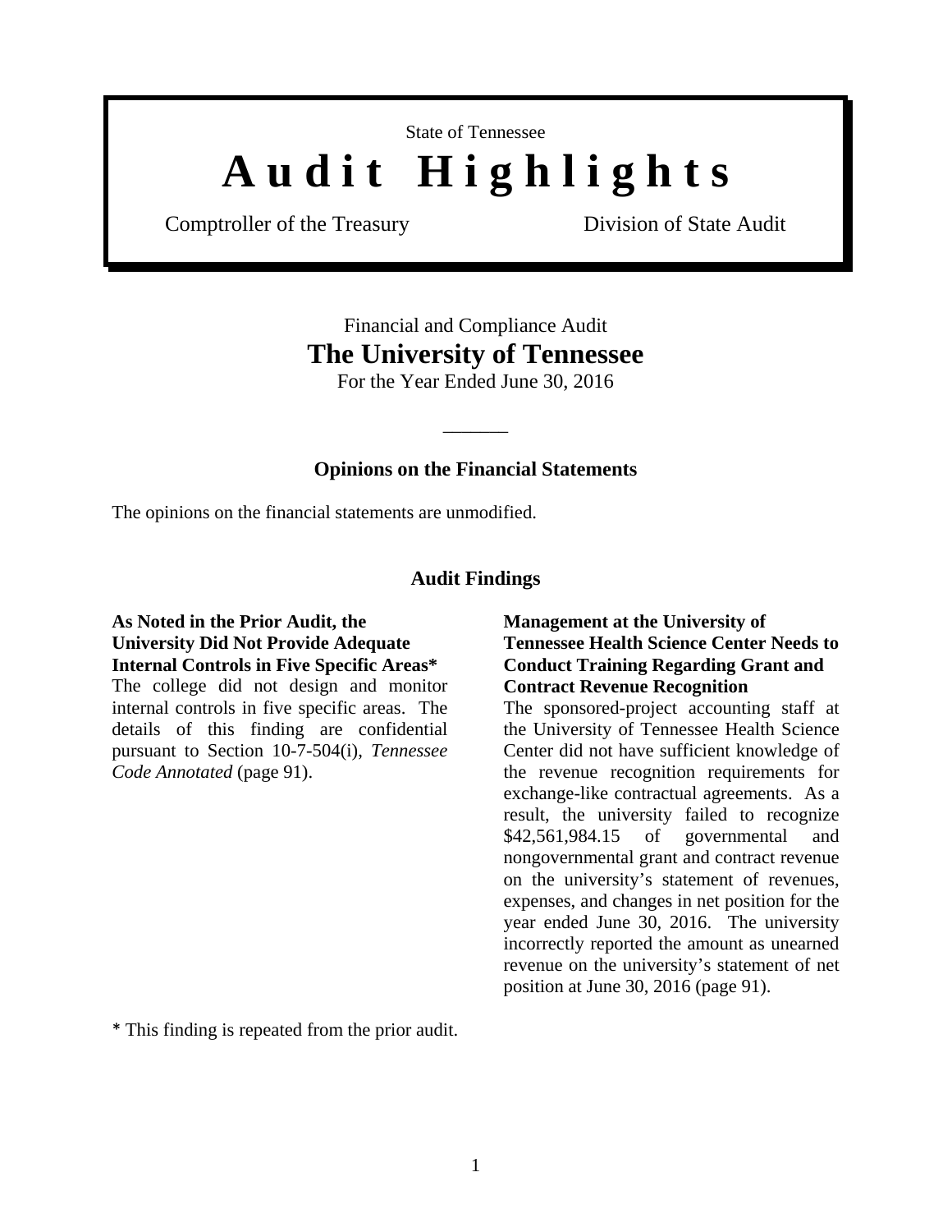State of Tennessee

# Audit Highlights

Comptroller of the Treasury — Division of State Audit

Financial and Compliance Audit

## The University of Tennessee

For the Year Ended June 30, 2016

_______

### Opinions on the Financial Statements

The opinions on the financial statements are unmodified.

### Audit Findings

**As Noted in the Prior Audit, the University Did Not Provide Adequate Internal Controls in Five Specific Areas***
The college did not design and monitor internal controls in five specific areas. The details of this finding are confidential pursuant to Section 10-7-504(i), *Tennessee Code Annotated* (page 91).

**Management at the University of Tennessee Health Science Center Needs to Conduct Training Regarding Grant and Contract Revenue Recognition**
The sponsored-project accounting staff at the University of Tennessee Health Science Center did not have sufficient knowledge of the revenue recognition requirements for exchange-like contractual agreements. As a result, the university failed to recognize $42,561,984.15 of governmental and nongovernmental grant and contract revenue on the university's statement of revenues, expenses, and changes in net position for the year ended June 30, 2016. The university incorrectly reported the amount as unearned revenue on the university's statement of net position at June 30, 2016 (page 91).

* This finding is repeated from the prior audit.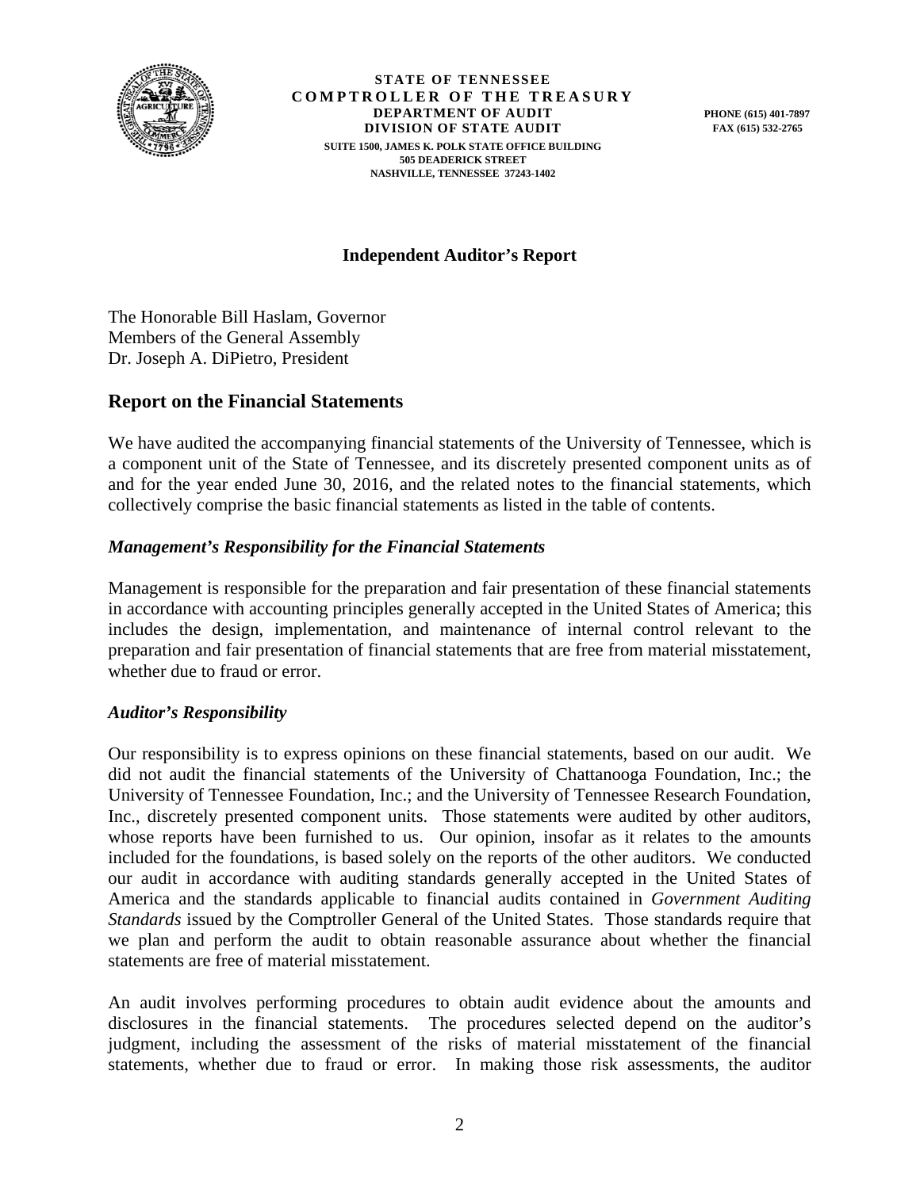**STATE OF TENNESSEE**
**COMPTROLLER OF THE TREASURY**
**DEPARTMENT OF AUDIT**
**DIVISION OF STATE AUDIT**
SUITE 1500, JAMES K. POLK STATE OFFICE BUILDING
505 DEADERICK STREET
NASHVILLE, TENNESSEE 37243-1402

PHONE (615) 401-7897
FAX (615) 532-2765

## Independent Auditor's Report

The Honorable Bill Haslam, Governor
Members of the General Assembly
Dr. Joseph A. DiPietro, President

## Report on the Financial Statements

We have audited the accompanying financial statements of the University of Tennessee, which is a component unit of the State of Tennessee, and its discretely presented component units as of and for the year ended June 30, 2016, and the related notes to the financial statements, which collectively comprise the basic financial statements as listed in the table of contents.

### *Management's Responsibility for the Financial Statements*

Management is responsible for the preparation and fair presentation of these financial statements in accordance with accounting principles generally accepted in the United States of America; this includes the design, implementation, and maintenance of internal control relevant to the preparation and fair presentation of financial statements that are free from material misstatement, whether due to fraud or error.

### *Auditor's Responsibility*

Our responsibility is to express opinions on these financial statements, based on our audit. We did not audit the financial statements of the University of Chattanooga Foundation, Inc.; the University of Tennessee Foundation, Inc.; and the University of Tennessee Research Foundation, Inc., discretely presented component units. Those statements were audited by other auditors, whose reports have been furnished to us. Our opinion, insofar as it relates to the amounts included for the foundations, is based solely on the reports of the other auditors. We conducted our audit in accordance with auditing standards generally accepted in the United States of America and the standards applicable to financial audits contained in *Government Auditing Standards* issued by the Comptroller General of the United States. Those standards require that we plan and perform the audit to obtain reasonable assurance about whether the financial statements are free of material misstatement.

An audit involves performing procedures to obtain audit evidence about the amounts and disclosures in the financial statements. The procedures selected depend on the auditor's judgment, including the assessment of the risks of material misstatement of the financial statements, whether due to fraud or error. In making those risk assessments, the auditor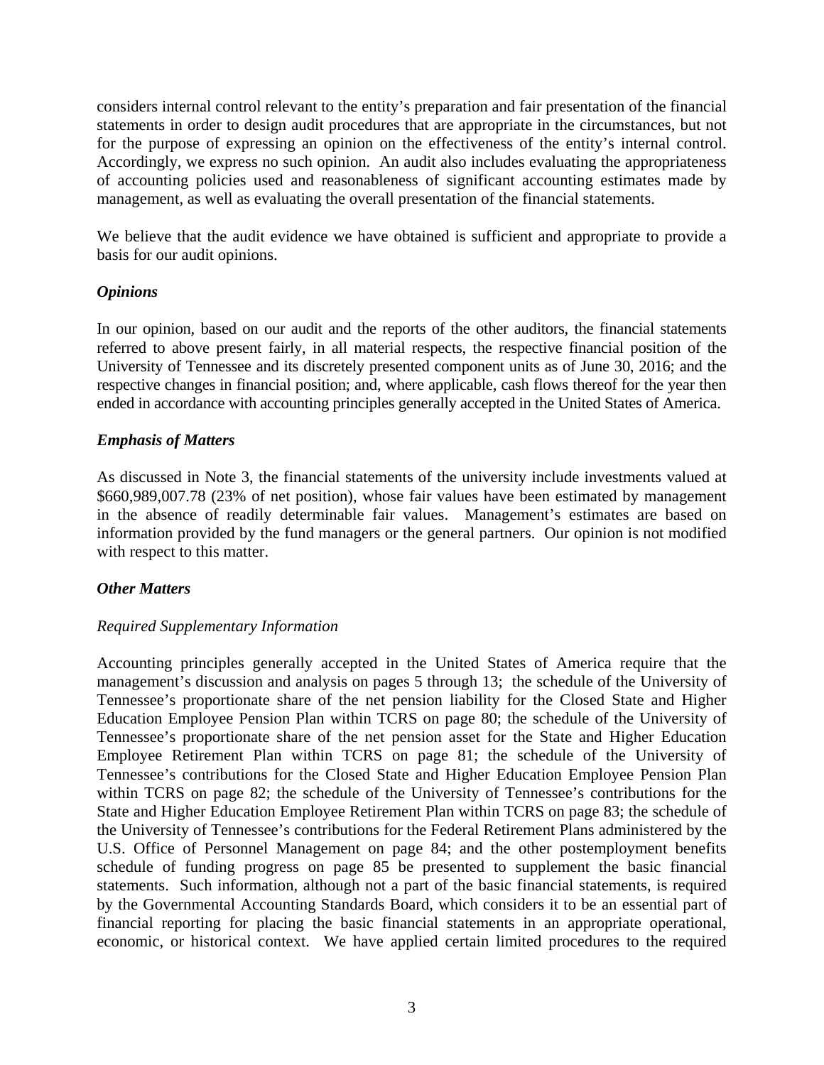considers internal control relevant to the entity's preparation and fair presentation of the financial statements in order to design audit procedures that are appropriate in the circumstances, but not for the purpose of expressing an opinion on the effectiveness of the entity's internal control. Accordingly, we express no such opinion. An audit also includes evaluating the appropriateness of accounting policies used and reasonableness of significant accounting estimates made by management, as well as evaluating the overall presentation of the financial statements.

We believe that the audit evidence we have obtained is sufficient and appropriate to provide a basis for our audit opinions.

### *Opinions*

In our opinion, based on our audit and the reports of the other auditors, the financial statements referred to above present fairly, in all material respects, the respective financial position of the University of Tennessee and its discretely presented component units as of June 30, 2016; and the respective changes in financial position; and, where applicable, cash flows thereof for the year then ended in accordance with accounting principles generally accepted in the United States of America.

### *Emphasis of Matters*

As discussed in Note 3, the financial statements of the university include investments valued at $660,989,007.78 (23% of net position), whose fair values have been estimated by management in the absence of readily determinable fair values. Management's estimates are based on information provided by the fund managers or the general partners. Our opinion is not modified with respect to this matter.

### *Other Matters*

*Required Supplementary Information*

Accounting principles generally accepted in the United States of America require that the management's discussion and analysis on pages 5 through 13; the schedule of the University of Tennessee's proportionate share of the net pension liability for the Closed State and Higher Education Employee Pension Plan within TCRS on page 80; the schedule of the University of Tennessee's proportionate share of the net pension asset for the State and Higher Education Employee Retirement Plan within TCRS on page 81; the schedule of the University of Tennessee's contributions for the Closed State and Higher Education Employee Pension Plan within TCRS on page 82; the schedule of the University of Tennessee's contributions for the State and Higher Education Employee Retirement Plan within TCRS on page 83; the schedule of the University of Tennessee's contributions for the Federal Retirement Plans administered by the U.S. Office of Personnel Management on page 84; and the other postemployment benefits schedule of funding progress on page 85 be presented to supplement the basic financial statements. Such information, although not a part of the basic financial statements, is required by the Governmental Accounting Standards Board, which considers it to be an essential part of financial reporting for placing the basic financial statements in an appropriate operational, economic, or historical context. We have applied certain limited procedures to the required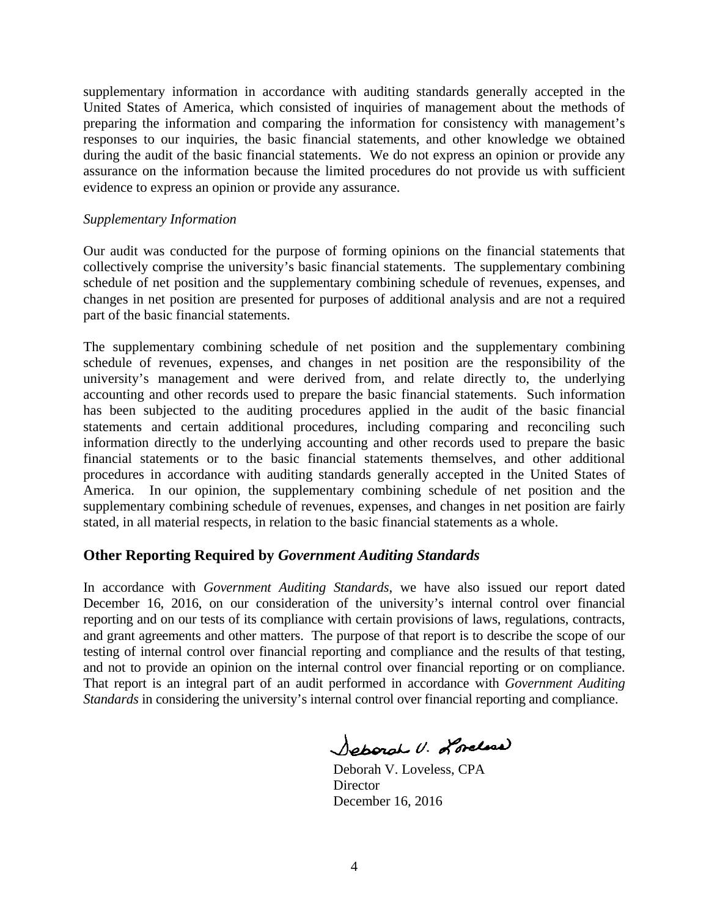supplementary information in accordance with auditing standards generally accepted in the United States of America, which consisted of inquiries of management about the methods of preparing the information and comparing the information for consistency with management's responses to our inquiries, the basic financial statements, and other knowledge we obtained during the audit of the basic financial statements. We do not express an opinion or provide any assurance on the information because the limited procedures do not provide us with sufficient evidence to express an opinion or provide any assurance.

*Supplementary Information*

Our audit was conducted for the purpose of forming opinions on the financial statements that collectively comprise the university's basic financial statements. The supplementary combining schedule of net position and the supplementary combining schedule of revenues, expenses, and changes in net position are presented for purposes of additional analysis and are not a required part of the basic financial statements.

The supplementary combining schedule of net position and the supplementary combining schedule of revenues, expenses, and changes in net position are the responsibility of the university's management and were derived from, and relate directly to, the underlying accounting and other records used to prepare the basic financial statements. Such information has been subjected to the auditing procedures applied in the audit of the basic financial statements and certain additional procedures, including comparing and reconciling such information directly to the underlying accounting and other records used to prepare the basic financial statements or to the basic financial statements themselves, and other additional procedures in accordance with auditing standards generally accepted in the United States of America. In our opinion, the supplementary combining schedule of net position and the supplementary combining schedule of revenues, expenses, and changes in net position are fairly stated, in all material respects, in relation to the basic financial statements as a whole.

## Other Reporting Required by *Government Auditing Standards*

In accordance with *Government Auditing Standards*, we have also issued our report dated December 16, 2016, on our consideration of the university's internal control over financial reporting and on our tests of its compliance with certain provisions of laws, regulations, contracts, and grant agreements and other matters. The purpose of that report is to describe the scope of our testing of internal control over financial reporting and compliance and the results of that testing, and not to provide an opinion on the internal control over financial reporting or on compliance. That report is an integral part of an audit performed in accordance with *Government Auditing Standards* in considering the university's internal control over financial reporting and compliance.

Deborah V. Loveless

Deborah V. Loveless, CPA
Director
December 16, 2016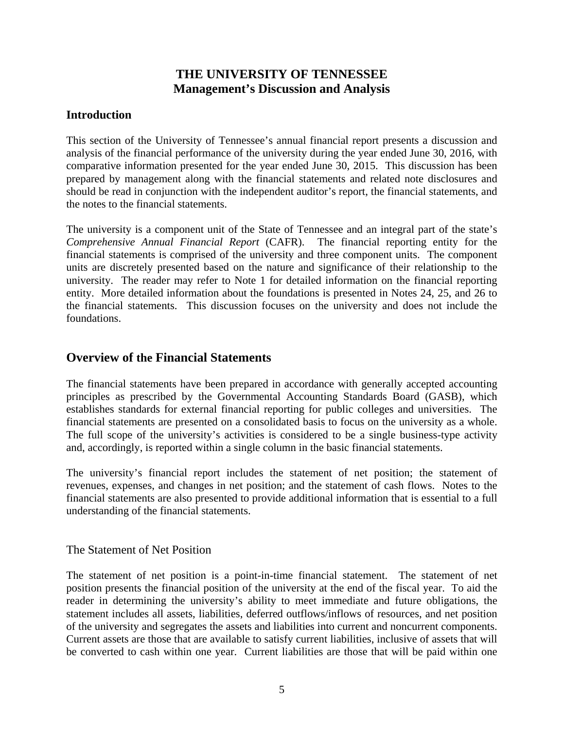# THE UNIVERSITY OF TENNESSEE
## Management's Discussion and Analysis

### Introduction

This section of the University of Tennessee's annual financial report presents a discussion and analysis of the financial performance of the university during the year ended June 30, 2016, with comparative information presented for the year ended June 30, 2015. This discussion has been prepared by management along with the financial statements and related note disclosures and should be read in conjunction with the independent auditor's report, the financial statements, and the notes to the financial statements.

The university is a component unit of the State of Tennessee and an integral part of the state's *Comprehensive Annual Financial Report* (CAFR). The financial reporting entity for the financial statements is comprised of the university and three component units. The component units are discretely presented based on the nature and significance of their relationship to the university. The reader may refer to Note 1 for detailed information on the financial reporting entity. More detailed information about the foundations is presented in Notes 24, 25, and 26 to the financial statements. This discussion focuses on the university and does not include the foundations.

## Overview of the Financial Statements

The financial statements have been prepared in accordance with generally accepted accounting principles as prescribed by the Governmental Accounting Standards Board (GASB), which establishes standards for external financial reporting for public colleges and universities. The financial statements are presented on a consolidated basis to focus on the university as a whole. The full scope of the university's activities is considered to be a single business-type activity and, accordingly, is reported within a single column in the basic financial statements.

The university's financial report includes the statement of net position; the statement of revenues, expenses, and changes in net position; and the statement of cash flows. Notes to the financial statements are also presented to provide additional information that is essential to a full understanding of the financial statements.

### The Statement of Net Position

The statement of net position is a point-in-time financial statement. The statement of net position presents the financial position of the university at the end of the fiscal year. To aid the reader in determining the university's ability to meet immediate and future obligations, the statement includes all assets, liabilities, deferred outflows/inflows of resources, and net position of the university and segregates the assets and liabilities into current and noncurrent components. Current assets are those that are available to satisfy current liabilities, inclusive of assets that will be converted to cash within one year. Current liabilities are those that will be paid within one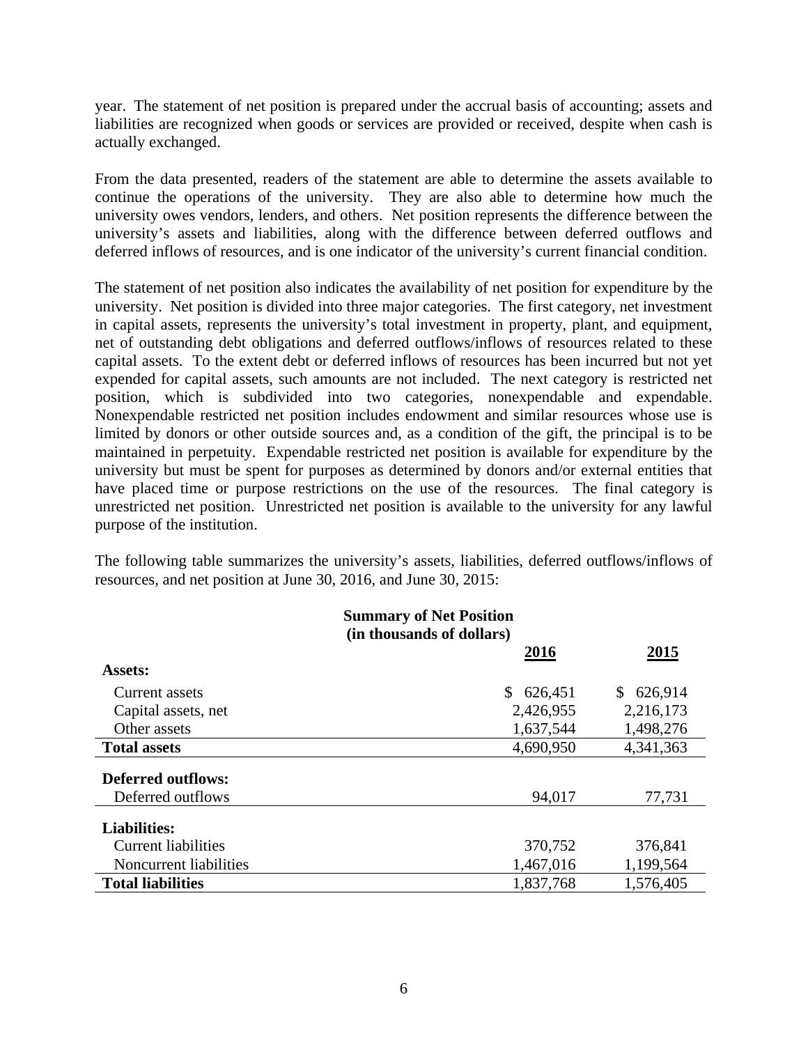year. The statement of net position is prepared under the accrual basis of accounting; assets and liabilities are recognized when goods or services are provided or received, despite when cash is actually exchanged.

From the data presented, readers of the statement are able to determine the assets available to continue the operations of the university. They are also able to determine how much the university owes vendors, lenders, and others. Net position represents the difference between the university's assets and liabilities, along with the difference between deferred outflows and deferred inflows of resources, and is one indicator of the university's current financial condition.

The statement of net position also indicates the availability of net position for expenditure by the university. Net position is divided into three major categories. The first category, net investment in capital assets, represents the university's total investment in property, plant, and equipment, net of outstanding debt obligations and deferred outflows/inflows of resources related to these capital assets. To the extent debt or deferred inflows of resources has been incurred but not yet expended for capital assets, such amounts are not included. The next category is restricted net position, which is subdivided into two categories, nonexpendable and expendable. Nonexpendable restricted net position includes endowment and similar resources whose use is limited by donors or other outside sources and, as a condition of the gift, the principal is to be maintained in perpetuity. Expendable restricted net position is available for expenditure by the university but must be spent for purposes as determined by donors and/or external entities that have placed time or purpose restrictions on the use of the resources. The final category is unrestricted net position. Unrestricted net position is available to the university for any lawful purpose of the institution.

The following table summarizes the university's assets, liabilities, deferred outflows/inflows of resources, and net position at June 30, 2016, and June 30, 2015:

**Summary of Net Position**
**(in thousands of dollars)**

| | 2016 | 2015 |
|---|---|---|
| **Assets:** | | |
| Current assets | $ 626,451 | $ 626,914 |
| Capital assets, net | 2,426,955 | 2,216,173 |
| Other assets | 1,637,544 | 1,498,276 |
| **Total assets** | 4,690,950 | 4,341,363 |
| **Deferred outflows:** | | |
| Deferred outflows | 94,017 | 77,731 |
| **Liabilities:** | | |
| Current liabilities | 370,752 | 376,841 |
| Noncurrent liabilities | 1,467,016 | 1,199,564 |
| **Total liabilities** | 1,837,768 | 1,576,405 |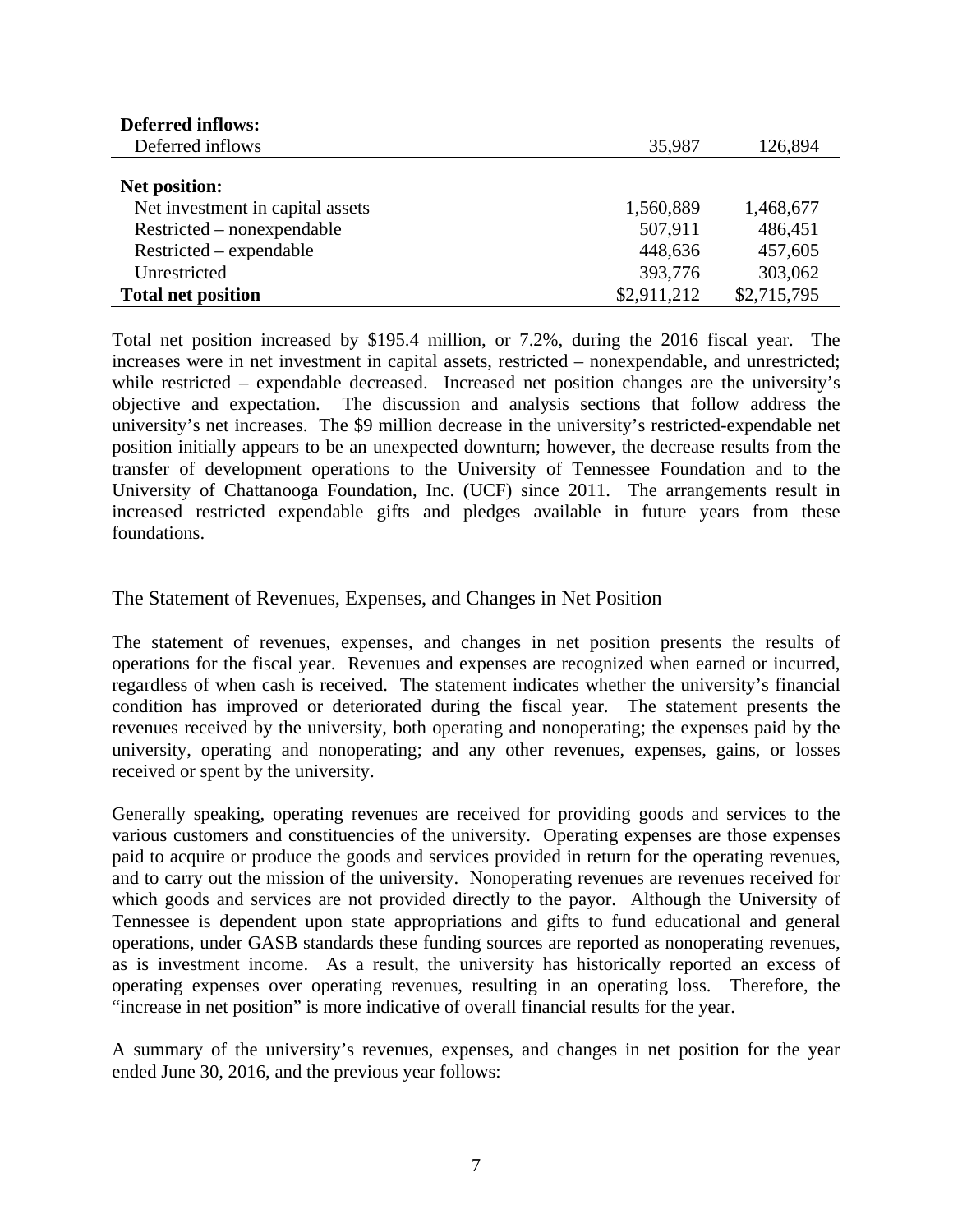| | | |
|---|---|---|
| **Deferred inflows:** | | |
| Deferred inflows | 35,987 | 126,894 |
| **Net position:** | | |
| Net investment in capital assets | 1,560,889 | 1,468,677 |
| Restricted – nonexpendable | 507,911 | 486,451 |
| Restricted – expendable | 448,636 | 457,605 |
| Unrestricted | 393,776 | 303,062 |
| **Total net position** | $2,911,212 | $2,715,795 |

Total net position increased by $195.4 million, or 7.2%, during the 2016 fiscal year. The increases were in net investment in capital assets, restricted – nonexpendable, and unrestricted; while restricted – expendable decreased. Increased net position changes are the university's objective and expectation. The discussion and analysis sections that follow address the university's net increases. The $9 million decrease in the university's restricted-expendable net position initially appears to be an unexpected downturn; however, the decrease results from the transfer of development operations to the University of Tennessee Foundation and to the University of Chattanooga Foundation, Inc. (UCF) since 2011. The arrangements result in increased restricted expendable gifts and pledges available in future years from these foundations.

## The Statement of Revenues, Expenses, and Changes in Net Position

The statement of revenues, expenses, and changes in net position presents the results of operations for the fiscal year. Revenues and expenses are recognized when earned or incurred, regardless of when cash is received. The statement indicates whether the university's financial condition has improved or deteriorated during the fiscal year. The statement presents the revenues received by the university, both operating and nonoperating; the expenses paid by the university, operating and nonoperating; and any other revenues, expenses, gains, or losses received or spent by the university.

Generally speaking, operating revenues are received for providing goods and services to the various customers and constituencies of the university. Operating expenses are those expenses paid to acquire or produce the goods and services provided in return for the operating revenues, and to carry out the mission of the university. Nonoperating revenues are revenues received for which goods and services are not provided directly to the payor. Although the University of Tennessee is dependent upon state appropriations and gifts to fund educational and general operations, under GASB standards these funding sources are reported as nonoperating revenues, as is investment income. As a result, the university has historically reported an excess of operating expenses over operating revenues, resulting in an operating loss. Therefore, the "increase in net position" is more indicative of overall financial results for the year.

A summary of the university's revenues, expenses, and changes in net position for the year ended June 30, 2016, and the previous year follows: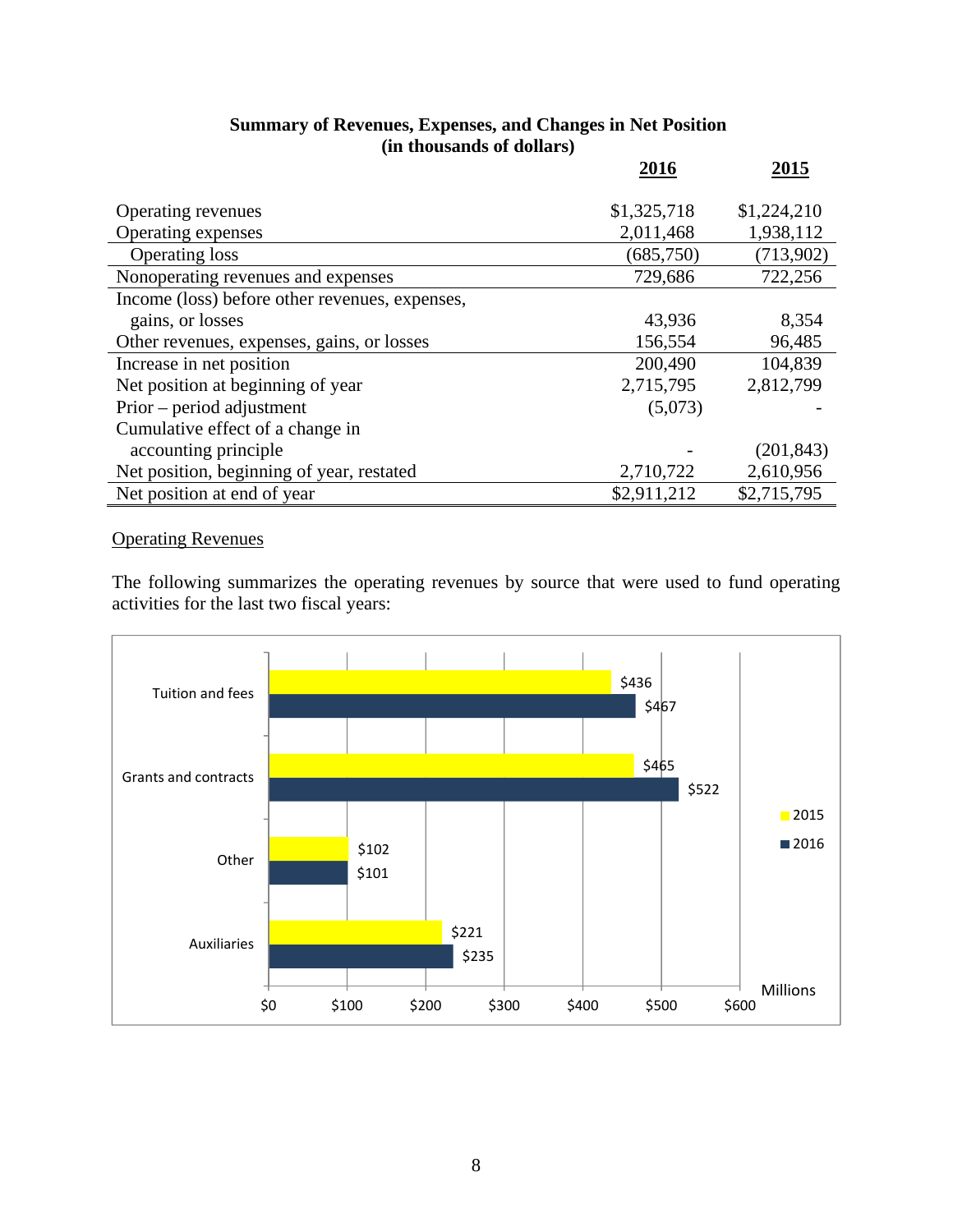**Summary of Revenues, Expenses, and Changes in Net Position**
**(in thousands of dollars)**

| | 2016 | 2015 |
|---|---|---|
| Operating revenues | $1,325,718 | $1,224,210 |
| Operating expenses | 2,011,468 | 1,938,112 |
| Operating loss | (685,750) | (713,902) |
| Nonoperating revenues and expenses | 729,686 | 722,256 |
| Income (loss) before other revenues, expenses, gains, or losses | 43,936 | 8,354 |
| Other revenues, expenses, gains, or losses | 156,554 | 96,485 |
| Increase in net position | 200,490 | 104,839 |
| Net position at beginning of year | 2,715,795 | 2,812,799 |
| Prior – period adjustment | (5,073) | - |
| Cumulative effect of a change in accounting principle | - | (201,843) |
| Net position, beginning of year, restated | 2,710,722 | 2,610,956 |
| Net position at end of year | $2,911,212 | $2,715,795 |

Operating Revenues

The following summarizes the operating revenues by source that were used to fund operating activities for the last two fiscal years:

| (Millions) | 2015 | 2016 |
|---|---|---|
| Tuition and fees | $436 | $467 |
| Grants and contracts | $465 | $522 |
| Other | $102 | $101 |
| Auxiliaries | $221 | $235 |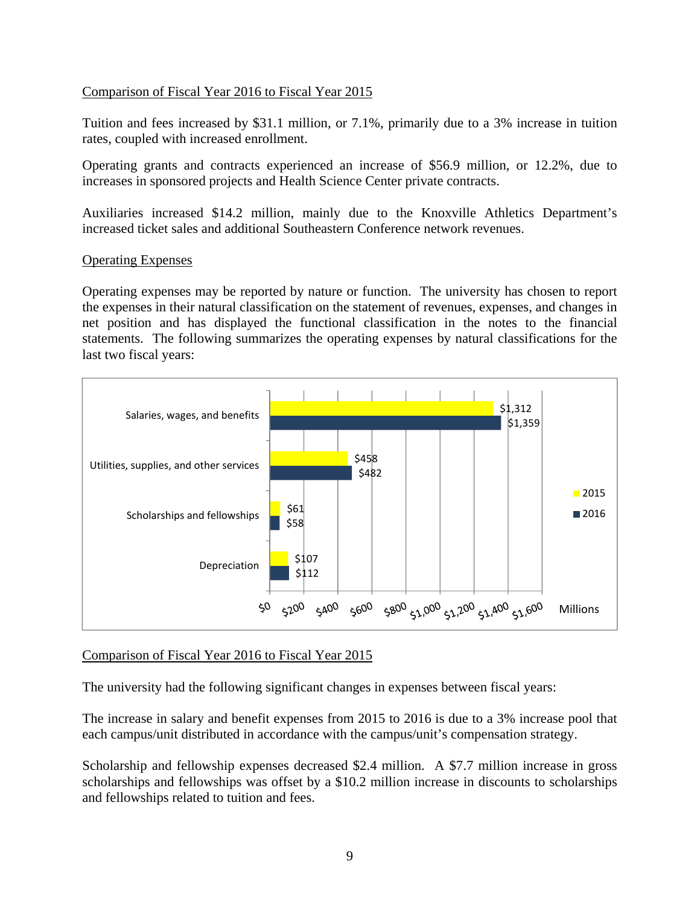Comparison of Fiscal Year 2016 to Fiscal Year 2015

Tuition and fees increased by $31.1 million, or 7.1%, primarily due to a 3% increase in tuition rates, coupled with increased enrollment.

Operating grants and contracts experienced an increase of $56.9 million, or 12.2%, due to increases in sponsored projects and Health Science Center private contracts.

Auxiliaries increased $14.2 million, mainly due to the Knoxville Athletics Department's increased ticket sales and additional Southeastern Conference network revenues.

Operating Expenses

Operating expenses may be reported by nature or function. The university has chosen to report the expenses in their natural classification on the statement of revenues, expenses, and changes in net position and has displayed the functional classification in the notes to the financial statements. The following summarizes the operating expenses by natural classifications for the last two fiscal years:

| (Millions) | 2015 | 2016 |
| --- | --- | --- |
| Salaries, wages, and benefits | $1,312 | $1,359 |
| Utilities, supplies, and other services | $458 | $482 |
| Scholarships and fellowships | $61 | $58 |
| Depreciation | $107 | $112 |

Comparison of Fiscal Year 2016 to Fiscal Year 2015

The university had the following significant changes in expenses between fiscal years:

The increase in salary and benefit expenses from 2015 to 2016 is due to a 3% increase pool that each campus/unit distributed in accordance with the campus/unit's compensation strategy.

Scholarship and fellowship expenses decreased $2.4 million. A $7.7 million increase in gross scholarships and fellowships was offset by a $10.2 million increase in discounts to scholarships and fellowships related to tuition and fees.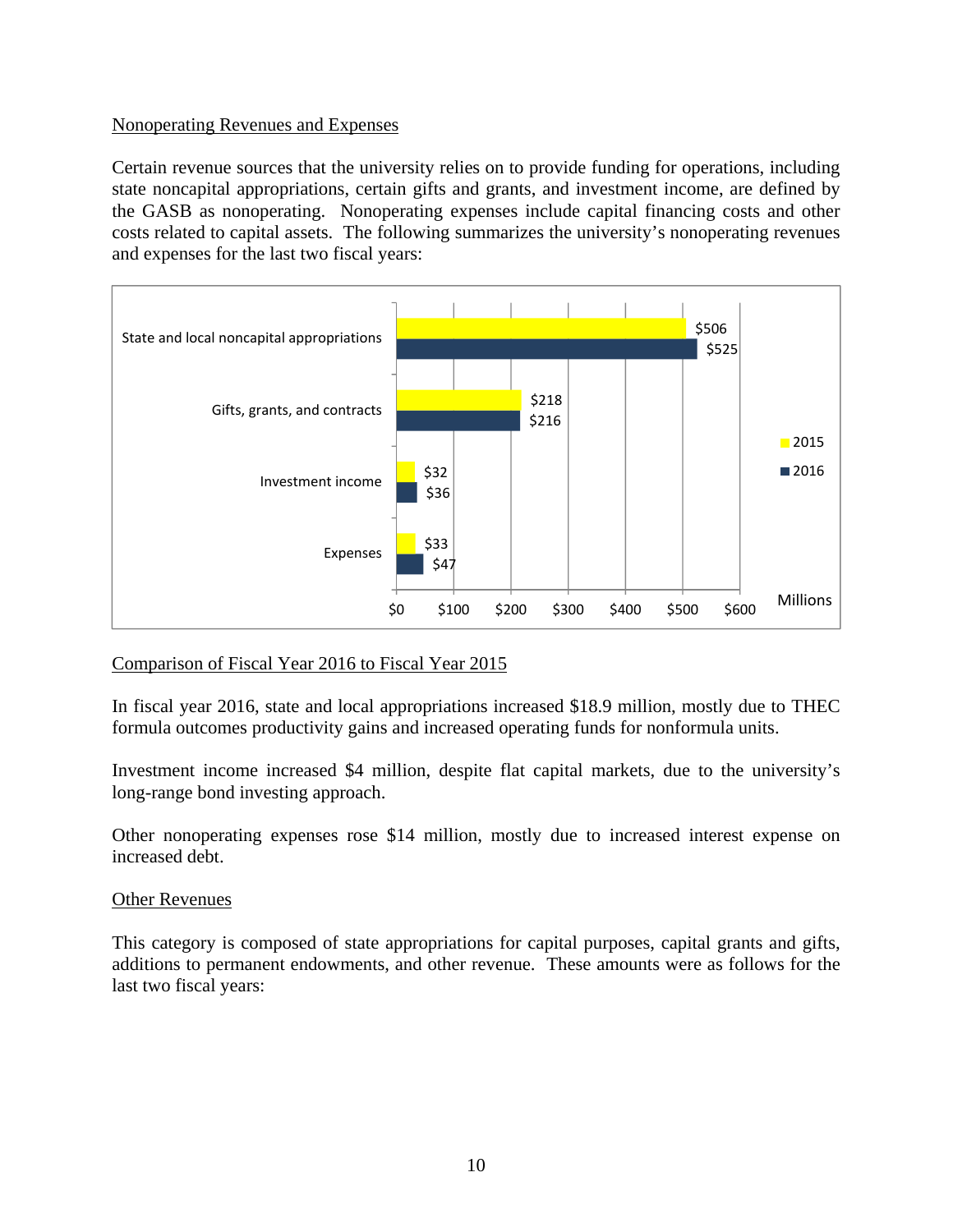## Nonoperating Revenues and Expenses

Certain revenue sources that the university relies on to provide funding for operations, including state noncapital appropriations, certain gifts and grants, and investment income, are defined by the GASB as nonoperating. Nonoperating expenses include capital financing costs and other costs related to capital assets. The following summarizes the university's nonoperating revenues and expenses for the last two fiscal years:

| Millions | 2015 | 2016 |
| --- | --- | --- |
| State and local noncapital appropriations | $506 | $525 |
| Gifts, grants, and contracts | $218 | $216 |
| Investment income | $32 | $36 |
| Expenses | $33 | $47 |

## Comparison of Fiscal Year 2016 to Fiscal Year 2015

In fiscal year 2016, state and local appropriations increased $18.9 million, mostly due to THEC formula outcomes productivity gains and increased operating funds for nonformula units.

Investment income increased $4 million, despite flat capital markets, due to the university's long-range bond investing approach.

Other nonoperating expenses rose $14 million, mostly due to increased interest expense on increased debt.

## Other Revenues

This category is composed of state appropriations for capital purposes, capital grants and gifts, additions to permanent endowments, and other revenue. These amounts were as follows for the last two fiscal years: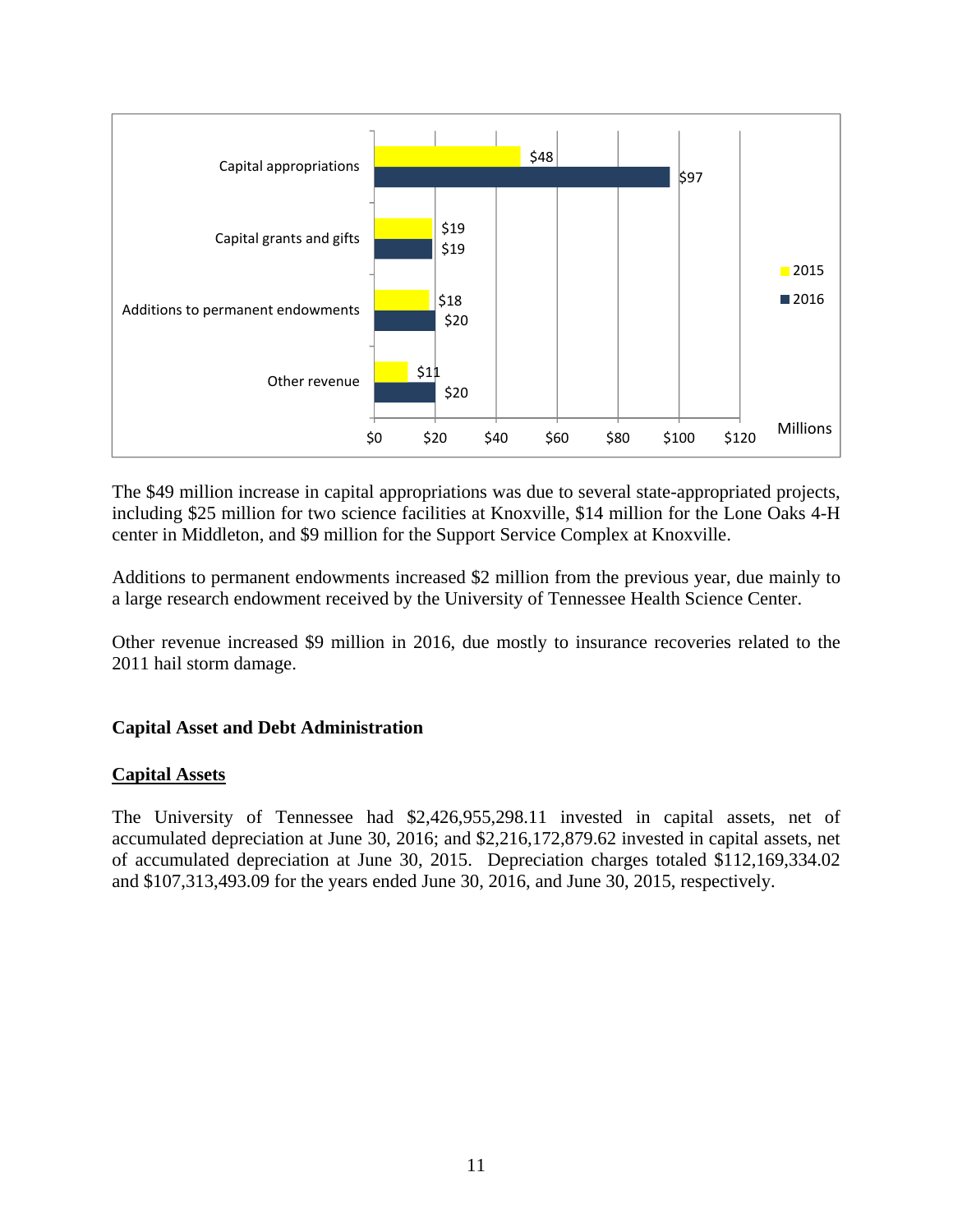| | 2015 | 2016 |
|---|---|---|
| Capital appropriations | $48 | $97 |
| Capital grants and gifts | $19 | $19 |
| Additions to permanent endowments | $18 | $20 |
| Other revenue | $11 | $20 |

Millions

The $49 million increase in capital appropriations was due to several state-appropriated projects, including $25 million for two science facilities at Knoxville, $14 million for the Lone Oaks 4-H center in Middleton, and $9 million for the Support Service Complex at Knoxville.

Additions to permanent endowments increased $2 million from the previous year, due mainly to a large research endowment received by the University of Tennessee Health Science Center.

Other revenue increased $9 million in 2016, due mostly to insurance recoveries related to the 2011 hail storm damage.

**Capital Asset and Debt Administration**

**<u>Capital Assets</u>**

The University of Tennessee had $2,426,955,298.11 invested in capital assets, net of accumulated depreciation at June 30, 2016; and $2,216,172,879.62 invested in capital assets, net of accumulated depreciation at June 30, 2015. Depreciation charges totaled $112,169,334.02 and $107,313,493.09 for the years ended June 30, 2016, and June 30, 2015, respectively.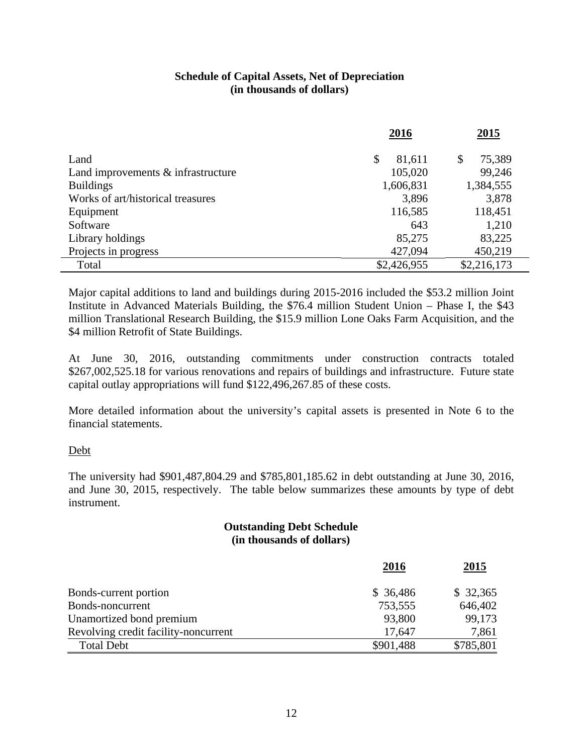**Schedule of Capital Assets, Net of Depreciation**
**(in thousands of dollars)**

| | 2016 | 2015 |
|---|---|---|
| Land | $ 81,611 | $ 75,389 |
| Land improvements & infrastructure | 105,020 | 99,246 |
| Buildings | 1,606,831 | 1,384,555 |
| Works of art/historical treasures | 3,896 | 3,878 |
| Equipment | 116,585 | 118,451 |
| Software | 643 | 1,210 |
| Library holdings | 85,275 | 83,225 |
| Projects in progress | 427,094 | 450,219 |
| Total | $2,426,955 | $2,216,173 |

Major capital additions to land and buildings during 2015-2016 included the $53.2 million Joint Institute in Advanced Materials Building, the $76.4 million Student Union – Phase I, the $43 million Translational Research Building, the $15.9 million Lone Oaks Farm Acquisition, and the $4 million Retrofit of State Buildings.

At June 30, 2016, outstanding commitments under construction contracts totaled $267,002,525.18 for various renovations and repairs of buildings and infrastructure. Future state capital outlay appropriations will fund $122,496,267.85 of these costs.

More detailed information about the university's capital assets is presented in Note 6 to the financial statements.

Debt

The university had $901,487,804.29 and $785,801,185.62 in debt outstanding at June 30, 2016, and June 30, 2015, respectively. The table below summarizes these amounts by type of debt instrument.

**Outstanding Debt Schedule**
**(in thousands of dollars)**

| | 2016 | 2015 |
|---|---|---|
| Bonds-current portion | $ 36,486 | $ 32,365 |
| Bonds-noncurrent | 753,555 | 646,402 |
| Unamortized bond premium | 93,800 | 99,173 |
| Revolving credit facility-noncurrent | 17,647 | 7,861 |
| Total Debt | $901,488 | $785,801 |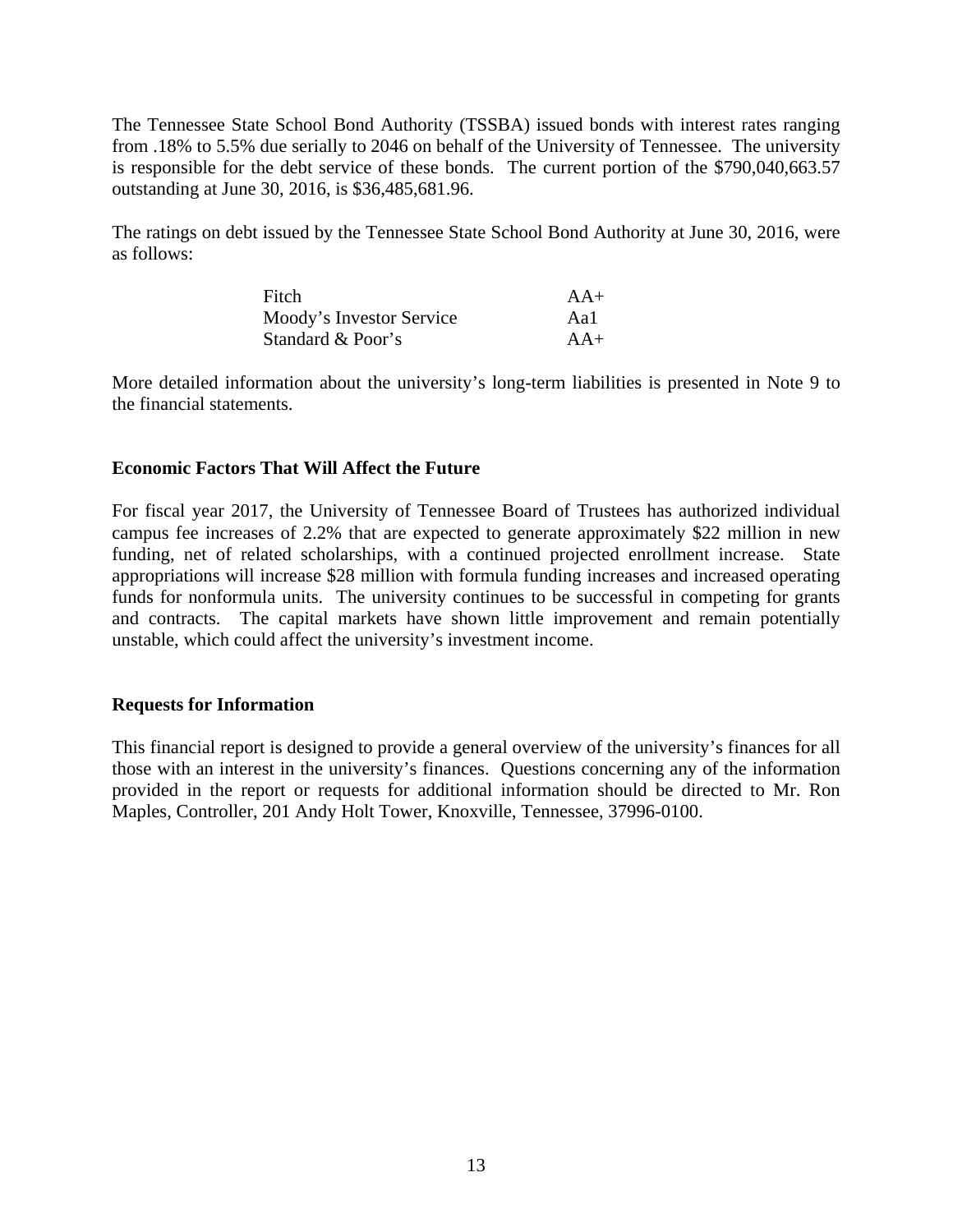The Tennessee State School Bond Authority (TSSBA) issued bonds with interest rates ranging from .18% to 5.5% due serially to 2046 on behalf of the University of Tennessee. The university is responsible for the debt service of these bonds. The current portion of the $790,040,663.57 outstanding at June 30, 2016, is $36,485,681.96.

The ratings on debt issued by the Tennessee State School Bond Authority at June 30, 2016, were as follows:

| | |
|---|---|
| Fitch | AA+ |
| Moody's Investor Service | Aa1 |
| Standard & Poor's | AA+ |

More detailed information about the university's long-term liabilities is presented in Note 9 to the financial statements.

## Economic Factors That Will Affect the Future

For fiscal year 2017, the University of Tennessee Board of Trustees has authorized individual campus fee increases of 2.2% that are expected to generate approximately $22 million in new funding, net of related scholarships, with a continued projected enrollment increase. State appropriations will increase $28 million with formula funding increases and increased operating funds for nonformula units. The university continues to be successful in competing for grants and contracts. The capital markets have shown little improvement and remain potentially unstable, which could affect the university's investment income.

## Requests for Information

This financial report is designed to provide a general overview of the university's finances for all those with an interest in the university's finances. Questions concerning any of the information provided in the report or requests for additional information should be directed to Mr. Ron Maples, Controller, 201 Andy Holt Tower, Knoxville, Tennessee, 37996-0100.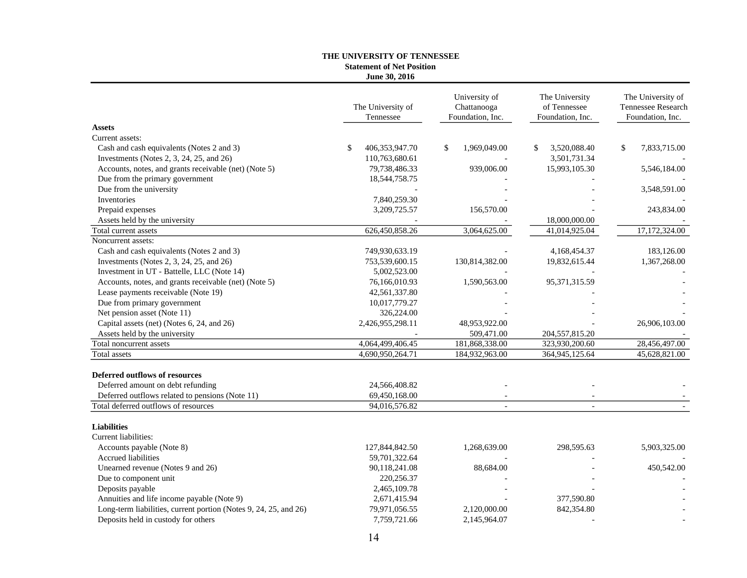**THE UNIVERSITY OF TENNESSEE**
**Statement of Net Position**
**June 30, 2016**

| | The University of Tennessee | University of Chattanooga Foundation, Inc. | The University of Tennessee Foundation, Inc. | The University of Tennessee Research Foundation, Inc. |
|---|---|---|---|---|
| **Assets** | | | | |
| Current assets: | | | | |
| Cash and cash equivalents (Notes 2 and 3) | $ 406,353,947.70 | $ 1,969,049.00 | $ 3,520,088.40 | $ 7,833,715.00 |
| Investments (Notes 2, 3, 24, 25, and 26) | 110,763,680.61 | - | 3,501,731.34 | - |
| Accounts, notes, and grants receivable (net) (Note 5) | 79,738,486.33 | 939,006.00 | 15,993,105.30 | 5,546,184.00 |
| Due from the primary government | 18,544,758.75 | - | - | - |
| Due from the university | - | - | - | 3,548,591.00 |
| Inventories | 7,840,259.30 | - | - | - |
| Prepaid expenses | 3,209,725.57 | 156,570.00 | - | 243,834.00 |
| Assets held by the university | - | - | 18,000,000.00 | - |
| Total current assets | 626,450,858.26 | 3,064,625.00 | 41,014,925.04 | 17,172,324.00 |
| Noncurrent assets: | | | | |
| Cash and cash equivalents (Notes 2 and 3) | 749,930,633.19 | - | 4,168,454.37 | 183,126.00 |
| Investments (Notes 2, 3, 24, 25, and 26) | 753,539,600.15 | 130,814,382.00 | 19,832,615.44 | 1,367,268.00 |
| Investment in UT - Battelle, LLC (Note 14) | 5,002,523.00 | - | - | - |
| Accounts, notes, and grants receivable (net) (Note 5) | 76,166,010.93 | 1,590,563.00 | 95,371,315.59 | - |
| Lease payments receivable (Note 19) | 42,561,337.80 | - | - | - |
| Due from primary government | 10,017,779.27 | - | - | - |
| Net pension asset (Note 11) | 326,224.00 | - | - | - |
| Capital assets (net) (Notes 6, 24, and 26) | 2,426,955,298.11 | 48,953,922.00 | - | 26,906,103.00 |
| Assets held by the university | - | 509,471.00 | 204,557,815.20 | - |
| Total noncurrent assets | 4,064,499,406.45 | 181,868,338.00 | 323,930,200.60 | 28,456,497.00 |
| Total assets | 4,690,950,264.71 | 184,932,963.00 | 364,945,125.64 | 45,628,821.00 |
| | | | | |
| **Deferred outflows of resources** | | | | |
| Deferred amount on debt refunding | 24,566,408.82 | - | - | - |
| Deferred outflows related to pensions (Note 11) | 69,450,168.00 | - | - | - |
| Total deferred outflows of resources | 94,016,576.82 | - | - | - |
| | | | | |
| **Liabilities** | | | | |
| Current liabilities: | | | | |
| Accounts payable (Note 8) | 127,844,842.50 | 1,268,639.00 | 298,595.63 | 5,903,325.00 |
| Accrued liabilities | 59,701,322.64 | - | - | - |
| Unearned revenue (Notes 9 and 26) | 90,118,241.08 | 88,684.00 | - | 450,542.00 |
| Due to component unit | 220,256.37 | - | - | - |
| Deposits payable | 2,465,109.78 | - | - | - |
| Annuities and life income payable (Note 9) | 2,671,415.94 | - | 377,590.80 | - |
| Long-term liabilities, current portion (Notes 9, 24, 25, and 26) | 79,971,056.55 | 2,120,000.00 | 842,354.80 | - |
| Deposits held in custody for others | 7,759,721.66 | 2,145,964.07 | - | - |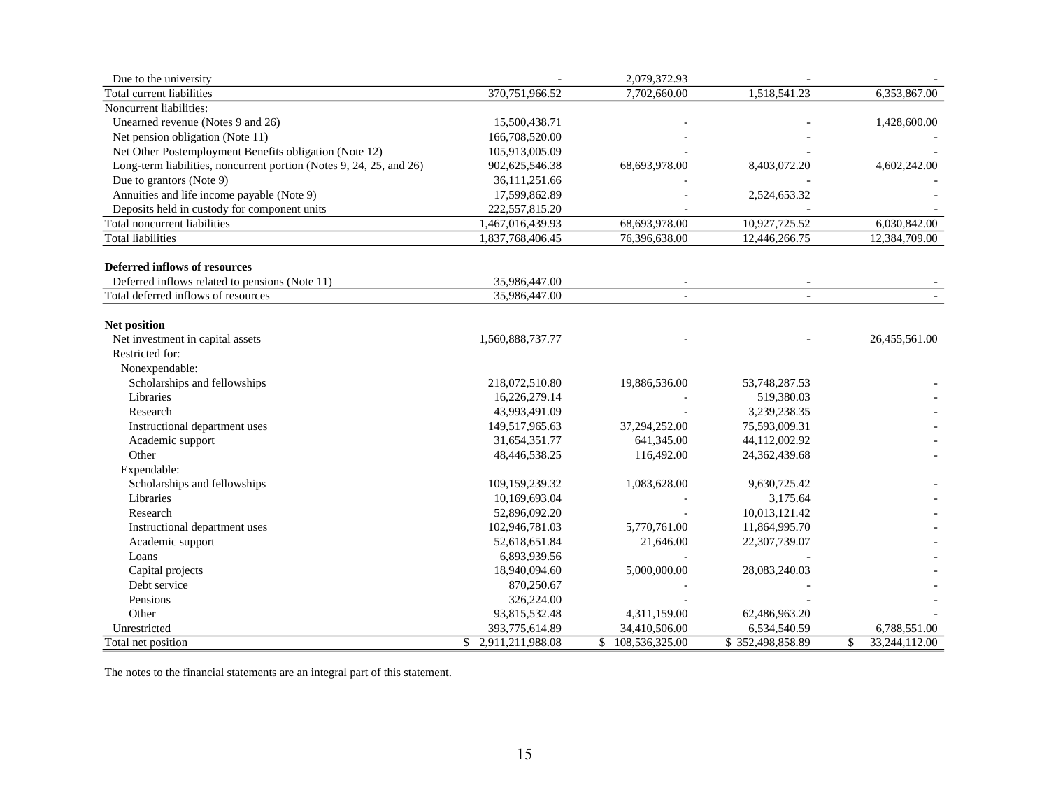| | | | | |
|---|---|---|---|---|
| Due to the university | - | 2,079,372.93 | - | - |
| Total current liabilities | 370,751,966.52 | 7,702,660.00 | 1,518,541.23 | 6,353,867.00 |
| Noncurrent liabilities: | | | | |
| Unearned revenue (Notes 9 and 26) | 15,500,438.71 | - | - | 1,428,600.00 |
| Net pension obligation (Note 11) | 166,708,520.00 | - | - | - |
| Net Other Postemployment Benefits obligation (Note 12) | 105,913,005.09 | - | - | - |
| Long-term liabilities, noncurrent portion (Notes 9, 24, 25, and 26) | 902,625,546.38 | 68,693,978.00 | 8,403,072.20 | 4,602,242.00 |
| Due to grantors (Note 9) | 36,111,251.66 | - | - | - |
| Annuities and life income payable (Note 9) | 17,599,862.89 | - | 2,524,653.32 | - |
| Deposits held in custody for component units | 222,557,815.20 | - | - | - |
| Total noncurrent liabilities | 1,467,016,439.93 | 68,693,978.00 | 10,927,725.52 | 6,030,842.00 |
| Total liabilities | 1,837,768,406.45 | 76,396,638.00 | 12,446,266.75 | 12,384,709.00 |
| | | | | |
| **Deferred inflows of resources** | | | | |
| Deferred inflows related to pensions (Note 11) | 35,986,447.00 | - | - | - |
| Total deferred inflows of resources | 35,986,447.00 | - | - | - |
| | | | | |
| **Net position** | | | | |
| Net investment in capital assets | 1,560,888,737.77 | - | - | 26,455,561.00 |
| Restricted for: | | | | |
| Nonexpendable: | | | | |
| Scholarships and fellowships | 218,072,510.80 | 19,886,536.00 | 53,748,287.53 | - |
| Libraries | 16,226,279.14 | - | 519,380.03 | - |
| Research | 43,993,491.09 | - | 3,239,238.35 | - |
| Instructional department uses | 149,517,965.63 | 37,294,252.00 | 75,593,009.31 | - |
| Academic support | 31,654,351.77 | 641,345.00 | 44,112,002.92 | - |
| Other | 48,446,538.25 | 116,492.00 | 24,362,439.68 | - |
| Expendable: | | | | |
| Scholarships and fellowships | 109,159,239.32 | 1,083,628.00 | 9,630,725.42 | - |
| Libraries | 10,169,693.04 | - | 3,175.64 | - |
| Research | 52,896,092.20 | - | 10,013,121.42 | - |
| Instructional department uses | 102,946,781.03 | 5,770,761.00 | 11,864,995.70 | - |
| Academic support | 52,618,651.84 | 21,646.00 | 22,307,739.07 | - |
| Loans | 6,893,939.56 | - | - | - |
| Capital projects | 18,940,094.60 | 5,000,000.00 | 28,083,240.03 | - |
| Debt service | 870,250.67 | - | - | - |
| Pensions | 326,224.00 | - | - | - |
| Other | 93,815,532.48 | 4,311,159.00 | 62,486,963.20 | - |
| Unrestricted | 393,775,614.89 | 34,410,506.00 | 6,534,540.59 | 6,788,551.00 |
| Total net position | $ 2,911,211,988.08 | $ 108,536,325.00 | $ 352,498,858.89 | $ 33,244,112.00 |

The notes to the financial statements are an integral part of this statement.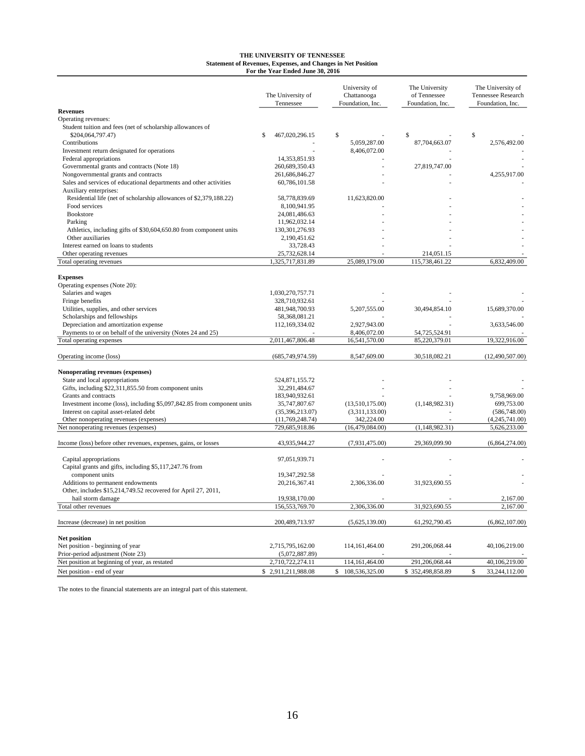**THE UNIVERSITY OF TENNESSEE**
**Statement of Revenues, Expenses, and Changes in Net Position**
**For the Year Ended June 30, 2016**

| | The University of Tennessee | University of Chattanooga Foundation, Inc. | The University of Tennessee Foundation, Inc. | The University of Tennessee Research Foundation, Inc. |
|---|---|---|---|---|
| **Revenues** | | | | |
| Operating revenues: | | | | |
| Student tuition and fees (net of scholarship allowances of $204,064,797.47) | $ 467,020,296.15 | $ - | $ - | $ - |
| Contributions | - | 5,059,287.00 | 87,704,663.07 | 2,576,492.00 |
| Investment return designated for operations | - | 8,406,072.00 | - | - |
| Federal appropriations | 14,353,851.93 | - | - | - |
| Governmental grants and contracts (Note 18) | 260,689,350.43 | - | 27,819,747.00 | - |
| Nongovernmental grants and contracts | 261,686,846.27 | - | - | 4,255,917.00 |
| Sales and services of educational departments and other activities | 60,786,101.58 | - | - | - |
| Auxiliary enterprises: | | | | |
| Residential life (net of scholarship allowances of $2,379,188.22) | 58,778,839.69 | 11,623,820.00 | - | - |
| Food services | 8,100,941.95 | - | - | - |
| Bookstore | 24,081,486.63 | - | - | - |
| Parking | 11,962,032.14 | - | - | - |
| Athletics, including gifts of $30,604,650.80 from component units | 130,301,276.93 | - | - | - |
| Other auxiliaries | 2,190,451.62 | - | - | - |
| Interest earned on loans to students | 33,728.43 | - | - | - |
| Other operating revenues | 25,732,628.14 | - | 214,051.15 | - |
| Total operating revenues | 1,325,717,831.89 | 25,089,179.00 | 115,738,461.22 | 6,832,409.00 |
| **Expenses** | | | | |
| Operating expenses (Note 20): | | | | |
| Salaries and wages | 1,030,270,757.71 | - | - | - |
| Fringe benefits | 328,710,932.61 | - | - | - |
| Utilities, supplies, and other services | 481,948,700.93 | 5,207,555.00 | 30,494,854.10 | 15,689,370.00 |
| Scholarships and fellowships | 58,368,081.21 | - | - | - |
| Depreciation and amortization expense | 112,169,334.02 | 2,927,943.00 | - | 3,633,546.00 |
| Payments to or on behalf of the university (Notes 24 and 25) | - | 8,406,072.00 | 54,725,524.91 | - |
| Total operating expenses | 2,011,467,806.48 | 16,541,570.00 | 85,220,379.01 | 19,322,916.00 |
| Operating income (loss) | (685,749,974.59) | 8,547,609.00 | 30,518,082.21 | (12,490,507.00) |
| **Nonoperating revenues (expenses)** | | | | |
| State and local appropriations | 524,871,155.72 | - | - | - |
| Gifts, including $22,311,855.50 from component units | 32,291,484.67 | - | - | - |
| Grants and contracts | 183,940,932.61 | - | - | 9,758,969.00 |
| Investment income (loss), including $5,097,842.85 from component units | 35,747,807.67 | (13,510,175.00) | (1,148,982.31) | 699,753.00 |
| Interest on capital asset-related debt | (35,396,213.07) | (3,311,133.00) | - | (586,748.00) |
| Other nonoperating revenues (expenses) | (11,769,248.74) | 342,224.00 | - | (4,245,741.00) |
| Net nonoperating revenues (expenses) | 729,685,918.86 | (16,479,084.00) | (1,148,982.31) | 5,626,233.00 |
| Income (loss) before other revenues, expenses, gains, or losses | 43,935,944.27 | (7,931,475.00) | 29,369,099.90 | (6,864,274.00) |
| Capital appropriations | 97,051,939.71 | - | - | - |
| Capital grants and gifts, including $5,117,247.76 from component units | 19,347,292.58 | - | - | - |
| Additions to permanent endowments | 20,216,367.41 | 2,306,336.00 | 31,923,690.55 | - |
| Other, includes $15,214,749.52 recovered for April 27, 2011, hail storm damage | 19,938,170.00 | - | - | 2,167.00 |
| Total other revenues | 156,553,769.70 | 2,306,336.00 | 31,923,690.55 | 2,167.00 |
| Increase (decrease) in net position | 200,489,713.97 | (5,625,139.00) | 61,292,790.45 | (6,862,107.00) |
| **Net position** | | | | |
| Net position - beginning of year | 2,715,795,162.00 | 114,161,464.00 | 291,206,068.44 | 40,106,219.00 |
| Prior-period adjustment (Note 23) | (5,072,887.89) | - | - | - |
| Net position at beginning of year, as restated | 2,710,722,274.11 | 114,161,464.00 | 291,206,068.44 | 40,106,219.00 |
| Net position - end of year | $ 2,911,211,988.08 | $ 108,536,325.00 | $ 352,498,858.89 | $ 33,244,112.00 |

The notes to the financial statements are an integral part of this statement.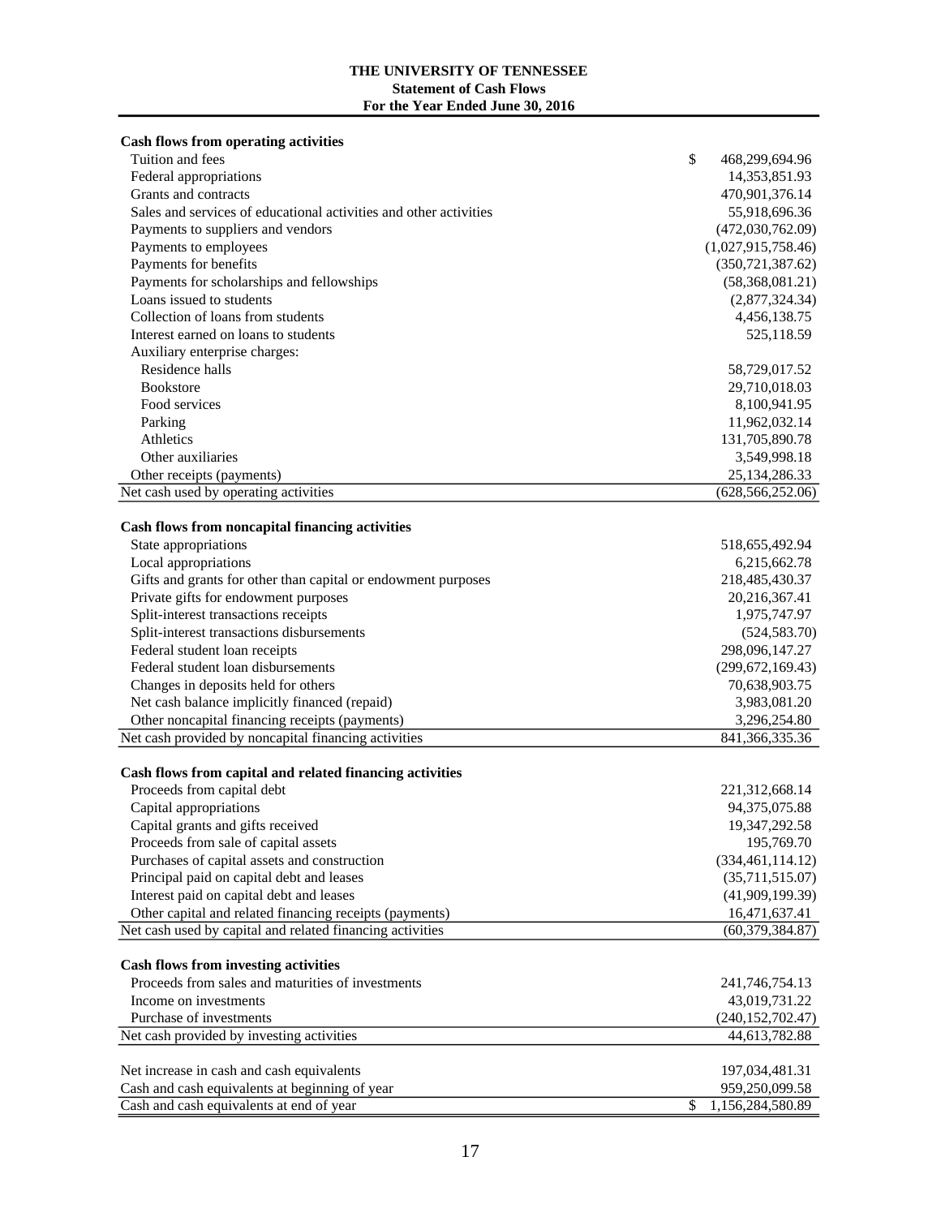# THE UNIVERSITY OF TENNESSEE
## Statement of Cash Flows
### For the Year Ended June 30, 2016

| | |
|---|---|
| **Cash flows from operating activities** | |
| Tuition and fees | $ 468,299,694.96 |
| Federal appropriations | 14,353,851.93 |
| Grants and contracts | 470,901,376.14 |
| Sales and services of educational activities and other activities | 55,918,696.36 |
| Payments to suppliers and vendors | (472,030,762.09) |
| Payments to employees | (1,027,915,758.46) |
| Payments for benefits | (350,721,387.62) |
| Payments for scholarships and fellowships | (58,368,081.21) |
| Loans issued to students | (2,877,324.34) |
| Collection of loans from students | 4,456,138.75 |
| Interest earned on loans to students | 525,118.59 |
| Auxiliary enterprise charges: | |
| Residence halls | 58,729,017.52 |
| Bookstore | 29,710,018.03 |
| Food services | 8,100,941.95 |
| Parking | 11,962,032.14 |
| Athletics | 131,705,890.78 |
| Other auxiliaries | 3,549,998.18 |
| Other receipts (payments) | 25,134,286.33 |
| Net cash used by operating activities | (628,566,252.06) |
| | |
| **Cash flows from noncapital financing activities** | |
| State appropriations | 518,655,492.94 |
| Local appropriations | 6,215,662.78 |
| Gifts and grants for other than capital or endowment purposes | 218,485,430.37 |
| Private gifts for endowment purposes | 20,216,367.41 |
| Split-interest transactions receipts | 1,975,747.97 |
| Split-interest transactions disbursements | (524,583.70) |
| Federal student loan receipts | 298,096,147.27 |
| Federal student loan disbursements | (299,672,169.43) |
| Changes in deposits held for others | 70,638,903.75 |
| Net cash balance implicitly financed (repaid) | 3,983,081.20 |
| Other noncapital financing receipts (payments) | 3,296,254.80 |
| Net cash provided by noncapital financing activities | 841,366,335.36 |
| | |
| **Cash flows from capital and related financing activities** | |
| Proceeds from capital debt | 221,312,668.14 |
| Capital appropriations | 94,375,075.88 |
| Capital grants and gifts received | 19,347,292.58 |
| Proceeds from sale of capital assets | 195,769.70 |
| Purchases of capital assets and construction | (334,461,114.12) |
| Principal paid on capital debt and leases | (35,711,515.07) |
| Interest paid on capital debt and leases | (41,909,199.39) |
| Other capital and related financing receipts (payments) | 16,471,637.41 |
| Net cash used by capital and related financing activities | (60,379,384.87) |
| | |
| **Cash flows from investing activities** | |
| Proceeds from sales and maturities of investments | 241,746,754.13 |
| Income on investments | 43,019,731.22 |
| Purchase of investments | (240,152,702.47) |
| Net cash provided by investing activities | 44,613,782.88 |
| | |
| Net increase in cash and cash equivalents | 197,034,481.31 |
| Cash and cash equivalents at beginning of year | 959,250,099.58 |
| Cash and cash equivalents at end of year | $ 1,156,284,580.89 |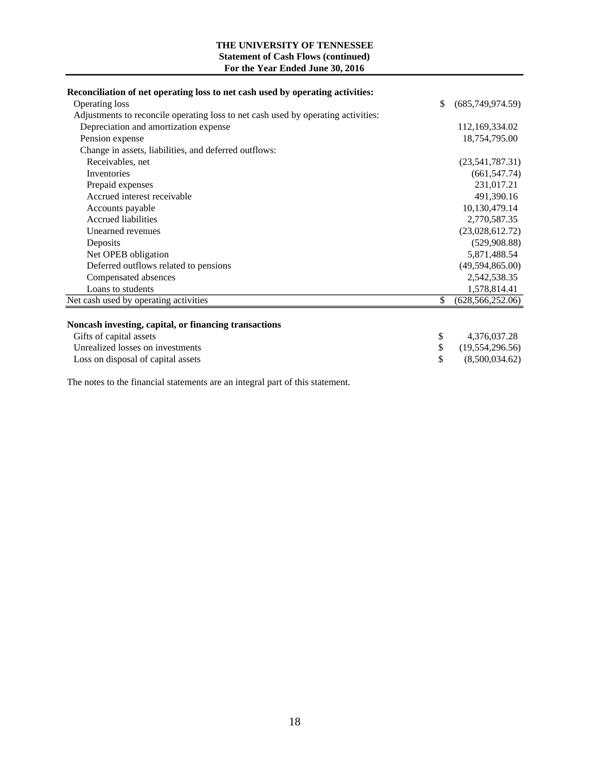**THE UNIVERSITY OF TENNESSEE**
**Statement of Cash Flows (continued)**
**For the Year Ended June 30, 2016**

| **Reconciliation of net operating loss to net cash used by operating activities:** | |
|---|---|
| Operating loss | $ (685,749,974.59) |
| Adjustments to reconcile operating loss to net cash used by operating activities: | |
| Depreciation and amortization expense | 112,169,334.02 |
| Pension expense | 18,754,795.00 |
| Change in assets, liabilities, and deferred outflows: | |
| Receivables, net | (23,541,787.31) |
| Inventories | (661,547.74) |
| Prepaid expenses | 231,017.21 |
| Accrued interest receivable | 491,390.16 |
| Accounts payable | 10,130,479.14 |
| Accrued liabilities | 2,770,587.35 |
| Unearned revenues | (23,028,612.72) |
| Deposits | (529,908.88) |
| Net OPEB obligation | 5,871,488.54 |
| Deferred outflows related to pensions | (49,594,865.00) |
| Compensated absences | 2,542,538.35 |
| Loans to students | 1,578,814.41 |
| Net cash used by operating activities | $ (628,566,252.06) |

| **Noncash investing, capital, or financing transactions** | |
|---|---|
| Gifts of capital assets | $ 4,376,037.28 |
| Unrealized losses on investments | $ (19,554,296.56) |
| Loss on disposal of capital assets | $ (8,500,034.62) |

The notes to the financial statements are an integral part of this statement.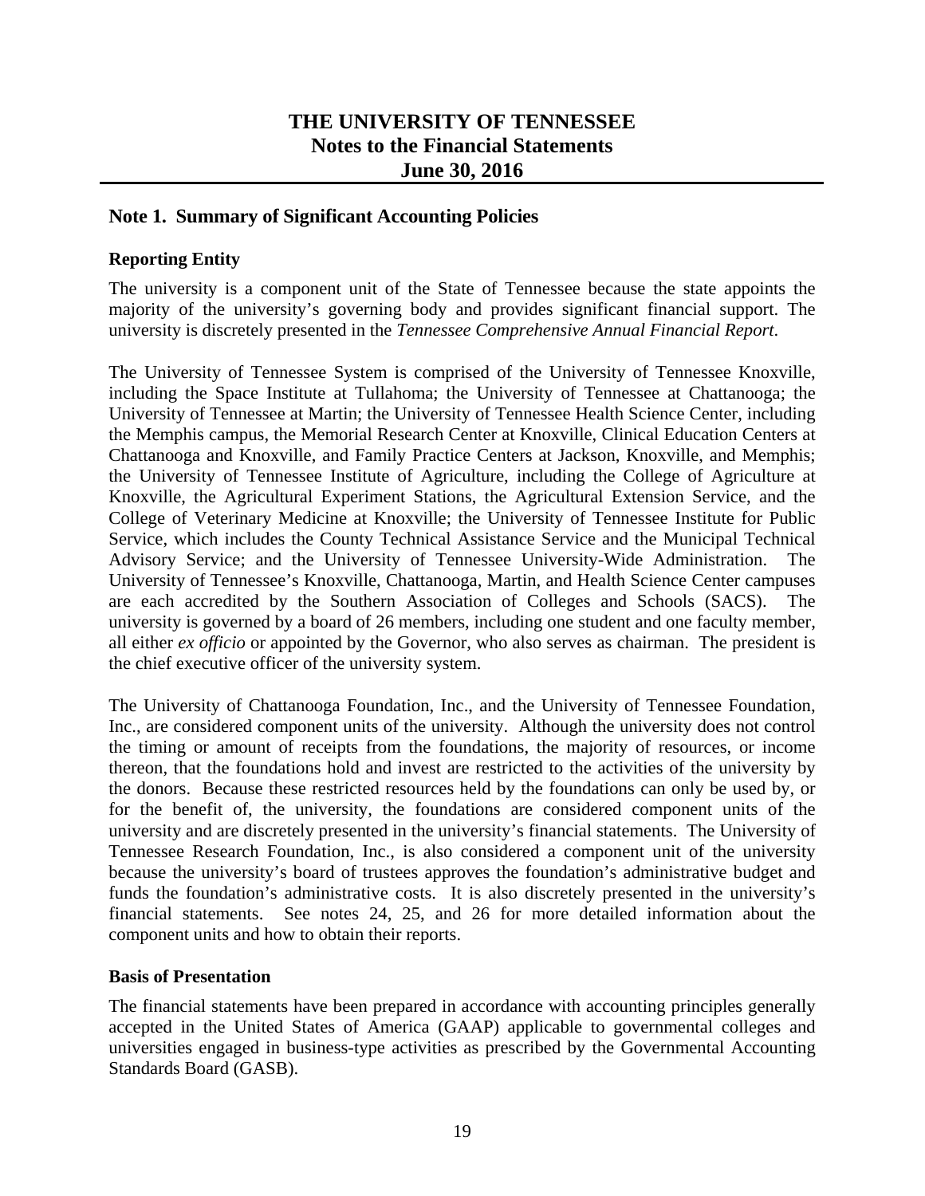# THE UNIVERSITY OF TENNESSEE
## Notes to the Financial Statements
## June 30, 2016

## Note 1. Summary of Significant Accounting Policies

### Reporting Entity

The university is a component unit of the State of Tennessee because the state appoints the majority of the university's governing body and provides significant financial support. The university is discretely presented in the *Tennessee Comprehensive Annual Financial Report*.

The University of Tennessee System is comprised of the University of Tennessee Knoxville, including the Space Institute at Tullahoma; the University of Tennessee at Chattanooga; the University of Tennessee at Martin; the University of Tennessee Health Science Center, including the Memphis campus, the Memorial Research Center at Knoxville, Clinical Education Centers at Chattanooga and Knoxville, and Family Practice Centers at Jackson, Knoxville, and Memphis; the University of Tennessee Institute of Agriculture, including the College of Agriculture at Knoxville, the Agricultural Experiment Stations, the Agricultural Extension Service, and the College of Veterinary Medicine at Knoxville; the University of Tennessee Institute for Public Service, which includes the County Technical Assistance Service and the Municipal Technical Advisory Service; and the University of Tennessee University-Wide Administration. The University of Tennessee's Knoxville, Chattanooga, Martin, and Health Science Center campuses are each accredited by the Southern Association of Colleges and Schools (SACS). The university is governed by a board of 26 members, including one student and one faculty member, all either *ex officio* or appointed by the Governor, who also serves as chairman. The president is the chief executive officer of the university system.

The University of Chattanooga Foundation, Inc., and the University of Tennessee Foundation, Inc., are considered component units of the university. Although the university does not control the timing or amount of receipts from the foundations, the majority of resources, or income thereon, that the foundations hold and invest are restricted to the activities of the university by the donors. Because these restricted resources held by the foundations can only be used by, or for the benefit of, the university, the foundations are considered component units of the university and are discretely presented in the university's financial statements. The University of Tennessee Research Foundation, Inc., is also considered a component unit of the university because the university's board of trustees approves the foundation's administrative budget and funds the foundation's administrative costs. It is also discretely presented in the university's financial statements. See notes 24, 25, and 26 for more detailed information about the component units and how to obtain their reports.

### Basis of Presentation

The financial statements have been prepared in accordance with accounting principles generally accepted in the United States of America (GAAP) applicable to governmental colleges and universities engaged in business-type activities as prescribed by the Governmental Accounting Standards Board (GASB).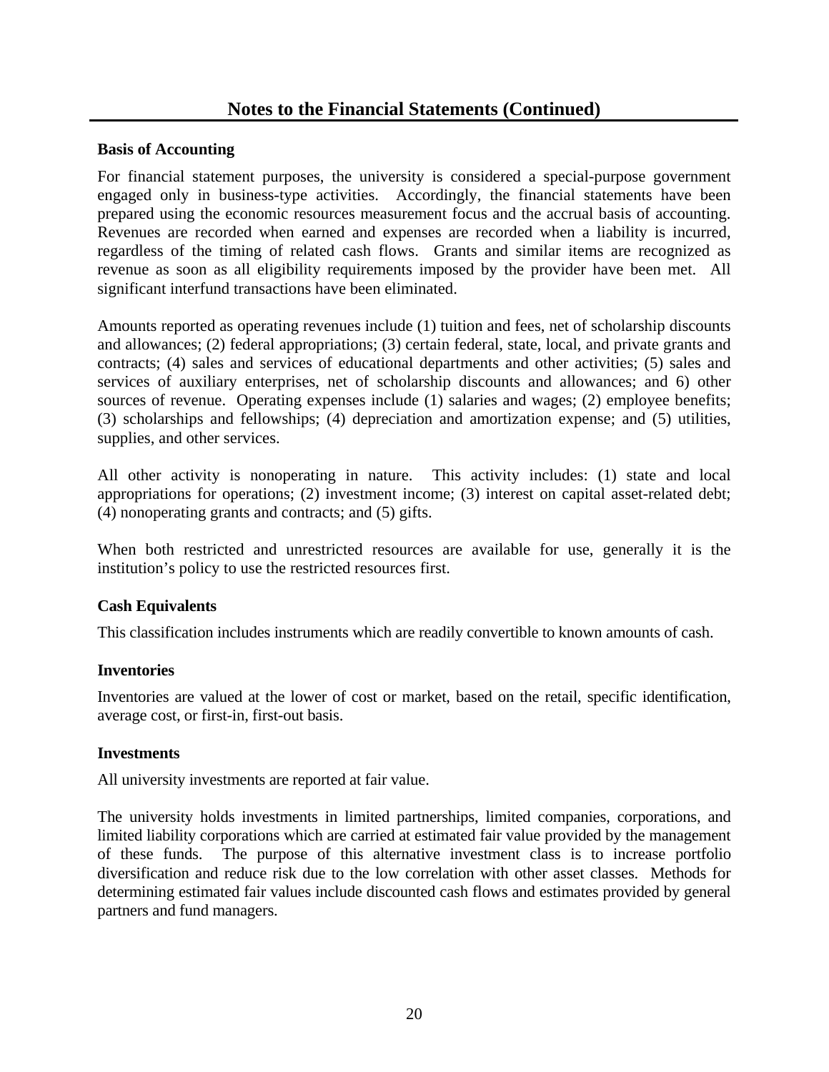## Notes to the Financial Statements (Continued)

### Basis of Accounting

For financial statement purposes, the university is considered a special-purpose government engaged only in business-type activities. Accordingly, the financial statements have been prepared using the economic resources measurement focus and the accrual basis of accounting. Revenues are recorded when earned and expenses are recorded when a liability is incurred, regardless of the timing of related cash flows. Grants and similar items are recognized as revenue as soon as all eligibility requirements imposed by the provider have been met. All significant interfund transactions have been eliminated.

Amounts reported as operating revenues include (1) tuition and fees, net of scholarship discounts and allowances; (2) federal appropriations; (3) certain federal, state, local, and private grants and contracts; (4) sales and services of educational departments and other activities; (5) sales and services of auxiliary enterprises, net of scholarship discounts and allowances; and 6) other sources of revenue. Operating expenses include (1) salaries and wages; (2) employee benefits; (3) scholarships and fellowships; (4) depreciation and amortization expense; and (5) utilities, supplies, and other services.

All other activity is nonoperating in nature. This activity includes: (1) state and local appropriations for operations; (2) investment income; (3) interest on capital asset-related debt; (4) nonoperating grants and contracts; and (5) gifts.

When both restricted and unrestricted resources are available for use, generally it is the institution's policy to use the restricted resources first.

### Cash Equivalents

This classification includes instruments which are readily convertible to known amounts of cash.

### Inventories

Inventories are valued at the lower of cost or market, based on the retail, specific identification, average cost, or first-in, first-out basis.

### Investments

All university investments are reported at fair value.

The university holds investments in limited partnerships, limited companies, corporations, and limited liability corporations which are carried at estimated fair value provided by the management of these funds. The purpose of this alternative investment class is to increase portfolio diversification and reduce risk due to the low correlation with other asset classes. Methods for determining estimated fair values include discounted cash flows and estimates provided by general partners and fund managers.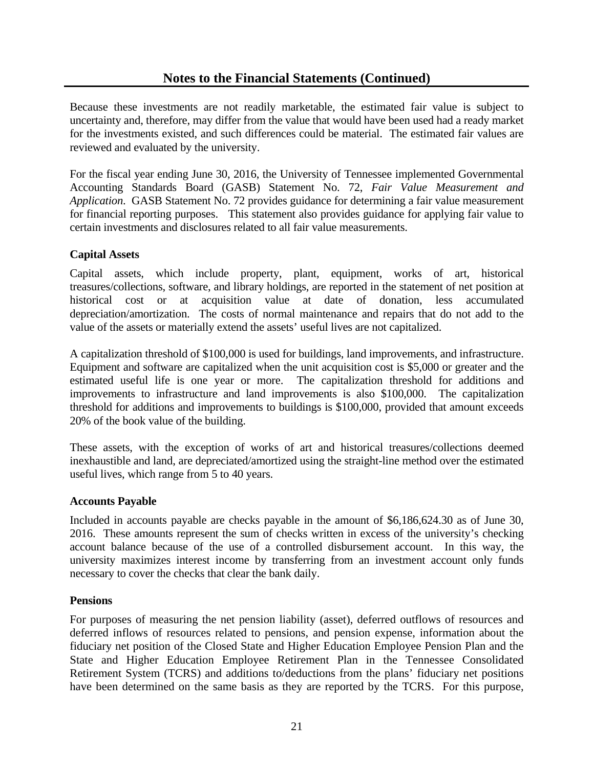## Notes to the Financial Statements (Continued)

Because these investments are not readily marketable, the estimated fair value is subject to uncertainty and, therefore, may differ from the value that would have been used had a ready market for the investments existed, and such differences could be material. The estimated fair values are reviewed and evaluated by the university.

For the fiscal year ending June 30, 2016, the University of Tennessee implemented Governmental Accounting Standards Board (GASB) Statement No. 72, *Fair Value Measurement and Application*. GASB Statement No. 72 provides guidance for determining a fair value measurement for financial reporting purposes. This statement also provides guidance for applying fair value to certain investments and disclosures related to all fair value measurements.

### Capital Assets

Capital assets, which include property, plant, equipment, works of art, historical treasures/collections, software, and library holdings, are reported in the statement of net position at historical cost or at acquisition value at date of donation, less accumulated depreciation/amortization. The costs of normal maintenance and repairs that do not add to the value of the assets or materially extend the assets' useful lives are not capitalized.

A capitalization threshold of $100,000 is used for buildings, land improvements, and infrastructure. Equipment and software are capitalized when the unit acquisition cost is $5,000 or greater and the estimated useful life is one year or more. The capitalization threshold for additions and improvements to infrastructure and land improvements is also $100,000. The capitalization threshold for additions and improvements to buildings is $100,000, provided that amount exceeds 20% of the book value of the building.

These assets, with the exception of works of art and historical treasures/collections deemed inexhaustible and land, are depreciated/amortized using the straight-line method over the estimated useful lives, which range from 5 to 40 years.

### Accounts Payable

Included in accounts payable are checks payable in the amount of $6,186,624.30 as of June 30, 2016. These amounts represent the sum of checks written in excess of the university's checking account balance because of the use of a controlled disbursement account. In this way, the university maximizes interest income by transferring from an investment account only funds necessary to cover the checks that clear the bank daily.

### Pensions

For purposes of measuring the net pension liability (asset), deferred outflows of resources and deferred inflows of resources related to pensions, and pension expense, information about the fiduciary net position of the Closed State and Higher Education Employee Pension Plan and the State and Higher Education Employee Retirement Plan in the Tennessee Consolidated Retirement System (TCRS) and additions to/deductions from the plans' fiduciary net positions have been determined on the same basis as they are reported by the TCRS. For this purpose,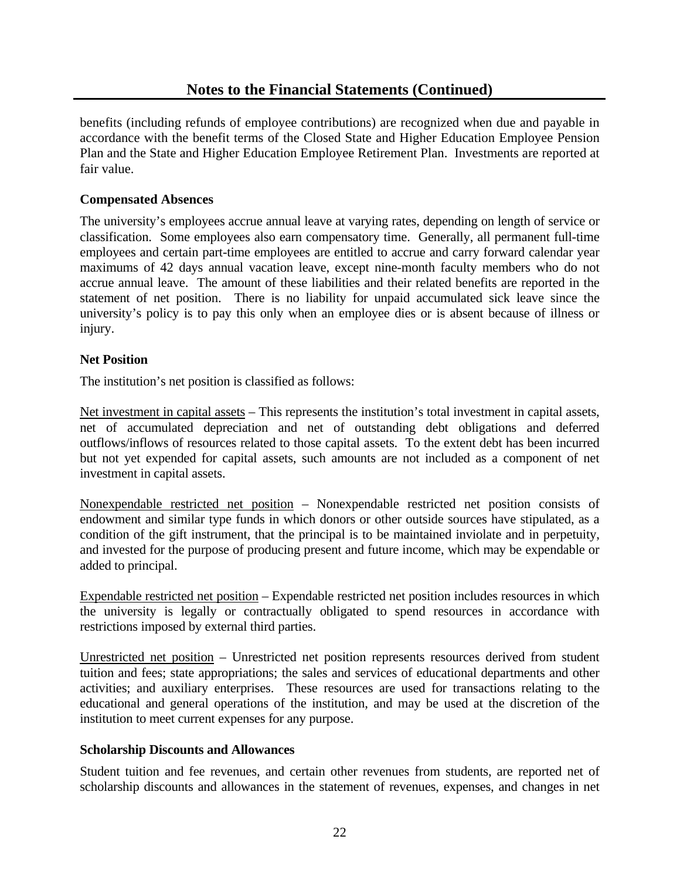benefits (including refunds of employee contributions) are recognized when due and payable in accordance with the benefit terms of the Closed State and Higher Education Employee Pension Plan and the State and Higher Education Employee Retirement Plan. Investments are reported at fair value.

### Compensated Absences

The university's employees accrue annual leave at varying rates, depending on length of service or classification. Some employees also earn compensatory time. Generally, all permanent full-time employees and certain part-time employees are entitled to accrue and carry forward calendar year maximums of 42 days annual vacation leave, except nine-month faculty members who do not accrue annual leave. The amount of these liabilities and their related benefits are reported in the statement of net position. There is no liability for unpaid accumulated sick leave since the university's policy is to pay this only when an employee dies or is absent because of illness or injury.

### Net Position

The institution's net position is classified as follows:

Net investment in capital assets – This represents the institution's total investment in capital assets, net of accumulated depreciation and net of outstanding debt obligations and deferred outflows/inflows of resources related to those capital assets. To the extent debt has been incurred but not yet expended for capital assets, such amounts are not included as a component of net investment in capital assets.

Nonexpendable restricted net position – Nonexpendable restricted net position consists of endowment and similar type funds in which donors or other outside sources have stipulated, as a condition of the gift instrument, that the principal is to be maintained inviolate and in perpetuity, and invested for the purpose of producing present and future income, which may be expendable or added to principal.

Expendable restricted net position – Expendable restricted net position includes resources in which the university is legally or contractually obligated to spend resources in accordance with restrictions imposed by external third parties.

Unrestricted net position – Unrestricted net position represents resources derived from student tuition and fees; state appropriations; the sales and services of educational departments and other activities; and auxiliary enterprises. These resources are used for transactions relating to the educational and general operations of the institution, and may be used at the discretion of the institution to meet current expenses for any purpose.

### Scholarship Discounts and Allowances

Student tuition and fee revenues, and certain other revenues from students, are reported net of scholarship discounts and allowances in the statement of revenues, expenses, and changes in net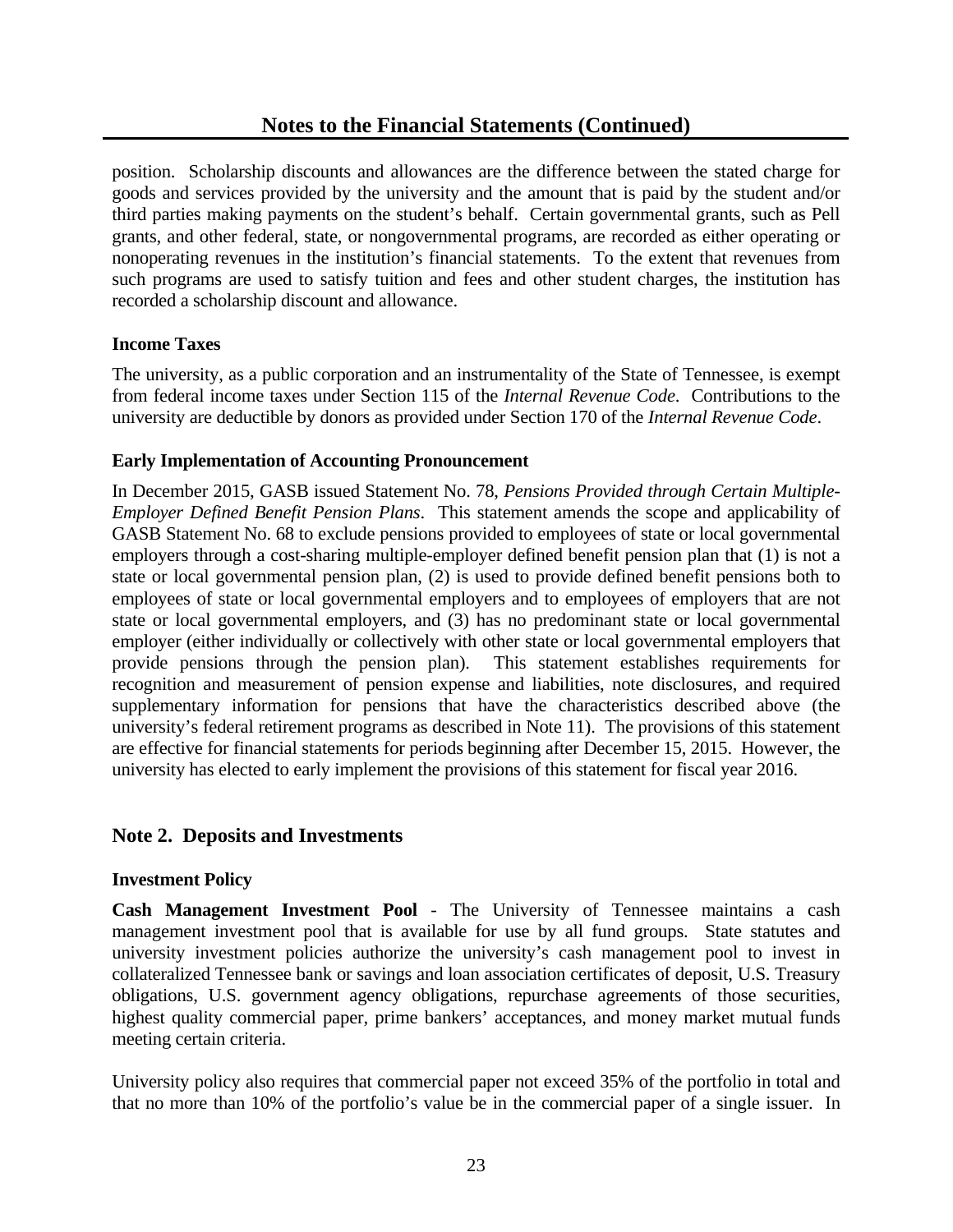position. Scholarship discounts and allowances are the difference between the stated charge for goods and services provided by the university and the amount that is paid by the student and/or third parties making payments on the student's behalf. Certain governmental grants, such as Pell grants, and other federal, state, or nongovernmental programs, are recorded as either operating or nonoperating revenues in the institution's financial statements. To the extent that revenues from such programs are used to satisfy tuition and fees and other student charges, the institution has recorded a scholarship discount and allowance.

### Income Taxes

The university, as a public corporation and an instrumentality of the State of Tennessee, is exempt from federal income taxes under Section 115 of the *Internal Revenue Code*. Contributions to the university are deductible by donors as provided under Section 170 of the *Internal Revenue Code*.

### Early Implementation of Accounting Pronouncement

In December 2015, GASB issued Statement No. 78, *Pensions Provided through Certain Multiple-Employer Defined Benefit Pension Plans*. This statement amends the scope and applicability of GASB Statement No. 68 to exclude pensions provided to employees of state or local governmental employers through a cost-sharing multiple-employer defined benefit pension plan that (1) is not a state or local governmental pension plan, (2) is used to provide defined benefit pensions both to employees of state or local governmental employers and to employees of employers that are not state or local governmental employers, and (3) has no predominant state or local governmental employer (either individually or collectively with other state or local governmental employers that provide pensions through the pension plan). This statement establishes requirements for recognition and measurement of pension expense and liabilities, note disclosures, and required supplementary information for pensions that have the characteristics described above (the university's federal retirement programs as described in Note 11). The provisions of this statement are effective for financial statements for periods beginning after December 15, 2015. However, the university has elected to early implement the provisions of this statement for fiscal year 2016.

## Note 2. Deposits and Investments

### Investment Policy

**Cash Management Investment Pool** - The University of Tennessee maintains a cash management investment pool that is available for use by all fund groups. State statutes and university investment policies authorize the university's cash management pool to invest in collateralized Tennessee bank or savings and loan association certificates of deposit, U.S. Treasury obligations, U.S. government agency obligations, repurchase agreements of those securities, highest quality commercial paper, prime bankers' acceptances, and money market mutual funds meeting certain criteria.

University policy also requires that commercial paper not exceed 35% of the portfolio in total and that no more than 10% of the portfolio's value be in the commercial paper of a single issuer. In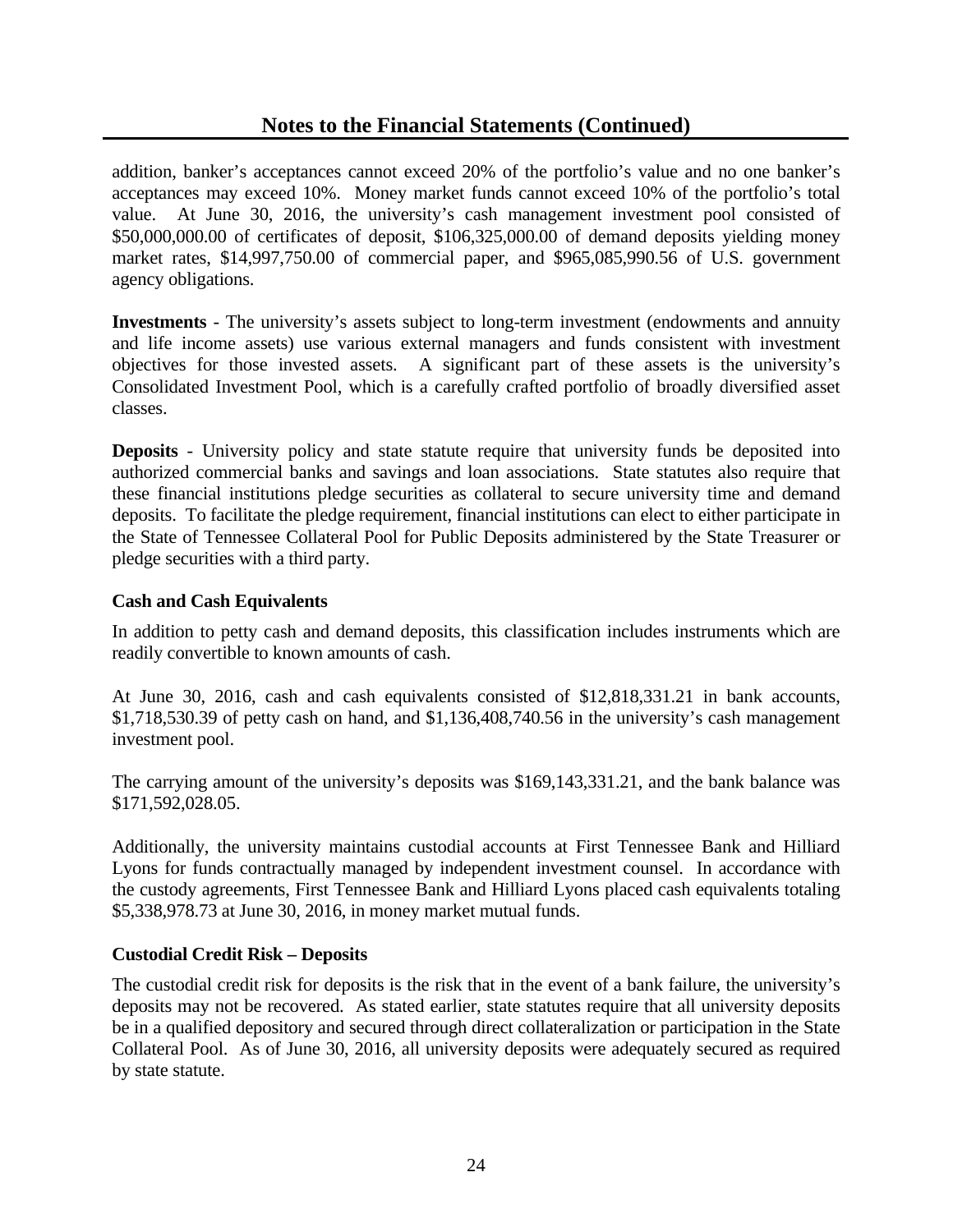addition, banker's acceptances cannot exceed 20% of the portfolio's value and no one banker's acceptances may exceed 10%. Money market funds cannot exceed 10% of the portfolio's total value. At June 30, 2016, the university's cash management investment pool consisted of $50,000,000.00 of certificates of deposit, $106,325,000.00 of demand deposits yielding money market rates, $14,997,750.00 of commercial paper, and $965,085,990.56 of U.S. government agency obligations.

**Investments** - The university's assets subject to long-term investment (endowments and annuity and life income assets) use various external managers and funds consistent with investment objectives for those invested assets. A significant part of these assets is the university's Consolidated Investment Pool, which is a carefully crafted portfolio of broadly diversified asset classes.

**Deposits** - University policy and state statute require that university funds be deposited into authorized commercial banks and savings and loan associations. State statutes also require that these financial institutions pledge securities as collateral to secure university time and demand deposits. To facilitate the pledge requirement, financial institutions can elect to either participate in the State of Tennessee Collateral Pool for Public Deposits administered by the State Treasurer or pledge securities with a third party.

### Cash and Cash Equivalents

In addition to petty cash and demand deposits, this classification includes instruments which are readily convertible to known amounts of cash.

At June 30, 2016, cash and cash equivalents consisted of $12,818,331.21 in bank accounts, $1,718,530.39 of petty cash on hand, and $1,136,408,740.56 in the university's cash management investment pool.

The carrying amount of the university's deposits was $169,143,331.21, and the bank balance was $171,592,028.05.

Additionally, the university maintains custodial accounts at First Tennessee Bank and Hilliard Lyons for funds contractually managed by independent investment counsel. In accordance with the custody agreements, First Tennessee Bank and Hilliard Lyons placed cash equivalents totaling $5,338,978.73 at June 30, 2016, in money market mutual funds.

### Custodial Credit Risk – Deposits

The custodial credit risk for deposits is the risk that in the event of a bank failure, the university's deposits may not be recovered. As stated earlier, state statutes require that all university deposits be in a qualified depository and secured through direct collateralization or participation in the State Collateral Pool. As of June 30, 2016, all university deposits were adequately secured as required by state statute.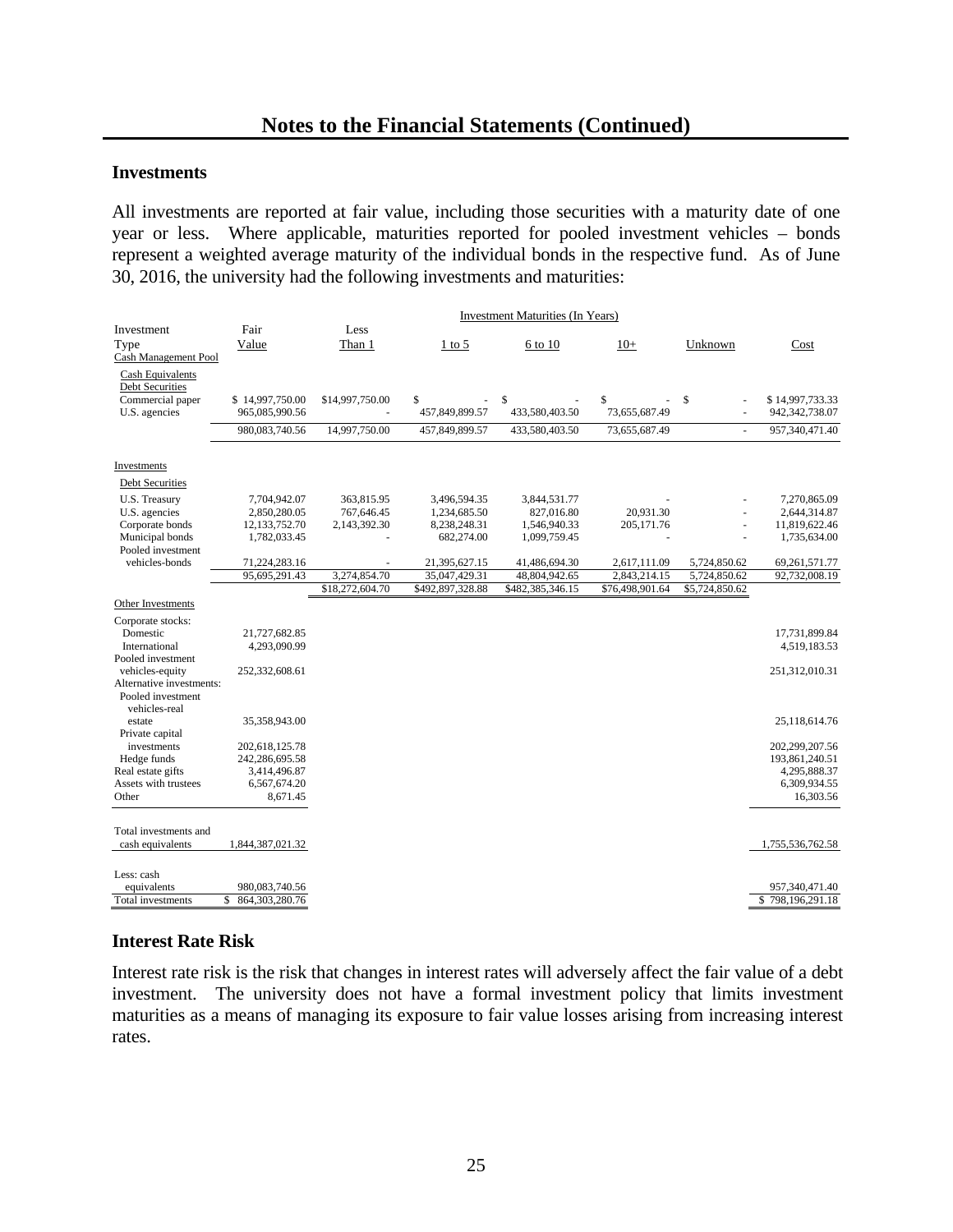# Notes to the Financial Statements (Continued)

## Investments

All investments are reported at fair value, including those securities with a maturity date of one year or less. Where applicable, maturities reported for pooled investment vehicles – bonds represent a weighted average maturity of the individual bonds in the respective fund. As of June 30, 2016, the university had the following investments and maturities:

| Investment Type | Fair Value | Investment Maturities (In Years) Less Than 1 | 1 to 5 | 6 to 10 | 10+ | Unknown | Cost |
|---|---|---|---|---|---|---|---|
| Cash Management Pool | | | | | | | |
| Cash Equivalents | | | | | | | |
| Debt Securities | | | | | | | |
| Commercial paper | $ 14,997,750.00 | $14,997,750.00 | $ - | $ - | $ - | $ - | $ 14,997,733.33 |
| U.S. agencies | 965,085,990.56 | - | 457,849,899.57 | 433,580,403.50 | 73,655,687.49 | - | 942,342,738.07 |
| | 980,083,740.56 | 14,997,750.00 | 457,849,899.57 | 433,580,403.50 | 73,655,687.49 | - | 957,340,471.40 |
| Investments | | | | | | | |
| Debt Securities | | | | | | | |
| U.S. Treasury | 7,704,942.07 | 363,815.95 | 3,496,594.35 | 3,844,531.77 | - | - | 7,270,865.09 |
| U.S. agencies | 2,850,280.05 | 767,646.45 | 1,234,685.50 | 827,016.80 | 20,931.30 | - | 2,644,314.87 |
| Corporate bonds | 12,133,752.70 | 2,143,392.30 | 8,238,248.31 | 1,546,940.33 | 205,171.76 | - | 11,819,622.46 |
| Municipal bonds | 1,782,033.45 | - | 682,274.00 | 1,099,759.45 | - | - | 1,735,634.00 |
| Pooled investment vehicles-bonds | 71,224,283.16 | - | 21,395,627.15 | 41,486,694.30 | 2,617,111.09 | 5,724,850.62 | 69,261,571.77 |
| | 95,695,291.43 | 3,274,854.70 | 35,047,429.31 | 48,804,942.65 | 2,843,214.15 | 5,724,850.62 | 92,732,008.19 |
| | | $18,272,604.70 | $492,897,328.88 | $482,385,346.15 | $76,498,901.64 | $5,724,850.62 | |
| Other Investments | | | | | | | |
| Corporate stocks: | | | | | | | |
| Domestic | 21,727,682.85 | | | | | | 17,731,899.84 |
| International | 4,293,090.99 | | | | | | 4,519,183.53 |
| Pooled investment vehicles-equity | 252,332,608.61 | | | | | | 251,312,010.31 |
| Alternative investments: | | | | | | | |
| Pooled investment vehicles-real estate | 35,358,943.00 | | | | | | 25,118,614.76 |
| Private capital investments | 202,618,125.78 | | | | | | 202,299,207.56 |
| Hedge funds | 242,286,695.58 | | | | | | 193,861,240.51 |
| Real estate gifts | 3,414,496.87 | | | | | | 4,295,888.37 |
| Assets with trustees | 6,567,674.20 | | | | | | 6,309,934.55 |
| Other | 8,671.45 | | | | | | 16,303.56 |
| Total investments and cash equivalents | 1,844,387,021.32 | | | | | | 1,755,536,762.58 |
| Less: cash equivalents | 980,083,740.56 | | | | | | 957,340,471.40 |
| Total investments | $ 864,303,280.76 | | | | | | $ 798,196,291.18 |

## Interest Rate Risk

Interest rate risk is the risk that changes in interest rates will adversely affect the fair value of a debt investment. The university does not have a formal investment policy that limits investment maturities as a means of managing its exposure to fair value losses arising from increasing interest rates.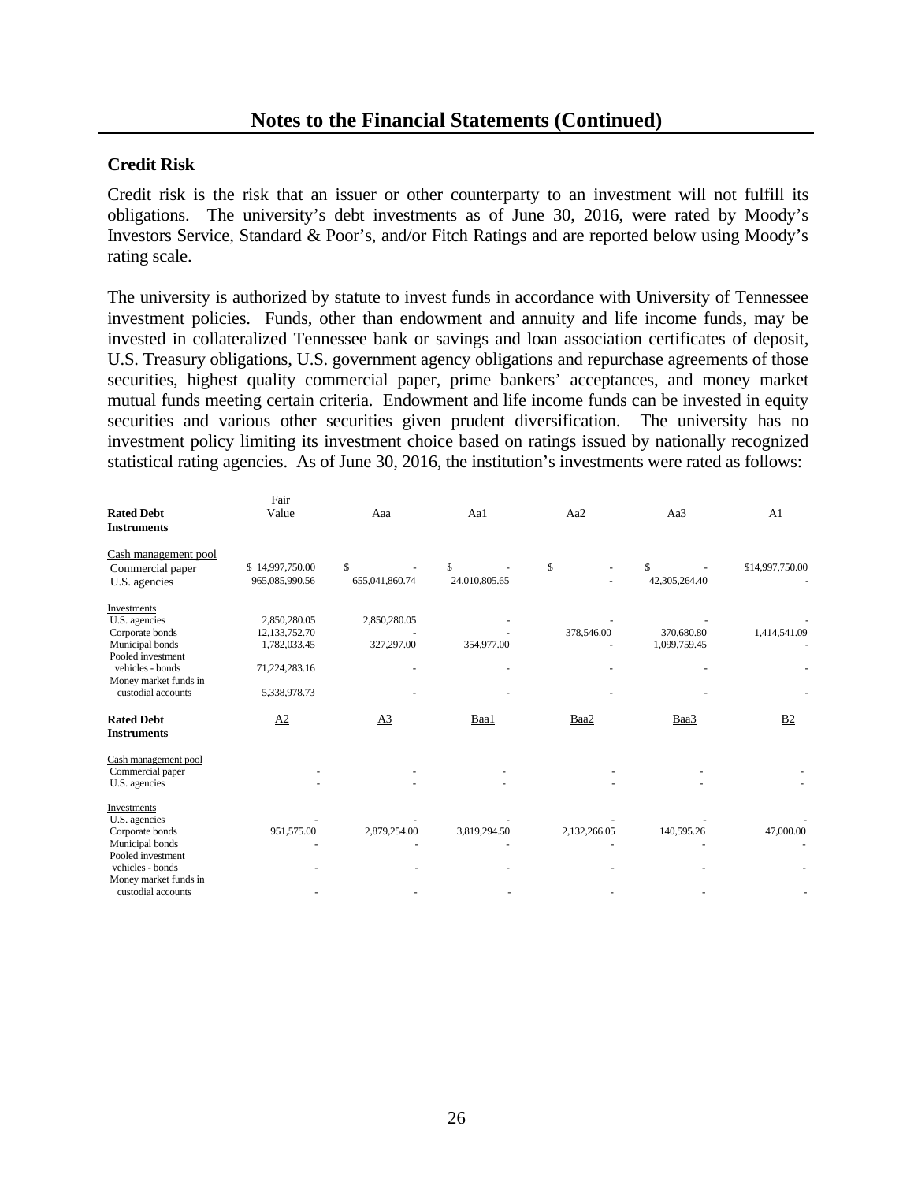## Notes to the Financial Statements (Continued)

### Credit Risk

Credit risk is the risk that an issuer or other counterparty to an investment will not fulfill its obligations. The university's debt investments as of June 30, 2016, were rated by Moody's Investors Service, Standard & Poor's, and/or Fitch Ratings and are reported below using Moody's rating scale.

The university is authorized by statute to invest funds in accordance with University of Tennessee investment policies. Funds, other than endowment and annuity and life income funds, may be invested in collateralized Tennessee bank or savings and loan association certificates of deposit, U.S. Treasury obligations, U.S. government agency obligations and repurchase agreements of those securities, highest quality commercial paper, prime bankers' acceptances, and money market mutual funds meeting certain criteria. Endowment and life income funds can be invested in equity securities and various other securities given prudent diversification. The university has no investment policy limiting its investment choice based on ratings issued by nationally recognized statistical rating agencies. As of June 30, 2016, the institution's investments were rated as follows:

| Rated Debt Instruments | Fair Value | Aaa | Aa1 | Aa2 | Aa3 | A1 |
|---|---|---|---|---|---|---|
| Cash management pool | | | | | | |
| Commercial paper | $ 14,997,750.00 | $ - | $ - | $ - | $ - | $14,997,750.00 |
| U.S. agencies | 965,085,990.56 | 655,041,860.74 | 24,010,805.65 | - | 42,305,264.40 | - |
| Investments | | | | | | |
| U.S. agencies | 2,850,280.05 | 2,850,280.05 | - | - | - | - |
| Corporate bonds | 12,133,752.70 | - | - | 378,546.00 | 370,680.80 | 1,414,541.09 |
| Municipal bonds | 1,782,033.45 | 327,297.00 | 354,977.00 | - | 1,099,759.45 | - |
| Pooled investment vehicles - bonds | 71,224,283.16 | - | - | - | - | - |
| Money market funds in custodial accounts | 5,338,978.73 | - | - | - | - | - |

| Rated Debt Instruments | A2 | A3 | Baa1 | Baa2 | Baa3 | B2 |
|---|---|---|---|---|---|---|
| Cash management pool | | | | | | |
| Commercial paper | - | - | - | - | - | - |
| U.S. agencies | - | - | - | - | - | - |
| Investments | | | | | | |
| U.S. agencies | - | - | - | - | - | - |
| Corporate bonds | 951,575.00 | 2,879,254.00 | 3,819,294.50 | 2,132,266.05 | 140,595.26 | 47,000.00 |
| Municipal bonds | - | - | - | - | - | - |
| Pooled investment vehicles - bonds | - | - | - | - | - | - |
| Money market funds in custodial accounts | - | - | - | - | - | - |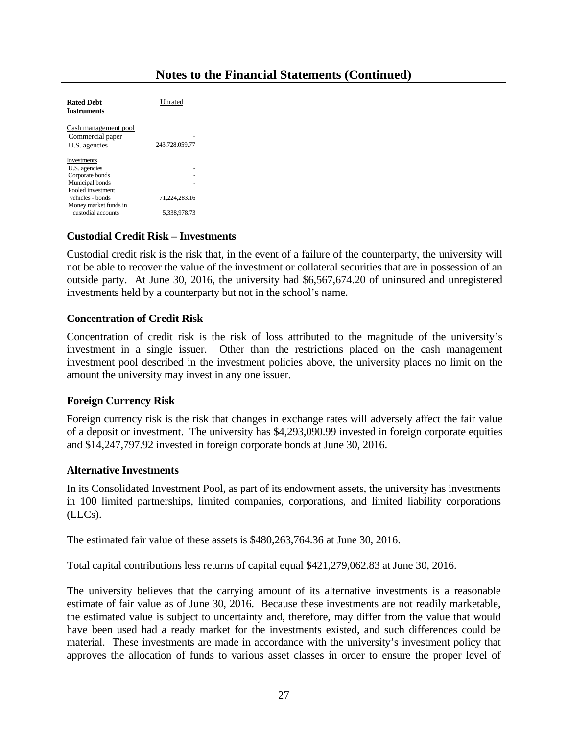## Notes to the Financial Statements (Continued)

| Rated Debt Instruments | Unrated |
|---|---|
| Cash management pool | |
| Commercial paper | - |
| U.S. agencies | 243,728,059.77 |
| Investments | |
| U.S. agencies | - |
| Corporate bonds | - |
| Municipal bonds | - |
| Pooled investment vehicles - bonds | 71,224,283.16 |
| Money market funds in custodial accounts | 5,338,978.73 |

### Custodial Credit Risk – Investments

Custodial credit risk is the risk that, in the event of a failure of the counterparty, the university will not be able to recover the value of the investment or collateral securities that are in possession of an outside party. At June 30, 2016, the university had $6,567,674.20 of uninsured and unregistered investments held by a counterparty but not in the school's name.

### Concentration of Credit Risk

Concentration of credit risk is the risk of loss attributed to the magnitude of the university's investment in a single issuer. Other than the restrictions placed on the cash management investment pool described in the investment policies above, the university places no limit on the amount the university may invest in any one issuer.

### Foreign Currency Risk

Foreign currency risk is the risk that changes in exchange rates will adversely affect the fair value of a deposit or investment. The university has $4,293,090.99 invested in foreign corporate equities and $14,247,797.92 invested in foreign corporate bonds at June 30, 2016.

### Alternative Investments

In its Consolidated Investment Pool, as part of its endowment assets, the university has investments in 100 limited partnerships, limited companies, corporations, and limited liability corporations (LLCs).

The estimated fair value of these assets is $480,263,764.36 at June 30, 2016.

Total capital contributions less returns of capital equal $421,279,062.83 at June 30, 2016.

The university believes that the carrying amount of its alternative investments is a reasonable estimate of fair value as of June 30, 2016. Because these investments are not readily marketable, the estimated value is subject to uncertainty and, therefore, may differ from the value that would have been used had a ready market for the investments existed, and such differences could be material. These investments are made in accordance with the university's investment policy that approves the allocation of funds to various asset classes in order to ensure the proper level of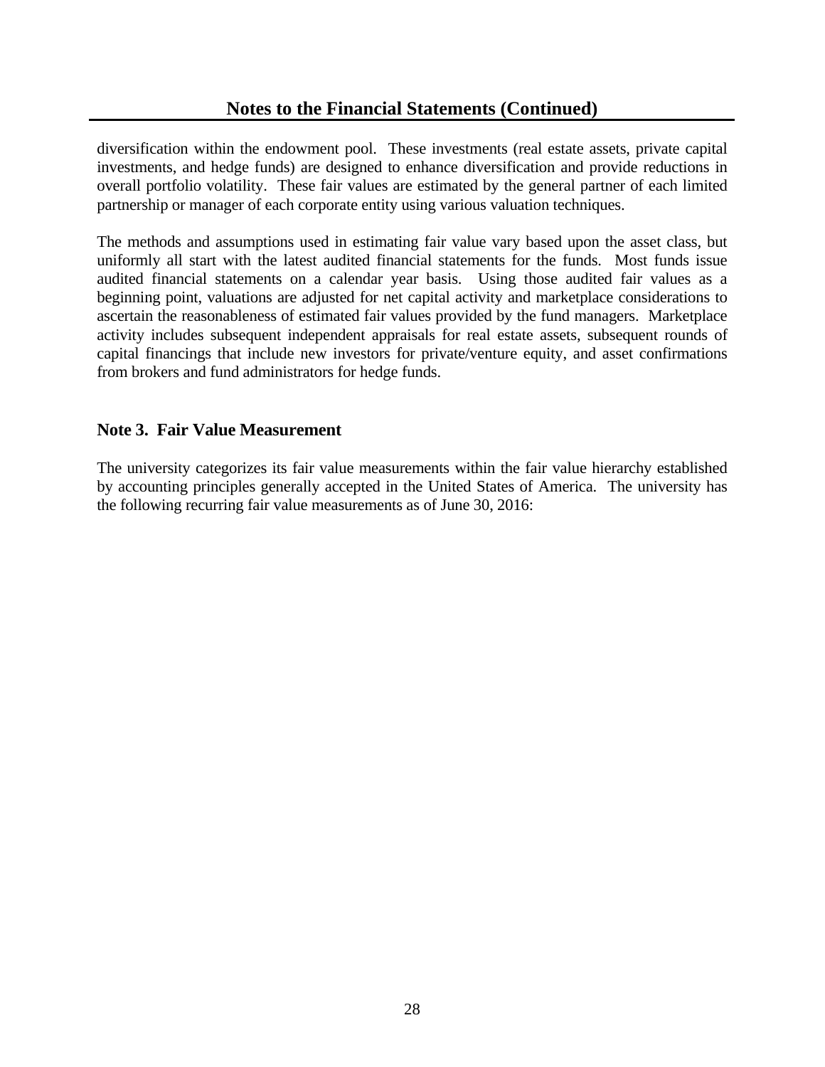diversification within the endowment pool. These investments (real estate assets, private capital investments, and hedge funds) are designed to enhance diversification and provide reductions in overall portfolio volatility. These fair values are estimated by the general partner of each limited partnership or manager of each corporate entity using various valuation techniques.

The methods and assumptions used in estimating fair value vary based upon the asset class, but uniformly all start with the latest audited financial statements for the funds. Most funds issue audited financial statements on a calendar year basis. Using those audited fair values as a beginning point, valuations are adjusted for net capital activity and marketplace considerations to ascertain the reasonableness of estimated fair values provided by the fund managers. Marketplace activity includes subsequent independent appraisals for real estate assets, subsequent rounds of capital financings that include new investors for private/venture equity, and asset confirmations from brokers and fund administrators for hedge funds.

## Note 3. Fair Value Measurement

The university categorizes its fair value measurements within the fair value hierarchy established by accounting principles generally accepted in the United States of America. The university has the following recurring fair value measurements as of June 30, 2016: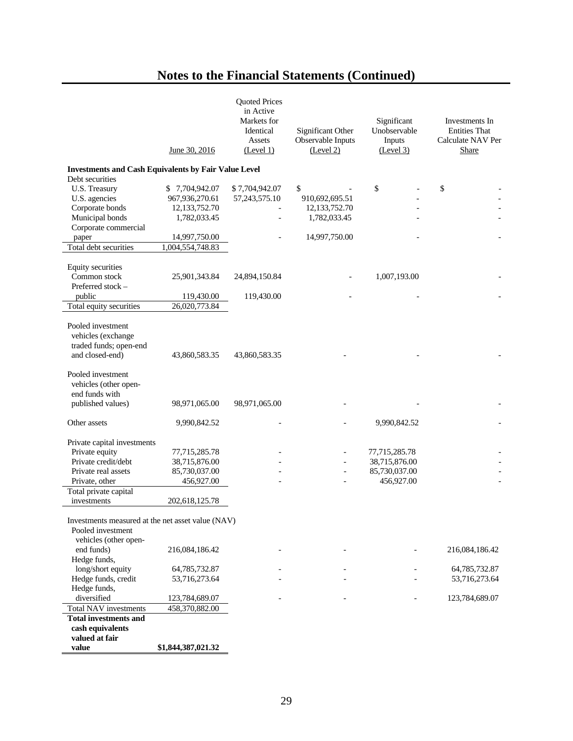# Notes to the Financial Statements (Continued)

| | June 30, 2016 | Quoted Prices in Active Markets for Identical Assets (Level 1) | Significant Other Observable Inputs (Level 2) | Significant Unobservable Inputs (Level 3) | Investments In Entities That Calculate NAV Per Share |
|---|---|---|---|---|---|
| **Investments and Cash Equivalents by Fair Value Level** | | | | | |
| Debt securities | | | | | |
| U.S. Treasury | $ 7,704,942.07 | $ 7,704,942.07 | $ - | $ - | $ - |
| U.S. agencies | 967,936,270.61 | 57,243,575.10 | 910,692,695.51 | - | - |
| Corporate bonds | 12,133,752.70 | - | 12,133,752.70 | - | - |
| Municipal bonds | 1,782,033.45 | - | 1,782,033.45 | - | - |
| Corporate commercial paper | 14,997,750.00 | - | 14,997,750.00 | - | - |
| Total debt securities | 1,004,554,748.83 | | | | |
| Equity securities | | | | | |
| Common stock | 25,901,343.84 | 24,894,150.84 | - | 1,007,193.00 | - |
| Preferred stock – public | 119,430.00 | 119,430.00 | - | - | - |
| Total equity securities | 26,020,773.84 | | | | |
| Pooled investment vehicles (exchange traded funds; open-end and closed-end) | 43,860,583.35 | 43,860,583.35 | - | - | - |
| Pooled investment vehicles (other open-end funds with published values) | 98,971,065.00 | 98,971,065.00 | - | - | - |
| Other assets | 9,990,842.52 | - | - | 9,990,842.52 | - |
| Private capital investments | | | | | |
| Private equity | 77,715,285.78 | - | - | 77,715,285.78 | - |
| Private credit/debt | 38,715,876.00 | - | - | 38,715,876.00 | - |
| Private real assets | 85,730,037.00 | - | - | 85,730,037.00 | - |
| Private, other | 456,927.00 | - | - | 456,927.00 | - |
| Total private capital investments | 202,618,125.78 | | | | |
| Investments measured at the net asset value (NAV) | | | | | |
| Pooled investment vehicles (other open-end funds) | 216,084,186.42 | - | - | - | 216,084,186.42 |
| Hedge funds, long/short equity | 64,785,732.87 | - | - | - | 64,785,732.87 |
| Hedge funds, credit | 53,716,273.64 | - | - | - | 53,716,273.64 |
| Hedge funds, diversified | 123,784,689.07 | - | - | - | 123,784,689.07 |
| Total NAV investments | 458,370,882.00 | | | | |
| **Total investments and cash equivalents valued at fair value** | **$1,844,387,021.32** | | | | |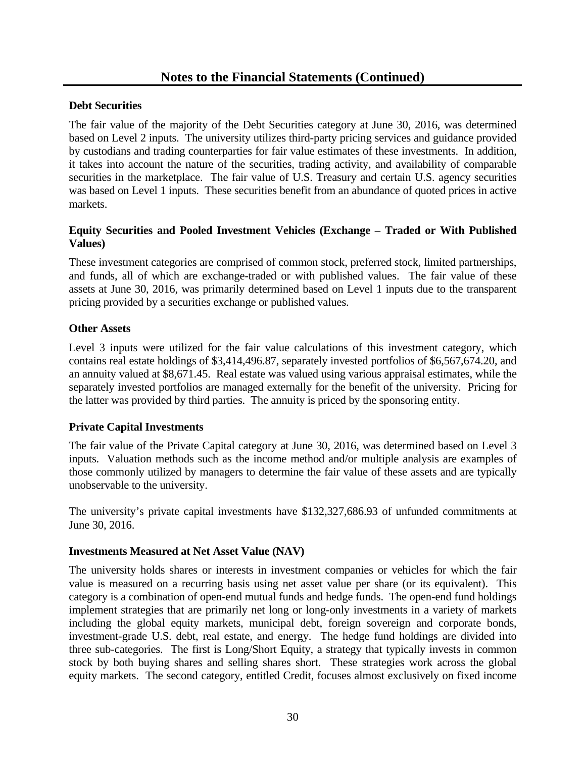## Notes to the Financial Statements (Continued)

### Debt Securities

The fair value of the majority of the Debt Securities category at June 30, 2016, was determined based on Level 2 inputs. The university utilizes third-party pricing services and guidance provided by custodians and trading counterparties for fair value estimates of these investments. In addition, it takes into account the nature of the securities, trading activity, and availability of comparable securities in the marketplace. The fair value of U.S. Treasury and certain U.S. agency securities was based on Level 1 inputs. These securities benefit from an abundance of quoted prices in active markets.

### Equity Securities and Pooled Investment Vehicles (Exchange – Traded or With Published Values)

These investment categories are comprised of common stock, preferred stock, limited partnerships, and funds, all of which are exchange-traded or with published values. The fair value of these assets at June 30, 2016, was primarily determined based on Level 1 inputs due to the transparent pricing provided by a securities exchange or published values.

### Other Assets

Level 3 inputs were utilized for the fair value calculations of this investment category, which contains real estate holdings of $3,414,496.87, separately invested portfolios of $6,567,674.20, and an annuity valued at $8,671.45. Real estate was valued using various appraisal estimates, while the separately invested portfolios are managed externally for the benefit of the university. Pricing for the latter was provided by third parties. The annuity is priced by the sponsoring entity.

### Private Capital Investments

The fair value of the Private Capital category at June 30, 2016, was determined based on Level 3 inputs. Valuation methods such as the income method and/or multiple analysis are examples of those commonly utilized by managers to determine the fair value of these assets and are typically unobservable to the university.

The university's private capital investments have $132,327,686.93 of unfunded commitments at June 30, 2016.

### Investments Measured at Net Asset Value (NAV)

The university holds shares or interests in investment companies or vehicles for which the fair value is measured on a recurring basis using net asset value per share (or its equivalent). This category is a combination of open-end mutual funds and hedge funds. The open-end fund holdings implement strategies that are primarily net long or long-only investments in a variety of markets including the global equity markets, municipal debt, foreign sovereign and corporate bonds, investment-grade U.S. debt, real estate, and energy. The hedge fund holdings are divided into three sub-categories. The first is Long/Short Equity, a strategy that typically invests in common stock by both buying shares and selling shares short. These strategies work across the global equity markets. The second category, entitled Credit, focuses almost exclusively on fixed income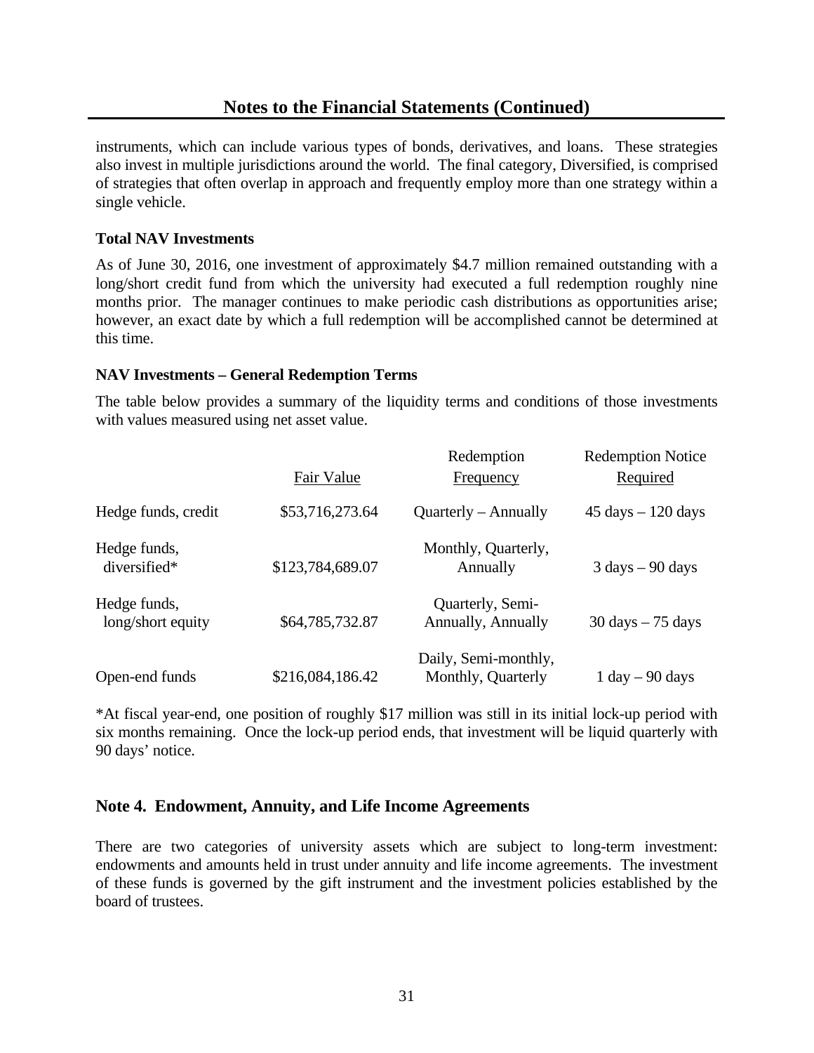## Notes to the Financial Statements (Continued)

instruments, which can include various types of bonds, derivatives, and loans. These strategies also invest in multiple jurisdictions around the world. The final category, Diversified, is comprised of strategies that often overlap in approach and frequently employ more than one strategy within a single vehicle.

**Total NAV Investments**

As of June 30, 2016, one investment of approximately $4.7 million remained outstanding with a long/short credit fund from which the university had executed a full redemption roughly nine months prior. The manager continues to make periodic cash distributions as opportunities arise; however, an exact date by which a full redemption will be accomplished cannot be determined at this time.

**NAV Investments – General Redemption Terms**

The table below provides a summary of the liquidity terms and conditions of those investments with values measured using net asset value.

| | Fair Value | Redemption Frequency | Redemption Notice Required |
|---|---|---|---|
| Hedge funds, credit | $53,716,273.64 | Quarterly – Annually | 45 days – 120 days |
| Hedge funds, diversified* | $123,784,689.07 | Monthly, Quarterly, Annually | 3 days – 90 days |
| Hedge funds, long/short equity | $64,785,732.87 | Quarterly, Semi-Annually, Annually | 30 days – 75 days |
| Open-end funds | $216,084,186.42 | Daily, Semi-monthly, Monthly, Quarterly | 1 day – 90 days |

*At fiscal year-end, one position of roughly $17 million was still in its initial lock-up period with six months remaining. Once the lock-up period ends, that investment will be liquid quarterly with 90 days' notice.

## Note 4. Endowment, Annuity, and Life Income Agreements

There are two categories of university assets which are subject to long-term investment: endowments and amounts held in trust under annuity and life income agreements. The investment of these funds is governed by the gift instrument and the investment policies established by the board of trustees.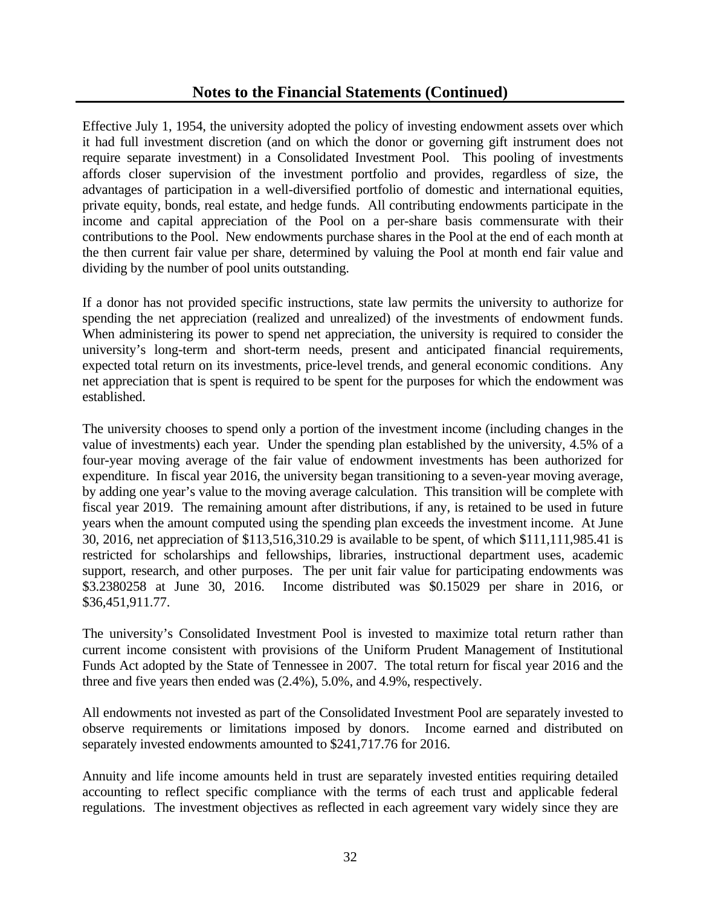## Notes to the Financial Statements (Continued)

Effective July 1, 1954, the university adopted the policy of investing endowment assets over which it had full investment discretion (and on which the donor or governing gift instrument does not require separate investment) in a Consolidated Investment Pool. This pooling of investments affords closer supervision of the investment portfolio and provides, regardless of size, the advantages of participation in a well-diversified portfolio of domestic and international equities, private equity, bonds, real estate, and hedge funds. All contributing endowments participate in the income and capital appreciation of the Pool on a per-share basis commensurate with their contributions to the Pool. New endowments purchase shares in the Pool at the end of each month at the then current fair value per share, determined by valuing the Pool at month end fair value and dividing by the number of pool units outstanding.

If a donor has not provided specific instructions, state law permits the university to authorize for spending the net appreciation (realized and unrealized) of the investments of endowment funds. When administering its power to spend net appreciation, the university is required to consider the university's long-term and short-term needs, present and anticipated financial requirements, expected total return on its investments, price-level trends, and general economic conditions. Any net appreciation that is spent is required to be spent for the purposes for which the endowment was established.

The university chooses to spend only a portion of the investment income (including changes in the value of investments) each year. Under the spending plan established by the university, 4.5% of a four-year moving average of the fair value of endowment investments has been authorized for expenditure. In fiscal year 2016, the university began transitioning to a seven-year moving average, by adding one year's value to the moving average calculation. This transition will be complete with fiscal year 2019. The remaining amount after distributions, if any, is retained to be used in future years when the amount computed using the spending plan exceeds the investment income. At June 30, 2016, net appreciation of $113,516,310.29 is available to be spent, of which $111,111,985.41 is restricted for scholarships and fellowships, libraries, instructional department uses, academic support, research, and other purposes. The per unit fair value for participating endowments was $3.2380258 at June 30, 2016. Income distributed was $0.15029 per share in 2016, or $36,451,911.77.

The university's Consolidated Investment Pool is invested to maximize total return rather than current income consistent with provisions of the Uniform Prudent Management of Institutional Funds Act adopted by the State of Tennessee in 2007. The total return for fiscal year 2016 and the three and five years then ended was (2.4%), 5.0%, and 4.9%, respectively.

All endowments not invested as part of the Consolidated Investment Pool are separately invested to observe requirements or limitations imposed by donors. Income earned and distributed on separately invested endowments amounted to $241,717.76 for 2016.

Annuity and life income amounts held in trust are separately invested entities requiring detailed accounting to reflect specific compliance with the terms of each trust and applicable federal regulations. The investment objectives as reflected in each agreement vary widely since they are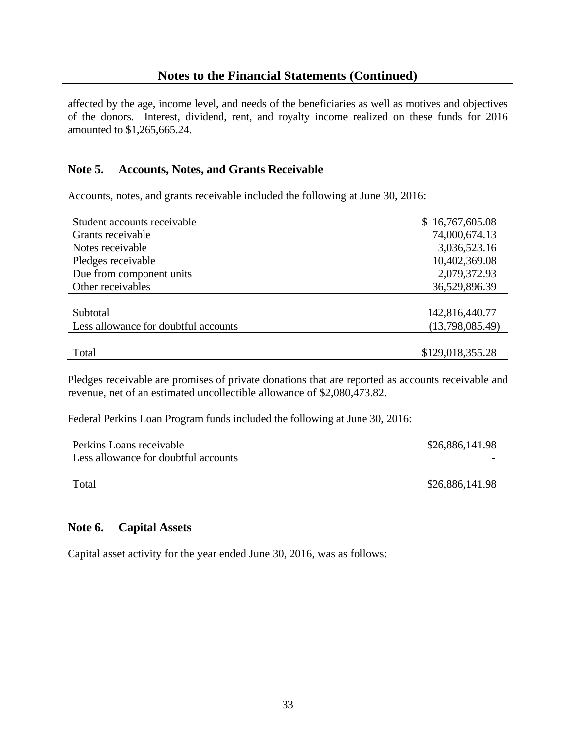## Notes to the Financial Statements (Continued)

affected by the age, income level, and needs of the beneficiaries as well as motives and objectives of the donors. Interest, dividend, rent, and royalty income realized on these funds for 2016 amounted to $1,265,665.24.

### Note 5. Accounts, Notes, and Grants Receivable

Accounts, notes, and grants receivable included the following at June 30, 2016:

| | |
|---|---|
| Student accounts receivable | $ 16,767,605.08 |
| Grants receivable | 74,000,674.13 |
| Notes receivable | 3,036,523.16 |
| Pledges receivable | 10,402,369.08 |
| Due from component units | 2,079,372.93 |
| Other receivables | 36,529,896.39 |
| Subtotal | 142,816,440.77 |
| Less allowance for doubtful accounts | (13,798,085.49) |
| Total | $129,018,355.28 |

Pledges receivable are promises of private donations that are reported as accounts receivable and revenue, net of an estimated uncollectible allowance of $2,080,473.82.

Federal Perkins Loan Program funds included the following at June 30, 2016:

| | |
|---|---|
| Perkins Loans receivable | $26,886,141.98 |
| Less allowance for doubtful accounts | - |
| Total | $26,886,141.98 |

### Note 6. Capital Assets

Capital asset activity for the year ended June 30, 2016, was as follows: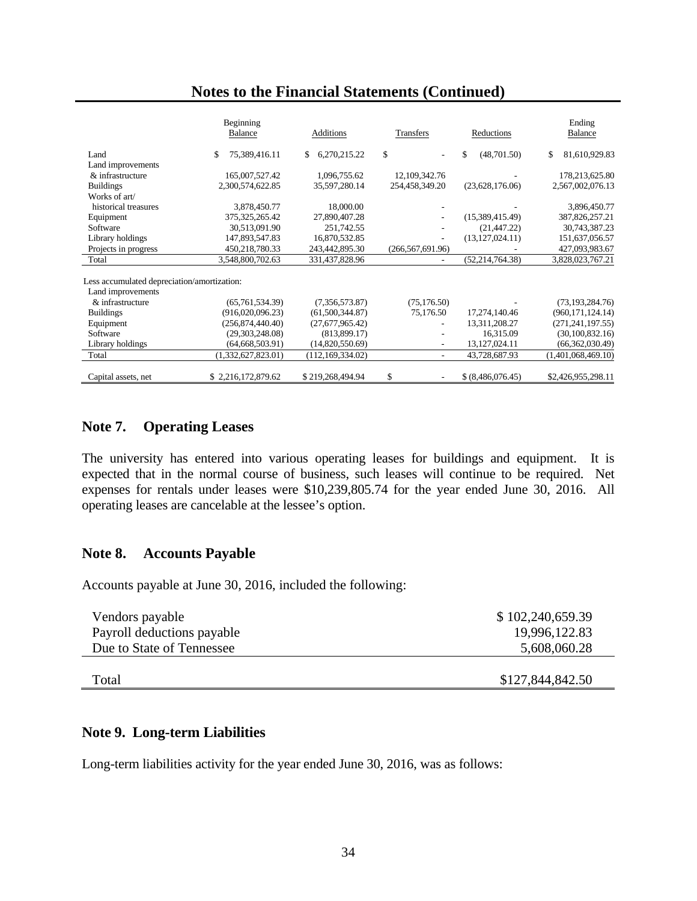## Notes to the Financial Statements (Continued)

| | Beginning Balance | Additions | Transfers | Reductions | Ending Balance |
|---|---|---|---|---|---|
| Land | $ 75,389,416.11 | $ 6,270,215.22 | $ - | $ (48,701.50) | $ 81,610,929.83 |
| Land improvements & infrastructure | 165,007,527.42 | 1,096,755.62 | 12,109,342.76 | - | 178,213,625.80 |
| Buildings | 2,300,574,622.85 | 35,597,280.14 | 254,458,349.20 | (23,628,176.06) | 2,567,002,076.13 |
| Works of art/ historical treasures | 3,878,450.77 | 18,000.00 | - | - | 3,896,450.77 |
| Equipment | 375,325,265.42 | 27,890,407.28 | - | (15,389,415.49) | 387,826,257.21 |
| Software | 30,513,091.90 | 251,742.55 | - | (21,447.22) | 30,743,387.23 |
| Library holdings | 147,893,547.83 | 16,870,532.85 | - | (13,127,024.11) | 151,637,056.57 |
| Projects in progress | 450,218,780.33 | 243,442,895.30 | (266,567,691.96) | - | 427,093,983.67 |
| Total | 3,548,800,702.63 | 331,437,828.96 | - | (52,214,764.38) | 3,828,023,767.21 |
| Less accumulated depreciation/amortization: | | | | | |
| Land improvements & infrastructure | (65,761,534.39) | (7,356,573.87) | (75,176.50) | - | (73,193,284.76) |
| Buildings | (916,020,096.23) | (61,500,344.87) | 75,176.50 | 17,274,140.46 | (960,171,124.14) |
| Equipment | (256,874,440.40) | (27,677,965.42) | - | 13,311,208.27 | (271,241,197.55) |
| Software | (29,303,248.08) | (813,899.17) | - | 16,315.09 | (30,100,832.16) |
| Library holdings | (64,668,503.91) | (14,820,550.69) | - | 13,127,024.11 | (66,362,030.49) |
| Total | (1,332,627,823.01) | (112,169,334.02) | - | 43,728,687.93 | (1,401,068,469.10) |
| Capital assets, net | $ 2,216,172,879.62 | $ 219,268,494.94 | $ - | $ (8,486,076.45) | $2,426,955,298.11 |

## Note 7. Operating Leases

The university has entered into various operating leases for buildings and equipment. It is expected that in the normal course of business, such leases will continue to be required. Net expenses for rentals under leases were $10,239,805.74 for the year ended June 30, 2016. All operating leases are cancelable at the lessee's option.

## Note 8. Accounts Payable

Accounts payable at June 30, 2016, included the following:

| | |
|---|---|
| Vendors payable | $ 102,240,659.39 |
| Payroll deductions payable | 19,996,122.83 |
| Due to State of Tennessee | 5,608,060.28 |
| Total | $127,844,842.50 |

## Note 9. Long-term Liabilities

Long-term liabilities activity for the year ended June 30, 2016, was as follows: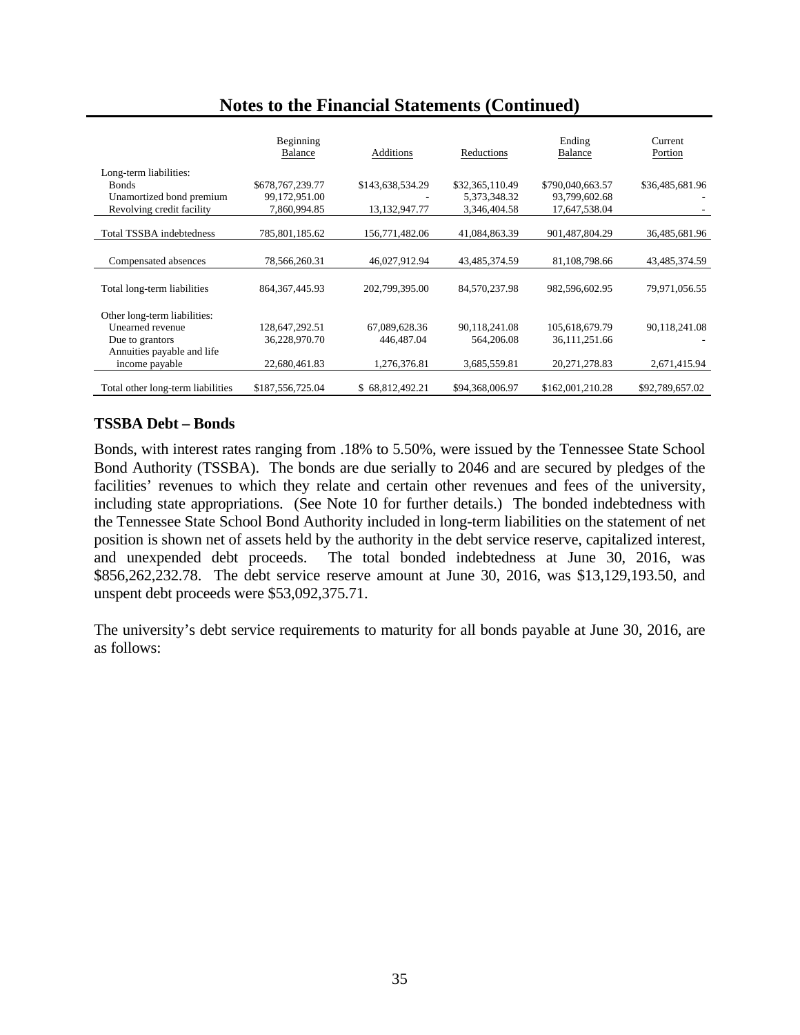## Notes to the Financial Statements (Continued)

| | Beginning Balance | Additions | Reductions | Ending Balance | Current Portion |
|---|---|---|---|---|---|
| Long-term liabilities: | | | | | |
| Bonds | $678,767,239.77 | $143,638,534.29 | $32,365,110.49 | $790,040,663.57 | $36,485,681.96 |
| Unamortized bond premium | 99,172,951.00 | - | 5,373,348.32 | 93,799,602.68 | - |
| Revolving credit facility | 7,860,994.85 | 13,132,947.77 | 3,346,404.58 | 17,647,538.04 | - |
| Total TSSBA indebtedness | 785,801,185.62 | 156,771,482.06 | 41,084,863.39 | 901,487,804.29 | 36,485,681.96 |
| Compensated absences | 78,566,260.31 | 46,027,912.94 | 43,485,374.59 | 81,108,798.66 | 43,485,374.59 |
| Total long-term liabilities | 864,367,445.93 | 202,799,395.00 | 84,570,237.98 | 982,596,602.95 | 79,971,056.55 |
| Other long-term liabilities: | | | | | |
| Unearned revenue | 128,647,292.51 | 67,089,628.36 | 90,118,241.08 | 105,618,679.79 | 90,118,241.08 |
| Due to grantors | 36,228,970.70 | 446,487.04 | 564,206.08 | 36,111,251.66 | - |
| Annuities payable and life income payable | 22,680,461.83 | 1,276,376.81 | 3,685,559.81 | 20,271,278.83 | 2,671,415.94 |
| Total other long-term liabilities | $187,556,725.04 | $ 68,812,492.21 | $94,368,006.97 | $162,001,210.28 | $92,789,657.02 |

### TSSBA Debt – Bonds

Bonds, with interest rates ranging from .18% to 5.50%, were issued by the Tennessee State School Bond Authority (TSSBA). The bonds are due serially to 2046 and are secured by pledges of the facilities' revenues to which they relate and certain other revenues and fees of the university, including state appropriations. (See Note 10 for further details.) The bonded indebtedness with the Tennessee State School Bond Authority included in long-term liabilities on the statement of net position is shown net of assets held by the authority in the debt service reserve, capitalized interest, and unexpended debt proceeds. The total bonded indebtedness at June 30, 2016, was $856,262,232.78. The debt service reserve amount at June 30, 2016, was $13,129,193.50, and unspent debt proceeds were $53,092,375.71.

The university's debt service requirements to maturity for all bonds payable at June 30, 2016, are as follows: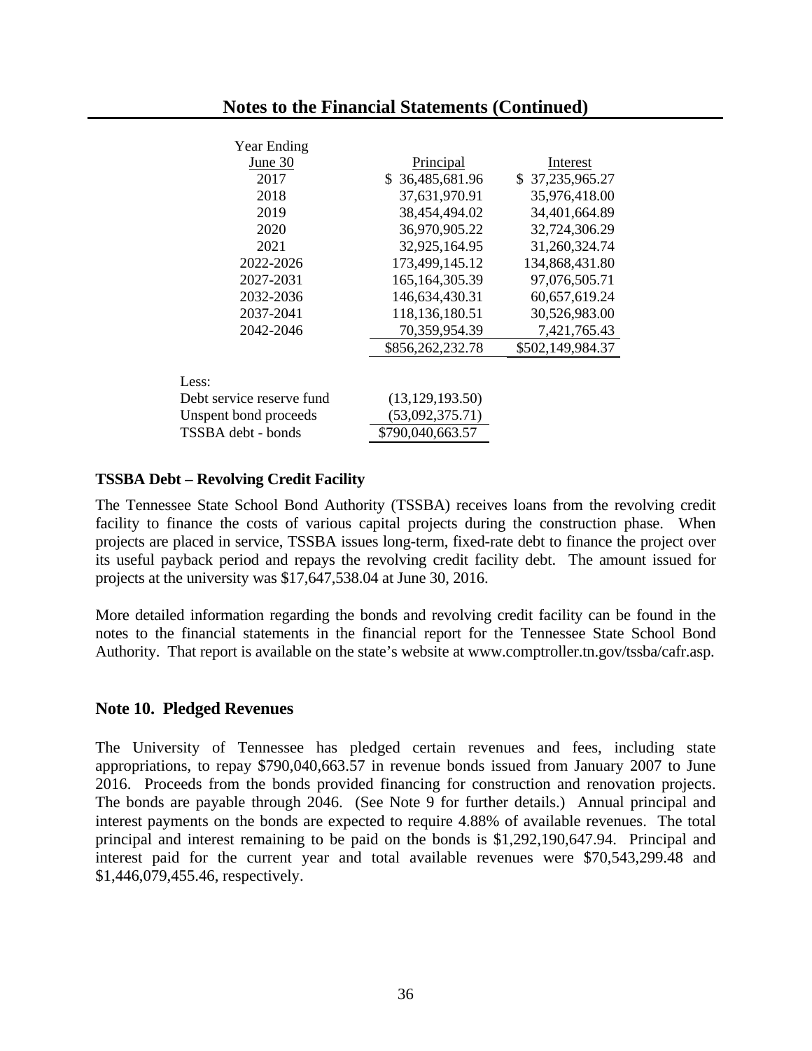## Notes to the Financial Statements (Continued)

| Year Ending June 30 | Principal | Interest |
|---|---|---|
| 2017 | $ 36,485,681.96 | $ 37,235,965.27 |
| 2018 | 37,631,970.91 | 35,976,418.00 |
| 2019 | 38,454,494.02 | 34,401,664.89 |
| 2020 | 36,970,905.22 | 32,724,306.29 |
| 2021 | 32,925,164.95 | 31,260,324.74 |
| 2022-2026 | 173,499,145.12 | 134,868,431.80 |
| 2027-2031 | 165,164,305.39 | 97,076,505.71 |
| 2032-2036 | 146,634,430.31 | 60,657,619.24 |
| 2037-2041 | 118,136,180.51 | 30,526,983.00 |
| 2042-2046 | 70,359,954.39 | 7,421,765.43 |
| | $856,262,232.78 | $502,149,984.37 |

| | |
|---|---|
| Less: | |
| Debt service reserve fund | (13,129,193.50) |
| Unspent bond proceeds | (53,092,375.71) |
| TSSBA debt - bonds | $790,040,663.57 |

**TSSBA Debt – Revolving Credit Facility**

The Tennessee State School Bond Authority (TSSBA) receives loans from the revolving credit facility to finance the costs of various capital projects during the construction phase. When projects are placed in service, TSSBA issues long-term, fixed-rate debt to finance the project over its useful payback period and repays the revolving credit facility debt. The amount issued for projects at the university was $17,647,538.04 at June 30, 2016.

More detailed information regarding the bonds and revolving credit facility can be found in the notes to the financial statements in the financial report for the Tennessee State School Bond Authority. That report is available on the state's website at www.comptroller.tn.gov/tssba/cafr.asp.

### Note 10. Pledged Revenues

The University of Tennessee has pledged certain revenues and fees, including state appropriations, to repay $790,040,663.57 in revenue bonds issued from January 2007 to June 2016. Proceeds from the bonds provided financing for construction and renovation projects. The bonds are payable through 2046. (See Note 9 for further details.) Annual principal and interest payments on the bonds are expected to require 4.88% of available revenues. The total principal and interest remaining to be paid on the bonds is $1,292,190,647.94. Principal and interest paid for the current year and total available revenues were $70,543,299.48 and $1,446,079,455.46, respectively.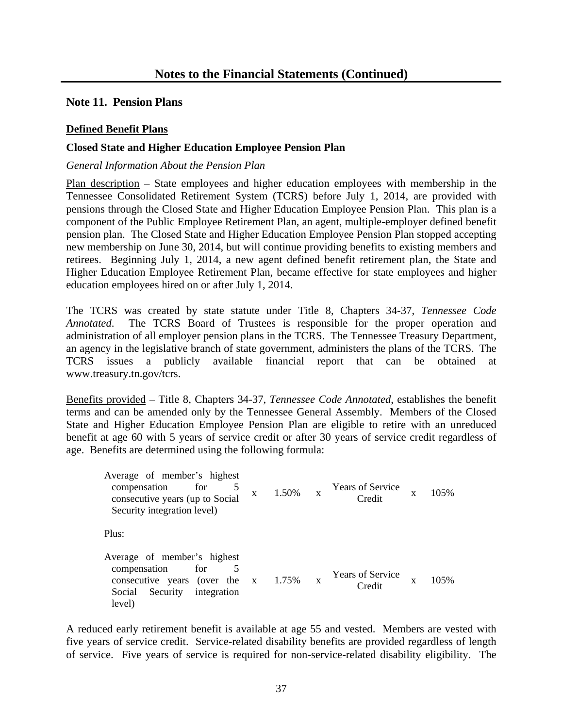## Notes to the Financial Statements (Continued)

### Note 11. Pension Plans

#### Defined Benefit Plans

**Closed State and Higher Education Employee Pension Plan**

*General Information About the Pension Plan*

Plan description – State employees and higher education employees with membership in the Tennessee Consolidated Retirement System (TCRS) before July 1, 2014, are provided with pensions through the Closed State and Higher Education Employee Pension Plan. This plan is a component of the Public Employee Retirement Plan, an agent, multiple-employer defined benefit pension plan. The Closed State and Higher Education Employee Pension Plan stopped accepting new membership on June 30, 2014, but will continue providing benefits to existing members and retirees. Beginning July 1, 2014, a new agent defined benefit retirement plan, the State and Higher Education Employee Retirement Plan, became effective for state employees and higher education employees hired on or after July 1, 2014.

The TCRS was created by state statute under Title 8, Chapters 34-37, *Tennessee Code Annotated*. The TCRS Board of Trustees is responsible for the proper operation and administration of all employer pension plans in the TCRS. The Tennessee Treasury Department, an agency in the legislative branch of state government, administers the plans of the TCRS. The TCRS issues a publicly available financial report that can be obtained at www.treasury.tn.gov/tcrs.

Benefits provided – Title 8, Chapters 34-37, *Tennessee Code Annotated*, establishes the benefit terms and can be amended only by the Tennessee General Assembly. Members of the Closed State and Higher Education Employee Pension Plan are eligible to retire with an unreduced benefit at age 60 with 5 years of service credit or after 30 years of service credit regardless of age. Benefits are determined using the following formula:

| | | | | | | |
|---|---|---|---|---|---|---|
| Average of member's highest compensation for 5 consecutive years (up to Social Security integration level) | x | 1.50% | x | Years of Service Credit | x | 105% |
| Plus: | | | | | | |
| Average of member's highest compensation for 5 consecutive years (over the Social Security integration level) | x | 1.75% | x | Years of Service Credit | x | 105% |

A reduced early retirement benefit is available at age 55 and vested. Members are vested with five years of service credit. Service-related disability benefits are provided regardless of length of service. Five years of service is required for non-service-related disability eligibility. The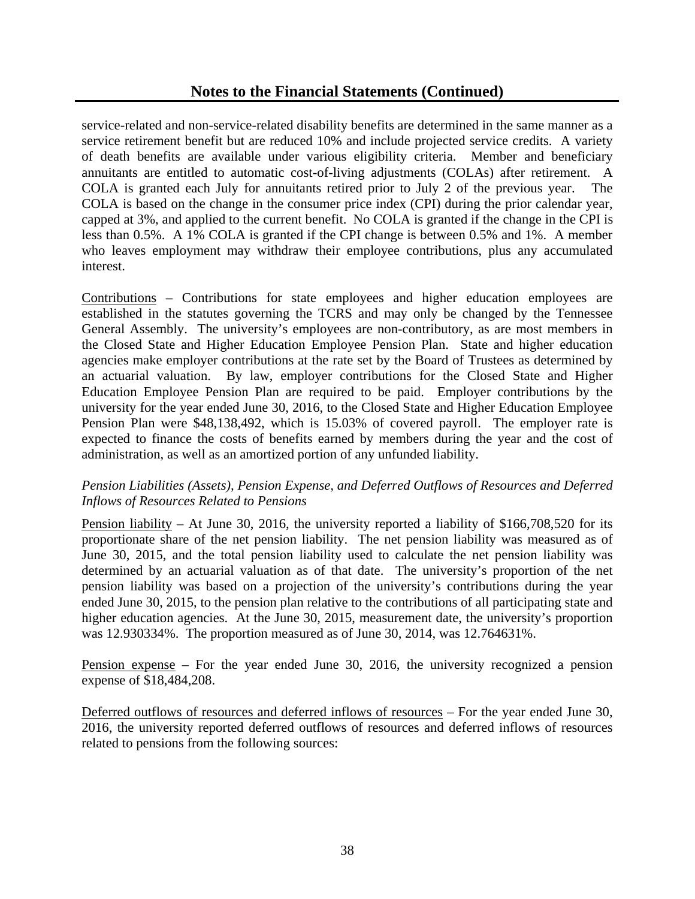## Notes to the Financial Statements (Continued)

service-related and non-service-related disability benefits are determined in the same manner as a service retirement benefit but are reduced 10% and include projected service credits. A variety of death benefits are available under various eligibility criteria. Member and beneficiary annuitants are entitled to automatic cost-of-living adjustments (COLAs) after retirement. A COLA is granted each July for annuitants retired prior to July 2 of the previous year. The COLA is based on the change in the consumer price index (CPI) during the prior calendar year, capped at 3%, and applied to the current benefit. No COLA is granted if the change in the CPI is less than 0.5%. A 1% COLA is granted if the CPI change is between 0.5% and 1%. A member who leaves employment may withdraw their employee contributions, plus any accumulated interest.

Contributions – Contributions for state employees and higher education employees are established in the statutes governing the TCRS and may only be changed by the Tennessee General Assembly. The university's employees are non-contributory, as are most members in the Closed State and Higher Education Employee Pension Plan. State and higher education agencies make employer contributions at the rate set by the Board of Trustees as determined by an actuarial valuation. By law, employer contributions for the Closed State and Higher Education Employee Pension Plan are required to be paid. Employer contributions by the university for the year ended June 30, 2016, to the Closed State and Higher Education Employee Pension Plan were $48,138,492, which is 15.03% of covered payroll. The employer rate is expected to finance the costs of benefits earned by members during the year and the cost of administration, as well as an amortized portion of any unfunded liability.

*Pension Liabilities (Assets), Pension Expense, and Deferred Outflows of Resources and Deferred Inflows of Resources Related to Pensions*

Pension liability – At June 30, 2016, the university reported a liability of $166,708,520 for its proportionate share of the net pension liability. The net pension liability was measured as of June 30, 2015, and the total pension liability used to calculate the net pension liability was determined by an actuarial valuation as of that date. The university's proportion of the net pension liability was based on a projection of the university's contributions during the year ended June 30, 2015, to the pension plan relative to the contributions of all participating state and higher education agencies. At the June 30, 2015, measurement date, the university's proportion was 12.930334%. The proportion measured as of June 30, 2014, was 12.764631%.

Pension expense – For the year ended June 30, 2016, the university recognized a pension expense of $18,484,208.

Deferred outflows of resources and deferred inflows of resources – For the year ended June 30, 2016, the university reported deferred outflows of resources and deferred inflows of resources related to pensions from the following sources: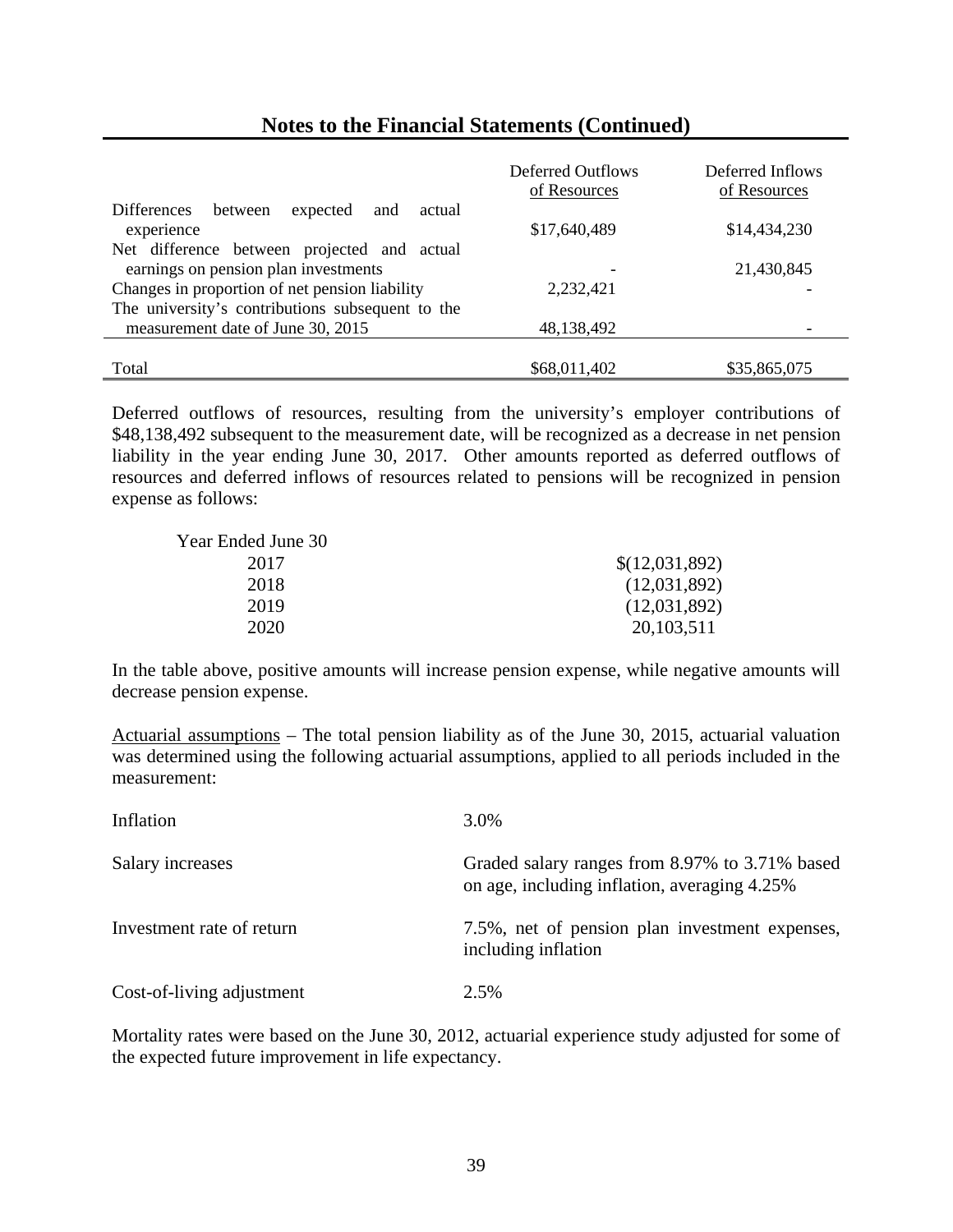## Notes to the Financial Statements (Continued)

| | Deferred Outflows of Resources | Deferred Inflows of Resources |
|---|---|---|
| Differences between expected and actual experience | $17,640,489 | $14,434,230 |
| Net difference between projected and actual earnings on pension plan investments | - | 21,430,845 |
| Changes in proportion of net pension liability | 2,232,421 | - |
| The university's contributions subsequent to the measurement date of June 30, 2015 | 48,138,492 | - |
| Total | $68,011,402 | $35,865,075 |

Deferred outflows of resources, resulting from the university's employer contributions of $48,138,492 subsequent to the measurement date, will be recognized as a decrease in net pension liability in the year ending June 30, 2017. Other amounts reported as deferred outflows of resources and deferred inflows of resources related to pensions will be recognized in pension expense as follows:

| Year Ended June 30 | |
|---|---|
| 2017 | $(12,031,892) |
| 2018 | (12,031,892) |
| 2019 | (12,031,892) |
| 2020 | 20,103,511 |

In the table above, positive amounts will increase pension expense, while negative amounts will decrease pension expense.

Actuarial assumptions – The total pension liability as of the June 30, 2015, actuarial valuation was determined using the following actuarial assumptions, applied to all periods included in the measurement:

| | |
|---|---|
| Inflation | 3.0% |
| Salary increases | Graded salary ranges from 8.97% to 3.71% based on age, including inflation, averaging 4.25% |
| Investment rate of return | 7.5%, net of pension plan investment expenses, including inflation |
| Cost-of-living adjustment | 2.5% |

Mortality rates were based on the June 30, 2012, actuarial experience study adjusted for some of the expected future improvement in life expectancy.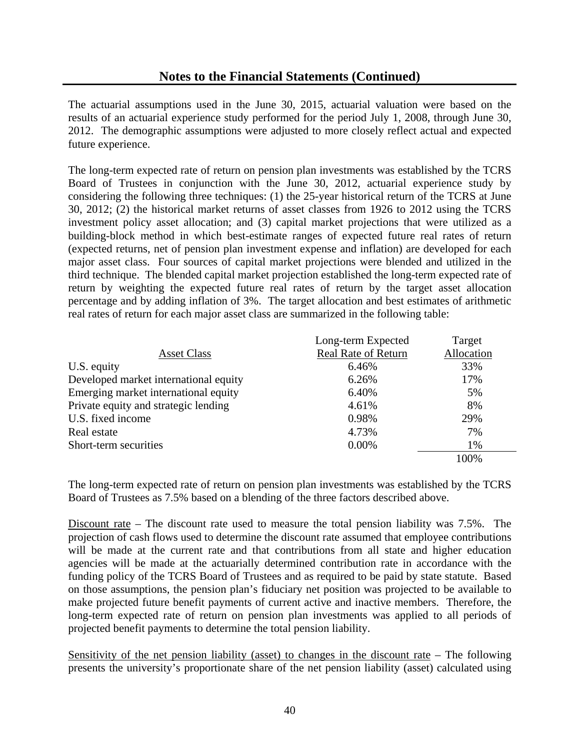## Notes to the Financial Statements (Continued)

The actuarial assumptions used in the June 30, 2015, actuarial valuation were based on the results of an actuarial experience study performed for the period July 1, 2008, through June 30, 2012. The demographic assumptions were adjusted to more closely reflect actual and expected future experience.

The long-term expected rate of return on pension plan investments was established by the TCRS Board of Trustees in conjunction with the June 30, 2012, actuarial experience study by considering the following three techniques: (1) the 25-year historical return of the TCRS at June 30, 2012; (2) the historical market returns of asset classes from 1926 to 2012 using the TCRS investment policy asset allocation; and (3) capital market projections that were utilized as a building-block method in which best-estimate ranges of expected future real rates of return (expected returns, net of pension plan investment expense and inflation) are developed for each major asset class. Four sources of capital market projections were blended and utilized in the third technique. The blended capital market projection established the long-term expected rate of return by weighting the expected future real rates of return by the target asset allocation percentage and by adding inflation of 3%. The target allocation and best estimates of arithmetic real rates of return for each major asset class are summarized in the following table:

| Asset Class | Long-term Expected Real Rate of Return | Target Allocation |
|---|---|---|
| U.S. equity | 6.46% | 33% |
| Developed market international equity | 6.26% | 17% |
| Emerging market international equity | 6.40% | 5% |
| Private equity and strategic lending | 4.61% | 8% |
| U.S. fixed income | 0.98% | 29% |
| Real estate | 4.73% | 7% |
| Short-term securities | 0.00% | 1% |
| | | 100% |

The long-term expected rate of return on pension plan investments was established by the TCRS Board of Trustees as 7.5% based on a blending of the three factors described above.

Discount rate – The discount rate used to measure the total pension liability was 7.5%. The projection of cash flows used to determine the discount rate assumed that employee contributions will be made at the current rate and that contributions from all state and higher education agencies will be made at the actuarially determined contribution rate in accordance with the funding policy of the TCRS Board of Trustees and as required to be paid by state statute. Based on those assumptions, the pension plan's fiduciary net position was projected to be available to make projected future benefit payments of current active and inactive members. Therefore, the long-term expected rate of return on pension plan investments was applied to all periods of projected benefit payments to determine the total pension liability.

Sensitivity of the net pension liability (asset) to changes in the discount rate – The following presents the university's proportionate share of the net pension liability (asset) calculated using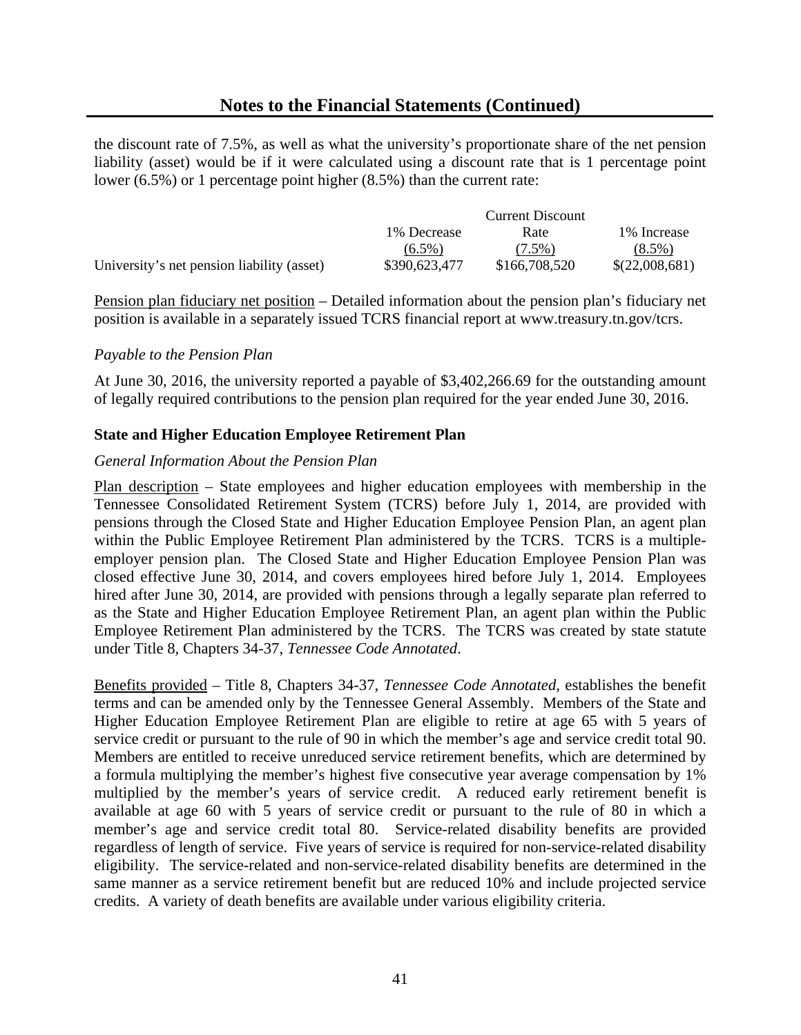## Notes to the Financial Statements (Continued)

the discount rate of 7.5%, as well as what the university's proportionate share of the net pension liability (asset) would be if it were calculated using a discount rate that is 1 percentage point lower (6.5%) or 1 percentage point higher (8.5%) than the current rate:

| | 1% Decrease (6.5%) | Current Discount Rate (7.5%) | 1% Increase (8.5%) |
|---|---|---|---|
| University's net pension liability (asset) | $390,623,477 | $166,708,520 | $(22,008,681) |

Pension plan fiduciary net position – Detailed information about the pension plan's fiduciary net position is available in a separately issued TCRS financial report at www.treasury.tn.gov/tcrs.

*Payable to the Pension Plan*

At June 30, 2016, the university reported a payable of $3,402,266.69 for the outstanding amount of legally required contributions to the pension plan required for the year ended June 30, 2016.

**State and Higher Education Employee Retirement Plan**

*General Information About the Pension Plan*

Plan description – State employees and higher education employees with membership in the Tennessee Consolidated Retirement System (TCRS) before July 1, 2014, are provided with pensions through the Closed State and Higher Education Employee Pension Plan, an agent plan within the Public Employee Retirement Plan administered by the TCRS. TCRS is a multiple-employer pension plan. The Closed State and Higher Education Employee Pension Plan was closed effective June 30, 2014, and covers employees hired before July 1, 2014. Employees hired after June 30, 2014, are provided with pensions through a legally separate plan referred to as the State and Higher Education Employee Retirement Plan, an agent plan within the Public Employee Retirement Plan administered by the TCRS. The TCRS was created by state statute under Title 8, Chapters 34-37, *Tennessee Code Annotated*.

Benefits provided – Title 8, Chapters 34-37, *Tennessee Code Annotated*, establishes the benefit terms and can be amended only by the Tennessee General Assembly. Members of the State and Higher Education Employee Retirement Plan are eligible to retire at age 65 with 5 years of service credit or pursuant to the rule of 90 in which the member's age and service credit total 90. Members are entitled to receive unreduced service retirement benefits, which are determined by a formula multiplying the member's highest five consecutive year average compensation by 1% multiplied by the member's years of service credit. A reduced early retirement benefit is available at age 60 with 5 years of service credit or pursuant to the rule of 80 in which a member's age and service credit total 80. Service-related disability benefits are provided regardless of length of service. Five years of service is required for non-service-related disability eligibility. The service-related and non-service-related disability benefits are determined in the same manner as a service retirement benefit but are reduced 10% and include projected service credits. A variety of death benefits are available under various eligibility criteria.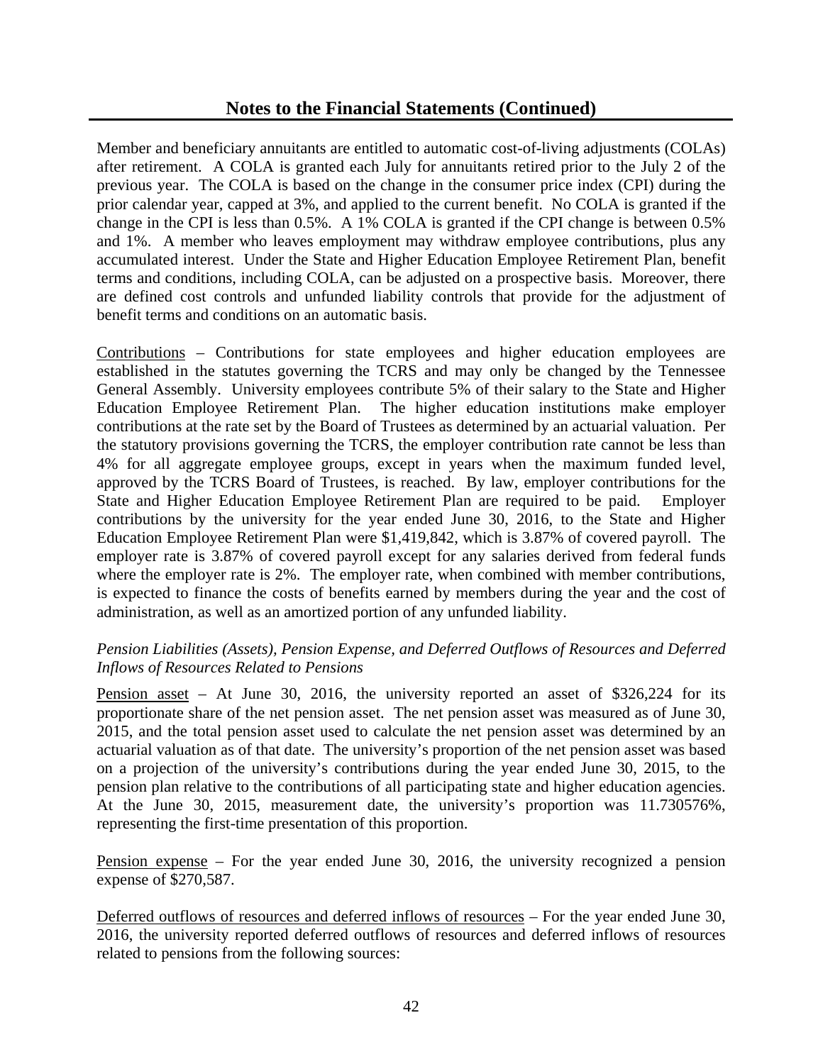## Notes to the Financial Statements (Continued)

Member and beneficiary annuitants are entitled to automatic cost-of-living adjustments (COLAs) after retirement. A COLA is granted each July for annuitants retired prior to the July 2 of the previous year. The COLA is based on the change in the consumer price index (CPI) during the prior calendar year, capped at 3%, and applied to the current benefit. No COLA is granted if the change in the CPI is less than 0.5%. A 1% COLA is granted if the CPI change is between 0.5% and 1%. A member who leaves employment may withdraw employee contributions, plus any accumulated interest. Under the State and Higher Education Employee Retirement Plan, benefit terms and conditions, including COLA, can be adjusted on a prospective basis. Moreover, there are defined cost controls and unfunded liability controls that provide for the adjustment of benefit terms and conditions on an automatic basis.

Contributions – Contributions for state employees and higher education employees are established in the statutes governing the TCRS and may only be changed by the Tennessee General Assembly. University employees contribute 5% of their salary to the State and Higher Education Employee Retirement Plan. The higher education institutions make employer contributions at the rate set by the Board of Trustees as determined by an actuarial valuation. Per the statutory provisions governing the TCRS, the employer contribution rate cannot be less than 4% for all aggregate employee groups, except in years when the maximum funded level, approved by the TCRS Board of Trustees, is reached. By law, employer contributions for the State and Higher Education Employee Retirement Plan are required to be paid. Employer contributions by the university for the year ended June 30, 2016, to the State and Higher Education Employee Retirement Plan were $1,419,842, which is 3.87% of covered payroll. The employer rate is 3.87% of covered payroll except for any salaries derived from federal funds where the employer rate is 2%. The employer rate, when combined with member contributions, is expected to finance the costs of benefits earned by members during the year and the cost of administration, as well as an amortized portion of any unfunded liability.

*Pension Liabilities (Assets), Pension Expense, and Deferred Outflows of Resources and Deferred Inflows of Resources Related to Pensions*

Pension asset – At June 30, 2016, the university reported an asset of $326,224 for its proportionate share of the net pension asset. The net pension asset was measured as of June 30, 2015, and the total pension asset used to calculate the net pension asset was determined by an actuarial valuation as of that date. The university's proportion of the net pension asset was based on a projection of the university's contributions during the year ended June 30, 2015, to the pension plan relative to the contributions of all participating state and higher education agencies. At the June 30, 2015, measurement date, the university's proportion was 11.730576%, representing the first-time presentation of this proportion.

Pension expense – For the year ended June 30, 2016, the university recognized a pension expense of $270,587.

Deferred outflows of resources and deferred inflows of resources – For the year ended June 30, 2016, the university reported deferred outflows of resources and deferred inflows of resources related to pensions from the following sources: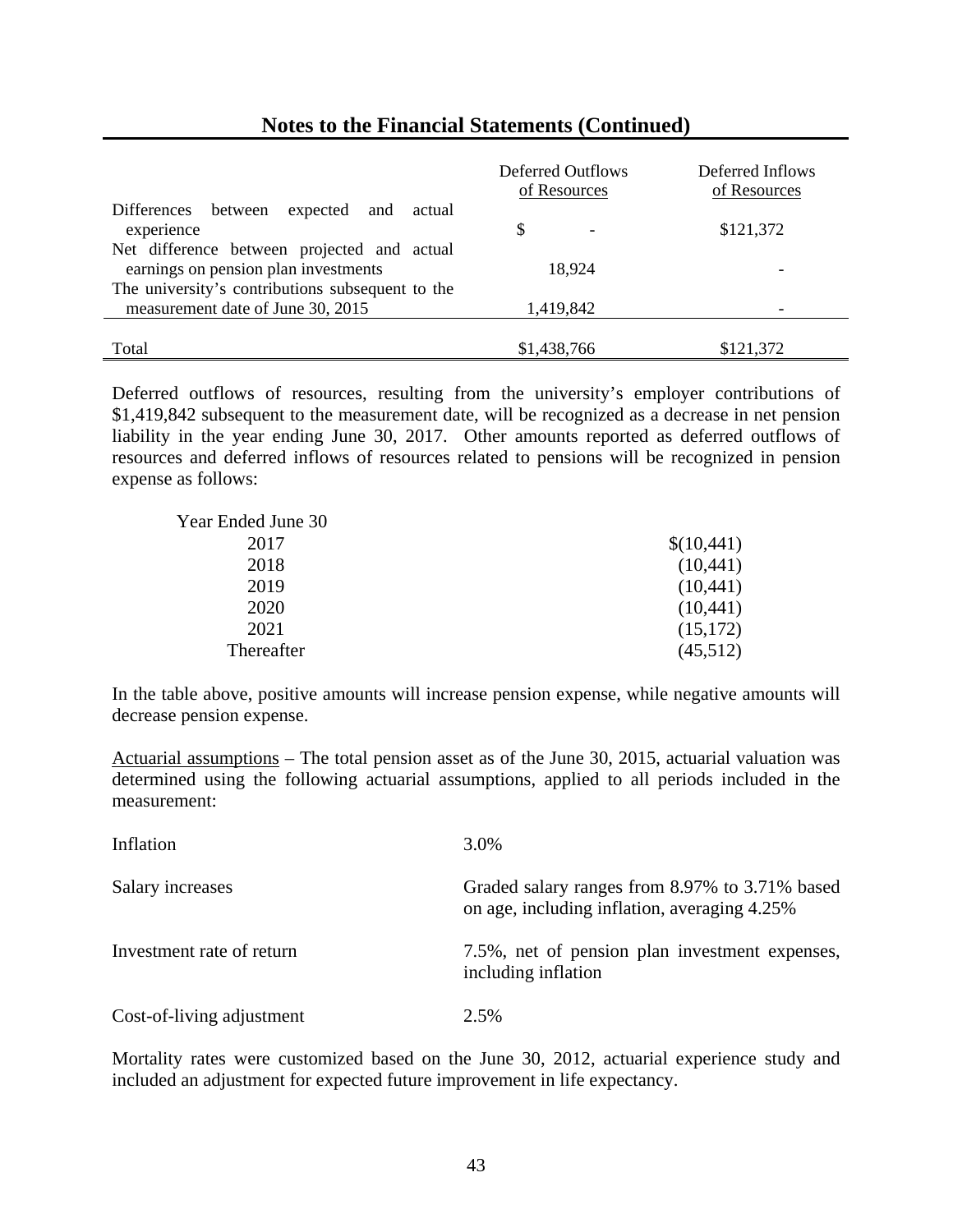## Notes to the Financial Statements (Continued)

| | Deferred Outflows of Resources | Deferred Inflows of Resources |
|---|---|---|
| Differences between expected and actual experience | $ - | $121,372 |
| Net difference between projected and actual earnings on pension plan investments | 18,924 | - |
| The university's contributions subsequent to the measurement date of June 30, 2015 | 1,419,842 | - |
| Total | $1,438,766 | $121,372 |

Deferred outflows of resources, resulting from the university's employer contributions of $1,419,842 subsequent to the measurement date, will be recognized as a decrease in net pension liability in the year ending June 30, 2017. Other amounts reported as deferred outflows of resources and deferred inflows of resources related to pensions will be recognized in pension expense as follows:

| Year Ended June 30 | |
|---|---|
| 2017 | $(10,441) |
| 2018 | (10,441) |
| 2019 | (10,441) |
| 2020 | (10,441) |
| 2021 | (15,172) |
| Thereafter | (45,512) |

In the table above, positive amounts will increase pension expense, while negative amounts will decrease pension expense.

Actuarial assumptions – The total pension asset as of the June 30, 2015, actuarial valuation was determined using the following actuarial assumptions, applied to all periods included in the measurement:

| | |
|---|---|
| Inflation | 3.0% |
| Salary increases | Graded salary ranges from 8.97% to 3.71% based on age, including inflation, averaging 4.25% |
| Investment rate of return | 7.5%, net of pension plan investment expenses, including inflation |
| Cost-of-living adjustment | 2.5% |

Mortality rates were customized based on the June 30, 2012, actuarial experience study and included an adjustment for expected future improvement in life expectancy.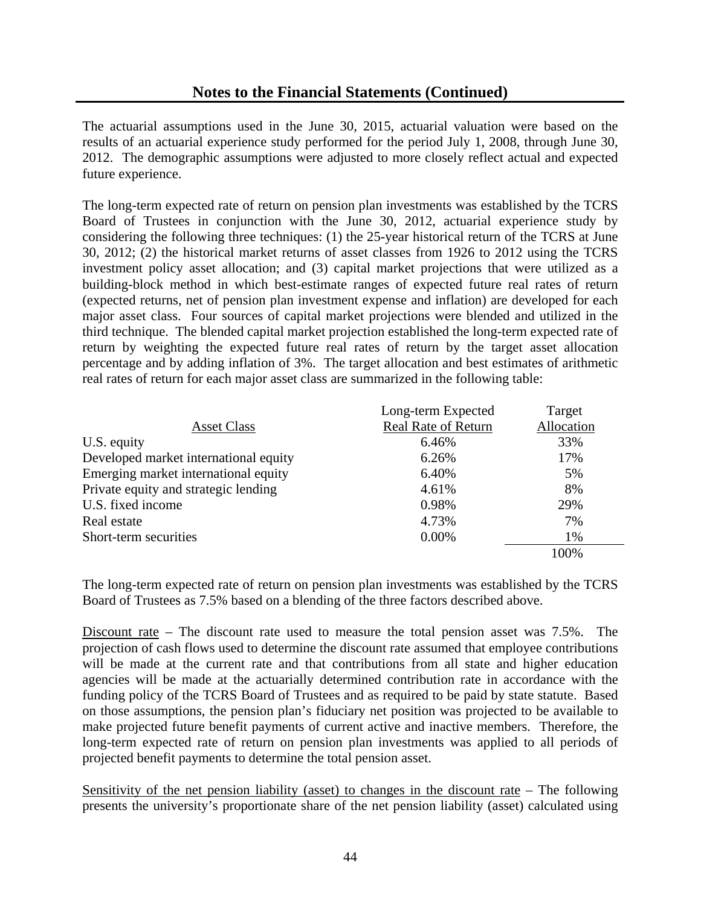## Notes to the Financial Statements (Continued)

The actuarial assumptions used in the June 30, 2015, actuarial valuation were based on the results of an actuarial experience study performed for the period July 1, 2008, through June 30, 2012. The demographic assumptions were adjusted to more closely reflect actual and expected future experience.

The long-term expected rate of return on pension plan investments was established by the TCRS Board of Trustees in conjunction with the June 30, 2012, actuarial experience study by considering the following three techniques: (1) the 25-year historical return of the TCRS at June 30, 2012; (2) the historical market returns of asset classes from 1926 to 2012 using the TCRS investment policy asset allocation; and (3) capital market projections that were utilized as a building-block method in which best-estimate ranges of expected future real rates of return (expected returns, net of pension plan investment expense and inflation) are developed for each major asset class. Four sources of capital market projections were blended and utilized in the third technique. The blended capital market projection established the long-term expected rate of return by weighting the expected future real rates of return by the target asset allocation percentage and by adding inflation of 3%. The target allocation and best estimates of arithmetic real rates of return for each major asset class are summarized in the following table:

| Asset Class | Long-term Expected Real Rate of Return | Target Allocation |
|---|---|---|
| U.S. equity | 6.46% | 33% |
| Developed market international equity | 6.26% | 17% |
| Emerging market international equity | 6.40% | 5% |
| Private equity and strategic lending | 4.61% | 8% |
| U.S. fixed income | 0.98% | 29% |
| Real estate | 4.73% | 7% |
| Short-term securities | 0.00% | 1% |
| | | 100% |

The long-term expected rate of return on pension plan investments was established by the TCRS Board of Trustees as 7.5% based on a blending of the three factors described above.

Discount rate – The discount rate used to measure the total pension asset was 7.5%. The projection of cash flows used to determine the discount rate assumed that employee contributions will be made at the current rate and that contributions from all state and higher education agencies will be made at the actuarially determined contribution rate in accordance with the funding policy of the TCRS Board of Trustees and as required to be paid by state statute. Based on those assumptions, the pension plan's fiduciary net position was projected to be available to make projected future benefit payments of current active and inactive members. Therefore, the long-term expected rate of return on pension plan investments was applied to all periods of projected benefit payments to determine the total pension asset.

Sensitivity of the net pension liability (asset) to changes in the discount rate – The following presents the university's proportionate share of the net pension liability (asset) calculated using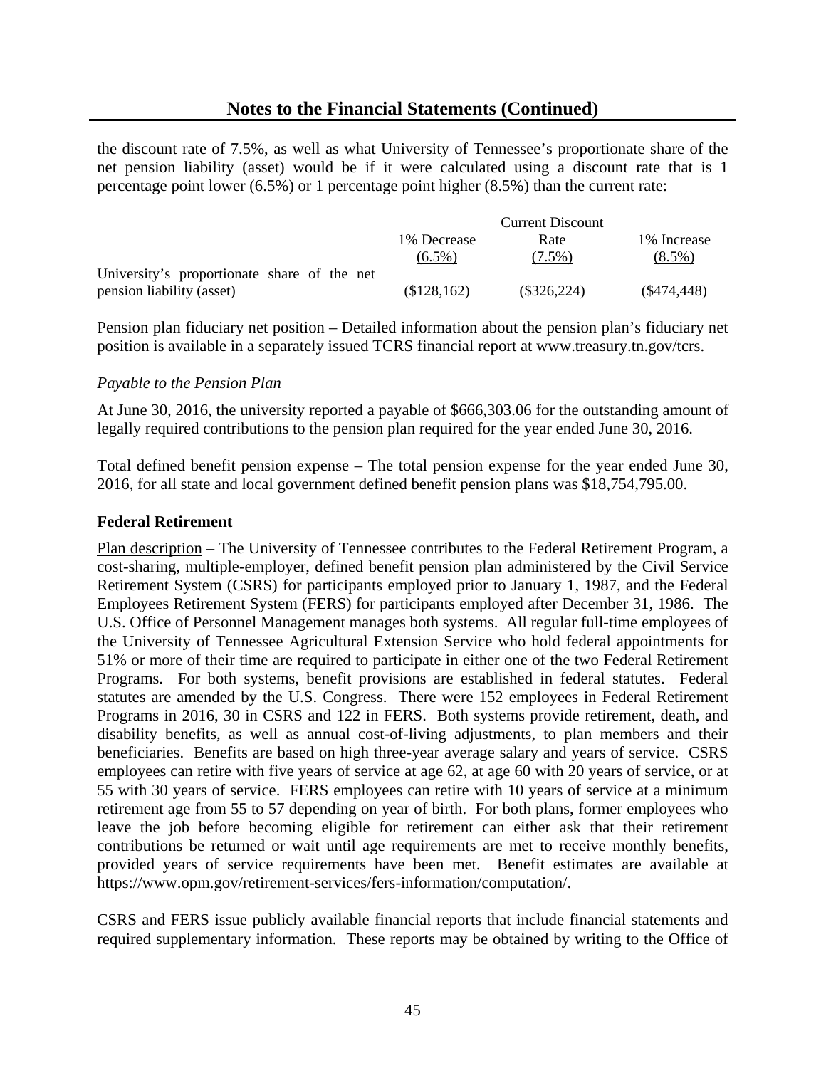## Notes to the Financial Statements (Continued)

the discount rate of 7.5%, as well as what University of Tennessee's proportionate share of the net pension liability (asset) would be if it were calculated using a discount rate that is 1 percentage point lower (6.5%) or 1 percentage point higher (8.5%) than the current rate:

| | 1% Decrease (6.5%) | Current Discount Rate (7.5%) | 1% Increase (8.5%) |
|---|---|---|---|
| University's proportionate share of the net pension liability (asset) | ($128,162) | ($326,224) | ($474,448) |

Pension plan fiduciary net position – Detailed information about the pension plan's fiduciary net position is available in a separately issued TCRS financial report at www.treasury.tn.gov/tcrs.

*Payable to the Pension Plan*

At June 30, 2016, the university reported a payable of $666,303.06 for the outstanding amount of legally required contributions to the pension plan required for the year ended June 30, 2016.

Total defined benefit pension expense – The total pension expense for the year ended June 30, 2016, for all state and local government defined benefit pension plans was $18,754,795.00.

**Federal Retirement**

Plan description – The University of Tennessee contributes to the Federal Retirement Program, a cost-sharing, multiple-employer, defined benefit pension plan administered by the Civil Service Retirement System (CSRS) for participants employed prior to January 1, 1987, and the Federal Employees Retirement System (FERS) for participants employed after December 31, 1986. The U.S. Office of Personnel Management manages both systems. All regular full-time employees of the University of Tennessee Agricultural Extension Service who hold federal appointments for 51% or more of their time are required to participate in either one of the two Federal Retirement Programs. For both systems, benefit provisions are established in federal statutes. Federal statutes are amended by the U.S. Congress. There were 152 employees in Federal Retirement Programs in 2016, 30 in CSRS and 122 in FERS. Both systems provide retirement, death, and disability benefits, as well as annual cost-of-living adjustments, to plan members and their beneficiaries. Benefits are based on high three-year average salary and years of service. CSRS employees can retire with five years of service at age 62, at age 60 with 20 years of service, or at 55 with 30 years of service. FERS employees can retire with 10 years of service at a minimum retirement age from 55 to 57 depending on year of birth. For both plans, former employees who leave the job before becoming eligible for retirement can either ask that their retirement contributions be returned or wait until age requirements are met to receive monthly benefits, provided years of service requirements have been met. Benefit estimates are available at https://www.opm.gov/retirement-services/fers-information/computation/.

CSRS and FERS issue publicly available financial reports that include financial statements and required supplementary information. These reports may be obtained by writing to the Office of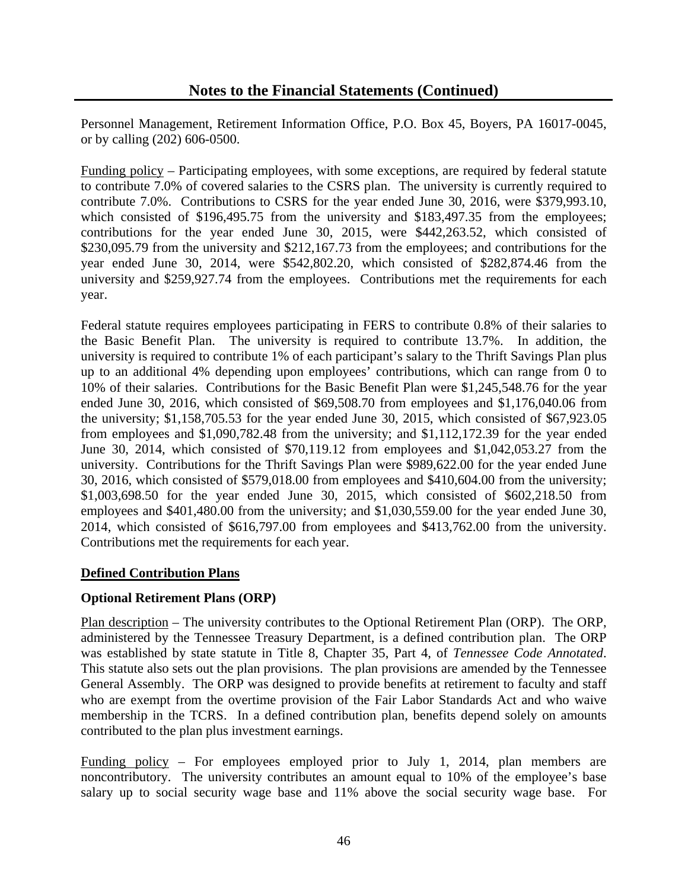Personnel Management, Retirement Information Office, P.O. Box 45, Boyers, PA 16017-0045, or by calling (202) 606-0500.

Funding policy – Participating employees, with some exceptions, are required by federal statute to contribute 7.0% of covered salaries to the CSRS plan. The university is currently required to contribute 7.0%. Contributions to CSRS for the year ended June 30, 2016, were $379,993.10, which consisted of $196,495.75 from the university and $183,497.35 from the employees; contributions for the year ended June 30, 2015, were $442,263.52, which consisted of $230,095.79 from the university and $212,167.73 from the employees; and contributions for the year ended June 30, 2014, were $542,802.20, which consisted of $282,874.46 from the university and $259,927.74 from the employees. Contributions met the requirements for each year.

Federal statute requires employees participating in FERS to contribute 0.8% of their salaries to the Basic Benefit Plan. The university is required to contribute 13.7%. In addition, the university is required to contribute 1% of each participant's salary to the Thrift Savings Plan plus up to an additional 4% depending upon employees' contributions, which can range from 0 to 10% of their salaries. Contributions for the Basic Benefit Plan were $1,245,548.76 for the year ended June 30, 2016, which consisted of $69,508.70 from employees and $1,176,040.06 from the university; $1,158,705.53 for the year ended June 30, 2015, which consisted of $67,923.05 from employees and $1,090,782.48 from the university; and $1,112,172.39 for the year ended June 30, 2014, which consisted of $70,119.12 from employees and $1,042,053.27 from the university. Contributions for the Thrift Savings Plan were $989,622.00 for the year ended June 30, 2016, which consisted of $579,018.00 from employees and $410,604.00 from the university; $1,003,698.50 for the year ended June 30, 2015, which consisted of $602,218.50 from employees and $401,480.00 from the university; and $1,030,559.00 for the year ended June 30, 2014, which consisted of $616,797.00 from employees and $413,762.00 from the university. Contributions met the requirements for each year.

## Defined Contribution Plans

### Optional Retirement Plans (ORP)

Plan description – The university contributes to the Optional Retirement Plan (ORP). The ORP, administered by the Tennessee Treasury Department, is a defined contribution plan. The ORP was established by state statute in Title 8, Chapter 35, Part 4, of *Tennessee Code Annotated*. This statute also sets out the plan provisions. The plan provisions are amended by the Tennessee General Assembly. The ORP was designed to provide benefits at retirement to faculty and staff who are exempt from the overtime provision of the Fair Labor Standards Act and who waive membership in the TCRS. In a defined contribution plan, benefits depend solely on amounts contributed to the plan plus investment earnings.

Funding policy – For employees employed prior to July 1, 2014, plan members are noncontributory. The university contributes an amount equal to 10% of the employee's base salary up to social security wage base and 11% above the social security wage base. For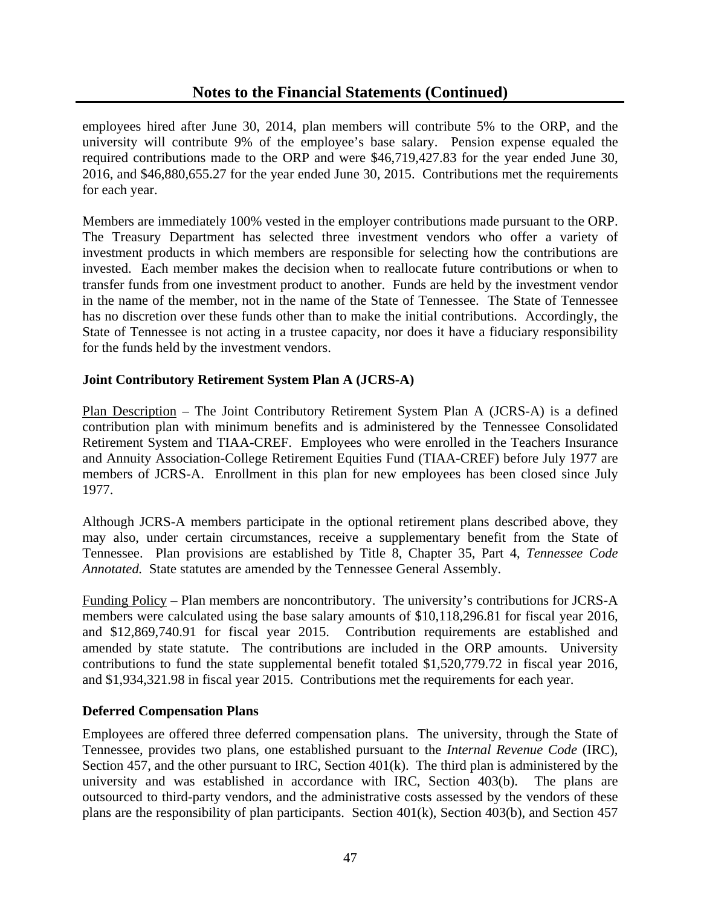employees hired after June 30, 2014, plan members will contribute 5% to the ORP, and the university will contribute 9% of the employee's base salary. Pension expense equaled the required contributions made to the ORP and were $46,719,427.83 for the year ended June 30, 2016, and $46,880,655.27 for the year ended June 30, 2015. Contributions met the requirements for each year.

Members are immediately 100% vested in the employer contributions made pursuant to the ORP. The Treasury Department has selected three investment vendors who offer a variety of investment products in which members are responsible for selecting how the contributions are invested. Each member makes the decision when to reallocate future contributions or when to transfer funds from one investment product to another. Funds are held by the investment vendor in the name of the member, not in the name of the State of Tennessee. The State of Tennessee has no discretion over these funds other than to make the initial contributions. Accordingly, the State of Tennessee is not acting in a trustee capacity, nor does it have a fiduciary responsibility for the funds held by the investment vendors.

**Joint Contributory Retirement System Plan A (JCRS-A)**

Plan Description – The Joint Contributory Retirement System Plan A (JCRS-A) is a defined contribution plan with minimum benefits and is administered by the Tennessee Consolidated Retirement System and TIAA-CREF. Employees who were enrolled in the Teachers Insurance and Annuity Association-College Retirement Equities Fund (TIAA-CREF) before July 1977 are members of JCRS-A. Enrollment in this plan for new employees has been closed since July 1977.

Although JCRS-A members participate in the optional retirement plans described above, they may also, under certain circumstances, receive a supplementary benefit from the State of Tennessee. Plan provisions are established by Title 8, Chapter 35, Part 4, *Tennessee Code Annotated.* State statutes are amended by the Tennessee General Assembly.

Funding Policy – Plan members are noncontributory. The university's contributions for JCRS-A members were calculated using the base salary amounts of $10,118,296.81 for fiscal year 2016, and $12,869,740.91 for fiscal year 2015. Contribution requirements are established and amended by state statute. The contributions are included in the ORP amounts. University contributions to fund the state supplemental benefit totaled $1,520,779.72 in fiscal year 2016, and $1,934,321.98 in fiscal year 2015. Contributions met the requirements for each year.

**Deferred Compensation Plans**

Employees are offered three deferred compensation plans. The university, through the State of Tennessee, provides two plans, one established pursuant to the *Internal Revenue Code* (IRC), Section 457, and the other pursuant to IRC, Section 401(k). The third plan is administered by the university and was established in accordance with IRC, Section 403(b). The plans are outsourced to third-party vendors, and the administrative costs assessed by the vendors of these plans are the responsibility of plan participants. Section 401(k), Section 403(b), and Section 457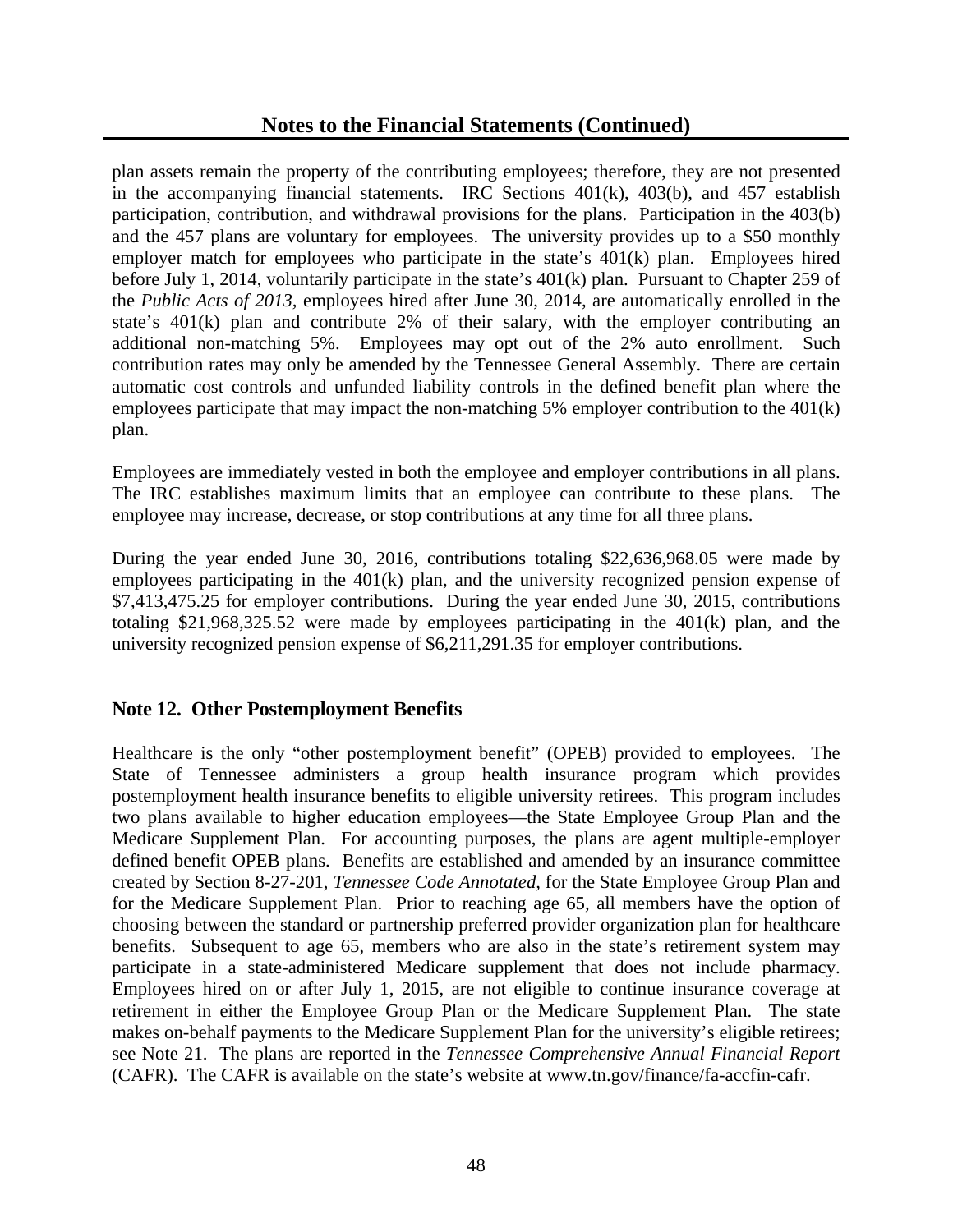plan assets remain the property of the contributing employees; therefore, they are not presented in the accompanying financial statements. IRC Sections 401(k), 403(b), and 457 establish participation, contribution, and withdrawal provisions for the plans. Participation in the 403(b) and the 457 plans are voluntary for employees. The university provides up to a $50 monthly employer match for employees who participate in the state's 401(k) plan. Employees hired before July 1, 2014, voluntarily participate in the state's 401(k) plan. Pursuant to Chapter 259 of the *Public Acts of 2013*, employees hired after June 30, 2014, are automatically enrolled in the state's 401(k) plan and contribute 2% of their salary, with the employer contributing an additional non-matching 5%. Employees may opt out of the 2% auto enrollment. Such contribution rates may only be amended by the Tennessee General Assembly. There are certain automatic cost controls and unfunded liability controls in the defined benefit plan where the employees participate that may impact the non-matching 5% employer contribution to the 401(k) plan.

Employees are immediately vested in both the employee and employer contributions in all plans. The IRC establishes maximum limits that an employee can contribute to these plans. The employee may increase, decrease, or stop contributions at any time for all three plans.

During the year ended June 30, 2016, contributions totaling $22,636,968.05 were made by employees participating in the 401(k) plan, and the university recognized pension expense of $7,413,475.25 for employer contributions. During the year ended June 30, 2015, contributions totaling $21,968,325.52 were made by employees participating in the 401(k) plan, and the university recognized pension expense of $6,211,291.35 for employer contributions.

## Note 12. Other Postemployment Benefits

Healthcare is the only "other postemployment benefit" (OPEB) provided to employees. The State of Tennessee administers a group health insurance program which provides postemployment health insurance benefits to eligible university retirees. This program includes two plans available to higher education employees—the State Employee Group Plan and the Medicare Supplement Plan. For accounting purposes, the plans are agent multiple-employer defined benefit OPEB plans. Benefits are established and amended by an insurance committee created by Section 8-27-201, *Tennessee Code Annotated*, for the State Employee Group Plan and for the Medicare Supplement Plan. Prior to reaching age 65, all members have the option of choosing between the standard or partnership preferred provider organization plan for healthcare benefits. Subsequent to age 65, members who are also in the state's retirement system may participate in a state-administered Medicare supplement that does not include pharmacy. Employees hired on or after July 1, 2015, are not eligible to continue insurance coverage at retirement in either the Employee Group Plan or the Medicare Supplement Plan. The state makes on-behalf payments to the Medicare Supplement Plan for the university's eligible retirees; see Note 21. The plans are reported in the *Tennessee Comprehensive Annual Financial Report* (CAFR). The CAFR is available on the state's website at www.tn.gov/finance/fa-accfin-cafr.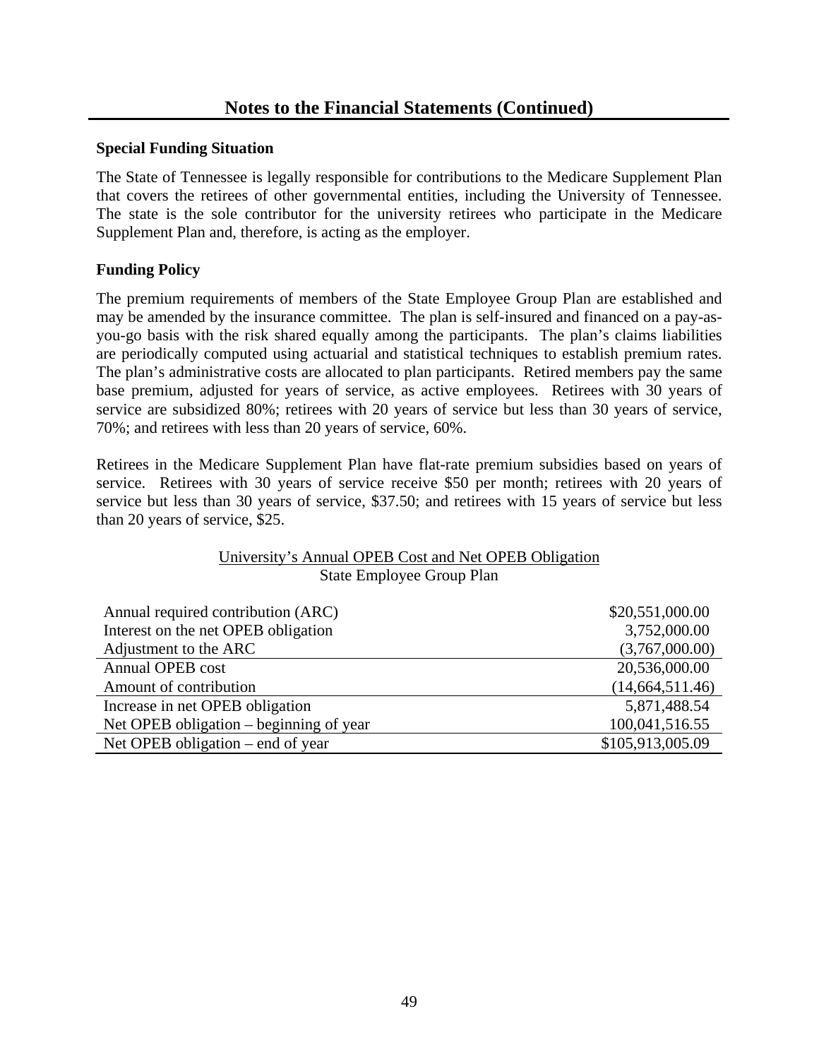## Notes to the Financial Statements (Continued)

**Special Funding Situation**

The State of Tennessee is legally responsible for contributions to the Medicare Supplement Plan that covers the retirees of other governmental entities, including the University of Tennessee. The state is the sole contributor for the university retirees who participate in the Medicare Supplement Plan and, therefore, is acting as the employer.

**Funding Policy**

The premium requirements of members of the State Employee Group Plan are established and may be amended by the insurance committee. The plan is self-insured and financed on a pay-as-you-go basis with the risk shared equally among the participants. The plan's claims liabilities are periodically computed using actuarial and statistical techniques to establish premium rates. The plan's administrative costs are allocated to plan participants. Retired members pay the same base premium, adjusted for years of service, as active employees. Retirees with 30 years of service are subsidized 80%; retirees with 20 years of service but less than 30 years of service, 70%; and retirees with less than 20 years of service, 60%.

Retirees in the Medicare Supplement Plan have flat-rate premium subsidies based on years of service. Retirees with 30 years of service receive $50 per month; retirees with 20 years of service but less than 30 years of service, $37.50; and retirees with 15 years of service but less than 20 years of service, $25.

University's Annual OPEB Cost and Net OPEB Obligation
State Employee Group Plan

| | |
|---|---:|
| Annual required contribution (ARC) | $20,551,000.00 |
| Interest on the net OPEB obligation | 3,752,000.00 |
| Adjustment to the ARC | (3,767,000.00) |
| Annual OPEB cost | 20,536,000.00 |
| Amount of contribution | (14,664,511.46) |
| Increase in net OPEB obligation | 5,871,488.54 |
| Net OPEB obligation – beginning of year | 100,041,516.55 |
| Net OPEB obligation – end of year | $105,913,005.09 |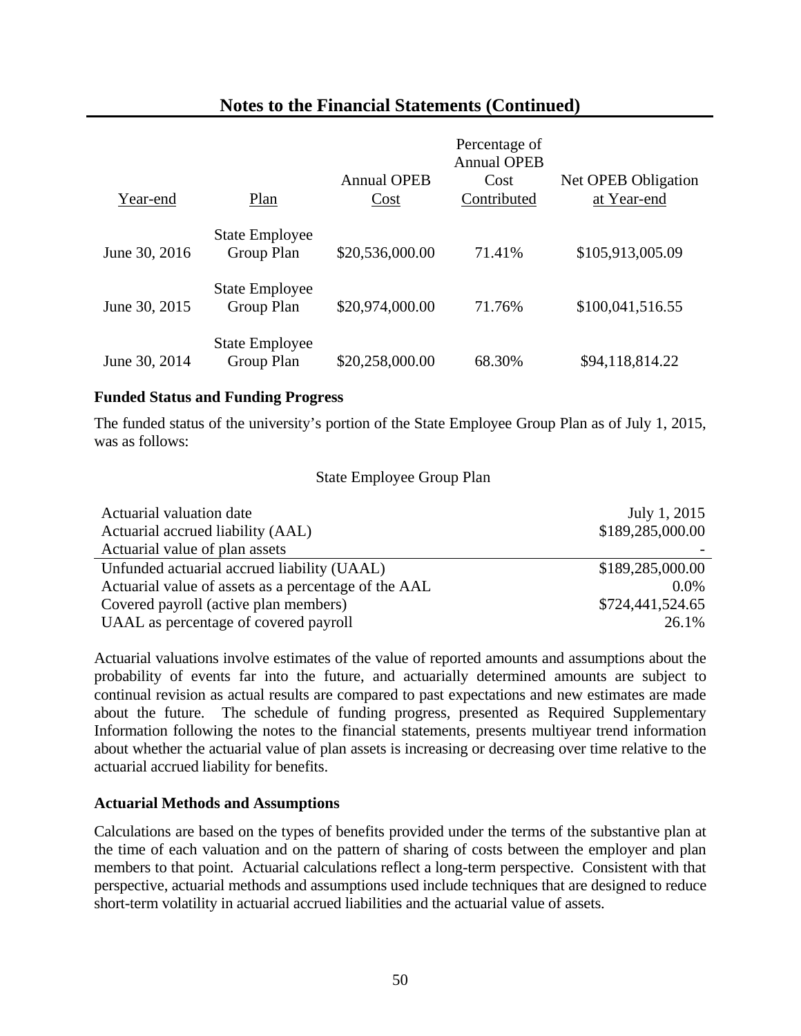## Notes to the Financial Statements (Continued)

| Year-end | Plan | Annual OPEB Cost | Percentage of Annual OPEB Cost Contributed | Net OPEB Obligation at Year-end |
|---|---|---|---|---|
| June 30, 2016 | State Employee Group Plan | $20,536,000.00 | 71.41% | $105,913,005.09 |
| June 30, 2015 | State Employee Group Plan | $20,974,000.00 | 71.76% | $100,041,516.55 |
| June 30, 2014 | State Employee Group Plan | $20,258,000.00 | 68.30% | $94,118,814.22 |

### Funded Status and Funding Progress

The funded status of the university's portion of the State Employee Group Plan as of July 1, 2015, was as follows:

| State Employee Group Plan | |
|---|---|
| Actuarial valuation date | July 1, 2015 |
| Actuarial accrued liability (AAL) | $189,285,000.00 |
| Actuarial value of plan assets | - |
| Unfunded actuarial accrued liability (UAAL) | $189,285,000.00 |
| Actuarial value of assets as a percentage of the AAL | 0.0% |
| Covered payroll (active plan members) | $724,441,524.65 |
| UAAL as percentage of covered payroll | 26.1% |

Actuarial valuations involve estimates of the value of reported amounts and assumptions about the probability of events far into the future, and actuarially determined amounts are subject to continual revision as actual results are compared to past expectations and new estimates are made about the future. The schedule of funding progress, presented as Required Supplementary Information following the notes to the financial statements, presents multiyear trend information about whether the actuarial value of plan assets is increasing or decreasing over time relative to the actuarial accrued liability for benefits.

### Actuarial Methods and Assumptions

Calculations are based on the types of benefits provided under the terms of the substantive plan at the time of each valuation and on the pattern of sharing of costs between the employer and plan members to that point. Actuarial calculations reflect a long-term perspective. Consistent with that perspective, actuarial methods and assumptions used include techniques that are designed to reduce short-term volatility in actuarial accrued liabilities and the actuarial value of assets.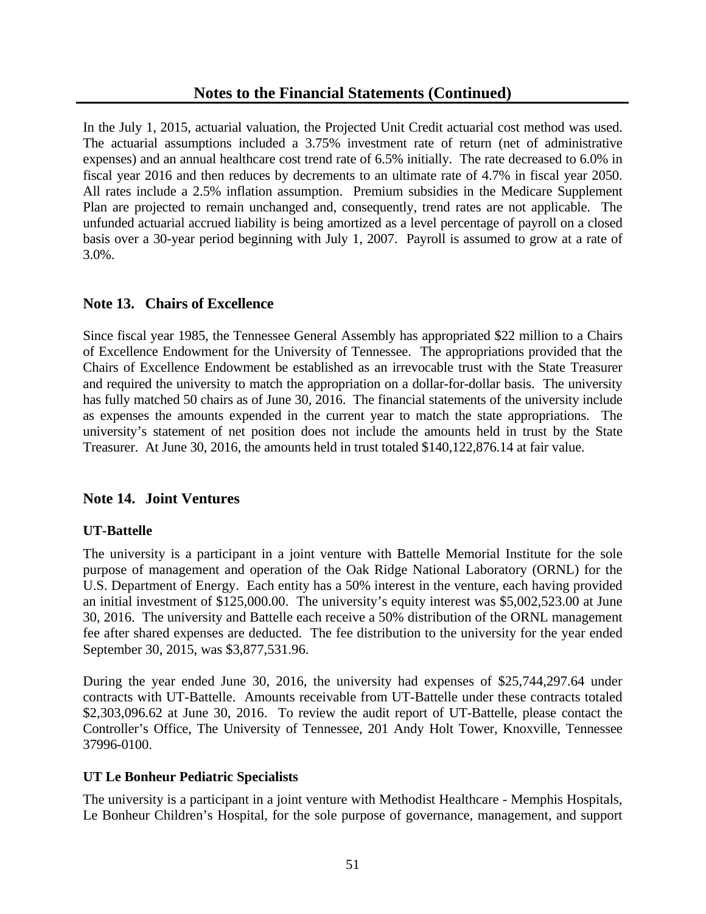In the July 1, 2015, actuarial valuation, the Projected Unit Credit actuarial cost method was used. The actuarial assumptions included a 3.75% investment rate of return (net of administrative expenses) and an annual healthcare cost trend rate of 6.5% initially. The rate decreased to 6.0% in fiscal year 2016 and then reduces by decrements to an ultimate rate of 4.7% in fiscal year 2050. All rates include a 2.5% inflation assumption. Premium subsidies in the Medicare Supplement Plan are projected to remain unchanged and, consequently, trend rates are not applicable. The unfunded actuarial accrued liability is being amortized as a level percentage of payroll on a closed basis over a 30-year period beginning with July 1, 2007. Payroll is assumed to grow at a rate of 3.0%.

## Note 13. Chairs of Excellence

Since fiscal year 1985, the Tennessee General Assembly has appropriated \$22 million to a Chairs of Excellence Endowment for the University of Tennessee. The appropriations provided that the Chairs of Excellence Endowment be established as an irrevocable trust with the State Treasurer and required the university to match the appropriation on a dollar-for-dollar basis. The university has fully matched 50 chairs as of June 30, 2016. The financial statements of the university include as expenses the amounts expended in the current year to match the state appropriations. The university's statement of net position does not include the amounts held in trust by the State Treasurer. At June 30, 2016, the amounts held in trust totaled \$140,122,876.14 at fair value.

## Note 14. Joint Ventures

### UT-Battelle

The university is a participant in a joint venture with Battelle Memorial Institute for the sole purpose of management and operation of the Oak Ridge National Laboratory (ORNL) for the U.S. Department of Energy. Each entity has a 50% interest in the venture, each having provided an initial investment of \$125,000.00. The university's equity interest was \$5,002,523.00 at June 30, 2016. The university and Battelle each receive a 50% distribution of the ORNL management fee after shared expenses are deducted. The fee distribution to the university for the year ended September 30, 2015, was \$3,877,531.96.

During the year ended June 30, 2016, the university had expenses of \$25,744,297.64 under contracts with UT-Battelle. Amounts receivable from UT-Battelle under these contracts totaled \$2,303,096.62 at June 30, 2016. To review the audit report of UT-Battelle, please contact the Controller's Office, The University of Tennessee, 201 Andy Holt Tower, Knoxville, Tennessee 37996-0100.

### UT Le Bonheur Pediatric Specialists

The university is a participant in a joint venture with Methodist Healthcare - Memphis Hospitals, Le Bonheur Children's Hospital, for the sole purpose of governance, management, and support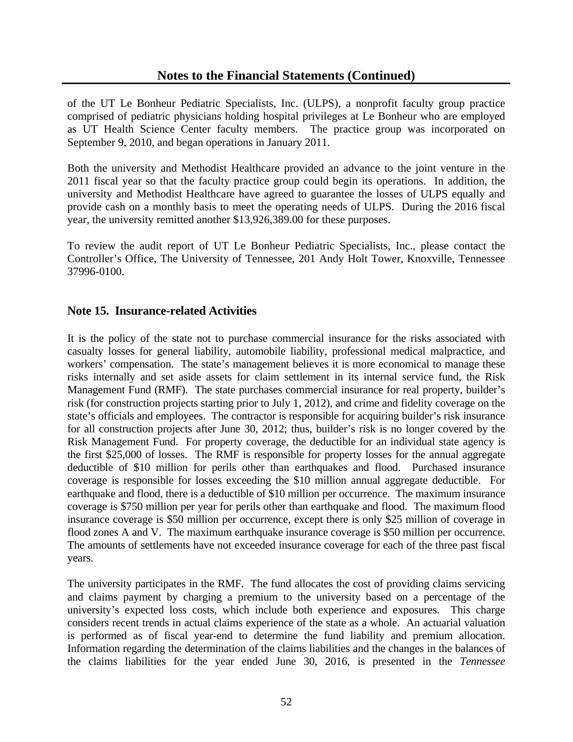of the UT Le Bonheur Pediatric Specialists, Inc. (ULPS), a nonprofit faculty group practice comprised of pediatric physicians holding hospital privileges at Le Bonheur who are employed as UT Health Science Center faculty members. The practice group was incorporated on September 9, 2010, and began operations in January 2011.

Both the university and Methodist Healthcare provided an advance to the joint venture in the 2011 fiscal year so that the faculty practice group could begin its operations. In addition, the university and Methodist Healthcare have agreed to guarantee the losses of ULPS equally and provide cash on a monthly basis to meet the operating needs of ULPS. During the 2016 fiscal year, the university remitted another $13,926,389.00 for these purposes.

To review the audit report of UT Le Bonheur Pediatric Specialists, Inc., please contact the Controller's Office, The University of Tennessee, 201 Andy Holt Tower, Knoxville, Tennessee 37996-0100.

## Note 15. Insurance-related Activities

It is the policy of the state not to purchase commercial insurance for the risks associated with casualty losses for general liability, automobile liability, professional medical malpractice, and workers' compensation. The state's management believes it is more economical to manage these risks internally and set aside assets for claim settlement in its internal service fund, the Risk Management Fund (RMF). The state purchases commercial insurance for real property, builder's risk (for construction projects starting prior to July 1, 2012), and crime and fidelity coverage on the state's officials and employees. The contractor is responsible for acquiring builder's risk insurance for all construction projects after June 30, 2012; thus, builder's risk is no longer covered by the Risk Management Fund. For property coverage, the deductible for an individual state agency is the first $25,000 of losses. The RMF is responsible for property losses for the annual aggregate deductible of $10 million for perils other than earthquakes and flood. Purchased insurance coverage is responsible for losses exceeding the $10 million annual aggregate deductible. For earthquake and flood, there is a deductible of $10 million per occurrence. The maximum insurance coverage is $750 million per year for perils other than earthquake and flood. The maximum flood insurance coverage is $50 million per occurrence, except there is only $25 million of coverage in flood zones A and V. The maximum earthquake insurance coverage is $50 million per occurrence. The amounts of settlements have not exceeded insurance coverage for each of the three past fiscal years.

The university participates in the RMF. The fund allocates the cost of providing claims servicing and claims payment by charging a premium to the university based on a percentage of the university's expected loss costs, which include both experience and exposures. This charge considers recent trends in actual claims experience of the state as a whole. An actuarial valuation is performed as of fiscal year-end to determine the fund liability and premium allocation. Information regarding the determination of the claims liabilities and the changes in the balances of the claims liabilities for the year ended June 30, 2016, is presented in the *Tennessee*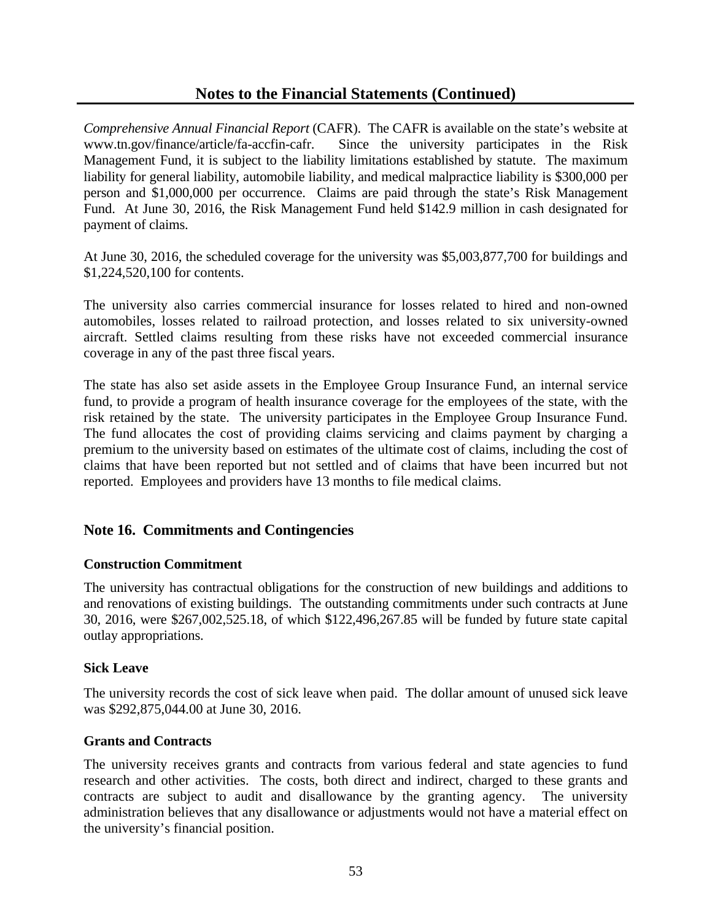*Comprehensive Annual Financial Report* (CAFR). The CAFR is available on the state's website at www.tn.gov/finance/article/fa-accfin-cafr. Since the university participates in the Risk Management Fund, it is subject to the liability limitations established by statute. The maximum liability for general liability, automobile liability, and medical malpractice liability is $300,000 per person and $1,000,000 per occurrence. Claims are paid through the state's Risk Management Fund. At June 30, 2016, the Risk Management Fund held $142.9 million in cash designated for payment of claims.

At June 30, 2016, the scheduled coverage for the university was $5,003,877,700 for buildings and $1,224,520,100 for contents.

The university also carries commercial insurance for losses related to hired and non-owned automobiles, losses related to railroad protection, and losses related to six university-owned aircraft. Settled claims resulting from these risks have not exceeded commercial insurance coverage in any of the past three fiscal years.

The state has also set aside assets in the Employee Group Insurance Fund, an internal service fund, to provide a program of health insurance coverage for the employees of the state, with the risk retained by the state. The university participates in the Employee Group Insurance Fund. The fund allocates the cost of providing claims servicing and claims payment by charging a premium to the university based on estimates of the ultimate cost of claims, including the cost of claims that have been reported but not settled and of claims that have been incurred but not reported. Employees and providers have 13 months to file medical claims.

## Note 16. Commitments and Contingencies

### Construction Commitment

The university has contractual obligations for the construction of new buildings and additions to and renovations of existing buildings. The outstanding commitments under such contracts at June 30, 2016, were $267,002,525.18, of which $122,496,267.85 will be funded by future state capital outlay appropriations.

### Sick Leave

The university records the cost of sick leave when paid. The dollar amount of unused sick leave was $292,875,044.00 at June 30, 2016.

### Grants and Contracts

The university receives grants and contracts from various federal and state agencies to fund research and other activities. The costs, both direct and indirect, charged to these grants and contracts are subject to audit and disallowance by the granting agency. The university administration believes that any disallowance or adjustments would not have a material effect on the university's financial position.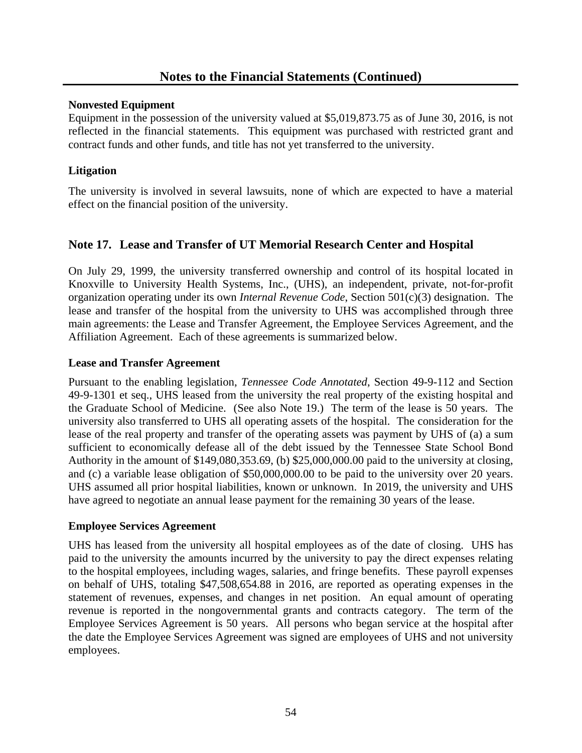## Notes to the Financial Statements (Continued)

**Nonvested Equipment**

Equipment in the possession of the university valued at $5,019,873.75 as of June 30, 2016, is not reflected in the financial statements. This equipment was purchased with restricted grant and contract funds and other funds, and title has not yet transferred to the university.

**Litigation**

The university is involved in several lawsuits, none of which are expected to have a material effect on the financial position of the university.

## Note 17. Lease and Transfer of UT Memorial Research Center and Hospital

On July 29, 1999, the university transferred ownership and control of its hospital located in Knoxville to University Health Systems, Inc., (UHS), an independent, private, not-for-profit organization operating under its own *Internal Revenue Code*, Section 501(c)(3) designation. The lease and transfer of the hospital from the university to UHS was accomplished through three main agreements: the Lease and Transfer Agreement, the Employee Services Agreement, and the Affiliation Agreement. Each of these agreements is summarized below.

**Lease and Transfer Agreement**

Pursuant to the enabling legislation, *Tennessee Code Annotated*, Section 49-9-112 and Section 49-9-1301 et seq., UHS leased from the university the real property of the existing hospital and the Graduate School of Medicine. (See also Note 19.) The term of the lease is 50 years. The university also transferred to UHS all operating assets of the hospital. The consideration for the lease of the real property and transfer of the operating assets was payment by UHS of (a) a sum sufficient to economically defease all of the debt issued by the Tennessee State School Bond Authority in the amount of $149,080,353.69, (b) $25,000,000.00 paid to the university at closing, and (c) a variable lease obligation of $50,000,000.00 to be paid to the university over 20 years. UHS assumed all prior hospital liabilities, known or unknown. In 2019, the university and UHS have agreed to negotiate an annual lease payment for the remaining 30 years of the lease.

**Employee Services Agreement**

UHS has leased from the university all hospital employees as of the date of closing. UHS has paid to the university the amounts incurred by the university to pay the direct expenses relating to the hospital employees, including wages, salaries, and fringe benefits. These payroll expenses on behalf of UHS, totaling $47,508,654.88 in 2016, are reported as operating expenses in the statement of revenues, expenses, and changes in net position. An equal amount of operating revenue is reported in the nongovernmental grants and contracts category. The term of the Employee Services Agreement is 50 years. All persons who began service at the hospital after the date the Employee Services Agreement was signed are employees of UHS and not university employees.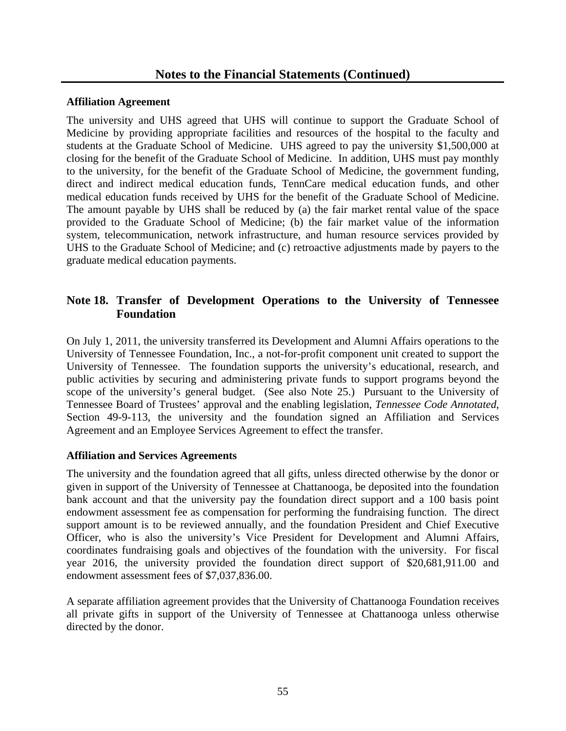### Affiliation Agreement

The university and UHS agreed that UHS will continue to support the Graduate School of Medicine by providing appropriate facilities and resources of the hospital to the faculty and students at the Graduate School of Medicine. UHS agreed to pay the university $1,500,000 at closing for the benefit of the Graduate School of Medicine. In addition, UHS must pay monthly to the university, for the benefit of the Graduate School of Medicine, the government funding, direct and indirect medical education funds, TennCare medical education funds, and other medical education funds received by UHS for the benefit of the Graduate School of Medicine. The amount payable by UHS shall be reduced by (a) the fair market rental value of the space provided to the Graduate School of Medicine; (b) the fair market value of the information system, telecommunication, network infrastructure, and human resource services provided by UHS to the Graduate School of Medicine; and (c) retroactive adjustments made by payers to the graduate medical education payments.

## Note 18. Transfer of Development Operations to the University of Tennessee Foundation

On July 1, 2011, the university transferred its Development and Alumni Affairs operations to the University of Tennessee Foundation, Inc., a not-for-profit component unit created to support the University of Tennessee. The foundation supports the university's educational, research, and public activities by securing and administering private funds to support programs beyond the scope of the university's general budget. (See also Note 25.) Pursuant to the University of Tennessee Board of Trustees' approval and the enabling legislation, *Tennessee Code Annotated*, Section 49-9-113, the university and the foundation signed an Affiliation and Services Agreement and an Employee Services Agreement to effect the transfer.

### Affiliation and Services Agreements

The university and the foundation agreed that all gifts, unless directed otherwise by the donor or given in support of the University of Tennessee at Chattanooga, be deposited into the foundation bank account and that the university pay the foundation direct support and a 100 basis point endowment assessment fee as compensation for performing the fundraising function. The direct support amount is to be reviewed annually, and the foundation President and Chief Executive Officer, who is also the university's Vice President for Development and Alumni Affairs, coordinates fundraising goals and objectives of the foundation with the university. For fiscal year 2016, the university provided the foundation direct support of $20,681,911.00 and endowment assessment fees of $7,037,836.00.

A separate affiliation agreement provides that the University of Chattanooga Foundation receives all private gifts in support of the University of Tennessee at Chattanooga unless otherwise directed by the donor.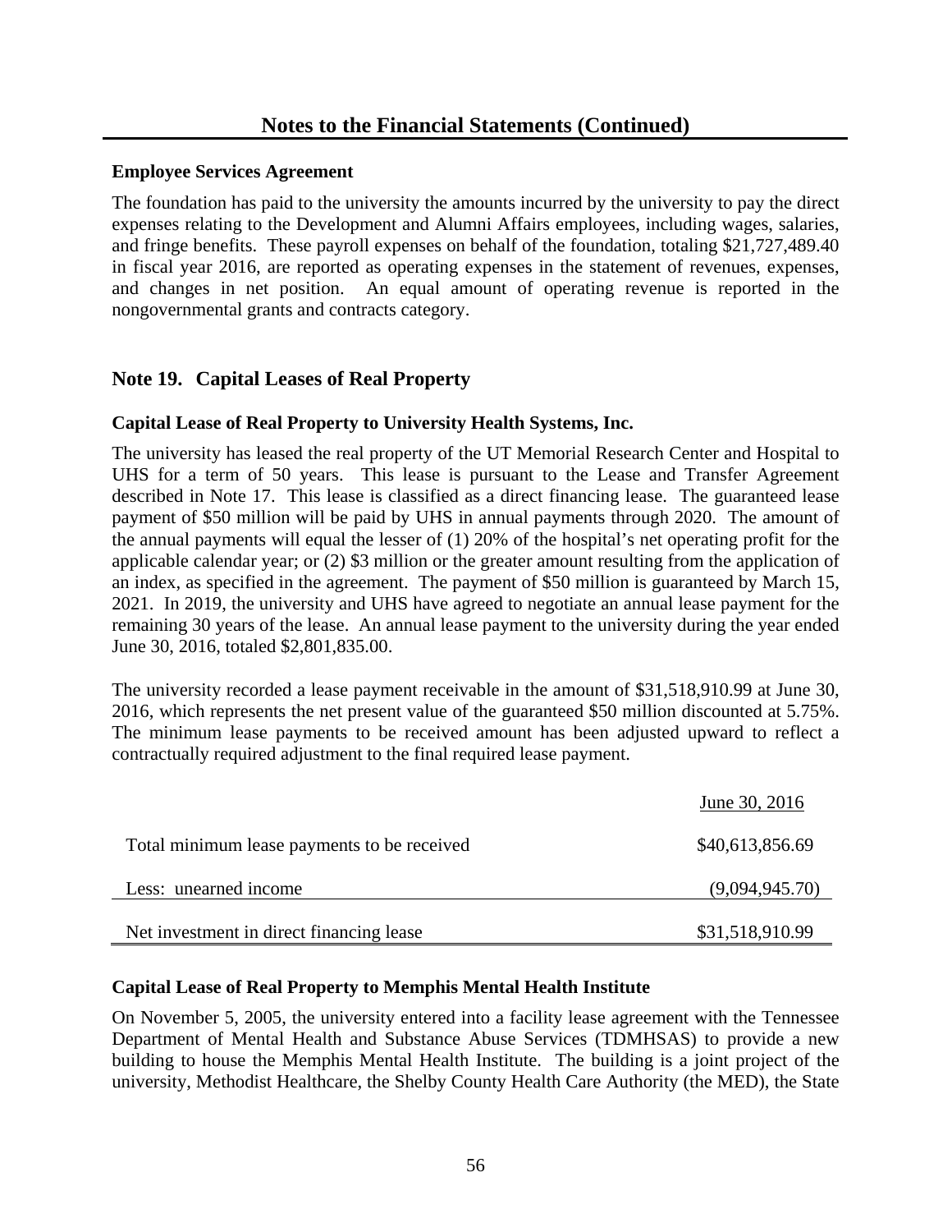## Notes to the Financial Statements (Continued)

### Employee Services Agreement

The foundation has paid to the university the amounts incurred by the university to pay the direct expenses relating to the Development and Alumni Affairs employees, including wages, salaries, and fringe benefits. These payroll expenses on behalf of the foundation, totaling $21,727,489.40 in fiscal year 2016, are reported as operating expenses in the statement of revenues, expenses, and changes in net position. An equal amount of operating revenue is reported in the nongovernmental grants and contracts category.

## Note 19. Capital Leases of Real Property

### Capital Lease of Real Property to University Health Systems, Inc.

The university has leased the real property of the UT Memorial Research Center and Hospital to UHS for a term of 50 years. This lease is pursuant to the Lease and Transfer Agreement described in Note 17. This lease is classified as a direct financing lease. The guaranteed lease payment of $50 million will be paid by UHS in annual payments through 2020. The amount of the annual payments will equal the lesser of (1) 20% of the hospital's net operating profit for the applicable calendar year; or (2) $3 million or the greater amount resulting from the application of an index, as specified in the agreement. The payment of $50 million is guaranteed by March 15, 2021. In 2019, the university and UHS have agreed to negotiate an annual lease payment for the remaining 30 years of the lease. An annual lease payment to the university during the year ended June 30, 2016, totaled $2,801,835.00.

The university recorded a lease payment receivable in the amount of $31,518,910.99 at June 30, 2016, which represents the net present value of the guaranteed $50 million discounted at 5.75%. The minimum lease payments to be received amount has been adjusted upward to reflect a contractually required adjustment to the final required lease payment.

| | June 30, 2016 |
|---|---|
| Total minimum lease payments to be received | $40,613,856.69 |
| Less: unearned income | (9,094,945.70) |
| Net investment in direct financing lease | $31,518,910.99 |

### Capital Lease of Real Property to Memphis Mental Health Institute

On November 5, 2005, the university entered into a facility lease agreement with the Tennessee Department of Mental Health and Substance Abuse Services (TDMHSAS) to provide a new building to house the Memphis Mental Health Institute. The building is a joint project of the university, Methodist Healthcare, the Shelby County Health Care Authority (the MED), the State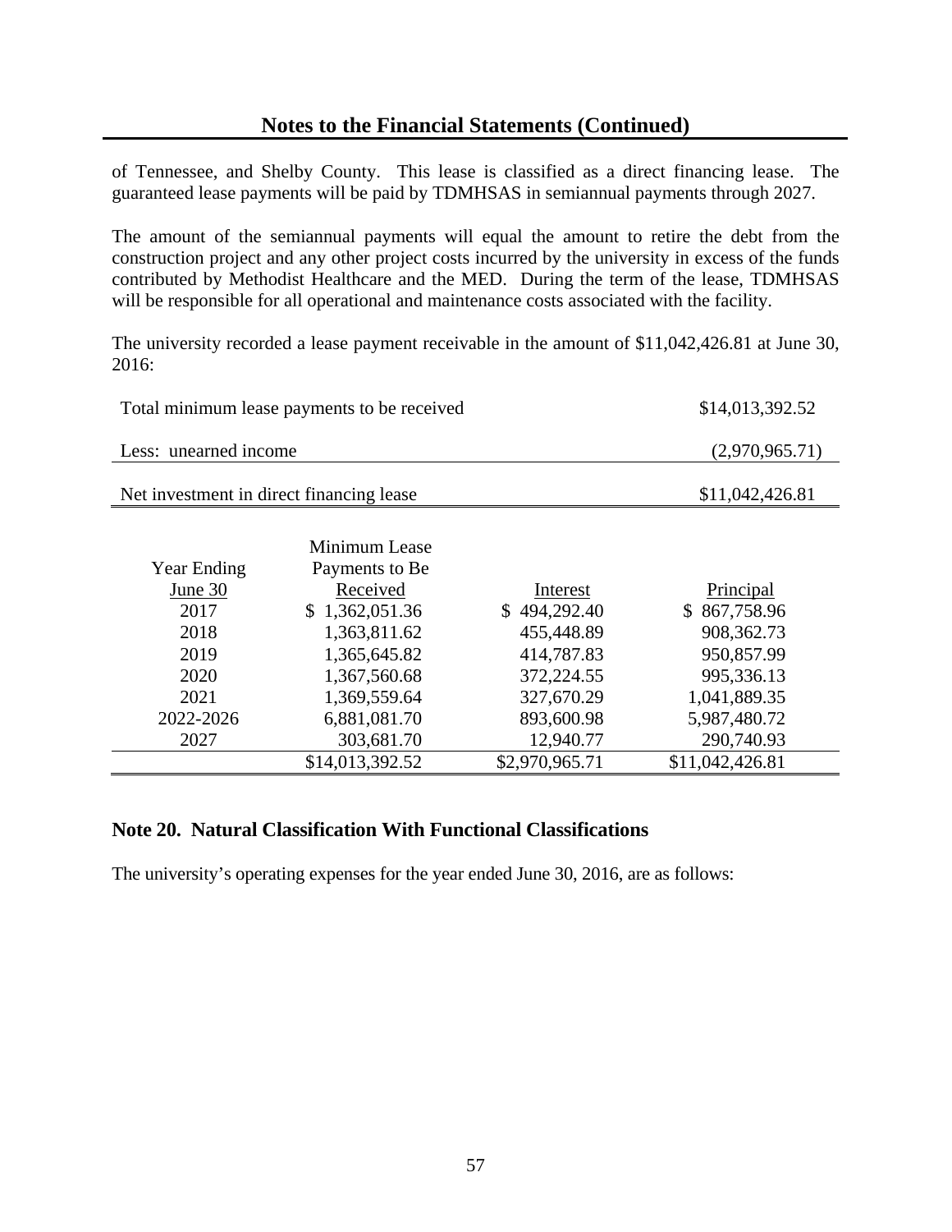## Notes to the Financial Statements (Continued)

of Tennessee, and Shelby County. This lease is classified as a direct financing lease. The guaranteed lease payments will be paid by TDMHSAS in semiannual payments through 2027.

The amount of the semiannual payments will equal the amount to retire the debt from the construction project and any other project costs incurred by the university in excess of the funds contributed by Methodist Healthcare and the MED. During the term of the lease, TDMHSAS will be responsible for all operational and maintenance costs associated with the facility.

The university recorded a lease payment receivable in the amount of $11,042,426.81 at June 30, 2016:

| | |
|---|---|
| Total minimum lease payments to be received | $14,013,392.52 |
| Less: unearned income | (2,970,965.71) |
| Net investment in direct financing lease | $11,042,426.81 |

| Year Ending June 30 | Minimum Lease Payments to Be Received | Interest | Principal |
|---|---|---|---|
| 2017 | $ 1,362,051.36 | $ 494,292.40 | $ 867,758.96 |
| 2018 | 1,363,811.62 | 455,448.89 | 908,362.73 |
| 2019 | 1,365,645.82 | 414,787.83 | 950,857.99 |
| 2020 | 1,367,560.68 | 372,224.55 | 995,336.13 |
| 2021 | 1,369,559.64 | 327,670.29 | 1,041,889.35 |
| 2022-2026 | 6,881,081.70 | 893,600.98 | 5,987,480.72 |
| 2027 | 303,681.70 | 12,940.77 | 290,740.93 |
| | $14,013,392.52 | $2,970,965.71 | $11,042,426.81 |

### Note 20. Natural Classification With Functional Classifications

The university's operating expenses for the year ended June 30, 2016, are as follows: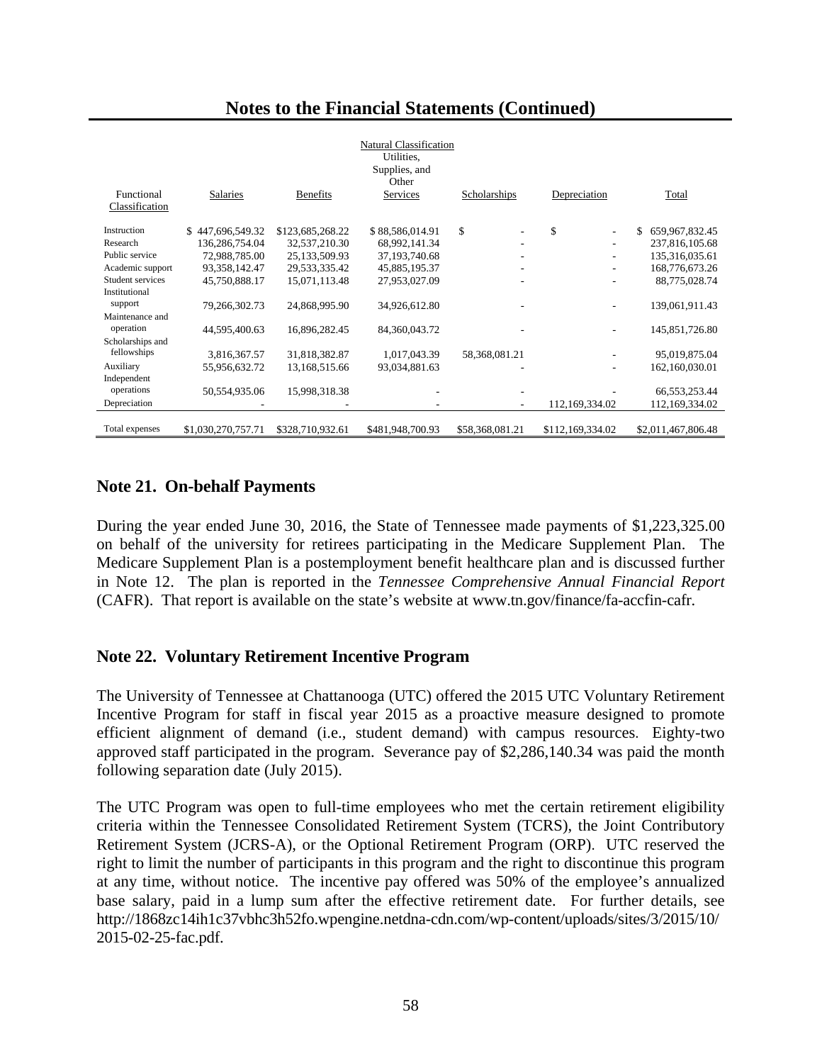# Notes to the Financial Statements (Continued)

| Functional Classification | Salaries | Benefits | Natural Classification Utilities, Supplies, and Other Services | Scholarships | Depreciation | Total |
|---|---|---|---|---|---|---|
| Instruction | $ 447,696,549.32 | $123,685,268.22 | $ 88,586,014.91 | $ - | $ - | $ 659,967,832.45 |
| Research | 136,286,754.04 | 32,537,210.30 | 68,992,141.34 | - | - | 237,816,105.68 |
| Public service | 72,988,785.00 | 25,133,509.93 | 37,193,740.68 | - | - | 135,316,035.61 |
| Academic support | 93,358,142.47 | 29,533,335.42 | 45,885,195.37 | - | - | 168,776,673.26 |
| Student services | 45,750,888.17 | 15,071,113.48 | 27,953,027.09 | - | - | 88,775,028.74 |
| Institutional support | 79,266,302.73 | 24,868,995.90 | 34,926,612.80 | - | - | 139,061,911.43 |
| Maintenance and operation | 44,595,400.63 | 16,896,282.45 | 84,360,043.72 | - | - | 145,851,726.80 |
| Scholarships and fellowships | 3,816,367.57 | 31,818,382.87 | 1,017,043.39 | 58,368,081.21 | - | 95,019,875.04 |
| Auxiliary | 55,956,632.72 | 13,168,515.66 | 93,034,881.63 | - | - | 162,160,030.01 |
| Independent operations | 50,554,935.06 | 15,998,318.38 | - | - | - | 66,553,253.44 |
| Depreciation | - | - | - | - | 112,169,334.02 | 112,169,334.02 |
| Total expenses | $1,030,270,757.71 | $328,710,932.61 | $481,948,700.93 | $58,368,081.21 | $112,169,334.02 | $2,011,467,806.48 |

## Note 21. On-behalf Payments

During the year ended June 30, 2016, the State of Tennessee made payments of $1,223,325.00 on behalf of the university for retirees participating in the Medicare Supplement Plan. The Medicare Supplement Plan is a postemployment benefit healthcare plan and is discussed further in Note 12. The plan is reported in the *Tennessee Comprehensive Annual Financial Report* (CAFR). That report is available on the state's website at www.tn.gov/finance/fa-accfin-cafr.

## Note 22. Voluntary Retirement Incentive Program

The University of Tennessee at Chattanooga (UTC) offered the 2015 UTC Voluntary Retirement Incentive Program for staff in fiscal year 2015 as a proactive measure designed to promote efficient alignment of demand (i.e., student demand) with campus resources. Eighty-two approved staff participated in the program. Severance pay of $2,286,140.34 was paid the month following separation date (July 2015).

The UTC Program was open to full-time employees who met the certain retirement eligibility criteria within the Tennessee Consolidated Retirement System (TCRS), the Joint Contributory Retirement System (JCRS-A), or the Optional Retirement Program (ORP). UTC reserved the right to limit the number of participants in this program and the right to discontinue this program at any time, without notice. The incentive pay offered was 50% of the employee's annualized base salary, paid in a lump sum after the effective retirement date. For further details, see http://1868zc14ih1c37vbhc3h52fo.wpengine.netdna-cdn.com/wp-content/uploads/sites/3/2015/10/2015-02-25-fac.pdf.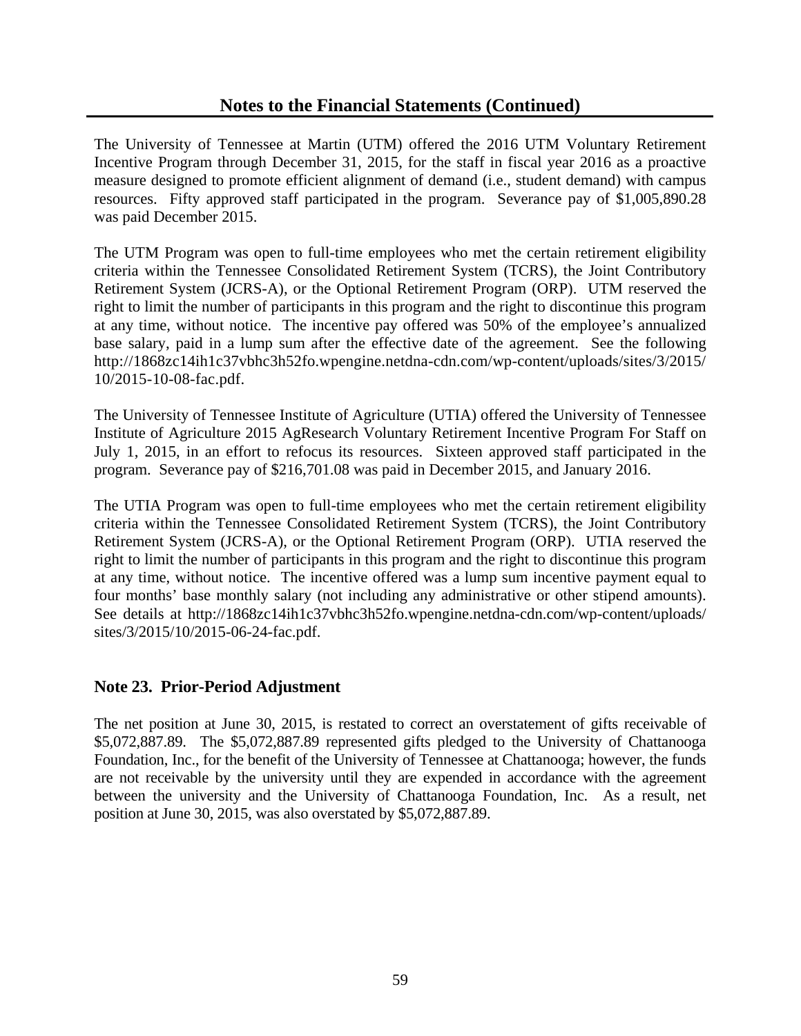The University of Tennessee at Martin (UTM) offered the 2016 UTM Voluntary Retirement Incentive Program through December 31, 2015, for the staff in fiscal year 2016 as a proactive measure designed to promote efficient alignment of demand (i.e., student demand) with campus resources. Fifty approved staff participated in the program. Severance pay of $1,005,890.28 was paid December 2015.

The UTM Program was open to full-time employees who met the certain retirement eligibility criteria within the Tennessee Consolidated Retirement System (TCRS), the Joint Contributory Retirement System (JCRS-A), or the Optional Retirement Program (ORP). UTM reserved the right to limit the number of participants in this program and the right to discontinue this program at any time, without notice. The incentive pay offered was 50% of the employee's annualized base salary, paid in a lump sum after the effective date of the agreement. See the following http://1868zc14ih1c37vbhc3h52fo.wpengine.netdna-cdn.com/wp-content/uploads/sites/3/2015/10/2015-10-08-fac.pdf.

The University of Tennessee Institute of Agriculture (UTIA) offered the University of Tennessee Institute of Agriculture 2015 AgResearch Voluntary Retirement Incentive Program For Staff on July 1, 2015, in an effort to refocus its resources. Sixteen approved staff participated in the program. Severance pay of $216,701.08 was paid in December 2015, and January 2016.

The UTIA Program was open to full-time employees who met the certain retirement eligibility criteria within the Tennessee Consolidated Retirement System (TCRS), the Joint Contributory Retirement System (JCRS-A), or the Optional Retirement Program (ORP). UTIA reserved the right to limit the number of participants in this program and the right to discontinue this program at any time, without notice. The incentive offered was a lump sum incentive payment equal to four months' base monthly salary (not including any administrative or other stipend amounts). See details at http://1868zc14ih1c37vbhc3h52fo.wpengine.netdna-cdn.com/wp-content/uploads/sites/3/2015/10/2015-06-24-fac.pdf.

## Note 23. Prior-Period Adjustment

The net position at June 30, 2015, is restated to correct an overstatement of gifts receivable of $5,072,887.89. The $5,072,887.89 represented gifts pledged to the University of Chattanooga Foundation, Inc., for the benefit of the University of Tennessee at Chattanooga; however, the funds are not receivable by the university until they are expended in accordance with the agreement between the university and the University of Chattanooga Foundation, Inc. As a result, net position at June 30, 2015, was also overstated by $5,072,887.89.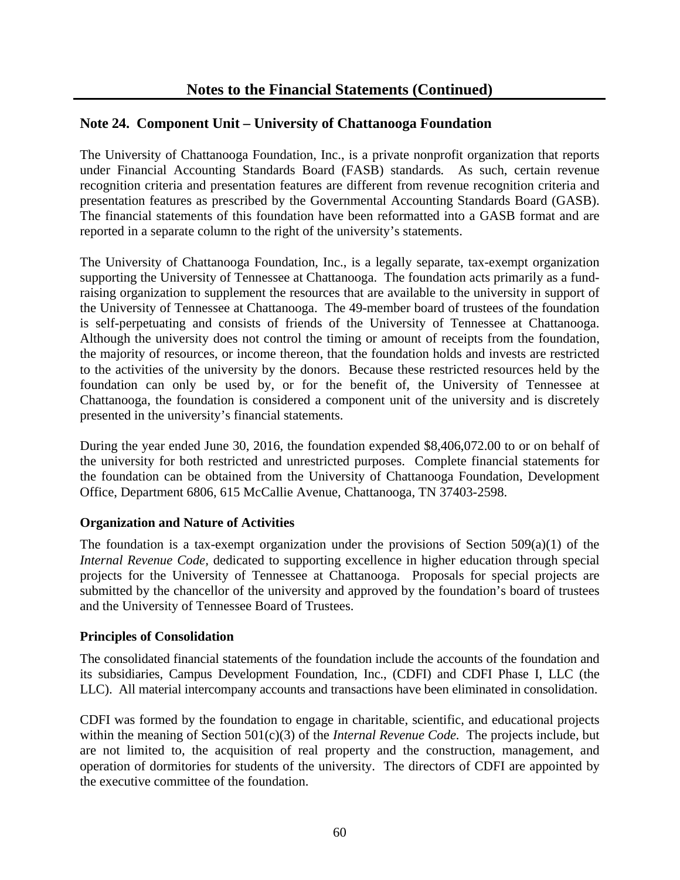# Notes to the Financial Statements (Continued)

## Note 24. Component Unit – University of Chattanooga Foundation

The University of Chattanooga Foundation, Inc., is a private nonprofit organization that reports under Financial Accounting Standards Board (FASB) standards. As such, certain revenue recognition criteria and presentation features are different from revenue recognition criteria and presentation features as prescribed by the Governmental Accounting Standards Board (GASB). The financial statements of this foundation have been reformatted into a GASB format and are reported in a separate column to the right of the university's statements.

The University of Chattanooga Foundation, Inc., is a legally separate, tax-exempt organization supporting the University of Tennessee at Chattanooga. The foundation acts primarily as a fund-raising organization to supplement the resources that are available to the university in support of the University of Tennessee at Chattanooga. The 49-member board of trustees of the foundation is self-perpetuating and consists of friends of the University of Tennessee at Chattanooga. Although the university does not control the timing or amount of receipts from the foundation, the majority of resources, or income thereon, that the foundation holds and invests are restricted to the activities of the university by the donors. Because these restricted resources held by the foundation can only be used by, or for the benefit of, the University of Tennessee at Chattanooga, the foundation is considered a component unit of the university and is discretely presented in the university's financial statements.

During the year ended June 30, 2016, the foundation expended $8,406,072.00 to or on behalf of the university for both restricted and unrestricted purposes. Complete financial statements for the foundation can be obtained from the University of Chattanooga Foundation, Development Office, Department 6806, 615 McCallie Avenue, Chattanooga, TN 37403-2598.

### Organization and Nature of Activities

The foundation is a tax-exempt organization under the provisions of Section 509(a)(1) of the *Internal Revenue Code,* dedicated to supporting excellence in higher education through special projects for the University of Tennessee at Chattanooga. Proposals for special projects are submitted by the chancellor of the university and approved by the foundation's board of trustees and the University of Tennessee Board of Trustees.

### Principles of Consolidation

The consolidated financial statements of the foundation include the accounts of the foundation and its subsidiaries, Campus Development Foundation, Inc., (CDFI) and CDFI Phase I, LLC (the LLC). All material intercompany accounts and transactions have been eliminated in consolidation.

CDFI was formed by the foundation to engage in charitable, scientific, and educational projects within the meaning of Section 501(c)(3) of the *Internal Revenue Code.* The projects include, but are not limited to, the acquisition of real property and the construction, management, and operation of dormitories for students of the university. The directors of CDFI are appointed by the executive committee of the foundation.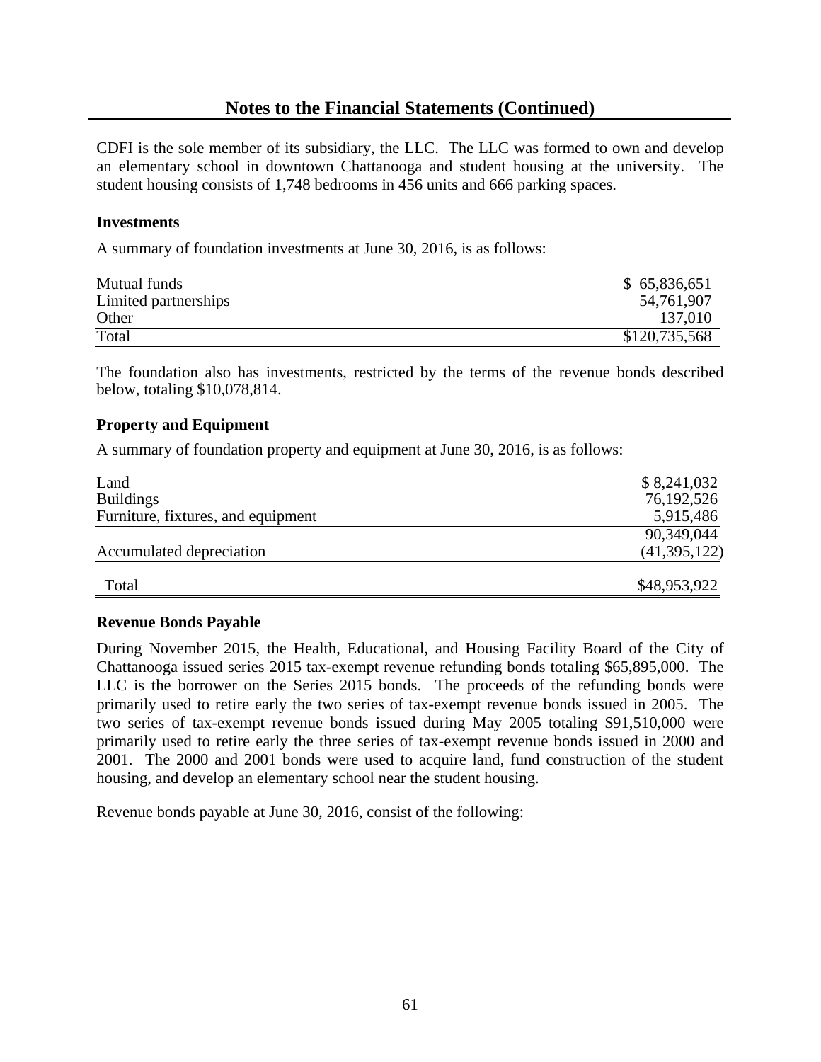## Notes to the Financial Statements (Continued)

CDFI is the sole member of its subsidiary, the LLC. The LLC was formed to own and develop an elementary school in downtown Chattanooga and student housing at the university. The student housing consists of 1,748 bedrooms in 456 units and 666 parking spaces.

### Investments

A summary of foundation investments at June 30, 2016, is as follows:

| | |
|---|---|
| Mutual funds | $ 65,836,651 |
| Limited partnerships | 54,761,907 |
| Other | 137,010 |
| Total | $120,735,568 |

The foundation also has investments, restricted by the terms of the revenue bonds described below, totaling $10,078,814.

### Property and Equipment

A summary of foundation property and equipment at June 30, 2016, is as follows:

| | |
|---|---|
| Land | $ 8,241,032 |
| Buildings | 76,192,526 |
| Furniture, fixtures, and equipment | 5,915,486 |
| | 90,349,044 |
| Accumulated depreciation | (41,395,122) |
| Total | $48,953,922 |

### Revenue Bonds Payable

During November 2015, the Health, Educational, and Housing Facility Board of the City of Chattanooga issued series 2015 tax-exempt revenue refunding bonds totaling $65,895,000. The LLC is the borrower on the Series 2015 bonds. The proceeds of the refunding bonds were primarily used to retire early the two series of tax-exempt revenue bonds issued in 2005. The two series of tax-exempt revenue bonds issued during May 2005 totaling $91,510,000 were primarily used to retire early the three series of tax-exempt revenue bonds issued in 2000 and 2001. The 2000 and 2001 bonds were used to acquire land, fund construction of the student housing, and develop an elementary school near the student housing.

Revenue bonds payable at June 30, 2016, consist of the following: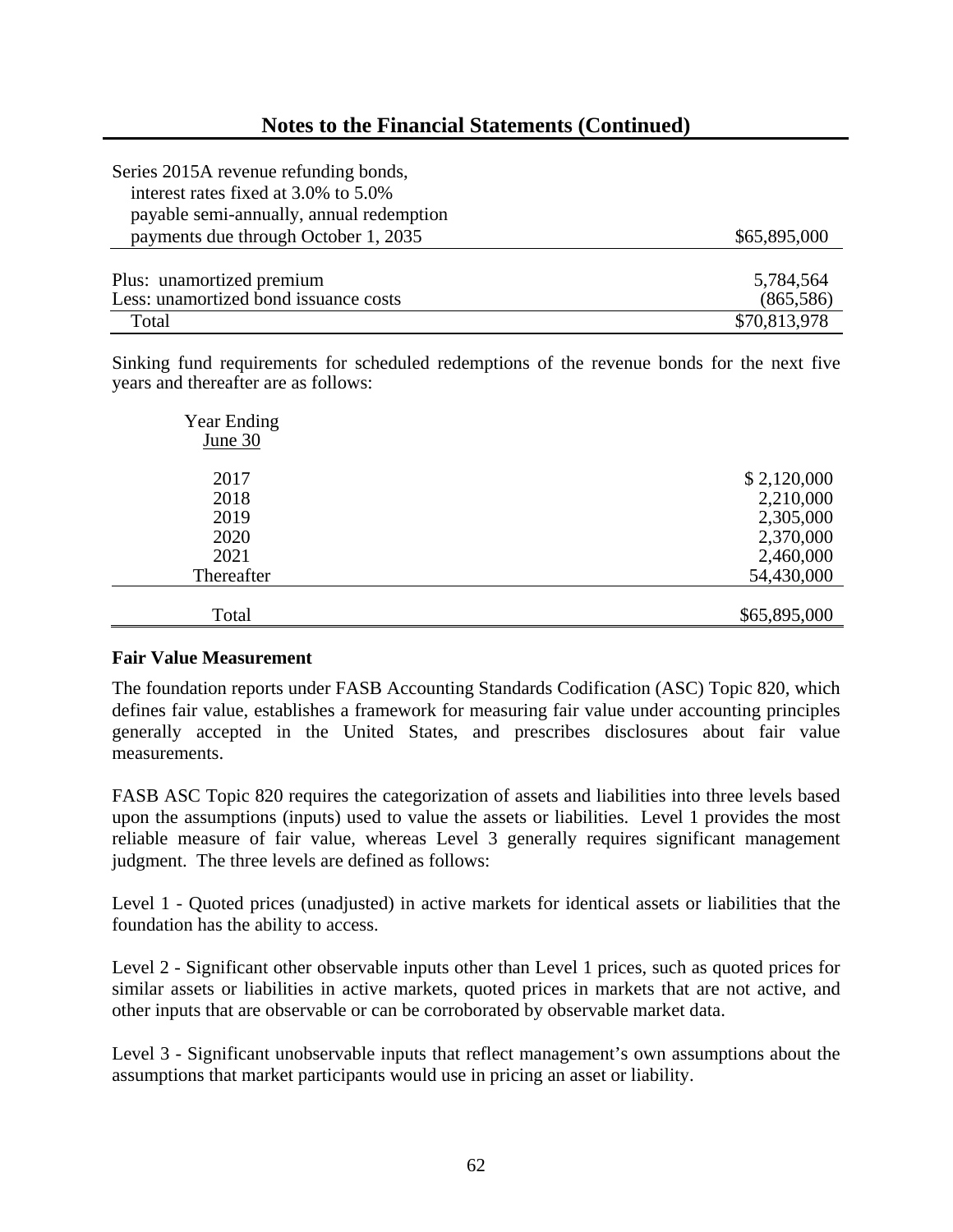## Notes to the Financial Statements (Continued)

| | |
|---|---|
| Series 2015A revenue refunding bonds, interest rates fixed at 3.0% to 5.0% payable semi-annually, annual redemption payments due through October 1, 2035 | $65,895,000 |
| Plus: unamortized premium | 5,784,564 |
| Less: unamortized bond issuance costs | (865,586) |
| Total | $70,813,978 |

Sinking fund requirements for scheduled redemptions of the revenue bonds for the next five years and thereafter are as follows:

| Year Ending June 30 | |
|---|---|
| 2017 | $ 2,120,000 |
| 2018 | 2,210,000 |
| 2019 | 2,305,000 |
| 2020 | 2,370,000 |
| 2021 | 2,460,000 |
| Thereafter | 54,430,000 |
| Total | $65,895,000 |

**Fair Value Measurement**

The foundation reports under FASB Accounting Standards Codification (ASC) Topic 820, which defines fair value, establishes a framework for measuring fair value under accounting principles generally accepted in the United States, and prescribes disclosures about fair value measurements.

FASB ASC Topic 820 requires the categorization of assets and liabilities into three levels based upon the assumptions (inputs) used to value the assets or liabilities. Level 1 provides the most reliable measure of fair value, whereas Level 3 generally requires significant management judgment. The three levels are defined as follows:

Level 1 - Quoted prices (unadjusted) in active markets for identical assets or liabilities that the foundation has the ability to access.

Level 2 - Significant other observable inputs other than Level 1 prices, such as quoted prices for similar assets or liabilities in active markets, quoted prices in markets that are not active, and other inputs that are observable or can be corroborated by observable market data.

Level 3 - Significant unobservable inputs that reflect management's own assumptions about the assumptions that market participants would use in pricing an asset or liability.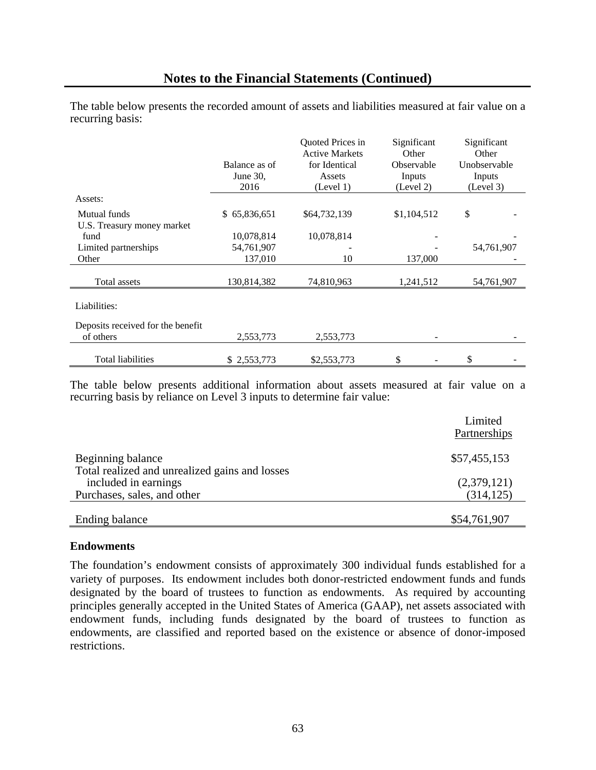## Notes to the Financial Statements (Continued)

The table below presents the recorded amount of assets and liabilities measured at fair value on a recurring basis:

| | Balance as of June 30, 2016 | Quoted Prices in Active Markets for Identical Assets (Level 1) | Significant Other Observable Inputs (Level 2) | Significant Other Unobservable Inputs (Level 3) |
|---|---|---|---|---|
| Assets: | | | | |
| Mutual funds | $ 65,836,651 | $64,732,139 | $1,104,512 | $ - |
| U.S. Treasury money market fund | 10,078,814 | 10,078,814 | - | - |
| Limited partnerships | 54,761,907 | - | - | 54,761,907 |
| Other | 137,010 | 10 | 137,000 | - |
| Total assets | 130,814,382 | 74,810,963 | 1,241,512 | 54,761,907 |
| Liabilities: | | | | |
| Deposits received for the benefit of others | 2,553,773 | 2,553,773 | - | - |
| Total liabilities | $ 2,553,773 | $2,553,773 | $ - | $ - |

The table below presents additional information about assets measured at fair value on a recurring basis by reliance on Level 3 inputs to determine fair value:

| | Limited Partnerships |
|---|---|
| Beginning balance | $57,455,153 |
| Total realized and unrealized gains and losses included in earnings | (2,379,121) |
| Purchases, sales, and other | (314,125) |
| Ending balance | $54,761,907 |

### Endowments

The foundation's endowment consists of approximately 300 individual funds established for a variety of purposes. Its endowment includes both donor-restricted endowment funds and funds designated by the board of trustees to function as endowments. As required by accounting principles generally accepted in the United States of America (GAAP), net assets associated with endowment funds, including funds designated by the board of trustees to function as endowments, are classified and reported based on the existence or absence of donor-imposed restrictions.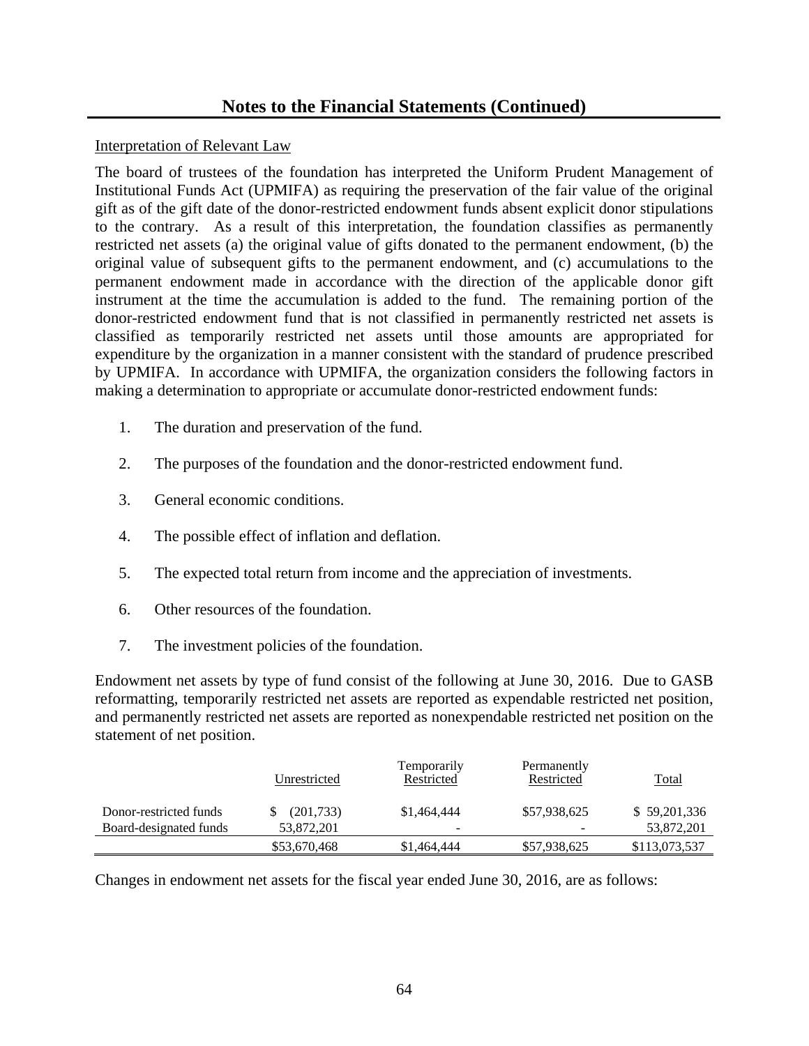## Notes to the Financial Statements (Continued)

Interpretation of Relevant Law

The board of trustees of the foundation has interpreted the Uniform Prudent Management of Institutional Funds Act (UPMIFA) as requiring the preservation of the fair value of the original gift as of the gift date of the donor-restricted endowment funds absent explicit donor stipulations to the contrary. As a result of this interpretation, the foundation classifies as permanently restricted net assets (a) the original value of gifts donated to the permanent endowment, (b) the original value of subsequent gifts to the permanent endowment, and (c) accumulations to the permanent endowment made in accordance with the direction of the applicable donor gift instrument at the time the accumulation is added to the fund. The remaining portion of the donor-restricted endowment fund that is not classified in permanently restricted net assets is classified as temporarily restricted net assets until those amounts are appropriated for expenditure by the organization in a manner consistent with the standard of prudence prescribed by UPMIFA. In accordance with UPMIFA, the organization considers the following factors in making a determination to appropriate or accumulate donor-restricted endowment funds:

1. The duration and preservation of the fund.
2. The purposes of the foundation and the donor-restricted endowment fund.
3. General economic conditions.
4. The possible effect of inflation and deflation.
5. The expected total return from income and the appreciation of investments.
6. Other resources of the foundation.
7. The investment policies of the foundation.

Endowment net assets by type of fund consist of the following at June 30, 2016. Due to GASB reformatting, temporarily restricted net assets are reported as expendable restricted net position, and permanently restricted net assets are reported as nonexpendable restricted net position on the statement of net position.

| | Unrestricted | Temporarily Restricted | Permanently Restricted | Total |
|---|---|---|---|---|
| Donor-restricted funds | $ (201,733) | $1,464,444 | $57,938,625 | $ 59,201,336 |
| Board-designated funds | 53,872,201 | - | - | 53,872,201 |
| | $53,670,468 | $1,464,444 | $57,938,625 | $113,073,537 |

Changes in endowment net assets for the fiscal year ended June 30, 2016, are as follows: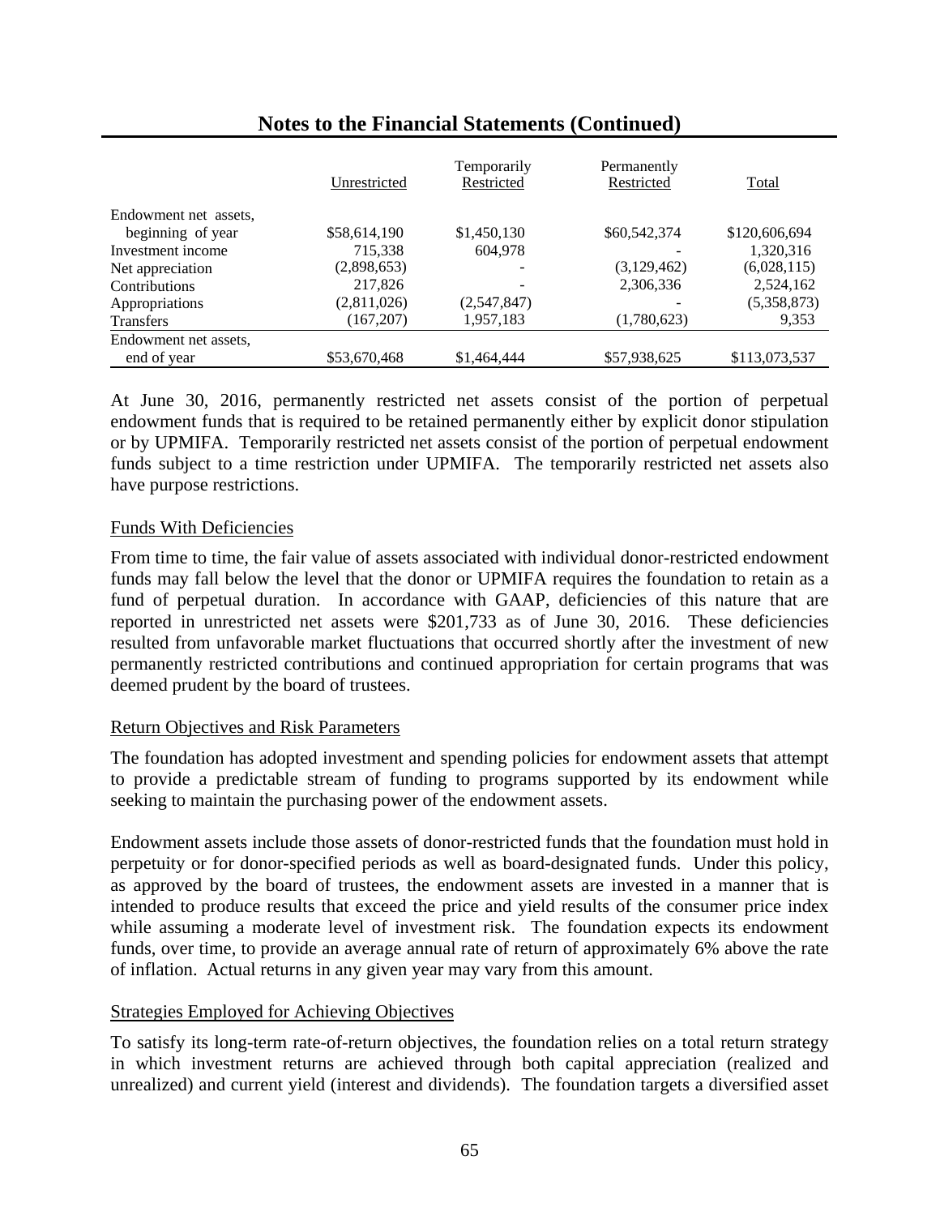## Notes to the Financial Statements (Continued)

| | Unrestricted | Temporarily Restricted | Permanently Restricted | Total |
|---|---|---|---|---|
| Endowment net assets, beginning of year | $58,614,190 | $1,450,130 | $60,542,374 | $120,606,694 |
| Investment income | 715,338 | 604,978 | - | 1,320,316 |
| Net appreciation | (2,898,653) | - | (3,129,462) | (6,028,115) |
| Contributions | 217,826 | - | 2,306,336 | 2,524,162 |
| Appropriations | (2,811,026) | (2,547,847) | - | (5,358,873) |
| Transfers | (167,207) | 1,957,183 | (1,780,623) | 9,353 |
| Endowment net assets, end of year | $53,670,468 | $1,464,444 | $57,938,625 | $113,073,537 |

At June 30, 2016, permanently restricted net assets consist of the portion of perpetual endowment funds that is required to be retained permanently either by explicit donor stipulation or by UPMIFA. Temporarily restricted net assets consist of the portion of perpetual endowment funds subject to a time restriction under UPMIFA. The temporarily restricted net assets also have purpose restrictions.

Funds With Deficiencies

From time to time, the fair value of assets associated with individual donor-restricted endowment funds may fall below the level that the donor or UPMIFA requires the foundation to retain as a fund of perpetual duration. In accordance with GAAP, deficiencies of this nature that are reported in unrestricted net assets were $201,733 as of June 30, 2016. These deficiencies resulted from unfavorable market fluctuations that occurred shortly after the investment of new permanently restricted contributions and continued appropriation for certain programs that was deemed prudent by the board of trustees.

Return Objectives and Risk Parameters

The foundation has adopted investment and spending policies for endowment assets that attempt to provide a predictable stream of funding to programs supported by its endowment while seeking to maintain the purchasing power of the endowment assets.

Endowment assets include those assets of donor-restricted funds that the foundation must hold in perpetuity or for donor-specified periods as well as board-designated funds. Under this policy, as approved by the board of trustees, the endowment assets are invested in a manner that is intended to produce results that exceed the price and yield results of the consumer price index while assuming a moderate level of investment risk. The foundation expects its endowment funds, over time, to provide an average annual rate of return of approximately 6% above the rate of inflation. Actual returns in any given year may vary from this amount.

Strategies Employed for Achieving Objectives

To satisfy its long-term rate-of-return objectives, the foundation relies on a total return strategy in which investment returns are achieved through both capital appreciation (realized and unrealized) and current yield (interest and dividends). The foundation targets a diversified asset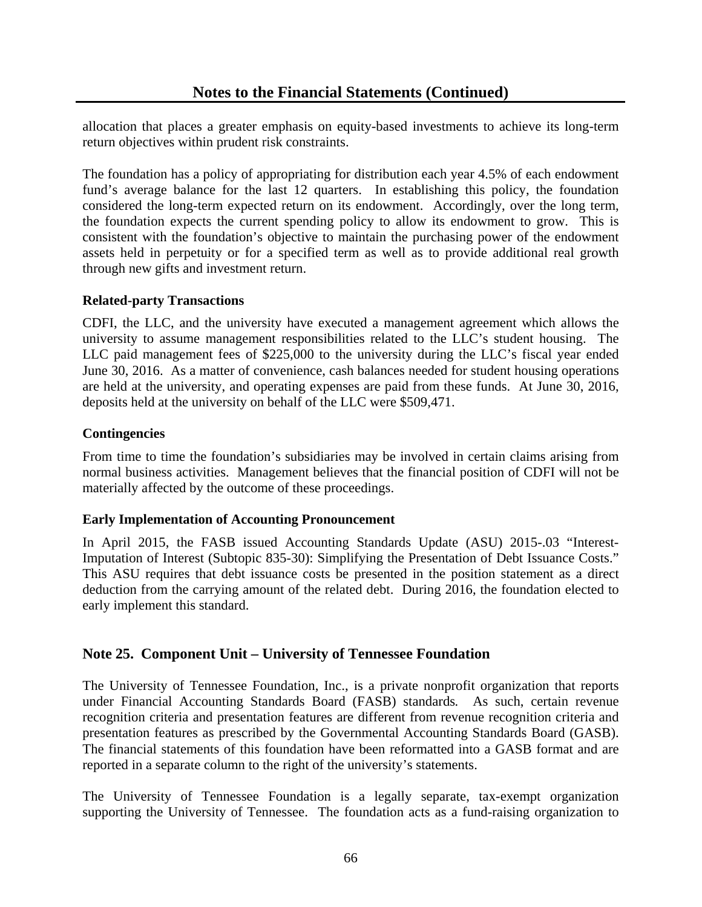allocation that places a greater emphasis on equity-based investments to achieve its long-term return objectives within prudent risk constraints.

The foundation has a policy of appropriating for distribution each year 4.5% of each endowment fund's average balance for the last 12 quarters. In establishing this policy, the foundation considered the long-term expected return on its endowment. Accordingly, over the long term, the foundation expects the current spending policy to allow its endowment to grow. This is consistent with the foundation's objective to maintain the purchasing power of the endowment assets held in perpetuity or for a specified term as well as to provide additional real growth through new gifts and investment return.

### Related-party Transactions

CDFI, the LLC, and the university have executed a management agreement which allows the university to assume management responsibilities related to the LLC's student housing. The LLC paid management fees of $225,000 to the university during the LLC's fiscal year ended June 30, 2016. As a matter of convenience, cash balances needed for student housing operations are held at the university, and operating expenses are paid from these funds. At June 30, 2016, deposits held at the university on behalf of the LLC were $509,471.

### Contingencies

From time to time the foundation's subsidiaries may be involved in certain claims arising from normal business activities. Management believes that the financial position of CDFI will not be materially affected by the outcome of these proceedings.

### Early Implementation of Accounting Pronouncement

In April 2015, the FASB issued Accounting Standards Update (ASU) 2015-.03 "Interest-Imputation of Interest (Subtopic 835-30): Simplifying the Presentation of Debt Issuance Costs." This ASU requires that debt issuance costs be presented in the position statement as a direct deduction from the carrying amount of the related debt. During 2016, the foundation elected to early implement this standard.

## Note 25. Component Unit – University of Tennessee Foundation

The University of Tennessee Foundation, Inc., is a private nonprofit organization that reports under Financial Accounting Standards Board (FASB) standards. As such, certain revenue recognition criteria and presentation features are different from revenue recognition criteria and presentation features as prescribed by the Governmental Accounting Standards Board (GASB). The financial statements of this foundation have been reformatted into a GASB format and are reported in a separate column to the right of the university's statements.

The University of Tennessee Foundation is a legally separate, tax-exempt organization supporting the University of Tennessee. The foundation acts as a fund-raising organization to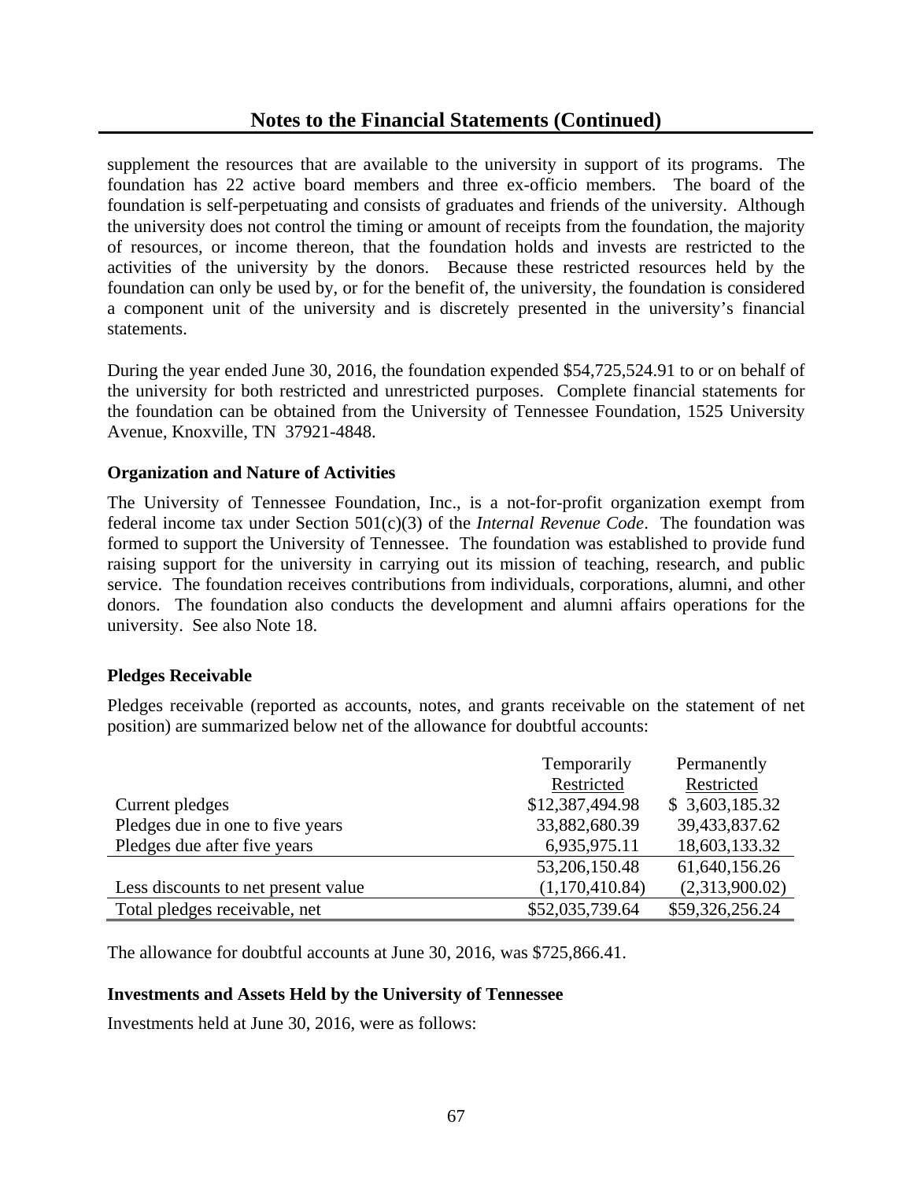supplement the resources that are available to the university in support of its programs. The foundation has 22 active board members and three ex-officio members. The board of the foundation is self-perpetuating and consists of graduates and friends of the university. Although the university does not control the timing or amount of receipts from the foundation, the majority of resources, or income thereon, that the foundation holds and invests are restricted to the activities of the university by the donors. Because these restricted resources held by the foundation can only be used by, or for the benefit of, the university, the foundation is considered a component unit of the university and is discretely presented in the university's financial statements.

During the year ended June 30, 2016, the foundation expended $54,725,524.91 to or on behalf of the university for both restricted and unrestricted purposes. Complete financial statements for the foundation can be obtained from the University of Tennessee Foundation, 1525 University Avenue, Knoxville, TN 37921-4848.

**Organization and Nature of Activities**

The University of Tennessee Foundation, Inc., is a not-for-profit organization exempt from federal income tax under Section 501(c)(3) of the *Internal Revenue Code*. The foundation was formed to support the University of Tennessee. The foundation was established to provide fund raising support for the university in carrying out its mission of teaching, research, and public service. The foundation receives contributions from individuals, corporations, alumni, and other donors. The foundation also conducts the development and alumni affairs operations for the university. See also Note 18.

**Pledges Receivable**

Pledges receivable (reported as accounts, notes, and grants receivable on the statement of net position) are summarized below net of the allowance for doubtful accounts:

| | Temporarily Restricted | Permanently Restricted |
|---|---|---|
| Current pledges | $12,387,494.98 | $ 3,603,185.32 |
| Pledges due in one to five years | 33,882,680.39 | 39,433,837.62 |
| Pledges due after five years | 6,935,975.11 | 18,603,133.32 |
| | 53,206,150.48 | 61,640,156.26 |
| Less discounts to net present value | (1,170,410.84) | (2,313,900.02) |
| Total pledges receivable, net | $52,035,739.64 | $59,326,256.24 |

The allowance for doubtful accounts at June 30, 2016, was $725,866.41.

**Investments and Assets Held by the University of Tennessee**

Investments held at June 30, 2016, were as follows: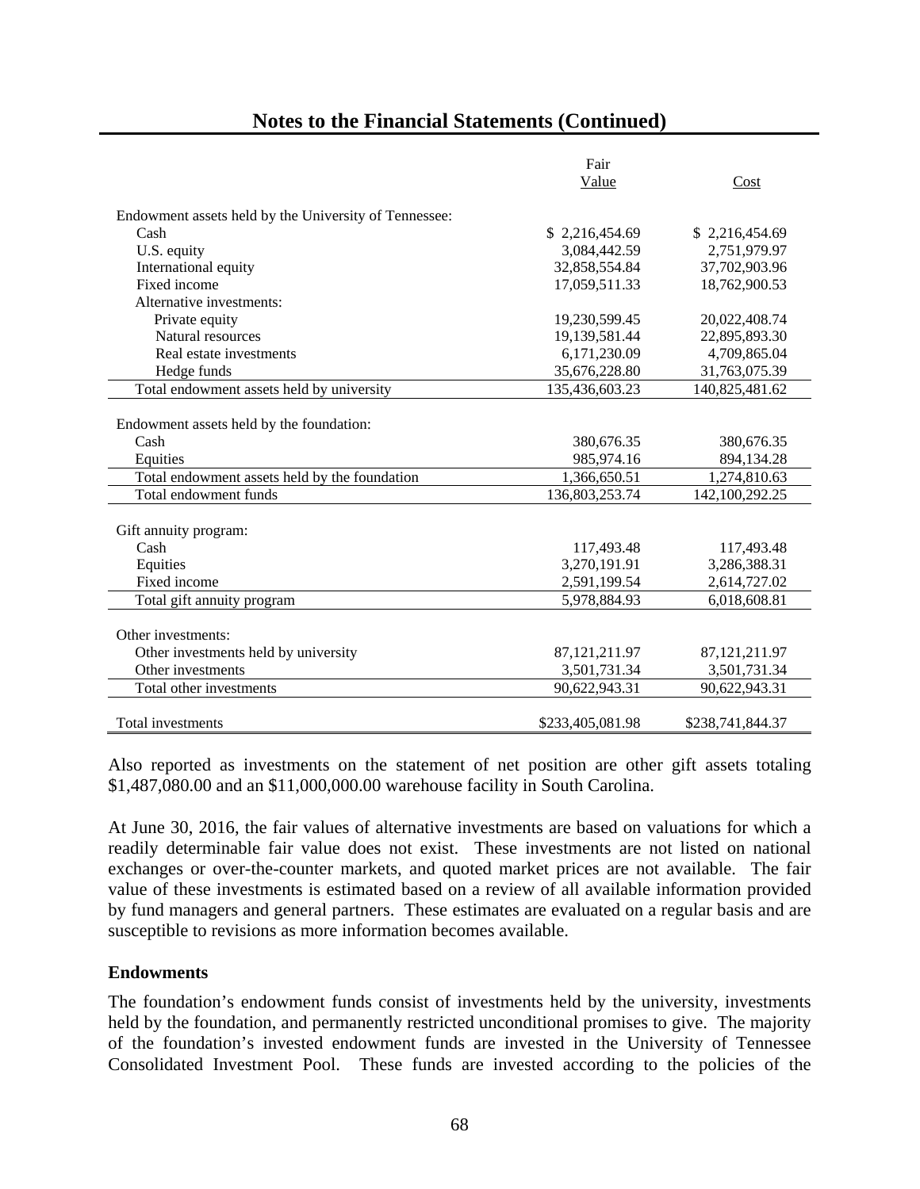## Notes to the Financial Statements (Continued)

| | Fair Value | Cost |
|---|---|---|
| Endowment assets held by the University of Tennessee: | | |
| Cash | $ 2,216,454.69 | $ 2,216,454.69 |
| U.S. equity | 3,084,442.59 | 2,751,979.97 |
| International equity | 32,858,554.84 | 37,702,903.96 |
| Fixed income | 17,059,511.33 | 18,762,900.53 |
| Alternative investments: | | |
| Private equity | 19,230,599.45 | 20,022,408.74 |
| Natural resources | 19,139,581.44 | 22,895,893.30 |
| Real estate investments | 6,171,230.09 | 4,709,865.04 |
| Hedge funds | 35,676,228.80 | 31,763,075.39 |
| Total endowment assets held by university | 135,436,603.23 | 140,825,481.62 |
| Endowment assets held by the foundation: | | |
| Cash | 380,676.35 | 380,676.35 |
| Equities | 985,974.16 | 894,134.28 |
| Total endowment assets held by the foundation | 1,366,650.51 | 1,274,810.63 |
| Total endowment funds | 136,803,253.74 | 142,100,292.25 |
| Gift annuity program: | | |
| Cash | 117,493.48 | 117,493.48 |
| Equities | 3,270,191.91 | 3,286,388.31 |
| Fixed income | 2,591,199.54 | 2,614,727.02 |
| Total gift annuity program | 5,978,884.93 | 6,018,608.81 |
| Other investments: | | |
| Other investments held by university | 87,121,211.97 | 87,121,211.97 |
| Other investments | 3,501,731.34 | 3,501,731.34 |
| Total other investments | 90,622,943.31 | 90,622,943.31 |
| Total investments | $233,405,081.98 | $238,741,844.37 |

Also reported as investments on the statement of net position are other gift assets totaling $1,487,080.00 and an $11,000,000.00 warehouse facility in South Carolina.

At June 30, 2016, the fair values of alternative investments are based on valuations for which a readily determinable fair value does not exist. These investments are not listed on national exchanges or over-the-counter markets, and quoted market prices are not available. The fair value of these investments is estimated based on a review of all available information provided by fund managers and general partners. These estimates are evaluated on a regular basis and are susceptible to revisions as more information becomes available.

### Endowments

The foundation's endowment funds consist of investments held by the university, investments held by the foundation, and permanently restricted unconditional promises to give. The majority of the foundation's invested endowment funds are invested in the University of Tennessee Consolidated Investment Pool. These funds are invested according to the policies of the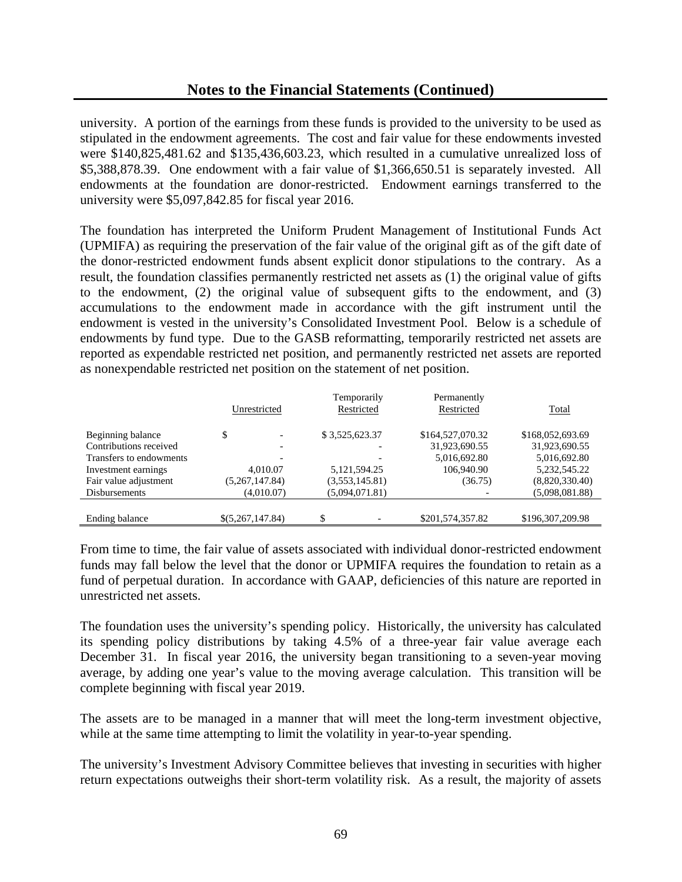## Notes to the Financial Statements (Continued)

university. A portion of the earnings from these funds is provided to the university to be used as stipulated in the endowment agreements. The cost and fair value for these endowments invested were $140,825,481.62 and $135,436,603.23, which resulted in a cumulative unrealized loss of $5,388,878.39. One endowment with a fair value of $1,366,650.51 is separately invested. All endowments at the foundation are donor-restricted. Endowment earnings transferred to the university were $5,097,842.85 for fiscal year 2016.

The foundation has interpreted the Uniform Prudent Management of Institutional Funds Act (UPMIFA) as requiring the preservation of the fair value of the original gift as of the gift date of the donor-restricted endowment funds absent explicit donor stipulations to the contrary. As a result, the foundation classifies permanently restricted net assets as (1) the original value of gifts to the endowment, (2) the original value of subsequent gifts to the endowment, and (3) accumulations to the endowment made in accordance with the gift instrument until the endowment is vested in the university's Consolidated Investment Pool. Below is a schedule of endowments by fund type. Due to the GASB reformatting, temporarily restricted net assets are reported as expendable restricted net position, and permanently restricted net assets are reported as nonexpendable restricted net position on the statement of net position.

| | Unrestricted | Temporarily Restricted | Permanently Restricted | Total |
|---|---|---|---|---|
| Beginning balance | $ - | $ 3,525,623.37 | $164,527,070.32 | $168,052,693.69 |
| Contributions received | - | - | 31,923,690.55 | 31,923,690.55 |
| Transfers to endowments | - | - | 5,016,692.80 | 5,016,692.80 |
| Investment earnings | 4,010.07 | 5,121,594.25 | 106,940.90 | 5,232,545.22 |
| Fair value adjustment | (5,267,147.84) | (3,553,145.81) | (36.75) | (8,820,330.40) |
| Disbursements | (4,010.07) | (5,094,071.81) | - | (5,098,081.88) |
| Ending balance | $(5,267,147.84) | $ - | $201,574,357.82 | $196,307,209.98 |

From time to time, the fair value of assets associated with individual donor-restricted endowment funds may fall below the level that the donor or UPMIFA requires the foundation to retain as a fund of perpetual duration. In accordance with GAAP, deficiencies of this nature are reported in unrestricted net assets.

The foundation uses the university's spending policy. Historically, the university has calculated its spending policy distributions by taking 4.5% of a three-year fair value average each December 31. In fiscal year 2016, the university began transitioning to a seven-year moving average, by adding one year's value to the moving average calculation. This transition will be complete beginning with fiscal year 2019.

The assets are to be managed in a manner that will meet the long-term investment objective, while at the same time attempting to limit the volatility in year-to-year spending.

The university's Investment Advisory Committee believes that investing in securities with higher return expectations outweighs their short-term volatility risk. As a result, the majority of assets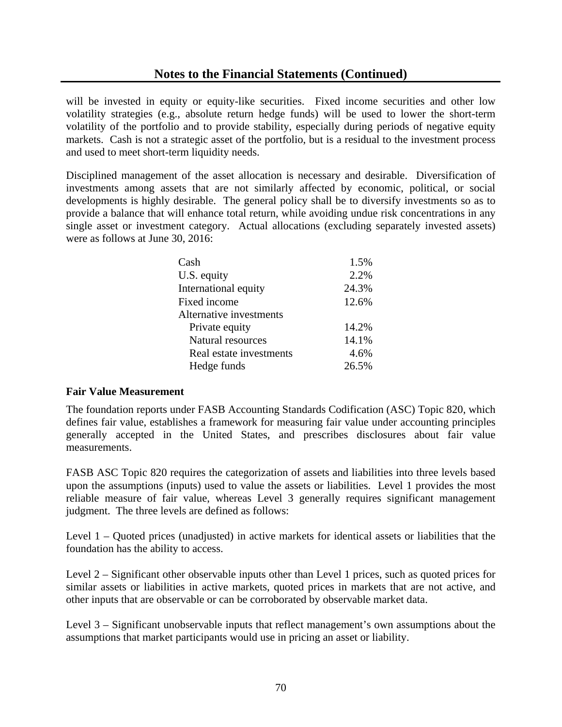will be invested in equity or equity-like securities. Fixed income securities and other low volatility strategies (e.g., absolute return hedge funds) will be used to lower the short-term volatility of the portfolio and to provide stability, especially during periods of negative equity markets. Cash is not a strategic asset of the portfolio, but is a residual to the investment process and used to meet short-term liquidity needs.

Disciplined management of the asset allocation is necessary and desirable. Diversification of investments among assets that are not similarly affected by economic, political, or social developments is highly desirable. The general policy shall be to diversify investments so as to provide a balance that will enhance total return, while avoiding undue risk concentrations in any single asset or investment category. Actual allocations (excluding separately invested assets) were as follows at June 30, 2016:

| | |
|---|---|
| Cash | 1.5% |
| U.S. equity | 2.2% |
| International equity | 24.3% |
| Fixed income | 12.6% |
| Alternative investments | |
| Private equity | 14.2% |
| Natural resources | 14.1% |
| Real estate investments | 4.6% |
| Hedge funds | 26.5% |

**Fair Value Measurement**

The foundation reports under FASB Accounting Standards Codification (ASC) Topic 820, which defines fair value, establishes a framework for measuring fair value under accounting principles generally accepted in the United States, and prescribes disclosures about fair value measurements.

FASB ASC Topic 820 requires the categorization of assets and liabilities into three levels based upon the assumptions (inputs) used to value the assets or liabilities. Level 1 provides the most reliable measure of fair value, whereas Level 3 generally requires significant management judgment. The three levels are defined as follows:

Level 1 – Quoted prices (unadjusted) in active markets for identical assets or liabilities that the foundation has the ability to access.

Level 2 – Significant other observable inputs other than Level 1 prices, such as quoted prices for similar assets or liabilities in active markets, quoted prices in markets that are not active, and other inputs that are observable or can be corroborated by observable market data.

Level 3 – Significant unobservable inputs that reflect management's own assumptions about the assumptions that market participants would use in pricing an asset or liability.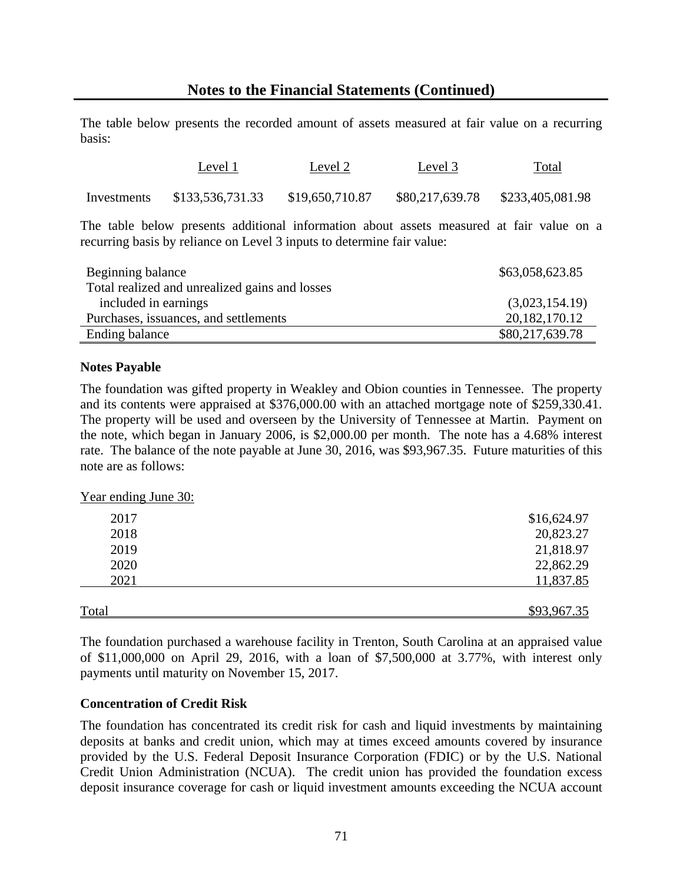## Notes to the Financial Statements (Continued)

The table below presents the recorded amount of assets measured at fair value on a recurring basis:

| | Level 1 | Level 2 | Level 3 | Total |
|---|---|---|---|---|
| Investments | $133,536,731.33 | $19,650,710.87 | $80,217,639.78 | $233,405,081.98 |

The table below presents additional information about assets measured at fair value on a recurring basis by reliance on Level 3 inputs to determine fair value:

| | |
|---|---|
| Beginning balance | $63,058,623.85 |
| Total realized and unrealized gains and losses included in earnings | (3,023,154.19) |
| Purchases, issuances, and settlements | 20,182,170.12 |
| Ending balance | $80,217,639.78 |

### Notes Payable

The foundation was gifted property in Weakley and Obion counties in Tennessee. The property and its contents were appraised at $376,000.00 with an attached mortgage note of $259,330.41. The property will be used and overseen by the University of Tennessee at Martin. Payment on the note, which began in January 2006, is $2,000.00 per month. The note has a 4.68% interest rate. The balance of the note payable at June 30, 2016, was $93,967.35. Future maturities of this note are as follows:

| Year ending June 30: | |
|---|---|
| 2017 | $16,624.97 |
| 2018 | 20,823.27 |
| 2019 | 21,818.97 |
| 2020 | 22,862.29 |
| 2021 | 11,837.85 |
| Total | $93,967.35 |

The foundation purchased a warehouse facility in Trenton, South Carolina at an appraised value of $11,000,000 on April 29, 2016, with a loan of $7,500,000 at 3.77%, with interest only payments until maturity on November 15, 2017.

### Concentration of Credit Risk

The foundation has concentrated its credit risk for cash and liquid investments by maintaining deposits at banks and credit union, which may at times exceed amounts covered by insurance provided by the U.S. Federal Deposit Insurance Corporation (FDIC) or by the U.S. National Credit Union Administration (NCUA). The credit union has provided the foundation excess deposit insurance coverage for cash or liquid investment amounts exceeding the NCUA account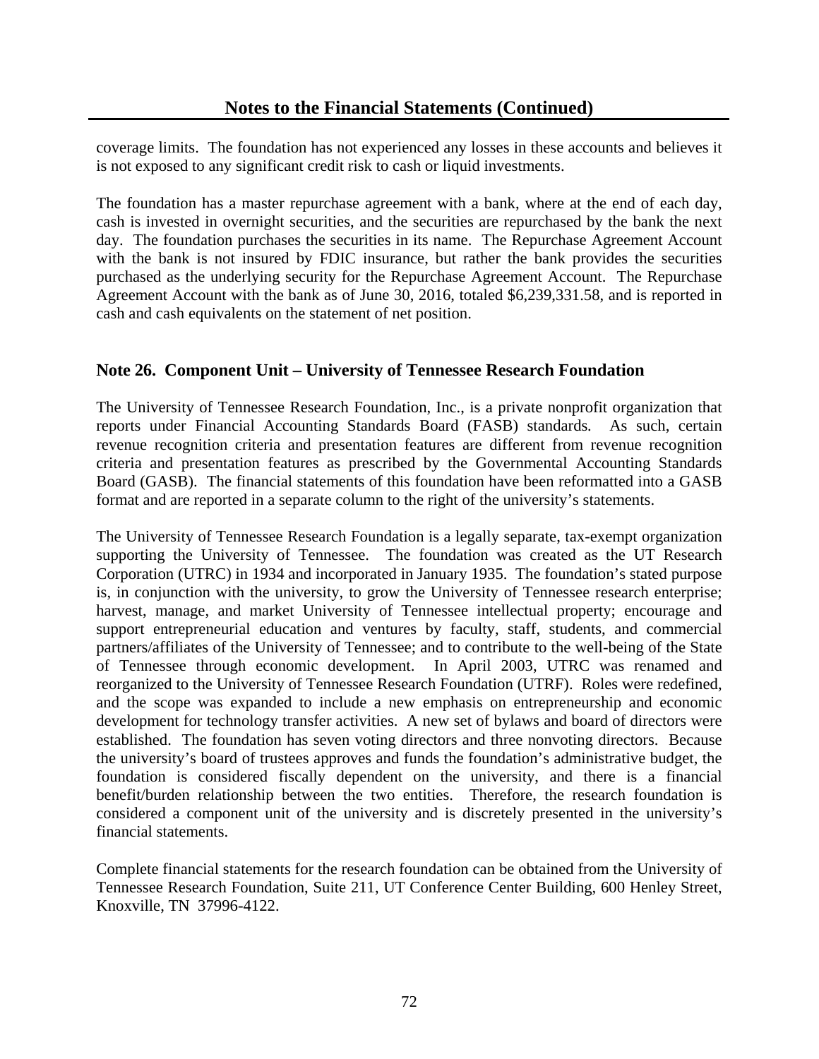coverage limits. The foundation has not experienced any losses in these accounts and believes it is not exposed to any significant credit risk to cash or liquid investments.

The foundation has a master repurchase agreement with a bank, where at the end of each day, cash is invested in overnight securities, and the securities are repurchased by the bank the next day. The foundation purchases the securities in its name. The Repurchase Agreement Account with the bank is not insured by FDIC insurance, but rather the bank provides the securities purchased as the underlying security for the Repurchase Agreement Account. The Repurchase Agreement Account with the bank as of June 30, 2016, totaled $6,239,331.58, and is reported in cash and cash equivalents on the statement of net position.

## Note 26. Component Unit – University of Tennessee Research Foundation

The University of Tennessee Research Foundation, Inc., is a private nonprofit organization that reports under Financial Accounting Standards Board (FASB) standards. As such, certain revenue recognition criteria and presentation features are different from revenue recognition criteria and presentation features as prescribed by the Governmental Accounting Standards Board (GASB). The financial statements of this foundation have been reformatted into a GASB format and are reported in a separate column to the right of the university's statements.

The University of Tennessee Research Foundation is a legally separate, tax-exempt organization supporting the University of Tennessee. The foundation was created as the UT Research Corporation (UTRC) in 1934 and incorporated in January 1935. The foundation's stated purpose is, in conjunction with the university, to grow the University of Tennessee research enterprise; harvest, manage, and market University of Tennessee intellectual property; encourage and support entrepreneurial education and ventures by faculty, staff, students, and commercial partners/affiliates of the University of Tennessee; and to contribute to the well-being of the State of Tennessee through economic development. In April 2003, UTRC was renamed and reorganized to the University of Tennessee Research Foundation (UTRF). Roles were redefined, and the scope was expanded to include a new emphasis on entrepreneurship and economic development for technology transfer activities. A new set of bylaws and board of directors were established. The foundation has seven voting directors and three nonvoting directors. Because the university's board of trustees approves and funds the foundation's administrative budget, the foundation is considered fiscally dependent on the university, and there is a financial benefit/burden relationship between the two entities. Therefore, the research foundation is considered a component unit of the university and is discretely presented in the university's financial statements.

Complete financial statements for the research foundation can be obtained from the University of Tennessee Research Foundation, Suite 211, UT Conference Center Building, 600 Henley Street, Knoxville, TN 37996-4122.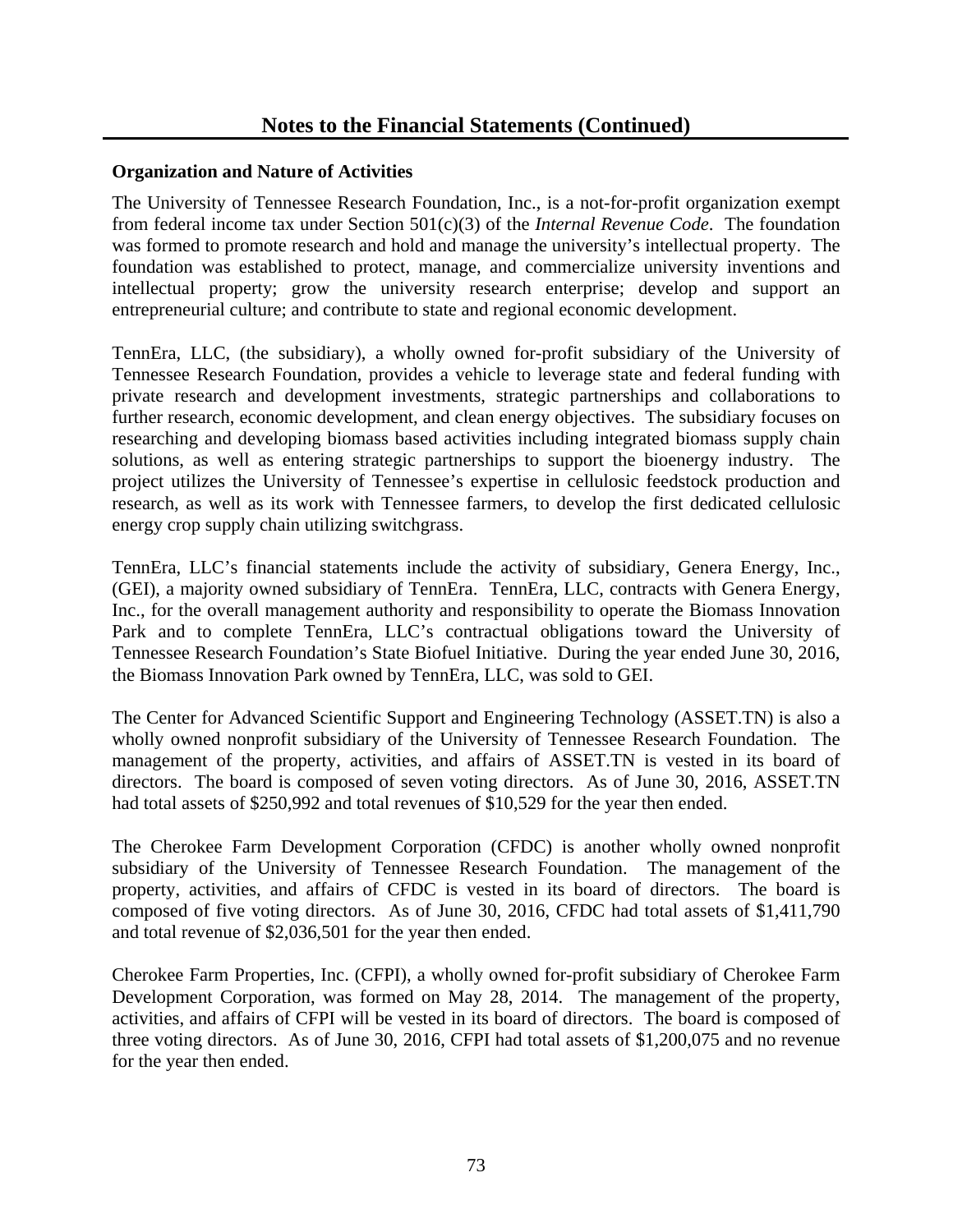## Notes to the Financial Statements (Continued)

**Organization and Nature of Activities**

The University of Tennessee Research Foundation, Inc., is a not-for-profit organization exempt from federal income tax under Section 501(c)(3) of the *Internal Revenue Code*. The foundation was formed to promote research and hold and manage the university's intellectual property. The foundation was established to protect, manage, and commercialize university inventions and intellectual property; grow the university research enterprise; develop and support an entrepreneurial culture; and contribute to state and regional economic development.

TennEra, LLC, (the subsidiary), a wholly owned for-profit subsidiary of the University of Tennessee Research Foundation, provides a vehicle to leverage state and federal funding with private research and development investments, strategic partnerships and collaborations to further research, economic development, and clean energy objectives. The subsidiary focuses on researching and developing biomass based activities including integrated biomass supply chain solutions, as well as entering strategic partnerships to support the bioenergy industry. The project utilizes the University of Tennessee's expertise in cellulosic feedstock production and research, as well as its work with Tennessee farmers, to develop the first dedicated cellulosic energy crop supply chain utilizing switchgrass.

TennEra, LLC's financial statements include the activity of subsidiary, Genera Energy, Inc., (GEI), a majority owned subsidiary of TennEra. TennEra, LLC, contracts with Genera Energy, Inc., for the overall management authority and responsibility to operate the Biomass Innovation Park and to complete TennEra, LLC's contractual obligations toward the University of Tennessee Research Foundation's State Biofuel Initiative. During the year ended June 30, 2016, the Biomass Innovation Park owned by TennEra, LLC, was sold to GEI.

The Center for Advanced Scientific Support and Engineering Technology (ASSET.TN) is also a wholly owned nonprofit subsidiary of the University of Tennessee Research Foundation. The management of the property, activities, and affairs of ASSET.TN is vested in its board of directors. The board is composed of seven voting directors. As of June 30, 2016, ASSET.TN had total assets of $250,992 and total revenues of $10,529 for the year then ended.

The Cherokee Farm Development Corporation (CFDC) is another wholly owned nonprofit subsidiary of the University of Tennessee Research Foundation. The management of the property, activities, and affairs of CFDC is vested in its board of directors. The board is composed of five voting directors. As of June 30, 2016, CFDC had total assets of $1,411,790 and total revenue of $2,036,501 for the year then ended.

Cherokee Farm Properties, Inc. (CFPI), a wholly owned for-profit subsidiary of Cherokee Farm Development Corporation, was formed on May 28, 2014. The management of the property, activities, and affairs of CFPI will be vested in its board of directors. The board is composed of three voting directors. As of June 30, 2016, CFPI had total assets of $1,200,075 and no revenue for the year then ended.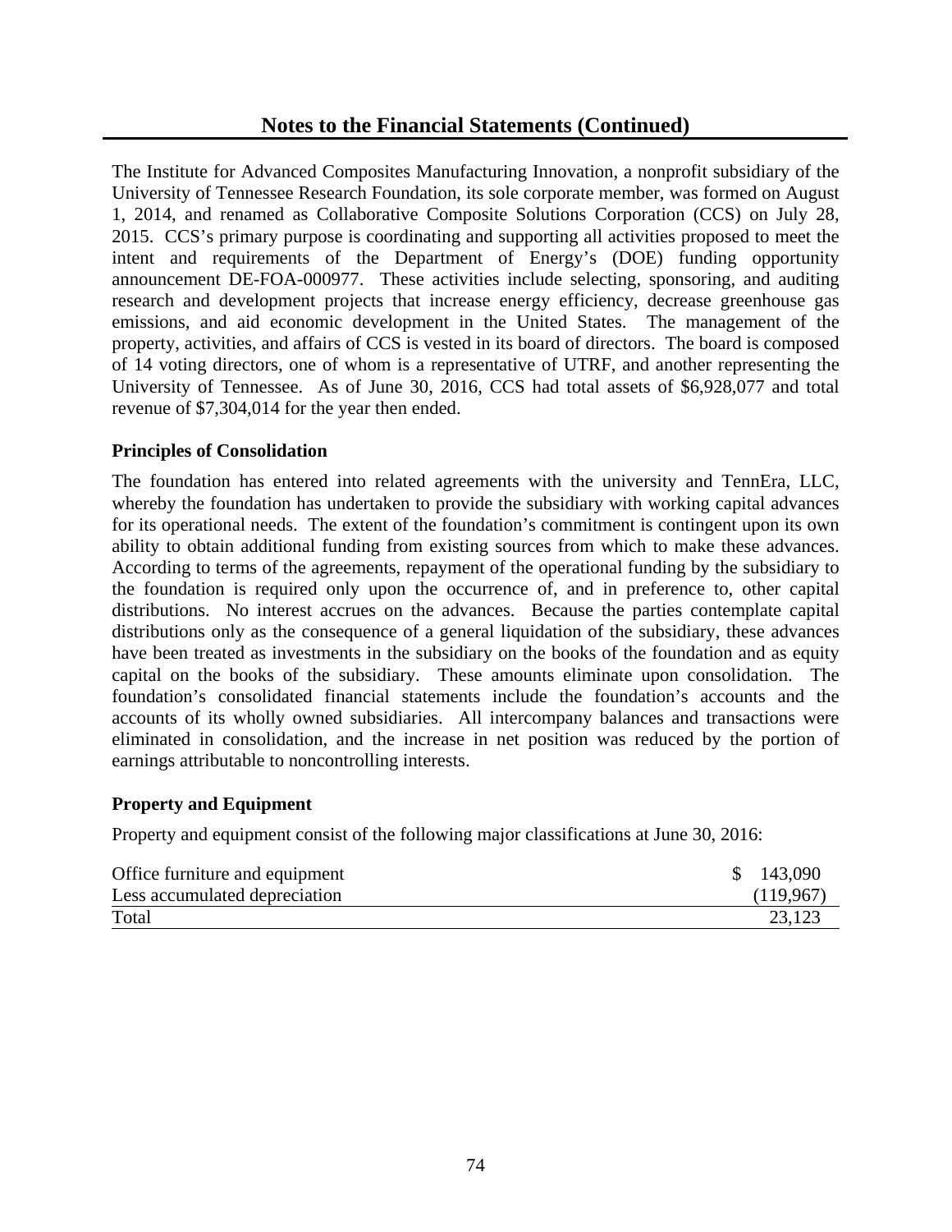## Notes to the Financial Statements (Continued)

The Institute for Advanced Composites Manufacturing Innovation, a nonprofit subsidiary of the University of Tennessee Research Foundation, its sole corporate member, was formed on August 1, 2014, and renamed as Collaborative Composite Solutions Corporation (CCS) on July 28, 2015. CCS's primary purpose is coordinating and supporting all activities proposed to meet the intent and requirements of the Department of Energy's (DOE) funding opportunity announcement DE-FOA-000977. These activities include selecting, sponsoring, and auditing research and development projects that increase energy efficiency, decrease greenhouse gas emissions, and aid economic development in the United States. The management of the property, activities, and affairs of CCS is vested in its board of directors. The board is composed of 14 voting directors, one of whom is a representative of UTRF, and another representing the University of Tennessee. As of June 30, 2016, CCS had total assets of $6,928,077 and total revenue of $7,304,014 for the year then ended.

### Principles of Consolidation

The foundation has entered into related agreements with the university and TennEra, LLC, whereby the foundation has undertaken to provide the subsidiary with working capital advances for its operational needs. The extent of the foundation's commitment is contingent upon its own ability to obtain additional funding from existing sources from which to make these advances. According to terms of the agreements, repayment of the operational funding by the subsidiary to the foundation is required only upon the occurrence of, and in preference to, other capital distributions. No interest accrues on the advances. Because the parties contemplate capital distributions only as the consequence of a general liquidation of the subsidiary, these advances have been treated as investments in the subsidiary on the books of the foundation and as equity capital on the books of the subsidiary. These amounts eliminate upon consolidation. The foundation's consolidated financial statements include the foundation's accounts and the accounts of its wholly owned subsidiaries. All intercompany balances and transactions were eliminated in consolidation, and the increase in net position was reduced by the portion of earnings attributable to noncontrolling interests.

### Property and Equipment

Property and equipment consist of the following major classifications at June 30, 2016:

| | |
|---|---|
| Office furniture and equipment | $ 143,090 |
| Less accumulated depreciation | (119,967) |
| Total | 23,123 |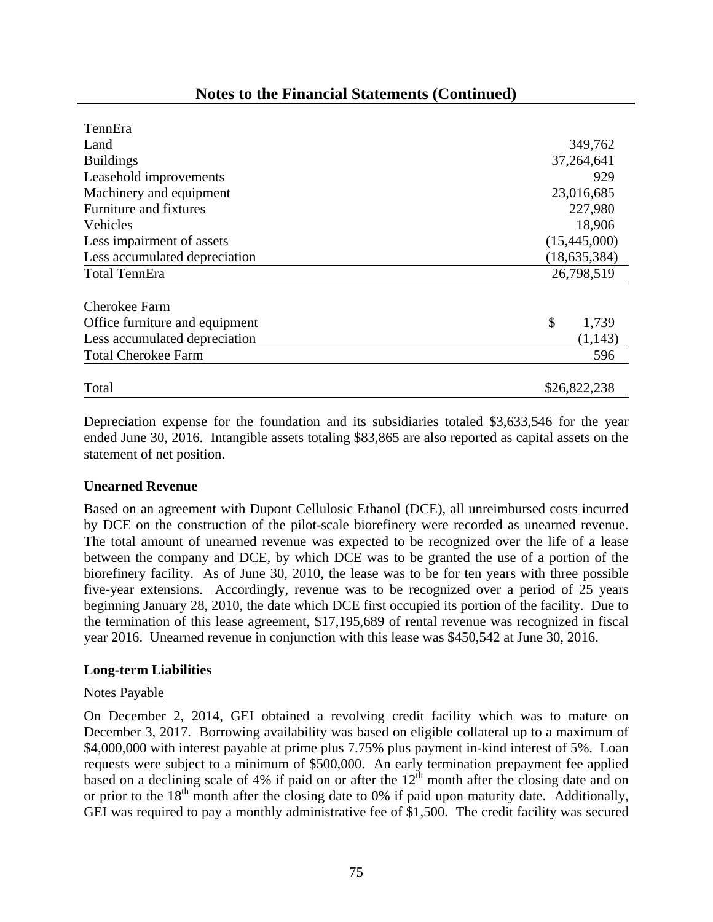## Notes to the Financial Statements (Continued)

| | |
|---|---|
| TennEra | |
| Land | 349,762 |
| Buildings | 37,264,641 |
| Leasehold improvements | 929 |
| Machinery and equipment | 23,016,685 |
| Furniture and fixtures | 227,980 |
| Vehicles | 18,906 |
| Less impairment of assets | (15,445,000) |
| Less accumulated depreciation | (18,635,384) |
| Total TennEra | 26,798,519 |
| | |
| Cherokee Farm | |
| Office furniture and equipment | $ 1,739 |
| Less accumulated depreciation | (1,143) |
| Total Cherokee Farm | 596 |
| | |
| Total | $26,822,238 |

Depreciation expense for the foundation and its subsidiaries totaled $3,633,546 for the year ended June 30, 2016. Intangible assets totaling $83,865 are also reported as capital assets on the statement of net position.

### Unearned Revenue

Based on an agreement with Dupont Cellulosic Ethanol (DCE), all unreimbursed costs incurred by DCE on the construction of the pilot-scale biorefinery were recorded as unearned revenue. The total amount of unearned revenue was expected to be recognized over the life of a lease between the company and DCE, by which DCE was to be granted the use of a portion of the biorefinery facility. As of June 30, 2010, the lease was to be for ten years with three possible five-year extensions. Accordingly, revenue was to be recognized over a period of 25 years beginning January 28, 2010, the date which DCE first occupied its portion of the facility. Due to the termination of this lease agreement, $17,195,689 of rental revenue was recognized in fiscal year 2016. Unearned revenue in conjunction with this lease was $450,542 at June 30, 2016.

### Long-term Liabilities

Notes Payable

On December 2, 2014, GEI obtained a revolving credit facility which was to mature on December 3, 2017. Borrowing availability was based on eligible collateral up to a maximum of $4,000,000 with interest payable at prime plus 7.75% plus payment in-kind interest of 5%. Loan requests were subject to a minimum of $500,000. An early termination prepayment fee applied based on a declining scale of 4% if paid on or after the 12th month after the closing date and on or prior to the 18th month after the closing date to 0% if paid upon maturity date. Additionally, GEI was required to pay a monthly administrative fee of $1,500. The credit facility was secured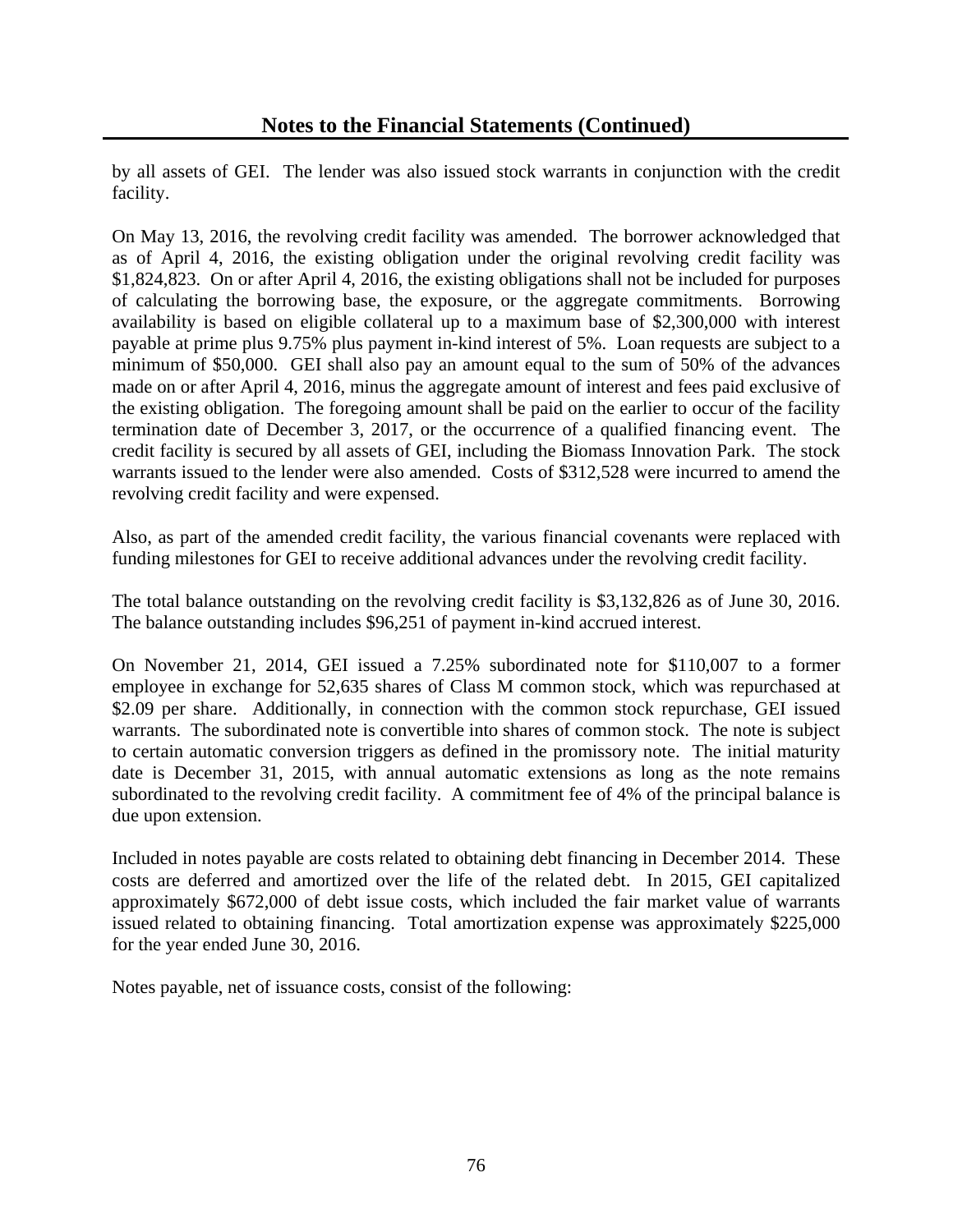## Notes to the Financial Statements (Continued)

by all assets of GEI. The lender was also issued stock warrants in conjunction with the credit facility.

On May 13, 2016, the revolving credit facility was amended. The borrower acknowledged that as of April 4, 2016, the existing obligation under the original revolving credit facility was $1,824,823. On or after April 4, 2016, the existing obligations shall not be included for purposes of calculating the borrowing base, the exposure, or the aggregate commitments. Borrowing availability is based on eligible collateral up to a maximum base of $2,300,000 with interest payable at prime plus 9.75% plus payment in-kind interest of 5%. Loan requests are subject to a minimum of $50,000. GEI shall also pay an amount equal to the sum of 50% of the advances made on or after April 4, 2016, minus the aggregate amount of interest and fees paid exclusive of the existing obligation. The foregoing amount shall be paid on the earlier to occur of the facility termination date of December 3, 2017, or the occurrence of a qualified financing event. The credit facility is secured by all assets of GEI, including the Biomass Innovation Park. The stock warrants issued to the lender were also amended. Costs of $312,528 were incurred to amend the revolving credit facility and were expensed.

Also, as part of the amended credit facility, the various financial covenants were replaced with funding milestones for GEI to receive additional advances under the revolving credit facility.

The total balance outstanding on the revolving credit facility is $3,132,826 as of June 30, 2016. The balance outstanding includes $96,251 of payment in-kind accrued interest.

On November 21, 2014, GEI issued a 7.25% subordinated note for $110,007 to a former employee in exchange for 52,635 shares of Class M common stock, which was repurchased at $2.09 per share. Additionally, in connection with the common stock repurchase, GEI issued warrants. The subordinated note is convertible into shares of common stock. The note is subject to certain automatic conversion triggers as defined in the promissory note. The initial maturity date is December 31, 2015, with annual automatic extensions as long as the note remains subordinated to the revolving credit facility. A commitment fee of 4% of the principal balance is due upon extension.

Included in notes payable are costs related to obtaining debt financing in December 2014. These costs are deferred and amortized over the life of the related debt. In 2015, GEI capitalized approximately $672,000 of debt issue costs, which included the fair market value of warrants issued related to obtaining financing. Total amortization expense was approximately $225,000 for the year ended June 30, 2016.

Notes payable, net of issuance costs, consist of the following: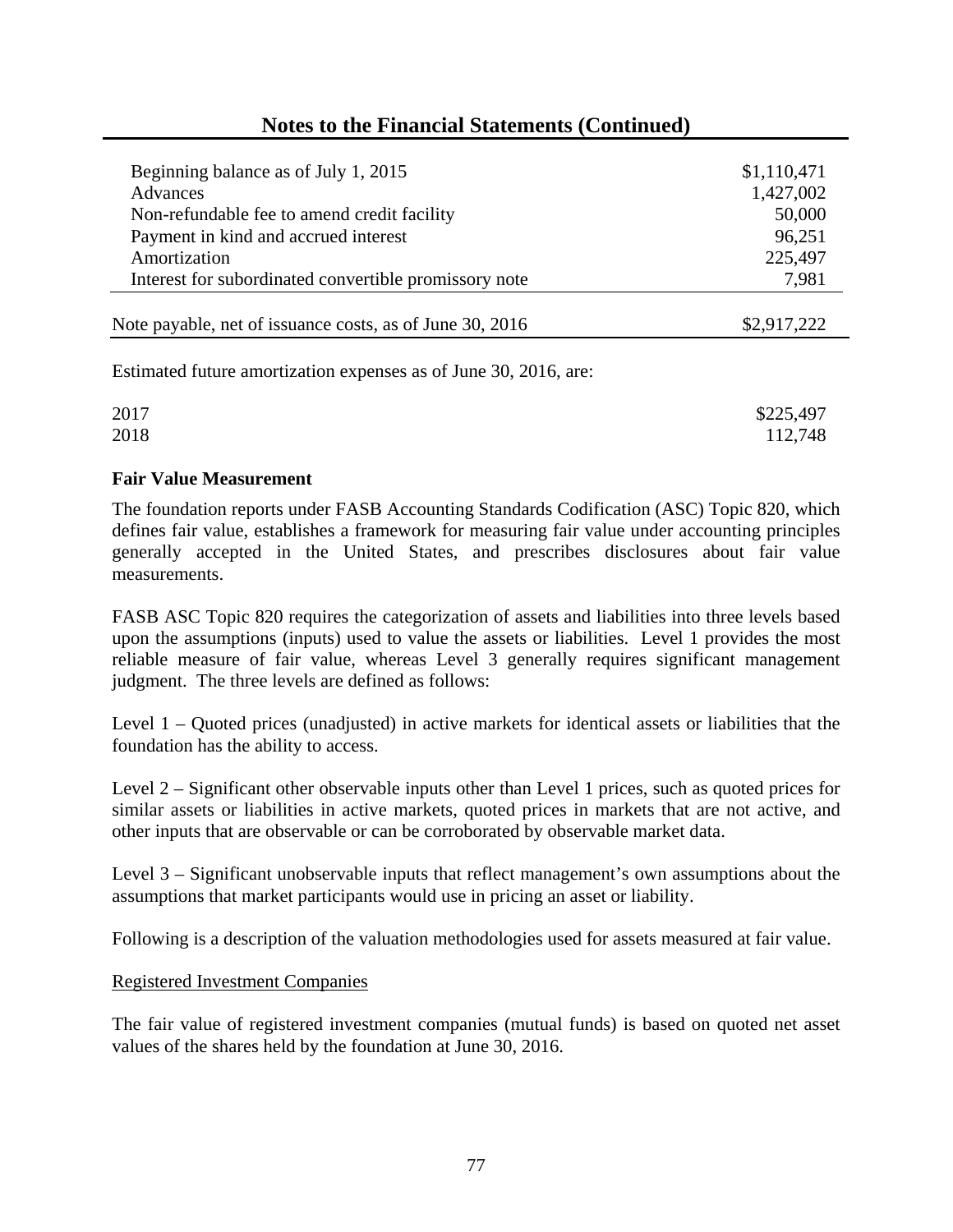## Notes to the Financial Statements (Continued)

| | |
|---|---|
| Beginning balance as of July 1, 2015 | $1,110,471 |
| Advances | 1,427,002 |
| Non-refundable fee to amend credit facility | 50,000 |
| Payment in kind and accrued interest | 96,251 |
| Amortization | 225,497 |
| Interest for subordinated convertible promissory note | 7,981 |
| Note payable, net of issuance costs, as of June 30, 2016 | $2,917,222 |

Estimated future amortization expenses as of June 30, 2016, are:

| | |
|---|---|
| 2017 | $225,497 |
| 2018 | 112,748 |

**Fair Value Measurement**

The foundation reports under FASB Accounting Standards Codification (ASC) Topic 820, which defines fair value, establishes a framework for measuring fair value under accounting principles generally accepted in the United States, and prescribes disclosures about fair value measurements.

FASB ASC Topic 820 requires the categorization of assets and liabilities into three levels based upon the assumptions (inputs) used to value the assets or liabilities. Level 1 provides the most reliable measure of fair value, whereas Level 3 generally requires significant management judgment. The three levels are defined as follows:

Level 1 – Quoted prices (unadjusted) in active markets for identical assets or liabilities that the foundation has the ability to access.

Level 2 – Significant other observable inputs other than Level 1 prices, such as quoted prices for similar assets or liabilities in active markets, quoted prices in markets that are not active, and other inputs that are observable or can be corroborated by observable market data.

Level 3 – Significant unobservable inputs that reflect management's own assumptions about the assumptions that market participants would use in pricing an asset or liability.

Following is a description of the valuation methodologies used for assets measured at fair value.

Registered Investment Companies

The fair value of registered investment companies (mutual funds) is based on quoted net asset values of the shares held by the foundation at June 30, 2016.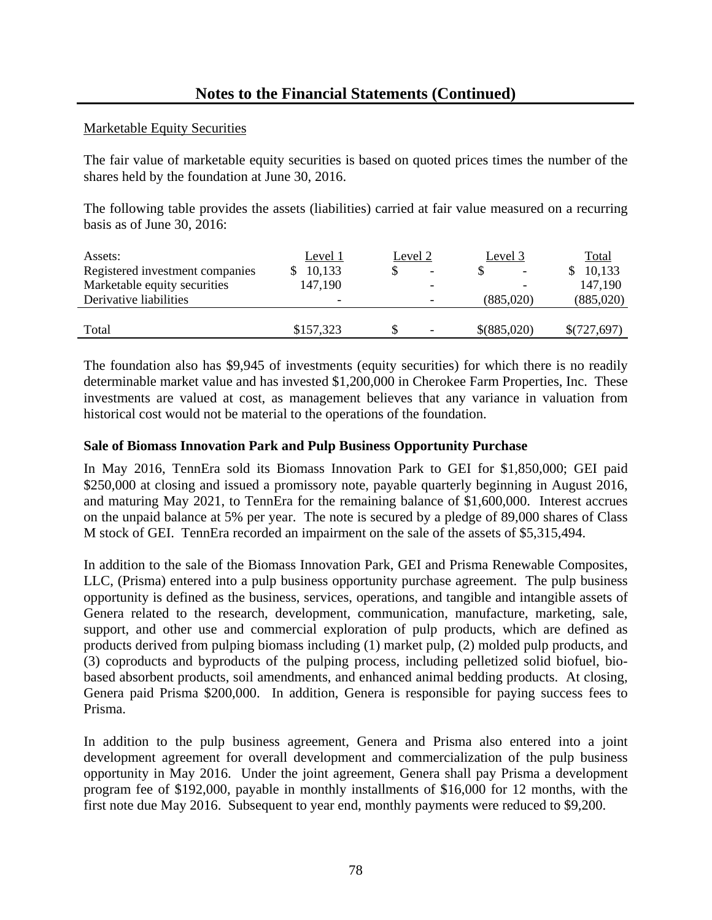## Notes to the Financial Statements (Continued)

Marketable Equity Securities

The fair value of marketable equity securities is based on quoted prices times the number of the shares held by the foundation at June 30, 2016.

The following table provides the assets (liabilities) carried at fair value measured on a recurring basis as of June 30, 2016:

| Assets: | Level 1 | Level 2 | Level 3 | Total |
|---|---|---|---|---|
| Registered investment companies | $ 10,133 | $ - | $ - | $ 10,133 |
| Marketable equity securities | 147,190 | - | - | 147,190 |
| Derivative liabilities | - | - | (885,020) | (885,020) |
| Total | $157,323 | $ - | $(885,020) | $(727,697) |

The foundation also has $9,945 of investments (equity securities) for which there is no readily determinable market value and has invested $1,200,000 in Cherokee Farm Properties, Inc. These investments are valued at cost, as management believes that any variance in valuation from historical cost would not be material to the operations of the foundation.

**Sale of Biomass Innovation Park and Pulp Business Opportunity Purchase**

In May 2016, TennEra sold its Biomass Innovation Park to GEI for $1,850,000; GEI paid $250,000 at closing and issued a promissory note, payable quarterly beginning in August 2016, and maturing May 2021, to TennEra for the remaining balance of $1,600,000. Interest accrues on the unpaid balance at 5% per year. The note is secured by a pledge of 89,000 shares of Class M stock of GEI. TennEra recorded an impairment on the sale of the assets of $5,315,494.

In addition to the sale of the Biomass Innovation Park, GEI and Prisma Renewable Composites, LLC, (Prisma) entered into a pulp business opportunity purchase agreement. The pulp business opportunity is defined as the business, services, operations, and tangible and intangible assets of Genera related to the research, development, communication, manufacture, marketing, sale, support, and other use and commercial exploration of pulp products, which are defined as products derived from pulping biomass including (1) market pulp, (2) molded pulp products, and (3) coproducts and byproducts of the pulping process, including pelletized solid biofuel, bio-based absorbent products, soil amendments, and enhanced animal bedding products. At closing, Genera paid Prisma $200,000. In addition, Genera is responsible for paying success fees to Prisma.

In addition to the pulp business agreement, Genera and Prisma also entered into a joint development agreement for overall development and commercialization of the pulp business opportunity in May 2016. Under the joint agreement, Genera shall pay Prisma a development program fee of $192,000, payable in monthly installments of $16,000 for 12 months, with the first note due May 2016. Subsequent to year end, monthly payments were reduced to $9,200.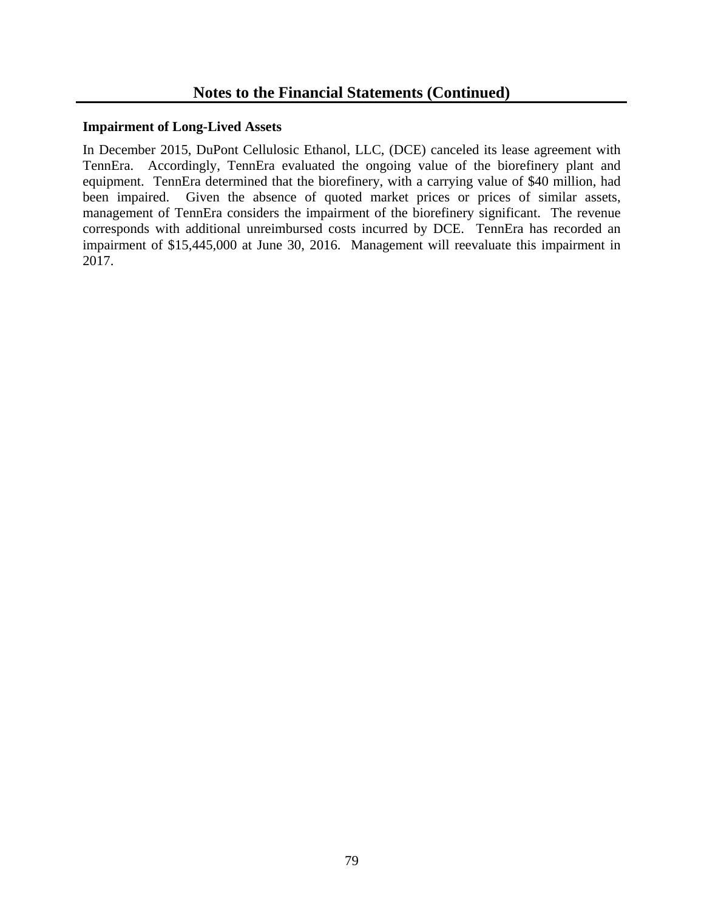## Notes to the Financial Statements (Continued)

**Impairment of Long-Lived Assets**

In December 2015, DuPont Cellulosic Ethanol, LLC, (DCE) canceled its lease agreement with TennEra. Accordingly, TennEra evaluated the ongoing value of the biorefinery plant and equipment. TennEra determined that the biorefinery, with a carrying value of $40 million, had been impaired. Given the absence of quoted market prices or prices of similar assets, management of TennEra considers the impairment of the biorefinery significant. The revenue corresponds with additional unreimbursed costs incurred by DCE. TennEra has recorded an impairment of $15,445,000 at June 30, 2016. Management will reevaluate this impairment in 2017.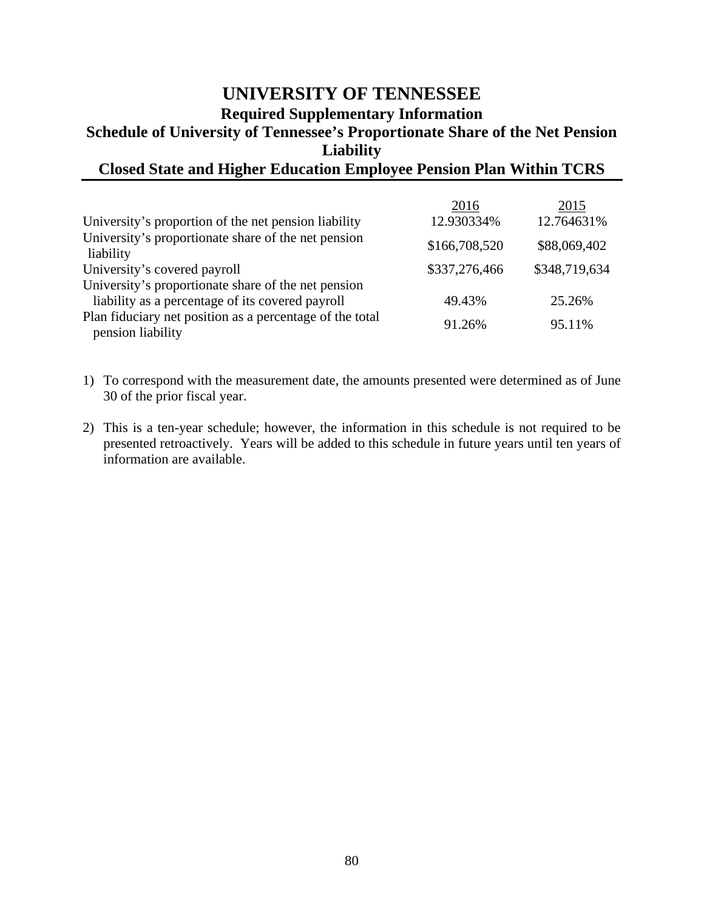# UNIVERSITY OF TENNESSEE

## Required Supplementary Information

## Schedule of University of Tennessee's Proportionate Share of the Net Pension Liability

## Closed State and Higher Education Employee Pension Plan Within TCRS

| | 2016 | 2015 |
|---|---|---|
| University's proportion of the net pension liability | 12.930334% | 12.764631% |
| University's proportionate share of the net pension liability | $166,708,520 | $88,069,402 |
| University's covered payroll | $337,276,466 | $348,719,634 |
| University's proportionate share of the net pension liability as a percentage of its covered payroll | 49.43% | 25.26% |
| Plan fiduciary net position as a percentage of the total pension liability | 91.26% | 95.11% |

1) To correspond with the measurement date, the amounts presented were determined as of June 30 of the prior fiscal year.

2) This is a ten-year schedule; however, the information in this schedule is not required to be presented retroactively. Years will be added to this schedule in future years until ten years of information are available.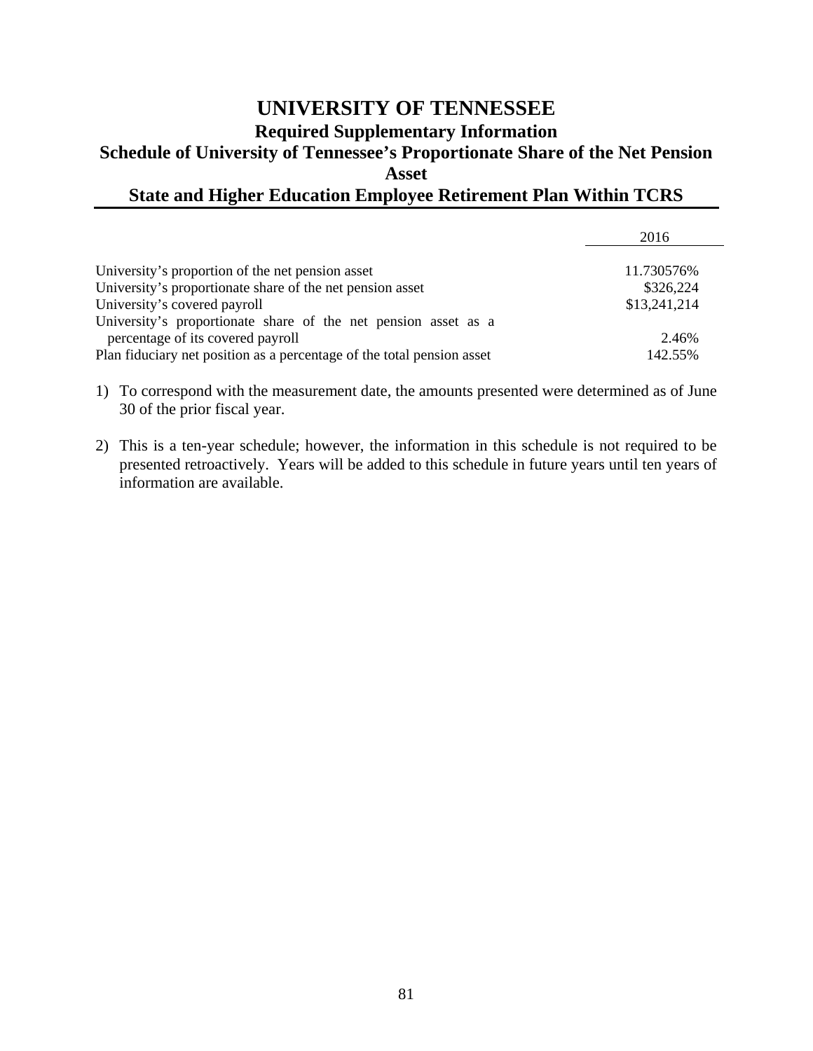# UNIVERSITY OF TENNESSEE

## Required Supplementary Information

## Schedule of University of Tennessee's Proportionate Share of the Net Pension Asset

## State and Higher Education Employee Retirement Plan Within TCRS

| | 2016 |
|---|---|
| University's proportion of the net pension asset | 11.730576% |
| University's proportionate share of the net pension asset | $326,224 |
| University's covered payroll | $13,241,214 |
| University's proportionate share of the net pension asset as a percentage of its covered payroll | 2.46% |
| Plan fiduciary net position as a percentage of the total pension asset | 142.55% |

1) To correspond with the measurement date, the amounts presented were determined as of June 30 of the prior fiscal year.

2) This is a ten-year schedule; however, the information in this schedule is not required to be presented retroactively. Years will be added to this schedule in future years until ten years of information are available.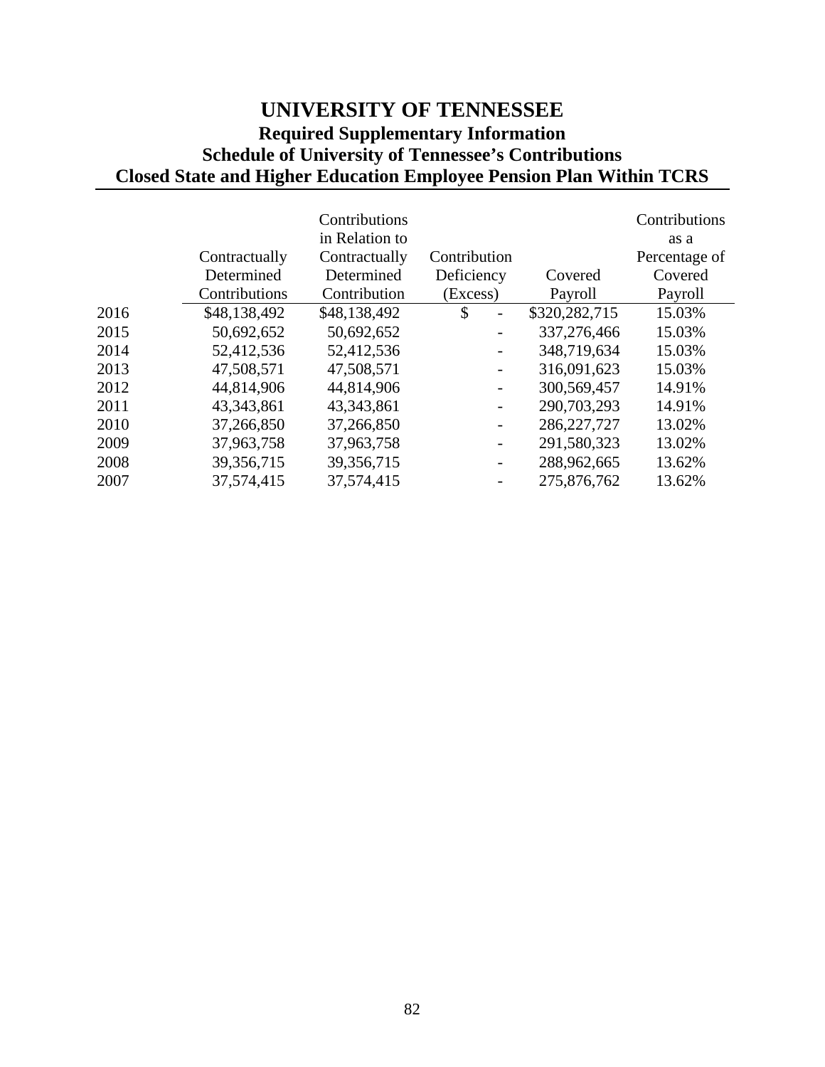# UNIVERSITY OF TENNESSEE
## Required Supplementary Information
## Schedule of University of Tennessee's Contributions
## Closed State and Higher Education Employee Pension Plan Within TCRS

| | Contractually Determined Contributions | Contributions in Relation to Contractually Determined Contribution | Contribution Deficiency (Excess) | Covered Payroll | Contributions as a Percentage of Covered Payroll |
|---|---|---|---|---|---|
| 2016 | $48,138,492 | $48,138,492 | $ - | $320,282,715 | 15.03% |
| 2015 | 50,692,652 | 50,692,652 | - | 337,276,466 | 15.03% |
| 2014 | 52,412,536 | 52,412,536 | - | 348,719,634 | 15.03% |
| 2013 | 47,508,571 | 47,508,571 | - | 316,091,623 | 15.03% |
| 2012 | 44,814,906 | 44,814,906 | - | 300,569,457 | 14.91% |
| 2011 | 43,343,861 | 43,343,861 | - | 290,703,293 | 14.91% |
| 2010 | 37,266,850 | 37,266,850 | - | 286,227,727 | 13.02% |
| 2009 | 37,963,758 | 37,963,758 | - | 291,580,323 | 13.02% |
| 2008 | 39,356,715 | 39,356,715 | - | 288,962,665 | 13.62% |
| 2007 | 37,574,415 | 37,574,415 | - | 275,876,762 | 13.62% |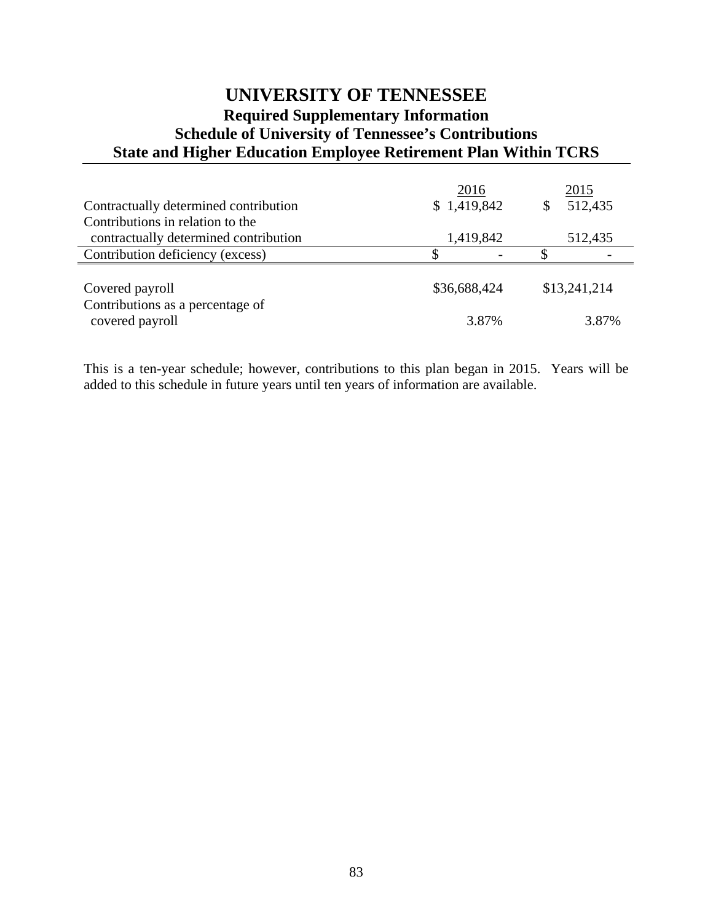# UNIVERSITY OF TENNESSEE

## Required Supplementary Information

## Schedule of University of Tennessee's Contributions

## State and Higher Education Employee Retirement Plan Within TCRS

| | 2016 | 2015 |
|---|---|---|
| Contractually determined contribution | $ 1,419,842 | $ 512,435 |
| Contributions in relation to the contractually determined contribution | 1,419,842 | 512,435 |
| Contribution deficiency (excess) | $ - | $ - |
| Covered payroll | $36,688,424 | $13,241,214 |
| Contributions as a percentage of covered payroll | 3.87% | 3.87% |

This is a ten-year schedule; however, contributions to this plan began in 2015. Years will be added to this schedule in future years until ten years of information are available.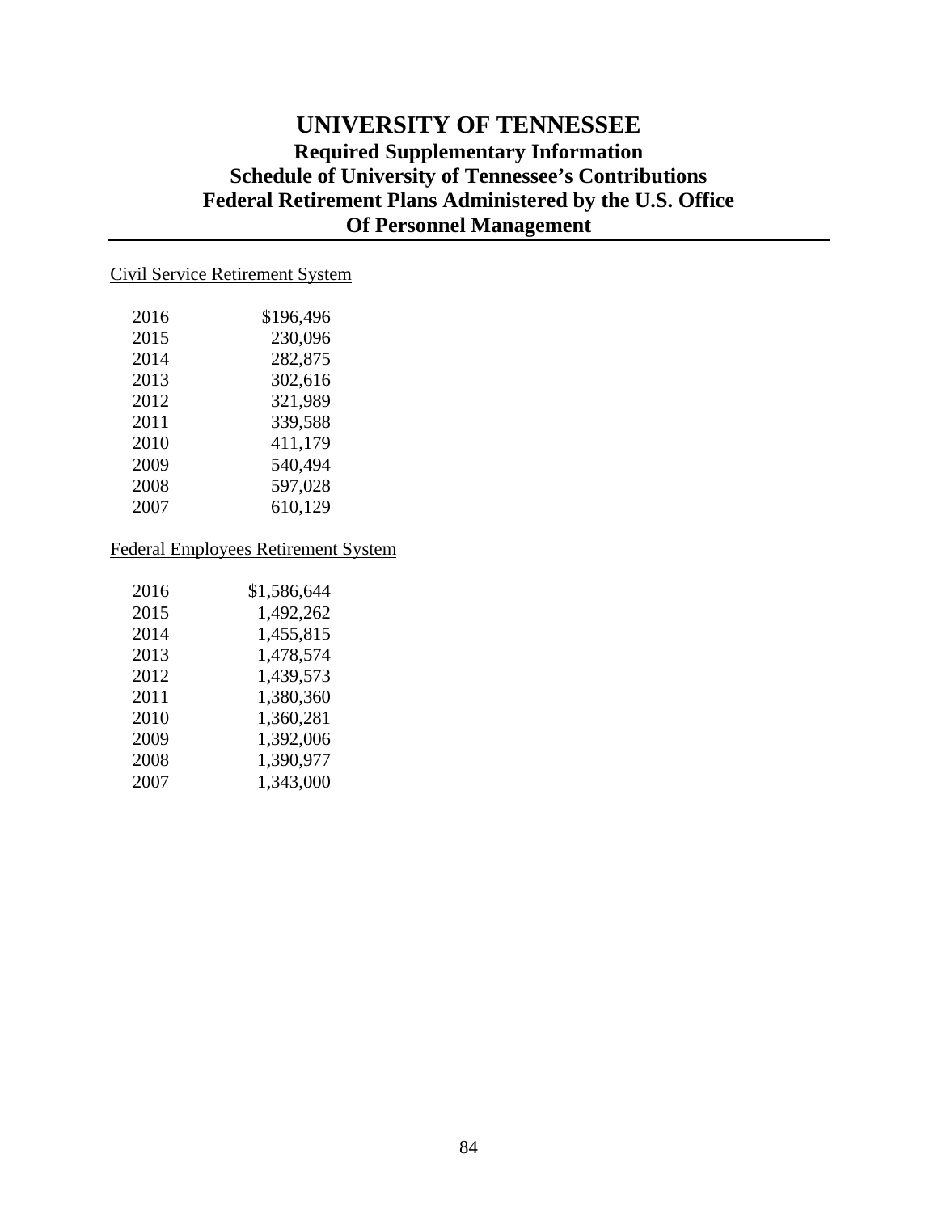# UNIVERSITY OF TENNESSEE

## Required Supplementary Information
## Schedule of University of Tennessee's Contributions
## Federal Retirement Plans Administered by the U.S. Office Of Personnel Management

Civil Service Retirement System

| | |
|---|---|
| 2016 | $196,496 |
| 2015 | 230,096 |
| 2014 | 282,875 |
| 2013 | 302,616 |
| 2012 | 321,989 |
| 2011 | 339,588 |
| 2010 | 411,179 |
| 2009 | 540,494 |
| 2008 | 597,028 |
| 2007 | 610,129 |

Federal Employees Retirement System

| | |
|---|---|
| 2016 | $1,586,644 |
| 2015 | 1,492,262 |
| 2014 | 1,455,815 |
| 2013 | 1,478,574 |
| 2012 | 1,439,573 |
| 2011 | 1,380,360 |
| 2010 | 1,360,281 |
| 2009 | 1,392,006 |
| 2008 | 1,390,977 |
| 2007 | 1,343,000 |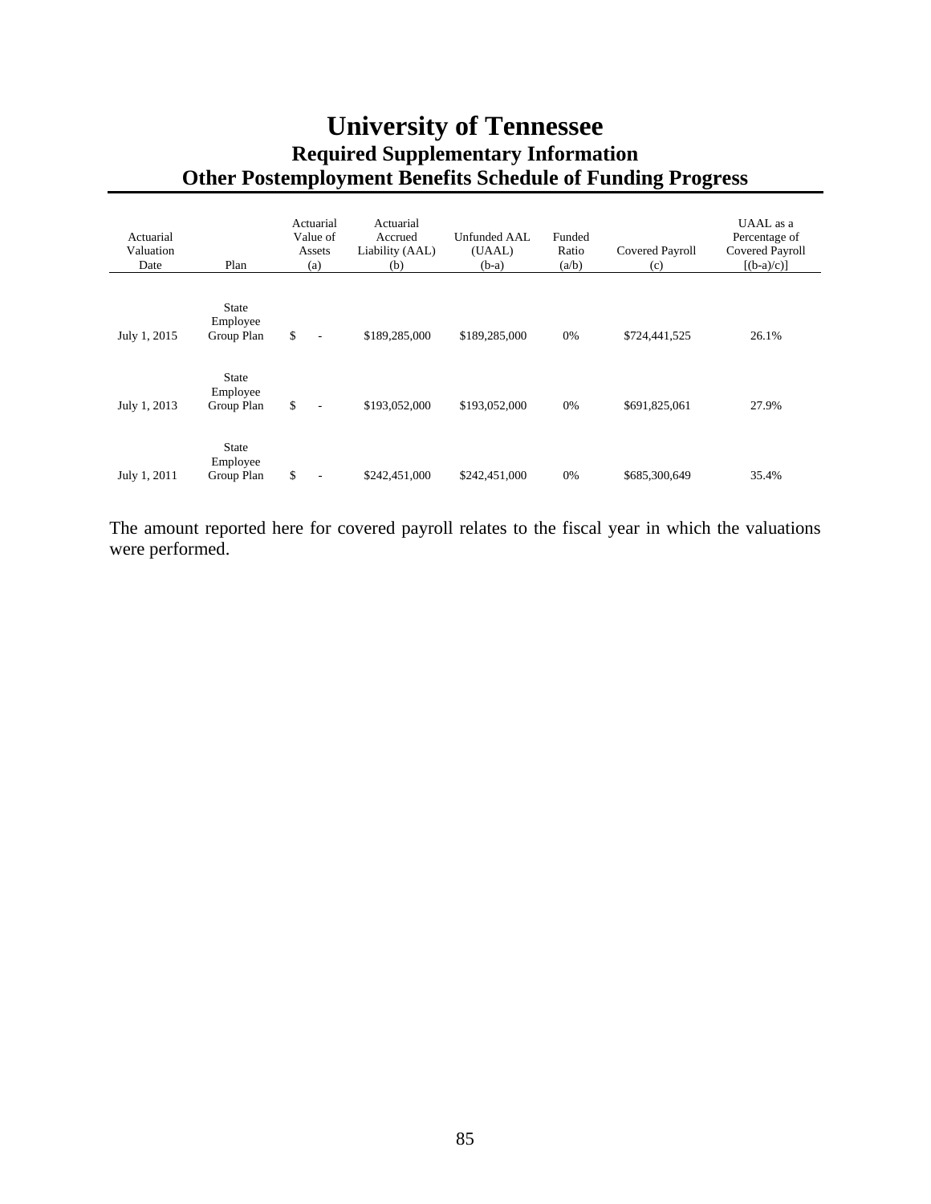# University of Tennessee

## Required Supplementary Information

## Other Postemployment Benefits Schedule of Funding Progress

| Actuarial Valuation Date | Plan | Actuarial Value of Assets (a) | Actuarial Accrued Liability (AAL) (b) | Unfunded AAL (UAAL) (b-a) | Funded Ratio (a/b) | Covered Payroll (c) | UAAL as a Percentage of Covered Payroll [(b-a)/c)] |
|---|---|---|---|---|---|---|---|
| July 1, 2015 | State Employee Group Plan | $ - | $189,285,000 | $189,285,000 | 0% | $724,441,525 | 26.1% |
| July 1, 2013 | State Employee Group Plan | $ - | $193,052,000 | $193,052,000 | 0% | $691,825,061 | 27.9% |
| July 1, 2011 | State Employee Group Plan | $ - | $242,451,000 | $242,451,000 | 0% | $685,300,649 | 35.4% |

The amount reported here for covered payroll relates to the fiscal year in which the valuations were performed.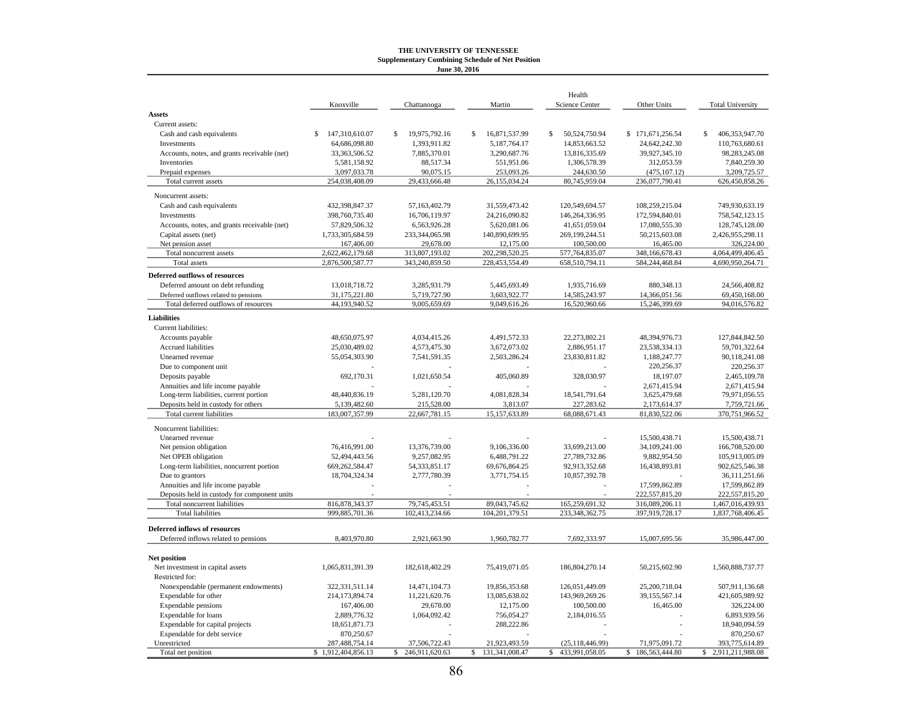# THE UNIVERSITY OF TENNESSEE
## Supplementary Combining Schedule of Net Position
### June 30, 2016

| | Knoxville | Chattanooga | Martin | Health Science Center | Other Units | Total University |
|---|---|---|---|---|---|---|
| **Assets** | | | | | | |
| Current assets: | | | | | | |
| Cash and cash equivalents | $ 147,310,610.07 | $ 19,975,792.16 | $ 16,871,537.99 | $ 50,524,750.94 | $ 171,671,256.54 | $ 406,353,947.70 |
| Investments | 64,686,098.80 | 1,393,911.82 | 5,187,764.17 | 14,853,663.52 | 24,642,242.30 | 110,763,680.61 |
| Accounts, notes, and grants receivable (net) | 33,363,506.52 | 7,885,370.01 | 3,290,687.76 | 13,816,335.69 | 39,927,345.10 | 98,283,245.08 |
| Inventories | 5,581,158.92 | 88,517.34 | 551,951.06 | 1,306,578.39 | 312,053.59 | 7,840,259.30 |
| Prepaid expenses | 3,097,033.78 | 90,075.15 | 253,093.26 | 244,630.50 | (475,107.12) | 3,209,725.57 |
| Total current assets | 254,038,408.09 | 29,433,666.48 | 26,155,034.24 | 80,745,959.04 | 236,077,790.41 | 626,450,858.26 |
| Noncurrent assets: | | | | | | |
| Cash and cash equivalents | 432,398,847.37 | 57,163,402.79 | 31,559,473.42 | 120,549,694.57 | 108,259,215.04 | 749,930,633.19 |
| Investments | 398,760,735.40 | 16,706,119.97 | 24,216,090.82 | 146,264,336.95 | 172,594,840.01 | 758,542,123.15 |
| Accounts, notes, and grants receivable (net) | 57,829,506.32 | 6,563,926.28 | 5,620,081.06 | 41,651,059.04 | 17,080,555.30 | 128,745,128.00 |
| Capital assets (net) | 1,733,305,684.59 | 233,344,065.98 | 140,890,699.95 | 269,199,244.51 | 50,215,603.08 | 2,426,955,298.11 |
| Net pension asset | 167,406.00 | 29,678.00 | 12,175.00 | 100,500.00 | 16,465.00 | 326,224.00 |
| Total noncurrent assets | 2,622,462,179.68 | 313,807,193.02 | 202,298,520.25 | 577,764,835.07 | 348,166,678.43 | 4,064,499,406.45 |
| Total assets | 2,876,500,587.77 | 343,240,859.50 | 228,453,554.49 | 658,510,794.11 | 584,244,468.84 | 4,690,950,264.71 |
| **Deferred outflows of resources** | | | | | | |
| Deferred amount on debt refunding | 13,018,718.72 | 3,285,931.79 | 5,445,693.49 | 1,935,716.69 | 880,348.13 | 24,566,408.82 |
| Deferred outflows related to pensions | 31,175,221.80 | 5,719,727.90 | 3,603,922.77 | 14,585,243.97 | 14,366,051.56 | 69,450,168.00 |
| Total deferred outflows of resources | 44,193,940.52 | 9,005,659.69 | 9,049,616.26 | 16,520,960.66 | 15,246,399.69 | 94,016,576.82 |
| **Liabilities** | | | | | | |
| Current liabilities: | | | | | | |
| Accounts payable | 48,650,075.97 | 4,034,415.26 | 4,491,572.33 | 22,273,802.21 | 48,394,976.73 | 127,844,842.50 |
| Accrued liabilities | 25,030,489.02 | 4,573,475.30 | 3,672,073.02 | 2,886,951.17 | 23,538,334.13 | 59,701,322.64 |
| Unearned revenue | 55,054,303.90 | 7,541,591.35 | 2,503,286.24 | 23,830,811.82 | 1,188,247.77 | 90,118,241.08 |
| Due to component unit | - | - | - | - | 220,256.37 | 220,256.37 |
| Deposits payable | 692,170.31 | 1,021,650.54 | 405,060.89 | 328,030.97 | 18,197.07 | 2,465,109.78 |
| Annuities and life income payable | - | - | - | - | 2,671,415.94 | 2,671,415.94 |
| Long-term liabilities, current portion | 48,440,836.19 | 5,281,120.70 | 4,081,828.34 | 18,541,791.64 | 3,625,479.68 | 79,971,056.55 |
| Deposits held in custody for others | 5,139,482.60 | 215,528.00 | 3,813.07 | 227,283.62 | 2,173,614.37 | 7,759,721.66 |
| Total current liabilities | 183,007,357.99 | 22,667,781.15 | 15,157,633.89 | 68,088,671.43 | 81,830,522.06 | 370,751,966.52 |
| Noncurrent liabilities: | | | | | | |
| Unearned revenue | - | - | - | - | 15,500,438.71 | 15,500,438.71 |
| Net pension obligation | 76,416,991.00 | 13,376,739.00 | 9,106,336.00 | 33,699,213.00 | 34,109,241.00 | 166,708,520.00 |
| Net OPEB obligation | 52,494,443.56 | 9,257,082.95 | 6,488,791.22 | 27,789,732.86 | 9,882,954.50 | 105,913,005.09 |
| Long-term liabilities, noncurrent portion | 669,262,584.47 | 54,333,851.17 | 69,676,864.25 | 92,913,352.68 | 16,438,893.81 | 902,625,546.38 |
| Due to grantors | 18,704,324.34 | 2,777,780.39 | 3,771,754.15 | 10,857,392.78 | - | 36,111,251.66 |
| Annuities and life income payable | - | - | - | - | 17,599,862.89 | 17,599,862.89 |
| Deposits held in custody for component units | - | - | - | - | 222,557,815.20 | 222,557,815.20 |
| Total noncurrent liabilities | 816,878,343.37 | 79,745,453.51 | 89,043,745.62 | 165,259,691.32 | 316,089,206.11 | 1,467,016,439.93 |
| Total liabilities | 999,885,701.36 | 102,413,234.66 | 104,201,379.51 | 233,348,362.75 | 397,919,728.17 | 1,837,768,406.45 |
| **Deferred inflows of resources** | | | | | | |
| Deferred inflows related to pensions | 8,403,970.80 | 2,921,663.90 | 1,960,782.77 | 7,692,333.97 | 15,007,695.56 | 35,986,447.00 |
| **Net position** | | | | | | |
| Net investment in capital assets | 1,065,831,391.39 | 182,618,402.29 | 75,419,071.05 | 186,804,270.14 | 50,215,602.90 | 1,560,888,737.77 |
| Restricted for: | | | | | | |
| Nonexpendable (permanent endowments) | 322,331,511.14 | 14,471,104.73 | 19,856,353.68 | 126,051,449.09 | 25,200,718.04 | 507,911,136.68 |
| Expendable for other | 214,173,894.74 | 11,221,620.76 | 13,085,638.02 | 143,969,269.26 | 39,155,567.14 | 421,605,989.92 |
| Expendable pensions | 167,406.00 | 29,678.00 | 12,175.00 | 100,500.00 | 16,465.00 | 326,224.00 |
| Expendable for loans | 2,889,776.32 | 1,064,092.42 | 756,054.27 | 2,184,016.55 | - | 6,893,939.56 |
| Expendable for capital projects | 18,651,871.73 | - | 288,222.86 | - | - | 18,940,094.59 |
| Expendable for debt service | 870,250.67 | - | - | - | - | 870,250.67 |
| Unrestricted | 287,488,754.14 | 37,506,722.43 | 21,923,493.59 | (25,118,446.99) | 71,975,091.72 | 393,775,614.89 |
| Total net position | $ 1,912,404,856.13 | $ 246,911,620.63 | $ 131,341,008.47 | $ 433,991,058.05 | $ 186,563,444.80 | $ 2,911,211,988.08 |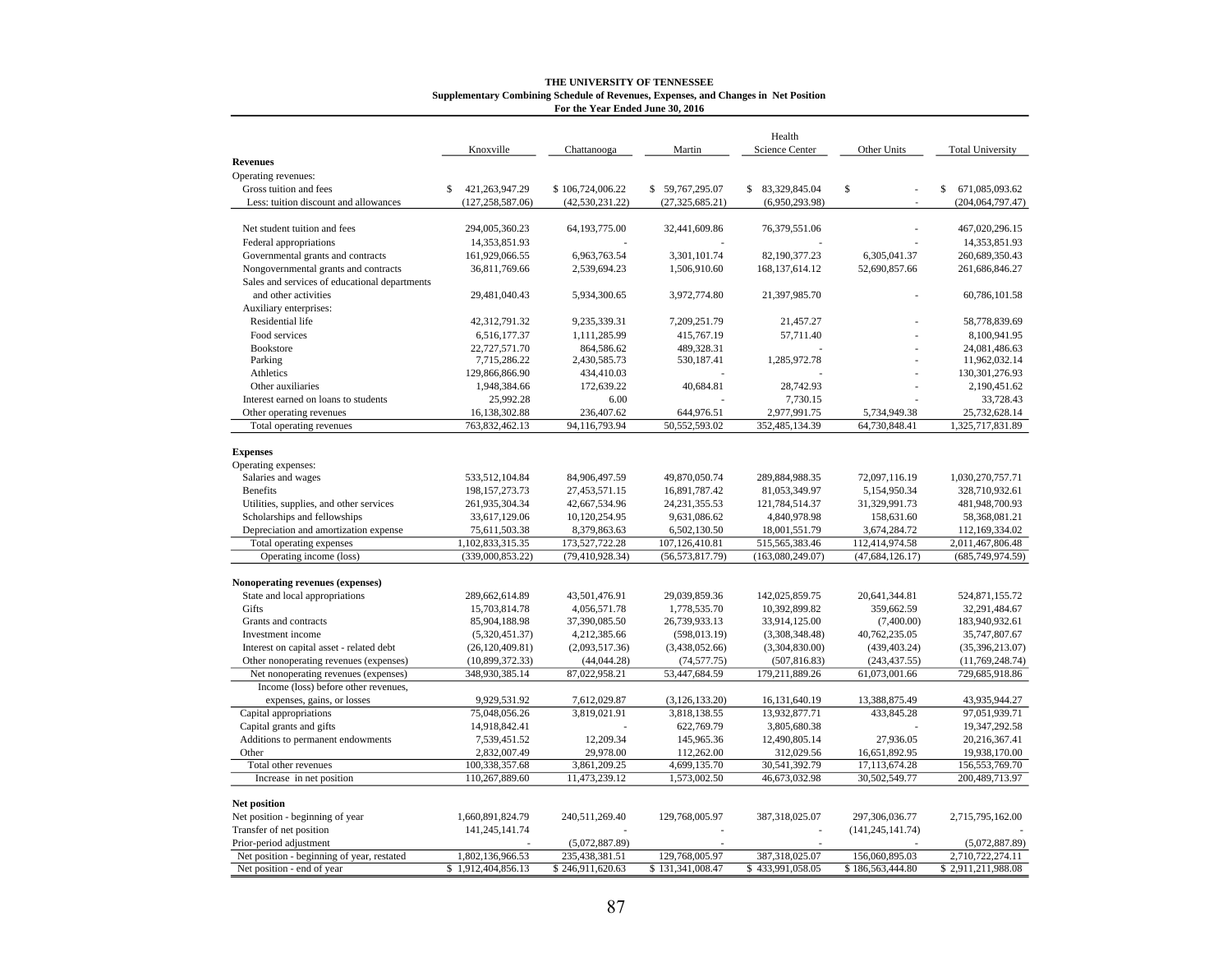**THE UNIVERSITY OF TENNESSEE**
**Supplementary Combining Schedule of Revenues, Expenses, and Changes in Net Position**
**For the Year Ended June 30, 2016**

| | Knoxville | Chattanooga | Martin | Health Science Center | Other Units | Total University |
|---|---|---|---|---|---|---|
| **Revenues** | | | | | | |
| Operating revenues: | | | | | | |
| Gross tuition and fees | $ 421,263,947.29 | $ 106,724,006.22 | $ 59,767,295.07 | $ 83,329,845.04 | $ - | $ 671,085,093.62 |
| Less: tuition discount and allowances | (127,258,587.06) | (42,530,231.22) | (27,325,685.21) | (6,950,293.98) | - | (204,064,797.47) |
| Net student tuition and fees | 294,005,360.23 | 64,193,775.00 | 32,441,609.86 | 76,379,551.06 | - | 467,020,296.15 |
| Federal appropriations | 14,353,851.93 | - | - | - | - | 14,353,851.93 |
| Governmental grants and contracts | 161,929,066.55 | 6,963,763.54 | 3,301,101.74 | 82,190,377.23 | 6,305,041.37 | 260,689,350.43 |
| Nongovernmental grants and contracts | 36,811,769.66 | 2,539,694.23 | 1,506,910.60 | 168,137,614.12 | 52,690,857.66 | 261,686,846.27 |
| Sales and services of educational departments and other activities | 29,481,040.43 | 5,934,300.65 | 3,972,774.80 | 21,397,985.70 | - | 60,786,101.58 |
| Auxiliary enterprises: | | | | | | |
| Residential life | 42,312,791.32 | 9,235,339.31 | 7,209,251.79 | 21,457.27 | - | 58,778,839.69 |
| Food services | 6,516,177.37 | 1,111,285.99 | 415,767.19 | 57,711.40 | - | 8,100,941.95 |
| Bookstore | 22,727,571.70 | 864,586.62 | 489,328.31 | - | - | 24,081,486.63 |
| Parking | 7,715,286.22 | 2,430,585.73 | 530,187.41 | 1,285,972.78 | - | 11,962,032.14 |
| Athletics | 129,866,866.90 | 434,410.03 | - | - | - | 130,301,276.93 |
| Other auxiliaries | 1,948,384.66 | 172,639.22 | 40,684.81 | 28,742.93 | - | 2,190,451.62 |
| Interest earned on loans to students | 25,992.28 | 6.00 | - | 7,730.15 | - | 33,728.43 |
| Other operating revenues | 16,138,302.88 | 236,407.62 | 644,976.51 | 2,977,991.75 | 5,734,949.38 | 25,732,628.14 |
| Total operating revenues | 763,832,462.13 | 94,116,793.94 | 50,552,593.02 | 352,485,134.39 | 64,730,848.41 | 1,325,717,831.89 |
| **Expenses** | | | | | | |
| Operating expenses: | | | | | | |
| Salaries and wages | 533,512,104.84 | 84,906,497.59 | 49,870,050.74 | 289,884,988.35 | 72,097,116.19 | 1,030,270,757.71 |
| Benefits | 198,157,273.73 | 27,453,571.15 | 16,891,787.42 | 81,053,349.97 | 5,154,950.34 | 328,710,932.61 |
| Utilities, supplies, and other services | 261,935,304.34 | 42,667,534.96 | 24,231,355.53 | 121,784,514.37 | 31,329,991.73 | 481,948,700.93 |
| Scholarships and fellowships | 33,617,129.06 | 10,120,254.95 | 9,631,086.62 | 4,840,978.98 | 158,631.60 | 58,368,081.21 |
| Depreciation and amortization expense | 75,611,503.38 | 8,379,863.63 | 6,502,130.50 | 18,001,551.79 | 3,674,284.72 | 112,169,334.02 |
| Total operating expenses | 1,102,833,315.35 | 173,527,722.28 | 107,126,410.81 | 515,565,383.46 | 112,414,974.58 | 2,011,467,806.48 |
| Operating income (loss) | (339,000,853.22) | (79,410,928.34) | (56,573,817.79) | (163,080,249.07) | (47,684,126.17) | (685,749,974.59) |
| **Nonoperating revenues (expenses)** | | | | | | |
| State and local appropriations | 289,662,614.89 | 43,501,476.91 | 29,039,859.36 | 142,025,859.75 | 20,641,344.81 | 524,871,155.72 |
| Gifts | 15,703,814.78 | 4,056,571.78 | 1,778,535.70 | 10,392,899.82 | 359,662.59 | 32,291,484.67 |
| Grants and contracts | 85,904,188.98 | 37,390,085.50 | 26,739,933.13 | 33,914,125.00 | (7,400.00) | 183,940,932.61 |
| Investment income | (5,320,451.37) | 4,212,385.66 | (598,013.19) | (3,308,348.48) | 40,762,235.05 | 35,747,807.67 |
| Interest on capital asset - related debt | (26,120,409.81) | (2,093,517.36) | (3,438,052.66) | (3,304,830.00) | (439,403.24) | (35,396,213.07) |
| Other nonoperating revenues (expenses) | (10,899,372.33) | (44,044.28) | (74,577.75) | (507,816.83) | (243,437.55) | (11,769,248.74) |
| Net nonoperating revenues (expenses) | 348,930,385.14 | 87,022,958.21 | 53,447,684.59 | 179,211,889.26 | 61,073,001.66 | 729,685,918.86 |
| Income (loss) before other revenues, expenses, gains, or losses | 9,929,531.92 | 7,612,029.87 | (3,126,133.20) | 16,131,640.19 | 13,388,875.49 | 43,935,944.27 |
| Capital appropriations | 75,048,056.26 | 3,819,021.91 | 3,818,138.55 | 13,932,877.71 | 433,845.28 | 97,051,939.71 |
| Capital grants and gifts | 14,918,842.41 | - | 622,769.79 | 3,805,680.38 | - | 19,347,292.58 |
| Additions to permanent endowments | 7,539,451.52 | 12,209.34 | 145,965.36 | 12,490,805.14 | 27,936.05 | 20,216,367.41 |
| Other | 2,832,007.49 | 29,978.00 | 112,262.00 | 312,029.56 | 16,651,892.95 | 19,938,170.00 |
| Total other revenues | 100,338,357.68 | 3,861,209.25 | 4,699,135.70 | 30,541,392.79 | 17,113,674.28 | 156,553,769.70 |
| Increase in net position | 110,267,889.60 | 11,473,239.12 | 1,573,002.50 | 46,673,032.98 | 30,502,549.77 | 200,489,713.97 |
| **Net position** | | | | | | |
| Net position - beginning of year | 1,660,891,824.79 | 240,511,269.40 | 129,768,005.97 | 387,318,025.07 | 297,306,036.77 | 2,715,795,162.00 |
| Transfer of net position | 141,245,141.74 | - | - | - | (141,245,141.74) | - |
| Prior-period adjustment | - | (5,072,887.89) | - | - | - | (5,072,887.89) |
| Net position - beginning of year, restated | 1,802,136,966.53 | 235,438,381.51 | 129,768,005.97 | 387,318,025.07 | 156,060,895.03 | 2,710,722,274.11 |
| Net position - end of year | $ 1,912,404,856.13 | $ 246,911,620.63 | $ 131,341,008.47 | $ 433,991,058.05 | $ 186,563,444.80 | $ 2,911,211,988.08 |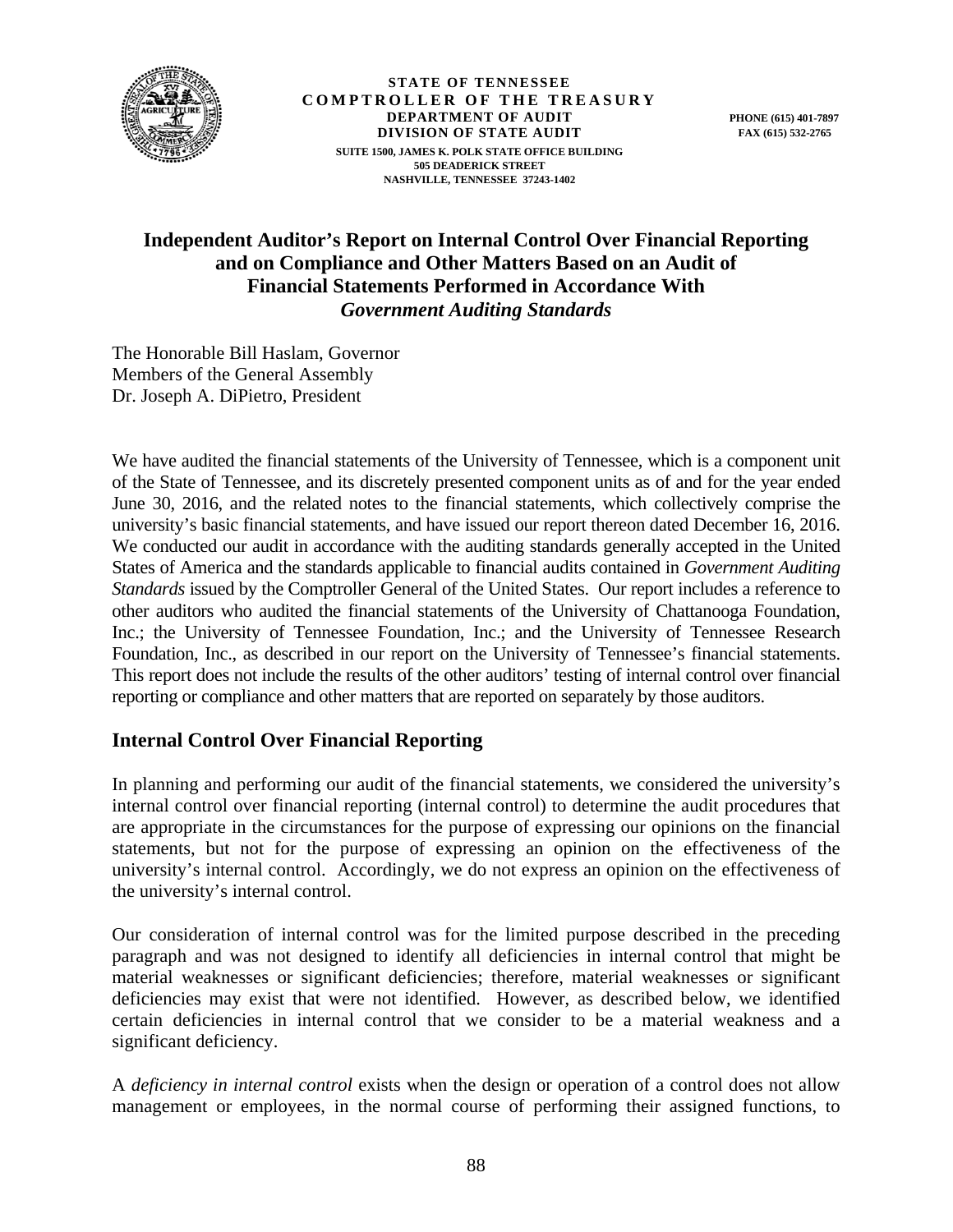STATE OF TENNESSEE
COMPTROLLER OF THE TREASURY
DEPARTMENT OF AUDIT
DIVISION OF STATE AUDIT
SUITE 1500, JAMES K. POLK STATE OFFICE BUILDING
505 DEADERICK STREET
NASHVILLE, TENNESSEE 37243-1402

PHONE (615) 401-7897
FAX (615) 532-2765

# Independent Auditor's Report on Internal Control Over Financial Reporting and on Compliance and Other Matters Based on an Audit of Financial Statements Performed in Accordance With *Government Auditing Standards*

The Honorable Bill Haslam, Governor
Members of the General Assembly
Dr. Joseph A. DiPietro, President

We have audited the financial statements of the University of Tennessee, which is a component unit of the State of Tennessee, and its discretely presented component units as of and for the year ended June 30, 2016, and the related notes to the financial statements, which collectively comprise the university's basic financial statements, and have issued our report thereon dated December 16, 2016. We conducted our audit in accordance with the auditing standards generally accepted in the United States of America and the standards applicable to financial audits contained in *Government Auditing Standards* issued by the Comptroller General of the United States. Our report includes a reference to other auditors who audited the financial statements of the University of Chattanooga Foundation, Inc.; the University of Tennessee Foundation, Inc.; and the University of Tennessee Research Foundation, Inc., as described in our report on the University of Tennessee's financial statements. This report does not include the results of the other auditors' testing of internal control over financial reporting or compliance and other matters that are reported on separately by those auditors.

## Internal Control Over Financial Reporting

In planning and performing our audit of the financial statements, we considered the university's internal control over financial reporting (internal control) to determine the audit procedures that are appropriate in the circumstances for the purpose of expressing our opinions on the financial statements, but not for the purpose of expressing an opinion on the effectiveness of the university's internal control. Accordingly, we do not express an opinion on the effectiveness of the university's internal control.

Our consideration of internal control was for the limited purpose described in the preceding paragraph and was not designed to identify all deficiencies in internal control that might be material weaknesses or significant deficiencies; therefore, material weaknesses or significant deficiencies may exist that were not identified. However, as described below, we identified certain deficiencies in internal control that we consider to be a material weakness and a significant deficiency.

A *deficiency in internal control* exists when the design or operation of a control does not allow management or employees, in the normal course of performing their assigned functions, to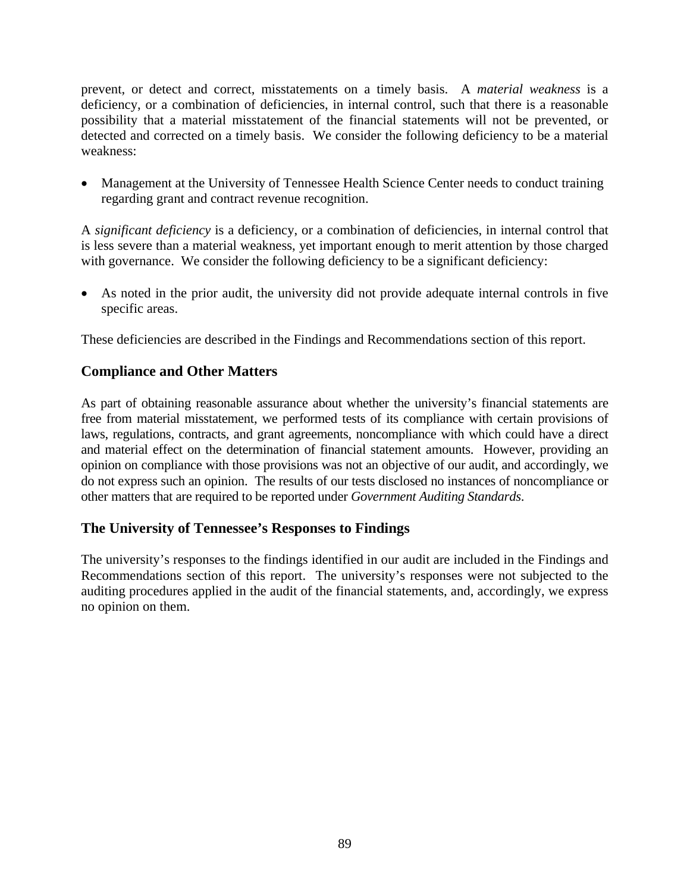prevent, or detect and correct, misstatements on a timely basis. A *material weakness* is a deficiency, or a combination of deficiencies, in internal control, such that there is a reasonable possibility that a material misstatement of the financial statements will not be prevented, or detected and corrected on a timely basis. We consider the following deficiency to be a material weakness:

- Management at the University of Tennessee Health Science Center needs to conduct training regarding grant and contract revenue recognition.

A *significant deficiency* is a deficiency, or a combination of deficiencies, in internal control that is less severe than a material weakness, yet important enough to merit attention by those charged with governance. We consider the following deficiency to be a significant deficiency:

- As noted in the prior audit, the university did not provide adequate internal controls in five specific areas.

These deficiencies are described in the Findings and Recommendations section of this report.

## Compliance and Other Matters

As part of obtaining reasonable assurance about whether the university's financial statements are free from material misstatement, we performed tests of its compliance with certain provisions of laws, regulations, contracts, and grant agreements, noncompliance with which could have a direct and material effect on the determination of financial statement amounts. However, providing an opinion on compliance with those provisions was not an objective of our audit, and accordingly, we do not express such an opinion. The results of our tests disclosed no instances of noncompliance or other matters that are required to be reported under *Government Auditing Standards*.

## The University of Tennessee's Responses to Findings

The university's responses to the findings identified in our audit are included in the Findings and Recommendations section of this report. The university's responses were not subjected to the auditing procedures applied in the audit of the financial statements, and, accordingly, we express no opinion on them.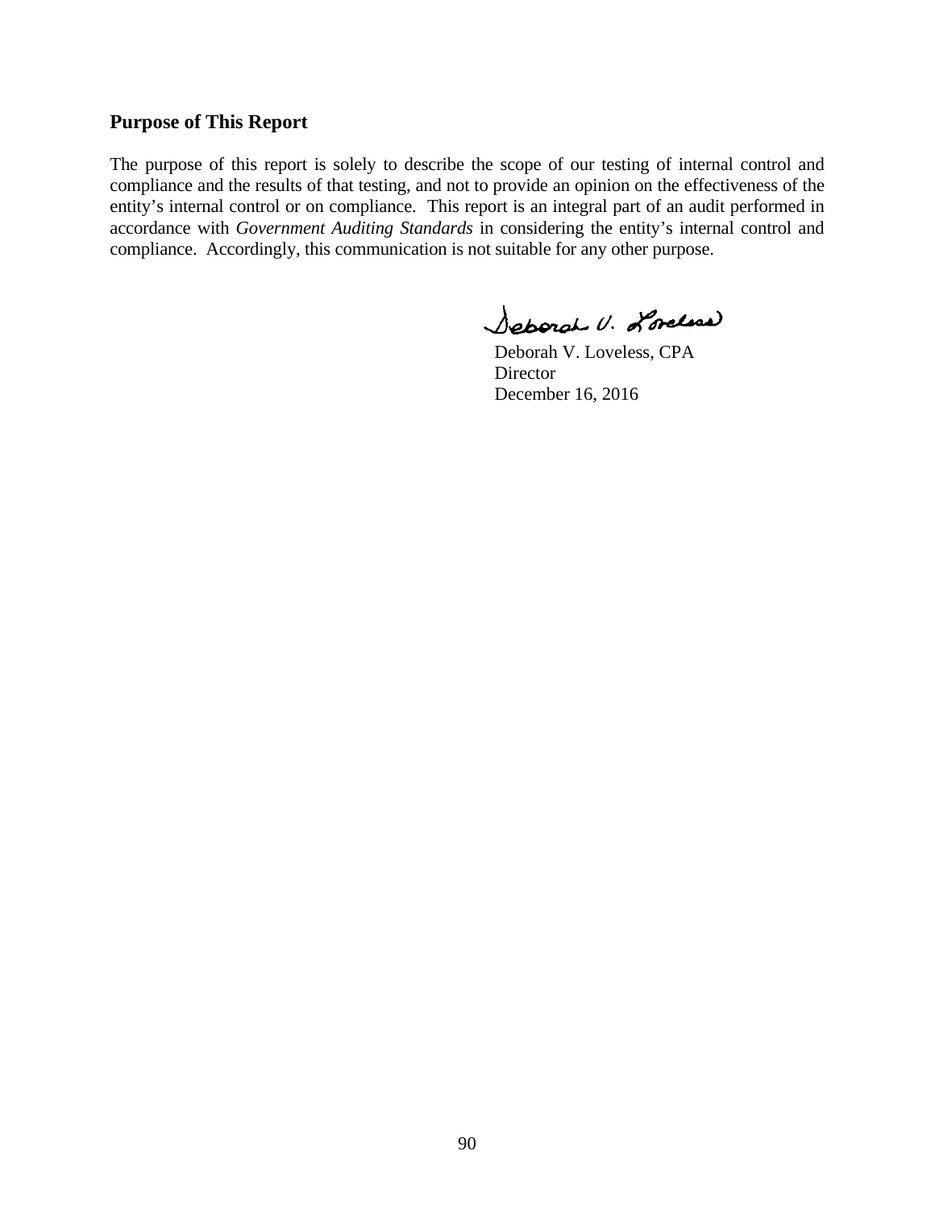## Purpose of This Report

The purpose of this report is solely to describe the scope of our testing of internal control and compliance and the results of that testing, and not to provide an opinion on the effectiveness of the entity's internal control or on compliance. This report is an integral part of an audit performed in accordance with *Government Auditing Standards* in considering the entity's internal control and compliance. Accordingly, this communication is not suitable for any other purpose.

Deborah V. Loveless, CPA
Director
December 16, 2016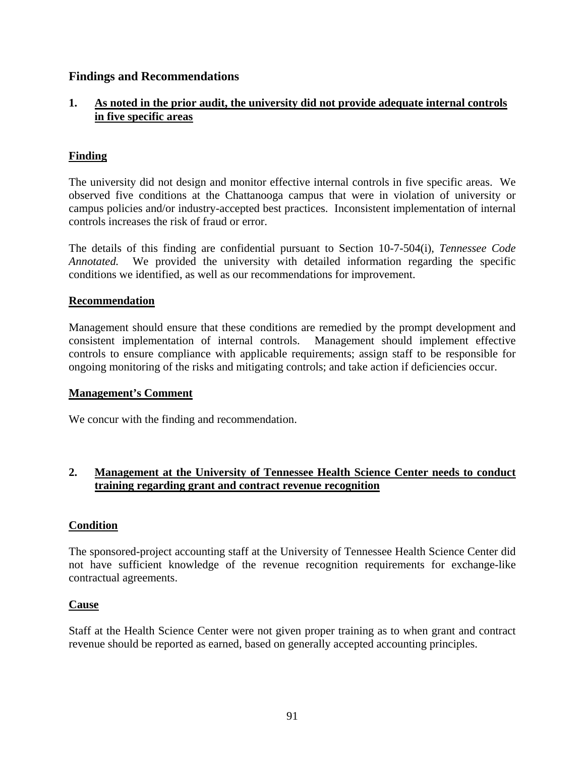## Findings and Recommendations

### 1. As noted in the prior audit, the university did not provide adequate internal controls in five specific areas

**Finding**

The university did not design and monitor effective internal controls in five specific areas. We observed five conditions at the Chattanooga campus that were in violation of university or campus policies and/or industry-accepted best practices. Inconsistent implementation of internal controls increases the risk of fraud or error.

The details of this finding are confidential pursuant to Section 10-7-504(i), *Tennessee Code Annotated.* We provided the university with detailed information regarding the specific conditions we identified, as well as our recommendations for improvement.

**Recommendation**

Management should ensure that these conditions are remedied by the prompt development and consistent implementation of internal controls. Management should implement effective controls to ensure compliance with applicable requirements; assign staff to be responsible for ongoing monitoring of the risks and mitigating controls; and take action if deficiencies occur.

**Management's Comment**

We concur with the finding and recommendation.

### 2. Management at the University of Tennessee Health Science Center needs to conduct training regarding grant and contract revenue recognition

**Condition**

The sponsored-project accounting staff at the University of Tennessee Health Science Center did not have sufficient knowledge of the revenue recognition requirements for exchange-like contractual agreements.

**Cause**

Staff at the Health Science Center were not given proper training as to when grant and contract revenue should be reported as earned, based on generally accepted accounting principles.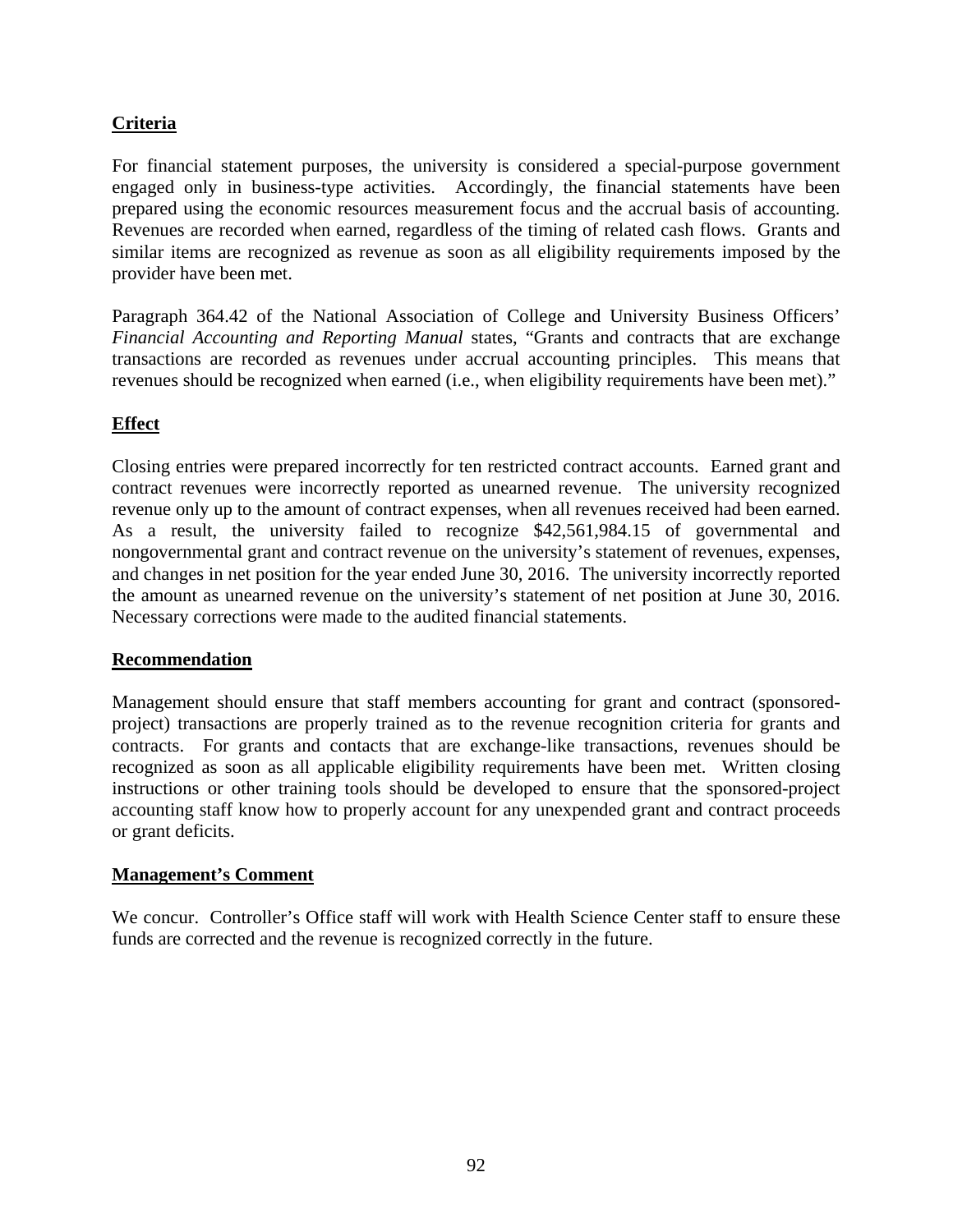**Criteria**

For financial statement purposes, the university is considered a special-purpose government engaged only in business-type activities. Accordingly, the financial statements have been prepared using the economic resources measurement focus and the accrual basis of accounting. Revenues are recorded when earned, regardless of the timing of related cash flows. Grants and similar items are recognized as revenue as soon as all eligibility requirements imposed by the provider have been met.

Paragraph 364.42 of the National Association of College and University Business Officers' *Financial Accounting and Reporting Manual* states, "Grants and contracts that are exchange transactions are recorded as revenues under accrual accounting principles. This means that revenues should be recognized when earned (i.e., when eligibility requirements have been met)."

**Effect**

Closing entries were prepared incorrectly for ten restricted contract accounts. Earned grant and contract revenues were incorrectly reported as unearned revenue. The university recognized revenue only up to the amount of contract expenses, when all revenues received had been earned. As a result, the university failed to recognize $42,561,984.15 of governmental and nongovernmental grant and contract revenue on the university's statement of revenues, expenses, and changes in net position for the year ended June 30, 2016. The university incorrectly reported the amount as unearned revenue on the university's statement of net position at June 30, 2016. Necessary corrections were made to the audited financial statements.

**Recommendation**

Management should ensure that staff members accounting for grant and contract (sponsored-project) transactions are properly trained as to the revenue recognition criteria for grants and contracts. For grants and contacts that are exchange-like transactions, revenues should be recognized as soon as all applicable eligibility requirements have been met. Written closing instructions or other training tools should be developed to ensure that the sponsored-project accounting staff know how to properly account for any unexpended grant and contract proceeds or grant deficits.

**Management's Comment**

We concur. Controller's Office staff will work with Health Science Center staff to ensure these funds are corrected and the revenue is recognized correctly in the future.